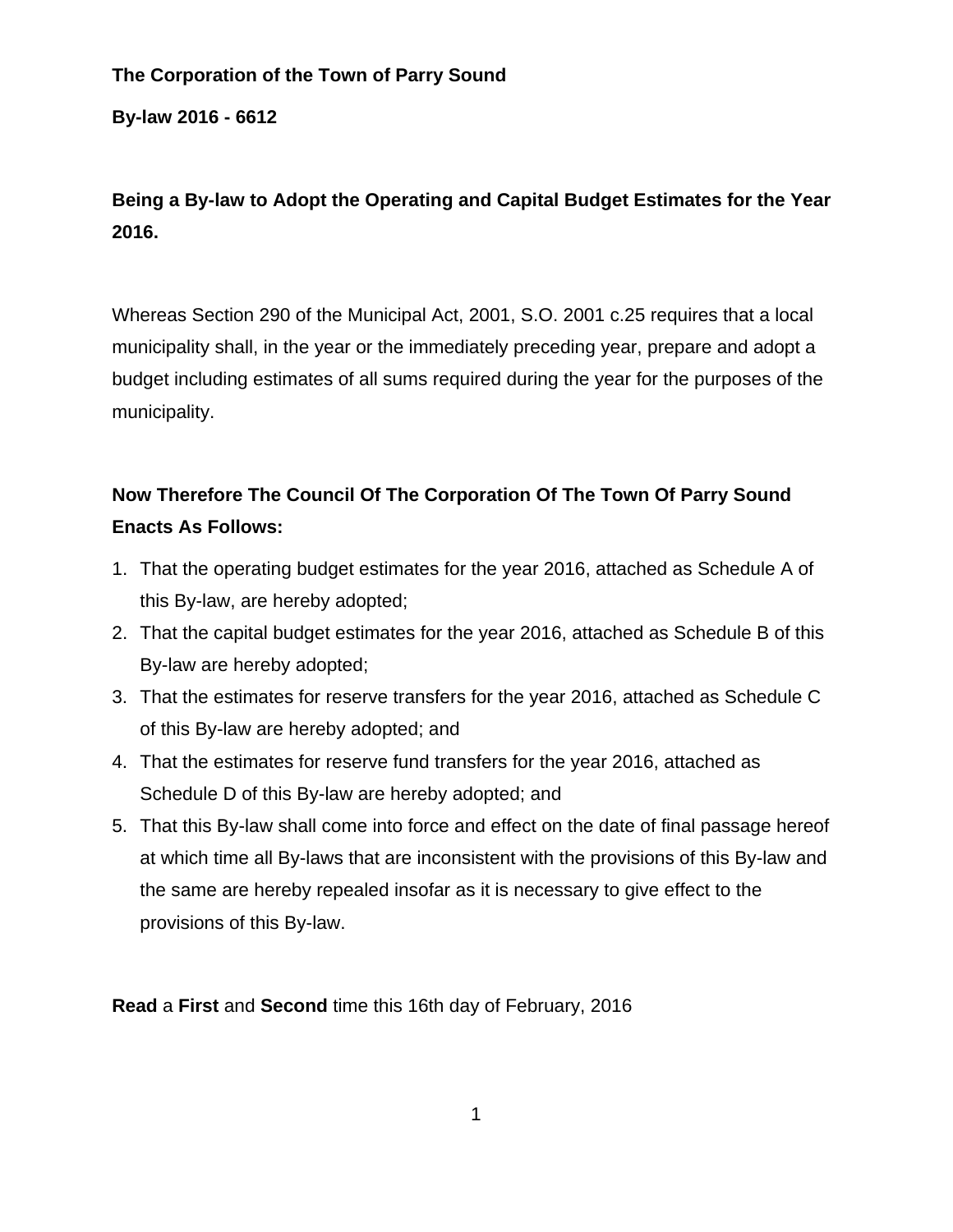**The Corporation of the Town of Parry Sound**

**By-law 2016 - 6612**

**Being a By-law to Adopt the Operating and Capital Budget Estimates for the Year 2016.**

Whereas Section 290 of the Municipal Act, 2001, S.O. 2001 c.25 requires that a local municipality shall, in the year or the immediately preceding year, prepare and adopt a budget including estimates of all sums required during the year for the purposes of the municipality.

**Now Therefore The Council Of The Corporation Of The Town Of Parry Sound Enacts As Follows:**

1. That the operating budget estimates for the year 2016, attached as Schedule A of this By-law, are hereby adopted;
2. That the capital budget estimates for the year 2016, attached as Schedule B of this By-law are hereby adopted;
3. That the estimates for reserve transfers for the year 2016, attached as Schedule C of this By-law are hereby adopted; and
4. That the estimates for reserve fund transfers for the year 2016, attached as Schedule D of this By-law are hereby adopted; and
5. That this By-law shall come into force and effect on the date of final passage hereof at which time all By-laws that are inconsistent with the provisions of this By-law and the same are hereby repealed insofar as it is necessary to give effect to the provisions of this By-law.

**Read** a **First** and **Second** time this 16th day of February, 2016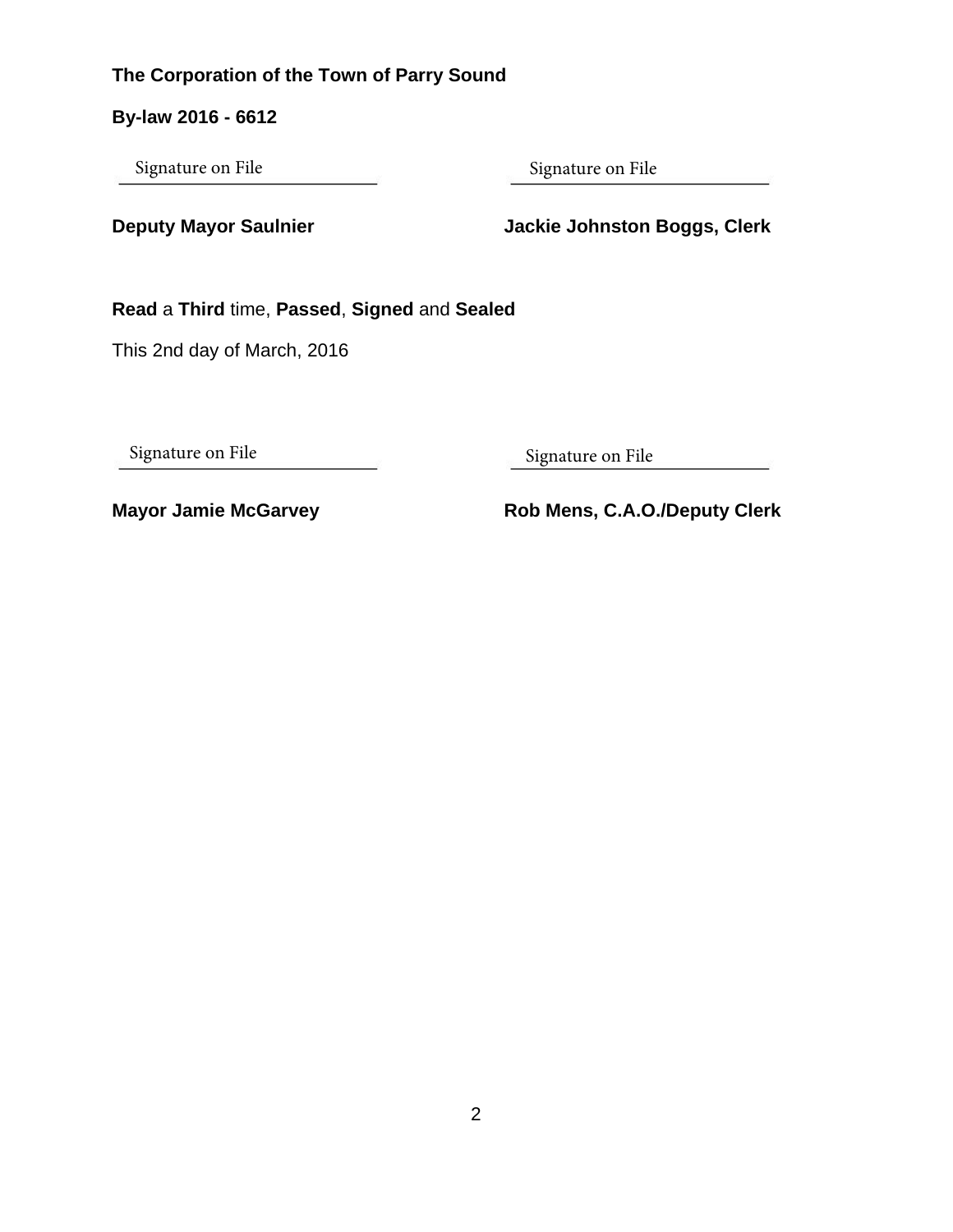**The Corporation of the Town of Parry Sound**

**By-law 2016 - 6612**

Signature on File

**Deputy Mayor Saulnier**

Signature on File

**Jackie Johnston Boggs, Clerk**

**Read** a **Third** time, **Passed**, **Signed** and **Sealed**

This 2nd day of March, 2016

Signature on File

**Mayor Jamie McGarvey**

Signature on File

**Rob Mens, C.A.O./Deputy Clerk**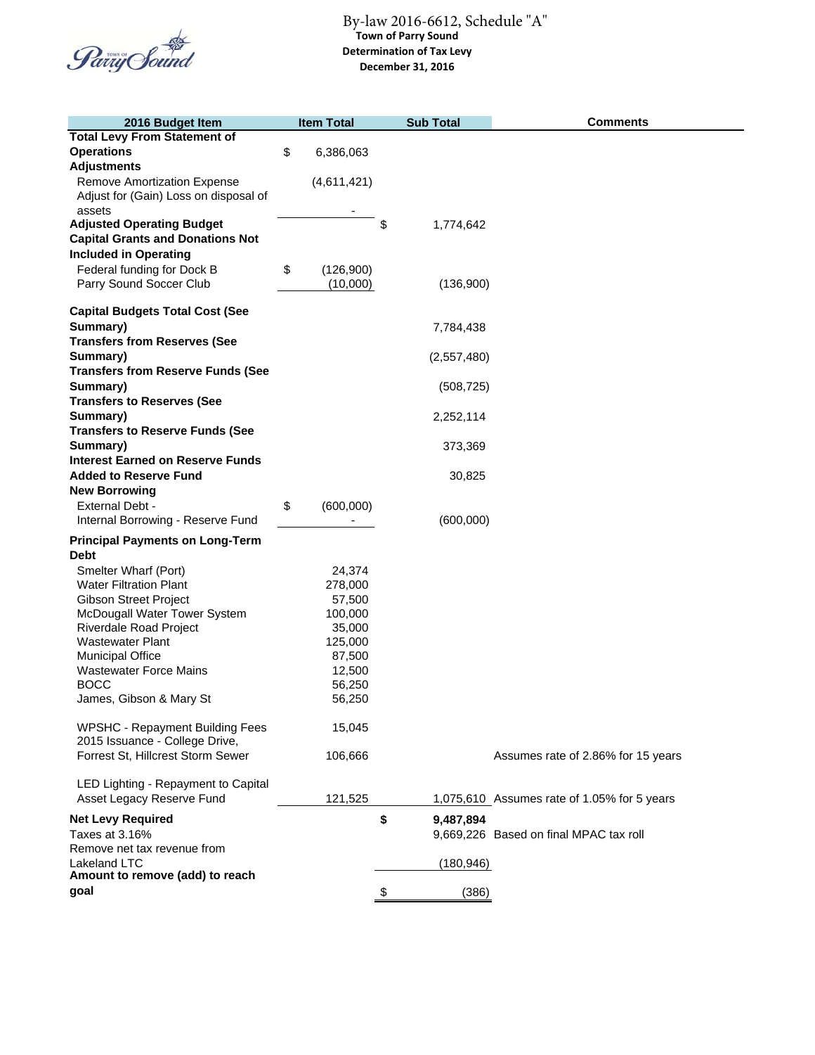By-law 2016-6612, Schedule "A"

**Town of Parry Sound**

**Determination of Tax Levy**

**December 31, 2016**

| 2016 Budget Item | Item Total | Sub Total | Comments |
|---|---|---|---|
| **Total Levy From Statement of Operations** | $ 6,386,063 | | |
| **Adjustments** | | | |
| Remove Amortization Expense | (4,611,421) | | |
| Adjust for (Gain) Loss on disposal of assets | - | | |
| **Adjusted Operating Budget** | | $ 1,774,642 | |
| **Capital Grants and Donations Not Included in Operating** | | | |
| Federal funding for Dock B | $ (126,900) | | |
| Parry Sound Soccer Club | (10,000) | (136,900) | |
| **Capital Budgets Total Cost (See Summary)** | | 7,784,438 | |
| **Transfers from Reserves (See Summary)** | | (2,557,480) | |
| **Transfers from Reserve Funds (See Summary)** | | (508,725) | |
| **Transfers to Reserves (See Summary)** | | 2,252,114 | |
| **Transfers to Reserve Funds (See Summary)** | | 373,369 | |
| **Interest Earned on Reserve Funds Added to Reserve Fund** | | 30,825 | |
| **New Borrowing** | | | |
| External Debt - | $ (600,000) | | |
| Internal Borrowing - Reserve Fund | - | (600,000) | |
| **Principal Payments on Long-Term Debt** | | | |
| Smelter Wharf (Port) | 24,374 | | |
| Water Filtration Plant | 278,000 | | |
| Gibson Street Project | 57,500 | | |
| McDougall Water Tower System | 100,000 | | |
| Riverdale Road Project | 35,000 | | |
| Wastewater Plant | 125,000 | | |
| Municipal Office | 87,500 | | |
| Wastewater Force Mains | 12,500 | | |
| BOCC | 56,250 | | |
| James, Gibson & Mary St | 56,250 | | |
| WPSHC - Repayment Building Fees | 15,045 | | |
| 2015 Issuance - College Drive, Forrest St, Hillcrest Storm Sewer | 106,666 | | Assumes rate of 2.86% for 15 years |
| LED Lighting - Repayment to Capital Asset Legacy Reserve Fund | 121,525 | 1,075,610 | Assumes rate of 1.05% for 5 years |
| **Net Levy Required** | | **$ 9,487,894** | |
| Taxes at 3.16% | | 9,669,226 | Based on final MPAC tax roll |
| Remove net tax revenue from Lakeland LTC | | (180,946) | |
| **Amount to remove (add) to reach goal** | | $ (386) | |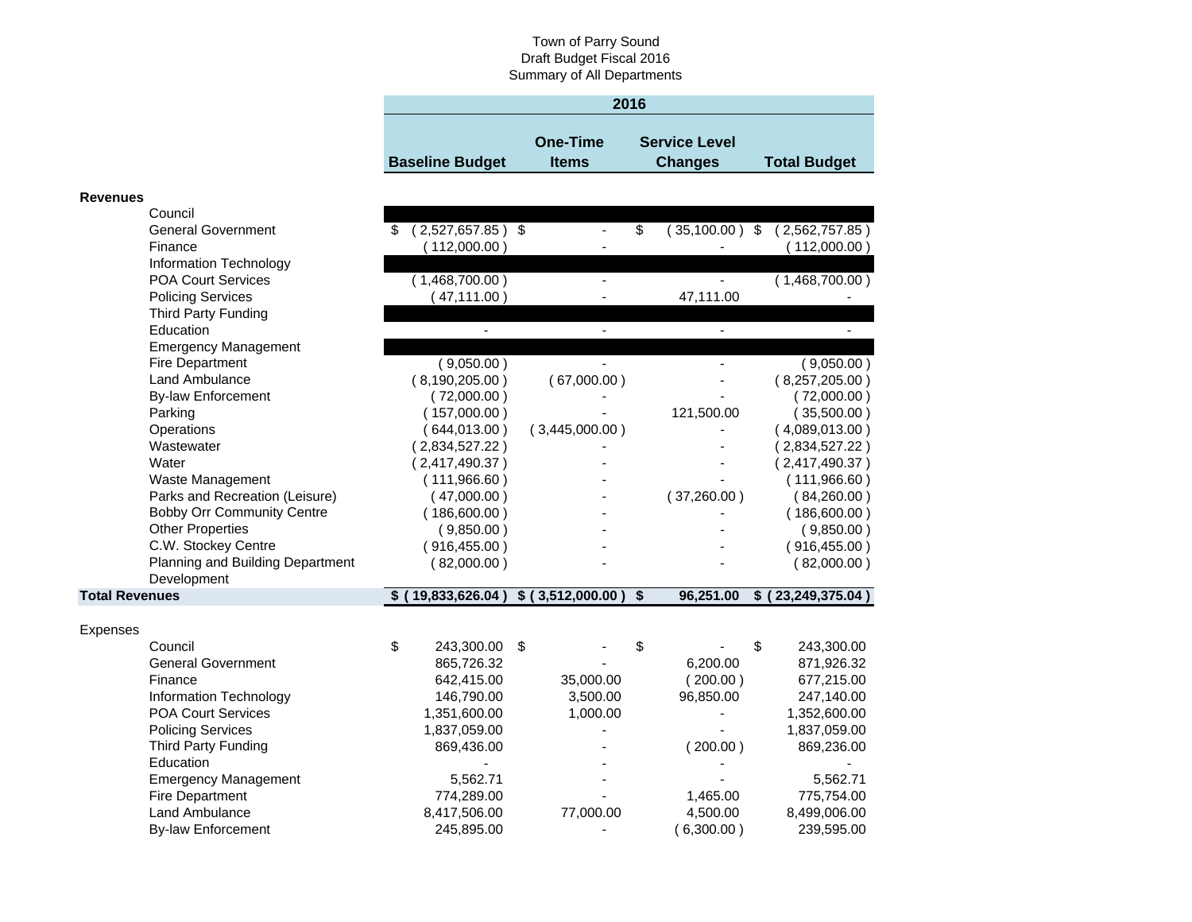Town of Parry Sound
Draft Budget Fiscal 2016
Summary of All Departments

| | 2016 | | | |
|---|---|---|---|---|
| | **Baseline Budget** | **One-Time Items** | **Service Level Changes** | **Total Budget** |
| **Revenues** | | | | |
| Council | | | | |
| General Government | $ ( 2,527,657.85 ) | $ - | $ ( 35,100.00 ) | $ ( 2,562,757.85 ) |
| Finance | ( 112,000.00 ) | - | - | ( 112,000.00 ) |
| Information Technology | | | | |
| POA Court Services | ( 1,468,700.00 ) | - | - | ( 1,468,700.00 ) |
| Policing Services | ( 47,111.00 ) | - | 47,111.00 | - |
| Third Party Funding | | | | |
| Education | - | - | - | - |
| Emergency Management | | | | |
| Fire Department | ( 9,050.00 ) | - | - | ( 9,050.00 ) |
| Land Ambulance | ( 8,190,205.00 ) | ( 67,000.00 ) | - | ( 8,257,205.00 ) |
| By-law Enforcement | ( 72,000.00 ) | - | - | ( 72,000.00 ) |
| Parking | ( 157,000.00 ) | - | 121,500.00 | ( 35,500.00 ) |
| Operations | ( 644,013.00 ) | ( 3,445,000.00 ) | - | ( 4,089,013.00 ) |
| Wastewater | ( 2,834,527.22 ) | - | - | ( 2,834,527.22 ) |
| Water | ( 2,417,490.37 ) | - | - | ( 2,417,490.37 ) |
| Waste Management | ( 111,966.60 ) | - | - | ( 111,966.60 ) |
| Parks and Recreation (Leisure) | ( 47,000.00 ) | - | ( 37,260.00 ) | ( 84,260.00 ) |
| Bobby Orr Community Centre | ( 186,600.00 ) | - | - | ( 186,600.00 ) |
| Other Properties | ( 9,850.00 ) | - | - | ( 9,850.00 ) |
| C.W. Stockey Centre | ( 916,455.00 ) | - | - | ( 916,455.00 ) |
| Planning and Building Department | ( 82,000.00 ) | - | - | ( 82,000.00 ) |
| Development | | | | |
| **Total Revenues** | **$ ( 19,833,626.04 )** | **$ ( 3,512,000.00 )** | **$ 96,251.00** | **$ ( 23,249,375.04 )** |
| Expenses | | | | |
| Council | $ 243,300.00 | $ - | $ - | $ 243,300.00 |
| General Government | 865,726.32 | - | 6,200.00 | 871,926.32 |
| Finance | 642,415.00 | 35,000.00 | ( 200.00 ) | 677,215.00 |
| Information Technology | 146,790.00 | 3,500.00 | 96,850.00 | 247,140.00 |
| POA Court Services | 1,351,600.00 | 1,000.00 | - | 1,352,600.00 |
| Policing Services | 1,837,059.00 | - | - | 1,837,059.00 |
| Third Party Funding | 869,436.00 | - | ( 200.00 ) | 869,236.00 |
| Education | - | - | - | - |
| Emergency Management | 5,562.71 | - | - | 5,562.71 |
| Fire Department | 774,289.00 | - | 1,465.00 | 775,754.00 |
| Land Ambulance | 8,417,506.00 | 77,000.00 | 4,500.00 | 8,499,006.00 |
| By-law Enforcement | 245,895.00 | - | ( 6,300.00 ) | 239,595.00 |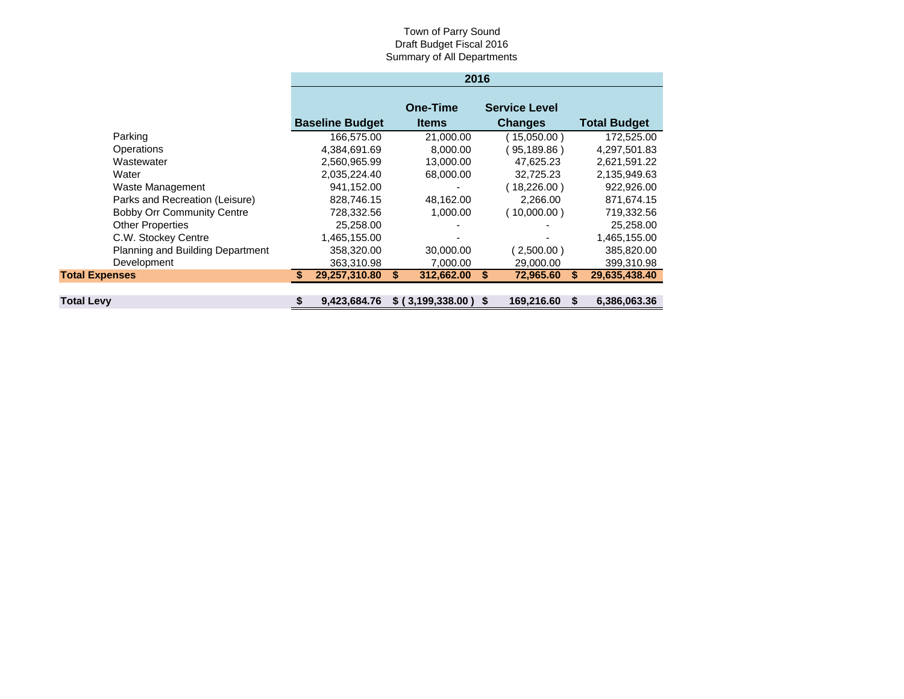Town of Parry Sound
Draft Budget Fiscal 2016
Summary of All Departments

| | 2016 | | | |
|---|---|---|---|---|
| | **Baseline Budget** | **One-Time Items** | **Service Level Changes** | **Total Budget** |
| Parking | 166,575.00 | 21,000.00 | ( 15,050.00 ) | 172,525.00 |
| Operations | 4,384,691.69 | 8,000.00 | ( 95,189.86 ) | 4,297,501.83 |
| Wastewater | 2,560,965.99 | 13,000.00 | 47,625.23 | 2,621,591.22 |
| Water | 2,035,224.40 | 68,000.00 | 32,725.23 | 2,135,949.63 |
| Waste Management | 941,152.00 | - | ( 18,226.00 ) | 922,926.00 |
| Parks and Recreation (Leisure) | 828,746.15 | 48,162.00 | 2,266.00 | 871,674.15 |
| Bobby Orr Community Centre | 728,332.56 | 1,000.00 | ( 10,000.00 ) | 719,332.56 |
| Other Properties | 25,258.00 | - | - | 25,258.00 |
| C.W. Stockey Centre | 1,465,155.00 | - | - | 1,465,155.00 |
| Planning and Building Department | 358,320.00 | 30,000.00 | ( 2,500.00 ) | 385,820.00 |
| Development | 363,310.98 | 7,000.00 | 29,000.00 | 399,310.98 |
| **Total Expenses** | **$ 29,257,310.80** | **$ 312,662.00** | **$ 72,965.60** | **$ 29,635,438.40** |
| | | | | |
| **Total Levy** | **$ 9,423,684.76** | **$ ( 3,199,338.00 )** | **$ 169,216.60** | **$ 6,386,063.36** |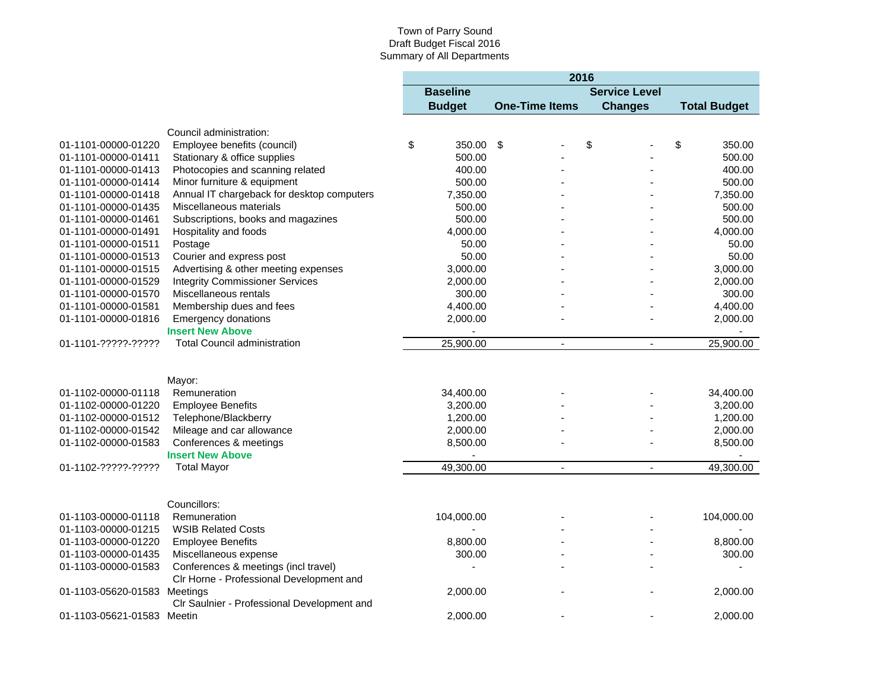Town of Parry Sound
Draft Budget Fiscal 2016
Summary of All Departments

| | | 2016 | | | |
|---|---|---|---|---|---|
| | | Baseline Budget | One-Time Items | Service Level Changes | Total Budget |
| | Council administration: | | | | |
| 01-1101-00000-01220 | Employee benefits (council) | $ 350.00 | $ - | $ - | $ 350.00 |
| 01-1101-00000-01411 | Stationary & office supplies | 500.00 | - | - | 500.00 |
| 01-1101-00000-01413 | Photocopies and scanning related | 400.00 | - | - | 400.00 |
| 01-1101-00000-01414 | Minor furniture & equipment | 500.00 | - | - | 500.00 |
| 01-1101-00000-01418 | Annual IT chargeback for desktop computers | 7,350.00 | - | - | 7,350.00 |
| 01-1101-00000-01435 | Miscellaneous materials | 500.00 | - | - | 500.00 |
| 01-1101-00000-01461 | Subscriptions, books and magazines | 500.00 | - | - | 500.00 |
| 01-1101-00000-01491 | Hospitality and foods | 4,000.00 | - | - | 4,000.00 |
| 01-1101-00000-01511 | Postage | 50.00 | - | - | 50.00 |
| 01-1101-00000-01513 | Courier and express post | 50.00 | - | - | 50.00 |
| 01-1101-00000-01515 | Advertising & other meeting expenses | 3,000.00 | - | - | 3,000.00 |
| 01-1101-00000-01529 | Integrity Commissioner Services | 2,000.00 | - | - | 2,000.00 |
| 01-1101-00000-01570 | Miscellaneous rentals | 300.00 | - | - | 300.00 |
| 01-1101-00000-01581 | Membership dues and fees | 4,400.00 | - | - | 4,400.00 |
| 01-1101-00000-01816 | Emergency donations | 2,000.00 | - | - | 2,000.00 |
| | **Insert New Above** | - | | | - |
| 01-1101-?????-????? | Total Council administration | 25,900.00 | - | - | 25,900.00 |
| | Mayor: | | | | |
| 01-1102-00000-01118 | Remuneration | 34,400.00 | - | - | 34,400.00 |
| 01-1102-00000-01220 | Employee Benefits | 3,200.00 | - | - | 3,200.00 |
| 01-1102-00000-01512 | Telephone/Blackberry | 1,200.00 | - | - | 1,200.00 |
| 01-1102-00000-01542 | Mileage and car allowance | 2,000.00 | - | - | 2,000.00 |
| 01-1102-00000-01583 | Conferences & meetings | 8,500.00 | - | - | 8,500.00 |
| | **Insert New Above** | - | | | - |
| 01-1102-?????-????? | Total Mayor | 49,300.00 | - | - | 49,300.00 |
| | Councillors: | | | | |
| 01-1103-00000-01118 | Remuneration | 104,000.00 | - | - | 104,000.00 |
| 01-1103-00000-01215 | WSIB Related Costs | - | - | - | - |
| 01-1103-00000-01220 | Employee Benefits | 8,800.00 | - | - | 8,800.00 |
| 01-1103-00000-01435 | Miscellaneous expense | 300.00 | - | - | 300.00 |
| 01-1103-00000-01583 | Conferences & meetings (incl travel) | - | - | - | - |
| 01-1103-05620-01583 | Clr Horne - Professional Development and Meetings | 2,000.00 | - | - | 2,000.00 |
| 01-1103-05621-01583 | Clr Saulnier - Professional Development and Meetin | 2,000.00 | - | - | 2,000.00 |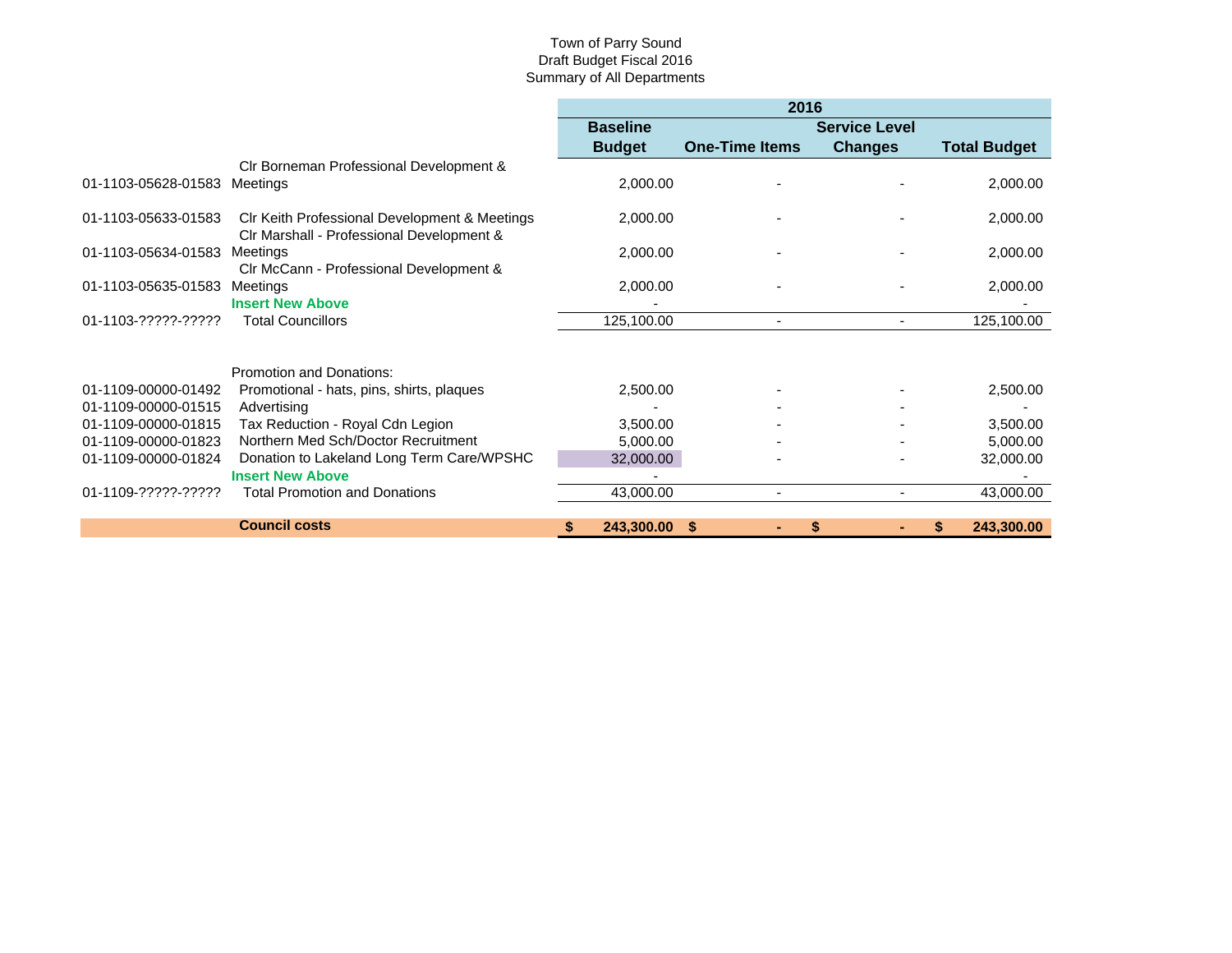Town of Parry Sound
Draft Budget Fiscal 2016
Summary of All Departments

| | | 2016 | | | |
|---|---|---|---|---|---|
| | | **Baseline Budget** | **One-Time Items** | **Service Level Changes** | **Total Budget** |
| 01-1103-05628-01583 | Clr Borneman Professional Development & Meetings | 2,000.00 | - | - | 2,000.00 |
| 01-1103-05633-01583 | Clr Keith Professional Development & Meetings | 2,000.00 | - | - | 2,000.00 |
| 01-1103-05634-01583 | Clr Marshall - Professional Development & Meetings | 2,000.00 | - | - | 2,000.00 |
| 01-1103-05635-01583 | Clr McCann - Professional Development & Meetings | 2,000.00 | - | - | 2,000.00 |
| | **Insert New Above** | - | | | - |
| 01-1103-?????-????? | Total Councillors | 125,100.00 | - | - | 125,100.00 |
| | | | | | |
| | Promotion and Donations: | | | | |
| 01-1109-00000-01492 | Promotional - hats, pins, shirts, plaques | 2,500.00 | - | - | 2,500.00 |
| 01-1109-00000-01515 | Advertising | - | - | - | - |
| 01-1109-00000-01815 | Tax Reduction - Royal Cdn Legion | 3,500.00 | - | - | 3,500.00 |
| 01-1109-00000-01823 | Northern Med Sch/Doctor Recruitment | 5,000.00 | - | - | 5,000.00 |
| 01-1109-00000-01824 | Donation to Lakeland Long Term Care/WPSHC | 32,000.00 | - | - | 32,000.00 |
| | **Insert New Above** | - | | | - |
| 01-1109-?????-????? | Total Promotion and Donations | 43,000.00 | - | - | 43,000.00 |
| | | | | | |
| | **Council costs** | **$ 243,300.00** | **$ -** | **$ -** | **$ 243,300.00** |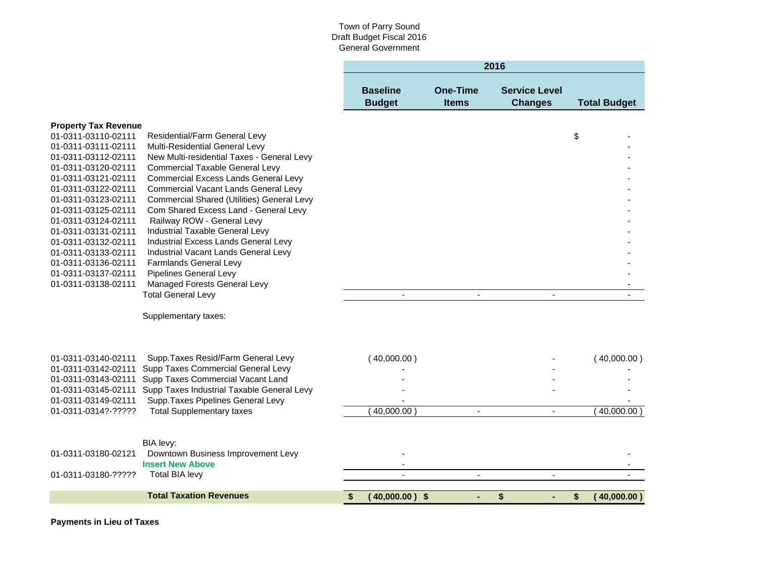Town of Parry Sound
Draft Budget Fiscal 2016
General Government

| Account | Description | 2016 Baseline Budget | 2016 One-Time Items | 2016 Service Level Changes | 2016 Total Budget |
|---|---|---|---|---|---|
| **Property Tax Revenue** | | | | | |
| 01-0311-03110-02111 | Residential/Farm General Levy | | | | $ - |
| 01-0311-03111-02111 | Multi-Residential General Levy | | | | - |
| 01-0311-03112-02111 | New Multi-residential Taxes - General Levy | | | | - |
| 01-0311-03120-02111 | Commercial Taxable General Levy | | | | - |
| 01-0311-03121-02111 | Commercial Excess Lands General Levy | | | | - |
| 01-0311-03122-02111 | Commercial Vacant Lands General Levy | | | | - |
| 01-0311-03123-02111 | Commercial Shared (Utilities) General Levy | | | | - |
| 01-0311-03125-02111 | Com Shared Excess Land - General Levy | | | | - |
| 01-0311-03124-02111 | Railway ROW - General Levy | | | | - |
| 01-0311-03131-02111 | Industrial Taxable General Levy | | | | - |
| 01-0311-03132-02111 | Industrial Excess Lands General Levy | | | | - |
| 01-0311-03133-02111 | Industrial Vacant Lands General Levy | | | | - |
| 01-0311-03136-02111 | Farmlands General Levy | | | | - |
| 01-0311-03137-02111 | Pipelines General Levy | | | | - |
| 01-0311-03138-02111 | Managed Forests General Levy | | | | - |
| | Total General Levy | - | - | - | - |
| | Supplementary taxes: | | | | |
| 01-0311-03140-02111 | Supp.Taxes Resid/Farm General Levy | (40,000.00) | | - | (40,000.00) |
| 01-0311-03142-02111 | Supp Taxes Commercial General Levy | - | | - | - |
| 01-0311-03143-02111 | Supp Taxes Commercial Vacant Land | - | | - | - |
| 01-0311-03145-02111 | Supp Taxes Industrial Taxable General Levy | - | | - | - |
| 01-0311-03149-02111 | Supp.Taxes Pipelines General Levy | - | | | - |
| 01-0311-0314?-????? | Total Supplementary taxes | (40,000.00) | - | - | (40,000.00) |
| | BIA levy: | | | | |
| 01-0311-03180-02121 | Downtown Business Improvement Levy | - | | | - |
| | **Insert New Above** | - | | | - |
| 01-0311-03180-????? | Total BIA levy | - | - | - | - |
| | **Total Taxation Revenues** | **$ (40,000.00)** | **$ -** | **$ -** | **$ (40,000.00)** |

**Payments in Lieu of Taxes**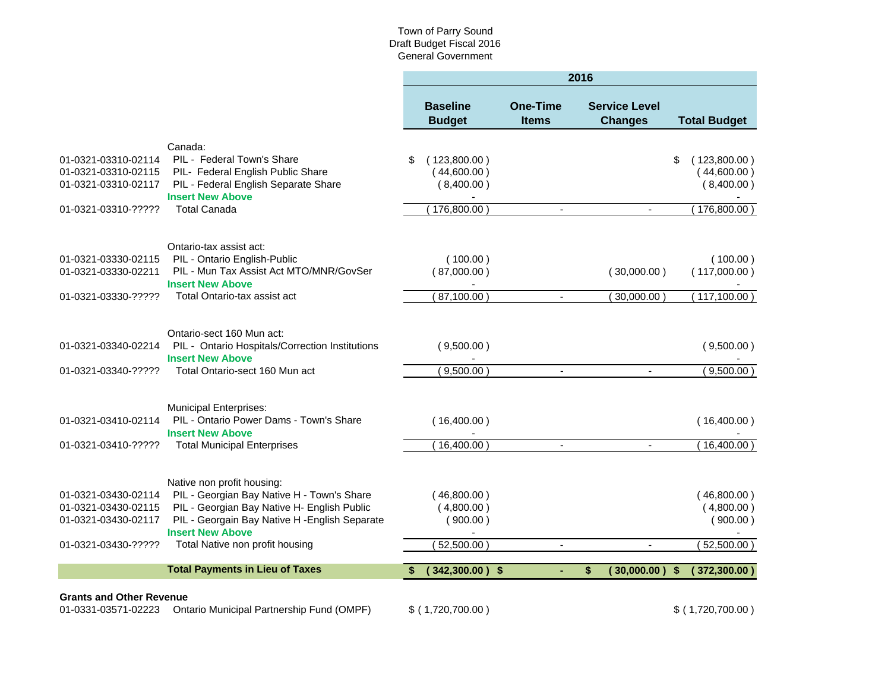Town of Parry Sound
Draft Budget Fiscal 2016
General Government

| | | 2016 | | | |
|---|---|---|---|---|---|
| | | **Baseline Budget** | **One-Time Items** | **Service Level Changes** | **Total Budget** |
| | Canada: | | | | |
| 01-0321-03310-02114 | PIL - Federal Town's Share | $ ( 123,800.00 ) | | | $ ( 123,800.00 ) |
| 01-0321-03310-02115 | PIL- Federal English Public Share | ( 44,600.00 ) | | | ( 44,600.00 ) |
| 01-0321-03310-02117 | PIL - Federal English Separate Share | ( 8,400.00 ) | | | ( 8,400.00 ) |
| | **Insert New Above** | - | | | - |
| 01-0321-03310-????? | Total Canada | ( 176,800.00 ) | - | - | ( 176,800.00 ) |
| | Ontario-tax assist act: | | | | |
| 01-0321-03330-02115 | PIL - Ontario English-Public | ( 100.00 ) | | | ( 100.00 ) |
| 01-0321-03330-02211 | PIL - Mun Tax Assist Act MTO/MNR/GovSer | ( 87,000.00 ) | | ( 30,000.00 ) | ( 117,000.00 ) |
| | **Insert New Above** | - | | | - |
| 01-0321-03330-????? | Total Ontario-tax assist act | ( 87,100.00 ) | - | ( 30,000.00 ) | ( 117,100.00 ) |
| | Ontario-sect 160 Mun act: | | | | |
| 01-0321-03340-02214 | PIL - Ontario Hospitals/Correction Institutions | ( 9,500.00 ) | | | ( 9,500.00 ) |
| | **Insert New Above** | - | | | - |
| 01-0321-03340-????? | Total Ontario-sect 160 Mun act | ( 9,500.00 ) | - | - | ( 9,500.00 ) |
| | Municipal Enterprises: | | | | |
| 01-0321-03410-02114 | PIL - Ontario Power Dams - Town's Share | ( 16,400.00 ) | | | ( 16,400.00 ) |
| | **Insert New Above** | - | | | - |
| 01-0321-03410-????? | Total Municipal Enterprises | ( 16,400.00 ) | - | - | ( 16,400.00 ) |
| | Native non profit housing: | | | | |
| 01-0321-03430-02114 | PIL - Georgian Bay Native H - Town's Share | ( 46,800.00 ) | | | ( 46,800.00 ) |
| 01-0321-03430-02115 | PIL - Georgian Bay Native H- English Public | ( 4,800.00 ) | | | ( 4,800.00 ) |
| 01-0321-03430-02117 | PIL - Georgain Bay Native H -English Separate | ( 900.00 ) | | | ( 900.00 ) |
| | **Insert New Above** | - | | | - |
| 01-0321-03430-????? | Total Native non profit housing | ( 52,500.00 ) | - | - | ( 52,500.00 ) |
| | **Total Payments in Lieu of Taxes** | **$ ( 342,300.00 )** | **$ -** | **$ ( 30,000.00 )** | **$ ( 372,300.00 )** |
| **Grants and Other Revenue** | | | | | |
| 01-0331-03571-02223 | Ontario Municipal Partnership Fund (OMPF) | $ ( 1,720,700.00 ) | | | $ ( 1,720,700.00 ) |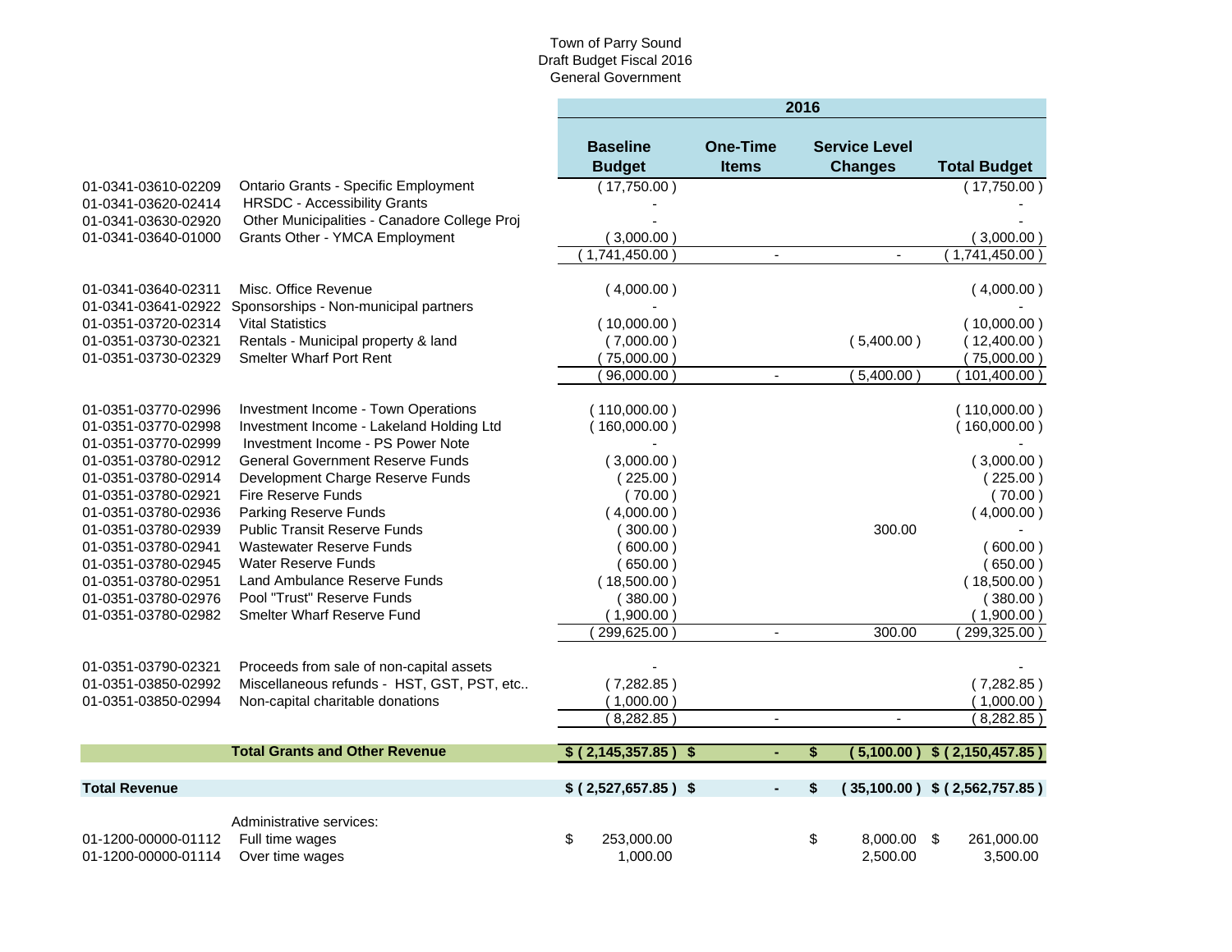Town of Parry Sound
Draft Budget Fiscal 2016
General Government

| | | 2016 | | | |
|---|---|---|---|---|---|
| | | **Baseline Budget** | **One-Time Items** | **Service Level Changes** | **Total Budget** |
| 01-0341-03610-02209 | Ontario Grants - Specific Employment | ( 17,750.00 ) | | | ( 17,750.00 ) |
| 01-0341-03620-02414 | HRSDC - Accessibility Grants | - | | | - |
| 01-0341-03630-02920 | Other Municipalities - Canadore College Proj | - | | | - |
| 01-0341-03640-01000 | Grants Other - YMCA Employment | ( 3,000.00 ) | | | ( 3,000.00 ) |
| | | ( 1,741,450.00 ) | - | - | ( 1,741,450.00 ) |
| | | | | | |
| 01-0341-03640-02311 | Misc. Office Revenue | ( 4,000.00 ) | | | ( 4,000.00 ) |
| 01-0341-03641-02922 | Sponsorships - Non-municipal partners | - | | | - |
| 01-0351-03720-02314 | Vital Statistics | ( 10,000.00 ) | | | ( 10,000.00 ) |
| 01-0351-03730-02321 | Rentals - Municipal property & land | ( 7,000.00 ) | | ( 5,400.00 ) | ( 12,400.00 ) |
| 01-0351-03730-02329 | Smelter Wharf Port Rent | ( 75,000.00 ) | | | ( 75,000.00 ) |
| | | ( 96,000.00 ) | - | ( 5,400.00 ) | ( 101,400.00 ) |
| | | | | | |
| 01-0351-03770-02996 | Investment Income - Town Operations | ( 110,000.00 ) | | | ( 110,000.00 ) |
| 01-0351-03770-02998 | Investment Income - Lakeland Holding Ltd | ( 160,000.00 ) | | | ( 160,000.00 ) |
| 01-0351-03770-02999 | Investment Income - PS Power Note | - | | | - |
| 01-0351-03780-02912 | General Government Reserve Funds | ( 3,000.00 ) | | | ( 3,000.00 ) |
| 01-0351-03780-02914 | Development Charge Reserve Funds | ( 225.00 ) | | | ( 225.00 ) |
| 01-0351-03780-02921 | Fire Reserve Funds | ( 70.00 ) | | | ( 70.00 ) |
| 01-0351-03780-02936 | Parking Reserve Funds | ( 4,000.00 ) | | | ( 4,000.00 ) |
| 01-0351-03780-02939 | Public Transit Reserve Funds | ( 300.00 ) | | 300.00 | - |
| 01-0351-03780-02941 | Wastewater Reserve Funds | ( 600.00 ) | | | ( 600.00 ) |
| 01-0351-03780-02945 | Water Reserve Funds | ( 650.00 ) | | | ( 650.00 ) |
| 01-0351-03780-02951 | Land Ambulance Reserve Funds | ( 18,500.00 ) | | | ( 18,500.00 ) |
| 01-0351-03780-02976 | Pool "Trust" Reserve Funds | ( 380.00 ) | | | ( 380.00 ) |
| 01-0351-03780-02982 | Smelter Wharf Reserve Fund | ( 1,900.00 ) | | | ( 1,900.00 ) |
| | | ( 299,625.00 ) | - | 300.00 | ( 299,325.00 ) |
| | | | | | |
| 01-0351-03790-02321 | Proceeds from sale of non-capital assets | - | | | - |
| 01-0351-03850-02992 | Miscellaneous refunds - HST, GST, PST, etc.. | ( 7,282.85 ) | | | ( 7,282.85 ) |
| 01-0351-03850-02994 | Non-capital charitable donations | ( 1,000.00 ) | | | ( 1,000.00 ) |
| | | ( 8,282.85 ) | - | - | ( 8,282.85 ) |
| | | | | | |
| | **Total Grants and Other Revenue** | **$ ( 2,145,357.85 )** | **$ -** | **$ ( 5,100.00 )** | **$ ( 2,150,457.85 )** |
| | | | | | |
| **Total Revenue** | | **$ ( 2,527,657.85 )** | **$ -** | **$ ( 35,100.00 )** | **$ ( 2,562,757.85 )** |
| | | | | | |
| | Administrative services: | | | | |
| 01-1200-00000-01112 | Full time wages | $ 253,000.00 | | $ 8,000.00 | $ 261,000.00 |
| 01-1200-00000-01114 | Over time wages | 1,000.00 | | 2,500.00 | 3,500.00 |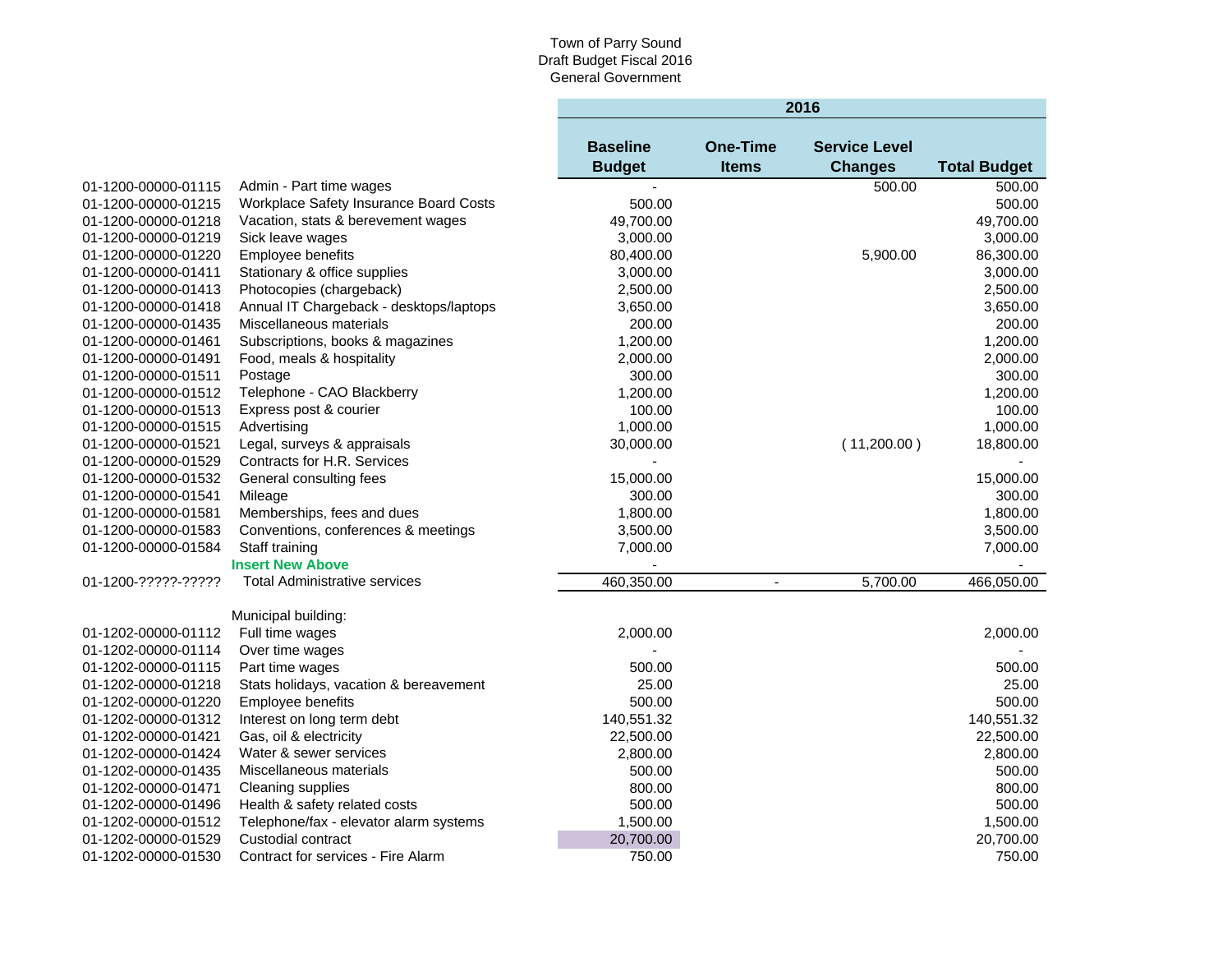Town of Parry Sound
Draft Budget Fiscal 2016
General Government

| | | 2016 | | | |
|---|---|---|---|---|---|
| | | **Baseline Budget** | **One-Time Items** | **Service Level Changes** | **Total Budget** |
| 01-1200-00000-01115 | Admin - Part time wages | - | | 500.00 | 500.00 |
| 01-1200-00000-01215 | Workplace Safety Insurance Board Costs | 500.00 | | | 500.00 |
| 01-1200-00000-01218 | Vacation, stats & berevement wages | 49,700.00 | | | 49,700.00 |
| 01-1200-00000-01219 | Sick leave wages | 3,000.00 | | | 3,000.00 |
| 01-1200-00000-01220 | Employee benefits | 80,400.00 | | 5,900.00 | 86,300.00 |
| 01-1200-00000-01411 | Stationary & office supplies | 3,000.00 | | | 3,000.00 |
| 01-1200-00000-01413 | Photocopies (chargeback) | 2,500.00 | | | 2,500.00 |
| 01-1200-00000-01418 | Annual IT Chargeback - desktops/laptops | 3,650.00 | | | 3,650.00 |
| 01-1200-00000-01435 | Miscellaneous materials | 200.00 | | | 200.00 |
| 01-1200-00000-01461 | Subscriptions, books & magazines | 1,200.00 | | | 1,200.00 |
| 01-1200-00000-01491 | Food, meals & hospitality | 2,000.00 | | | 2,000.00 |
| 01-1200-00000-01511 | Postage | 300.00 | | | 300.00 |
| 01-1200-00000-01512 | Telephone - CAO Blackberry | 1,200.00 | | | 1,200.00 |
| 01-1200-00000-01513 | Express post & courier | 100.00 | | | 100.00 |
| 01-1200-00000-01515 | Advertising | 1,000.00 | | | 1,000.00 |
| 01-1200-00000-01521 | Legal, surveys & appraisals | 30,000.00 | | ( 11,200.00 ) | 18,800.00 |
| 01-1200-00000-01529 | Contracts for H.R. Services | - | | | - |
| 01-1200-00000-01532 | General consulting fees | 15,000.00 | | | 15,000.00 |
| 01-1200-00000-01541 | Mileage | 300.00 | | | 300.00 |
| 01-1200-00000-01581 | Memberships, fees and dues | 1,800.00 | | | 1,800.00 |
| 01-1200-00000-01583 | Conventions, conferences & meetings | 3,500.00 | | | 3,500.00 |
| 01-1200-00000-01584 | Staff training | 7,000.00 | | | 7,000.00 |
| | **Insert New Above** | - | | | - |
| 01-1200-?????-????? | Total Administrative services | 460,350.00 | - | 5,700.00 | 466,050.00 |
| | | | | | |
| | Municipal building: | | | | |
| 01-1202-00000-01112 | Full time wages | 2,000.00 | | | 2,000.00 |
| 01-1202-00000-01114 | Over time wages | - | | | - |
| 01-1202-00000-01115 | Part time wages | 500.00 | | | 500.00 |
| 01-1202-00000-01218 | Stats holidays, vacation & bereavement | 25.00 | | | 25.00 |
| 01-1202-00000-01220 | Employee benefits | 500.00 | | | 500.00 |
| 01-1202-00000-01312 | Interest on long term debt | 140,551.32 | | | 140,551.32 |
| 01-1202-00000-01421 | Gas, oil & electricity | 22,500.00 | | | 22,500.00 |
| 01-1202-00000-01424 | Water & sewer services | 2,800.00 | | | 2,800.00 |
| 01-1202-00000-01435 | Miscellaneous materials | 500.00 | | | 500.00 |
| 01-1202-00000-01471 | Cleaning supplies | 800.00 | | | 800.00 |
| 01-1202-00000-01496 | Health & safety related costs | 500.00 | | | 500.00 |
| 01-1202-00000-01512 | Telephone/fax - elevator alarm systems | 1,500.00 | | | 1,500.00 |
| 01-1202-00000-01529 | Custodial contract | 20,700.00 | | | 20,700.00 |
| 01-1202-00000-01530 | Contract for services - Fire Alarm | 750.00 | | | 750.00 |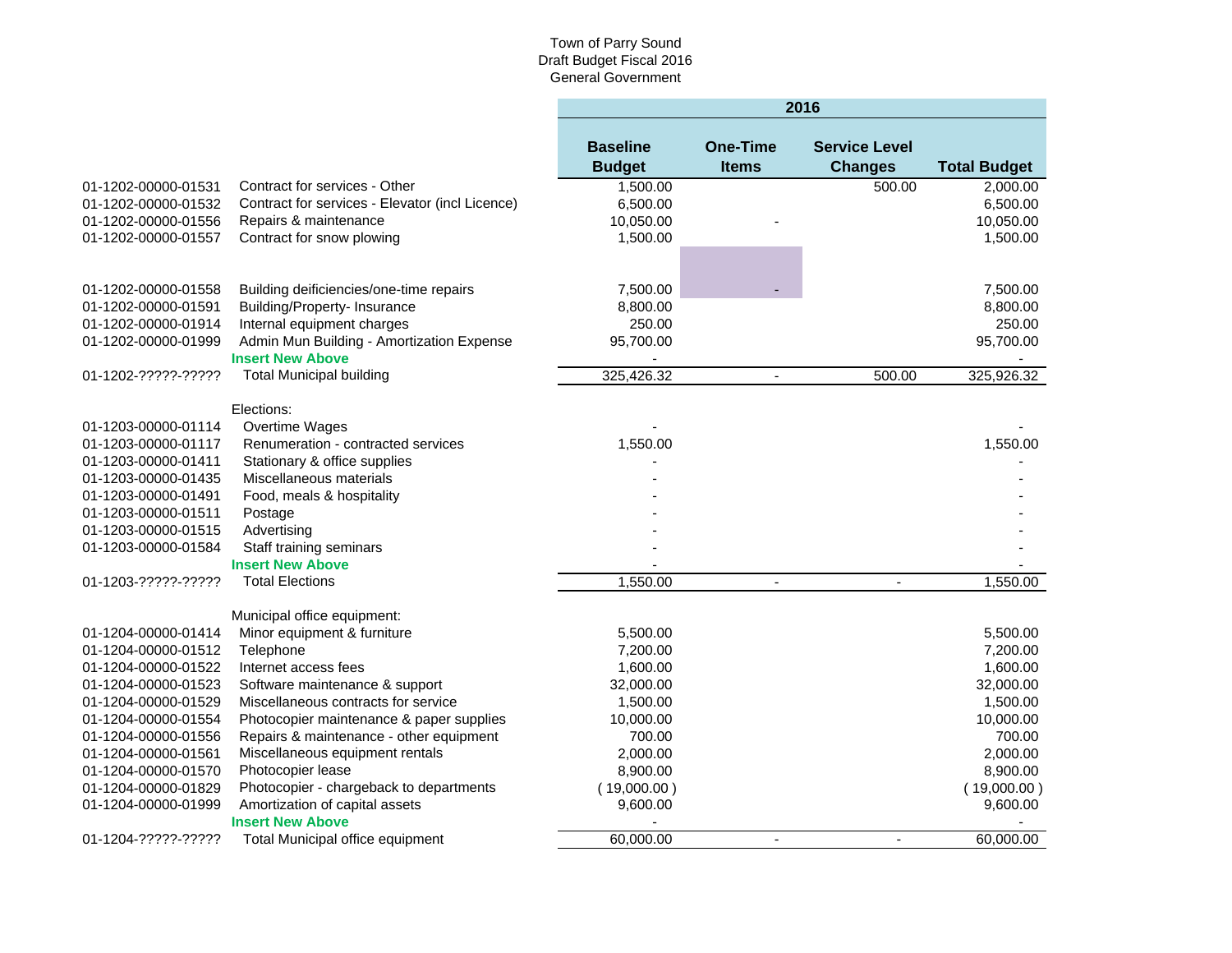Town of Parry Sound
Draft Budget Fiscal 2016
General Government

| | | 2016 | | | |
|---|---|---|---|---|---|
| | | **Baseline Budget** | **One-Time Items** | **Service Level Changes** | **Total Budget** |
| 01-1202-00000-01531 | Contract for services - Other | 1,500.00 | | 500.00 | 2,000.00 |
| 01-1202-00000-01532 | Contract for services - Elevator (incl Licence) | 6,500.00 | | | 6,500.00 |
| 01-1202-00000-01556 | Repairs & maintenance | 10,050.00 | - | | 10,050.00 |
| 01-1202-00000-01557 | Contract for snow plowing | 1,500.00 | | | 1,500.00 |
| 01-1202-00000-01558 | Building deificiencies/one-time repairs | 7,500.00 | - | | 7,500.00 |
| 01-1202-00000-01591 | Building/Property- Insurance | 8,800.00 | | | 8,800.00 |
| 01-1202-00000-01914 | Internal equipment charges | 250.00 | | | 250.00 |
| 01-1202-00000-01999 | Admin Mun Building - Amortization Expense | 95,700.00 | | | 95,700.00 |
| | **Insert New Above** | - | | | - |
| 01-1202-?????-????? | Total Municipal building | 325,426.32 | - | 500.00 | 325,926.32 |
| | Elections: | | | | |
| 01-1203-00000-01114 | Overtime Wages | - | | | - |
| 01-1203-00000-01117 | Renumeration - contracted services | 1,550.00 | | | 1,550.00 |
| 01-1203-00000-01411 | Stationary & office supplies | - | | | - |
| 01-1203-00000-01435 | Miscellaneous materials | - | | | - |
| 01-1203-00000-01491 | Food, meals & hospitality | - | | | - |
| 01-1203-00000-01511 | Postage | - | | | - |
| 01-1203-00000-01515 | Advertising | - | | | - |
| 01-1203-00000-01584 | Staff training seminars | - | | | - |
| | **Insert New Above** | - | | | - |
| 01-1203-?????-????? | Total Elections | 1,550.00 | - | - | 1,550.00 |
| | Municipal office equipment: | | | | |
| 01-1204-00000-01414 | Minor equipment & furniture | 5,500.00 | | | 5,500.00 |
| 01-1204-00000-01512 | Telephone | 7,200.00 | | | 7,200.00 |
| 01-1204-00000-01522 | Internet access fees | 1,600.00 | | | 1,600.00 |
| 01-1204-00000-01523 | Software maintenance & support | 32,000.00 | | | 32,000.00 |
| 01-1204-00000-01529 | Miscellaneous contracts for service | 1,500.00 | | | 1,500.00 |
| 01-1204-00000-01554 | Photocopier maintenance & paper supplies | 10,000.00 | | | 10,000.00 |
| 01-1204-00000-01556 | Repairs & maintenance - other equipment | 700.00 | | | 700.00 |
| 01-1204-00000-01561 | Miscellaneous equipment rentals | 2,000.00 | | | 2,000.00 |
| 01-1204-00000-01570 | Photocopier lease | 8,900.00 | | | 8,900.00 |
| 01-1204-00000-01829 | Photocopier - chargeback to departments | (19,000.00) | | | (19,000.00) |
| 01-1204-00000-01999 | Amortization of capital assets | 9,600.00 | | | 9,600.00 |
| | **Insert New Above** | - | | | - |
| 01-1204-?????-????? | Total Municipal office equipment | 60,000.00 | - | - | 60,000.00 |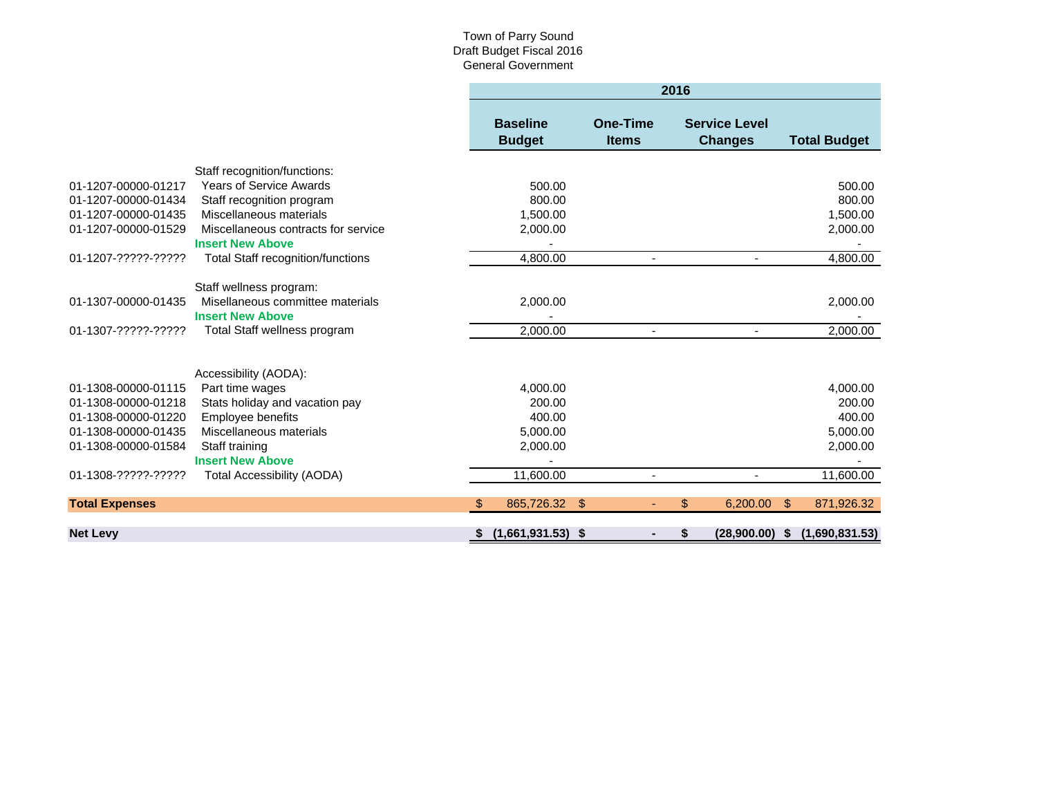Town of Parry Sound
Draft Budget Fiscal 2016
General Government

| | | 2016 | | | |
|---|---|---|---|---|---|
| | | **Baseline Budget** | **One-Time Items** | **Service Level Changes** | **Total Budget** |
| | Staff recognition/functions: | | | | |
| 01-1207-00000-01217 | Years of Service Awards | 500.00 | | | 500.00 |
| 01-1207-00000-01434 | Staff recognition program | 800.00 | | | 800.00 |
| 01-1207-00000-01435 | Miscellaneous materials | 1,500.00 | | | 1,500.00 |
| 01-1207-00000-01529 | Miscellaneous contracts for service | 2,000.00 | | | 2,000.00 |
| | **Insert New Above** | - | | | - |
| 01-1207-?????-????? | Total Staff recognition/functions | 4,800.00 | - | - | 4,800.00 |
| | Staff wellness program: | | | | |
| 01-1307-00000-01435 | Misellaneous committee materials | 2,000.00 | | | 2,000.00 |
| | **Insert New Above** | - | | | - |
| 01-1307-?????-????? | Total Staff wellness program | 2,000.00 | - | - | 2,000.00 |
| | Accessibility (AODA): | | | | |
| 01-1308-00000-01115 | Part time wages | 4,000.00 | | | 4,000.00 |
| 01-1308-00000-01218 | Stats holiday and vacation pay | 200.00 | | | 200.00 |
| 01-1308-00000-01220 | Employee benefits | 400.00 | | | 400.00 |
| 01-1308-00000-01435 | Miscellaneous materials | 5,000.00 | | | 5,000.00 |
| 01-1308-00000-01584 | Staff training | 2,000.00 | | | 2,000.00 |
| | **Insert New Above** | - | | | - |
| 01-1308-?????-????? | Total Accessibility (AODA) | 11,600.00 | - | - | 11,600.00 |
| **Total Expenses** | | $ 865,726.32 | $ - | $ 6,200.00 | $ 871,926.32 |
| **Net Levy** | | **$ (1,661,931.53)** | **$ -** | **$ (28,900.00)** | **$ (1,690,831.53)** |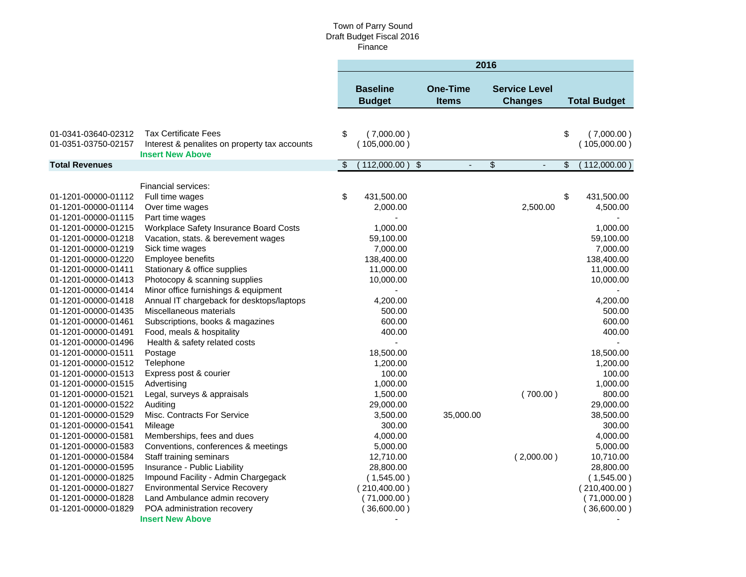Town of Parry Sound
Draft Budget Fiscal 2016
Finance

| Account | Description | 2016 Baseline Budget | 2016 One-Time Items | 2016 Service Level Changes | 2016 Total Budget |
|---|---|---|---|---|---|
| 01-0341-03640-02312 | Tax Certificate Fees | $ ( 7,000.00 ) | | | $ ( 7,000.00 ) |
| 01-0351-03750-02157 | Interest & penalites on property tax accounts | ( 105,000.00 ) | | | ( 105,000.00 ) |
| | **Insert New Above** | | | | |
| **Total Revenues** | | $ ( 112,000.00 ) | $ - | $ - | $ ( 112,000.00 ) |
| | Financial services: | | | | |
| 01-1201-00000-01112 | Full time wages | $ 431,500.00 | | | $ 431,500.00 |
| 01-1201-00000-01114 | Over time wages | 2,000.00 | | 2,500.00 | 4,500.00 |
| 01-1201-00000-01115 | Part time wages | - | | | - |
| 01-1201-00000-01215 | Workplace Safety Insurance Board Costs | 1,000.00 | | | 1,000.00 |
| 01-1201-00000-01218 | Vacation, stats. & berevement wages | 59,100.00 | | | 59,100.00 |
| 01-1201-00000-01219 | Sick time wages | 7,000.00 | | | 7,000.00 |
| 01-1201-00000-01220 | Employee benefits | 138,400.00 | | | 138,400.00 |
| 01-1201-00000-01411 | Stationary & office supplies | 11,000.00 | | | 11,000.00 |
| 01-1201-00000-01413 | Photocopy & scanning supplies | 10,000.00 | | | 10,000.00 |
| 01-1201-00000-01414 | Minor office furnishings & equipment | - | | | - |
| 01-1201-00000-01418 | Annual IT chargeback for desktops/laptops | 4,200.00 | | | 4,200.00 |
| 01-1201-00000-01435 | Miscellaneous materials | 500.00 | | | 500.00 |
| 01-1201-00000-01461 | Subscriptions, books & magazines | 600.00 | | | 600.00 |
| 01-1201-00000-01491 | Food, meals & hospitality | 400.00 | | | 400.00 |
| 01-1201-00000-01496 | Health & safety related costs | - | | | - |
| 01-1201-00000-01511 | Postage | 18,500.00 | | | 18,500.00 |
| 01-1201-00000-01512 | Telephone | 1,200.00 | | | 1,200.00 |
| 01-1201-00000-01513 | Express post & courier | 100.00 | | | 100.00 |
| 01-1201-00000-01515 | Advertising | 1,000.00 | | | 1,000.00 |
| 01-1201-00000-01521 | Legal, surveys & appraisals | 1,500.00 | | ( 700.00 ) | 800.00 |
| 01-1201-00000-01522 | Auditing | 29,000.00 | | | 29,000.00 |
| 01-1201-00000-01529 | Misc. Contracts For Service | 3,500.00 | 35,000.00 | | 38,500.00 |
| 01-1201-00000-01541 | Mileage | 300.00 | | | 300.00 |
| 01-1201-00000-01581 | Memberships, fees and dues | 4,000.00 | | | 4,000.00 |
| 01-1201-00000-01583 | Conventions, conferences & meetings | 5,000.00 | | | 5,000.00 |
| 01-1201-00000-01584 | Staff training seminars | 12,710.00 | | ( 2,000.00 ) | 10,710.00 |
| 01-1201-00000-01595 | Insurance - Public Liability | 28,800.00 | | | 28,800.00 |
| 01-1201-00000-01825 | Impound Facility - Admin Chargegack | ( 1,545.00 ) | | | ( 1,545.00 ) |
| 01-1201-00000-01827 | Environmental Service Recovery | ( 210,400.00 ) | | | ( 210,400.00 ) |
| 01-1201-00000-01828 | Land Ambulance admin recovery | ( 71,000.00 ) | | | ( 71,000.00 ) |
| 01-1201-00000-01829 | POA administration recovery | ( 36,600.00 ) | | | ( 36,600.00 ) |
| | **Insert New Above** | - | | | - |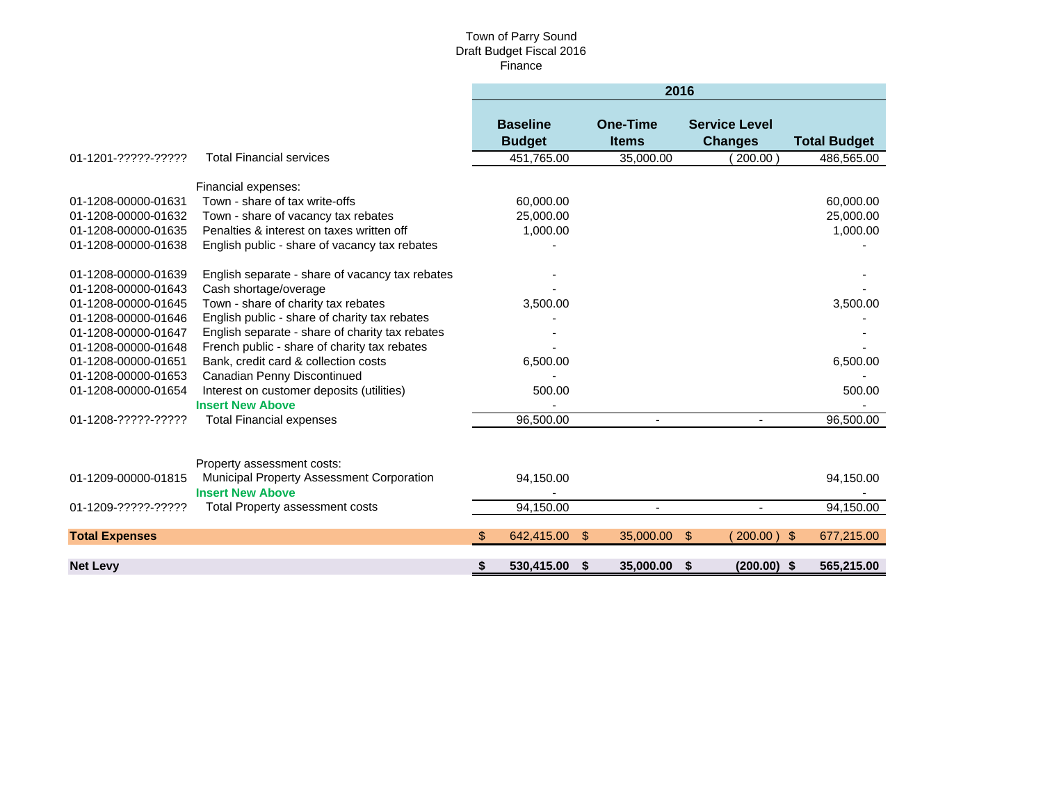Town of Parry Sound
Draft Budget Fiscal 2016
Finance

| | | 2016 | | | |
|---|---|---|---|---|---|
| | | **Baseline Budget** | **One-Time Items** | **Service Level Changes** | **Total Budget** |
| 01-1201-?????-????? | Total Financial services | 451,765.00 | 35,000.00 | ( 200.00 ) | 486,565.00 |
| | Financial expenses: | | | | |
| 01-1208-00000-01631 | Town - share of tax write-offs | 60,000.00 | | | 60,000.00 |
| 01-1208-00000-01632 | Town - share of vacancy tax rebates | 25,000.00 | | | 25,000.00 |
| 01-1208-00000-01635 | Penalties & interest on taxes written off | 1,000.00 | | | 1,000.00 |
| 01-1208-00000-01638 | English public - share of vacancy tax rebates | - | | | - |
| 01-1208-00000-01639 | English separate - share of vacancy tax rebates | - | | | - |
| 01-1208-00000-01643 | Cash shortage/overage | - | | | - |
| 01-1208-00000-01645 | Town - share of charity tax rebates | 3,500.00 | | | 3,500.00 |
| 01-1208-00000-01646 | English public - share of charity tax rebates | - | | | - |
| 01-1208-00000-01647 | English separate - share of charity tax rebates | - | | | - |
| 01-1208-00000-01648 | French public - share of charity tax rebates | - | | | - |
| 01-1208-00000-01651 | Bank, credit card & collection costs | 6,500.00 | | | 6,500.00 |
| 01-1208-00000-01653 | Canadian Penny Discontinued | - | | | - |
| 01-1208-00000-01654 | Interest on customer deposits (utilities) | 500.00 | | | 500.00 |
| | **Insert New Above** | - | | | - |
| 01-1208-?????-????? | Total Financial expenses | 96,500.00 | - | - | 96,500.00 |
| | Property assessment costs: | | | | |
| 01-1209-00000-01815 | Municipal Property Assessment Corporation | 94,150.00 | | | 94,150.00 |
| | **Insert New Above** | - | | | - |
| 01-1209-?????-????? | Total Property assessment costs | 94,150.00 | - | - | 94,150.00 |
| **Total Expenses** | | $ 642,415.00 | $ 35,000.00 | $ ( 200.00 ) | $ 677,215.00 |
| **Net Levy** | | **$ 530,415.00** | **$ 35,000.00** | **$ (200.00)** | **$ 565,215.00** |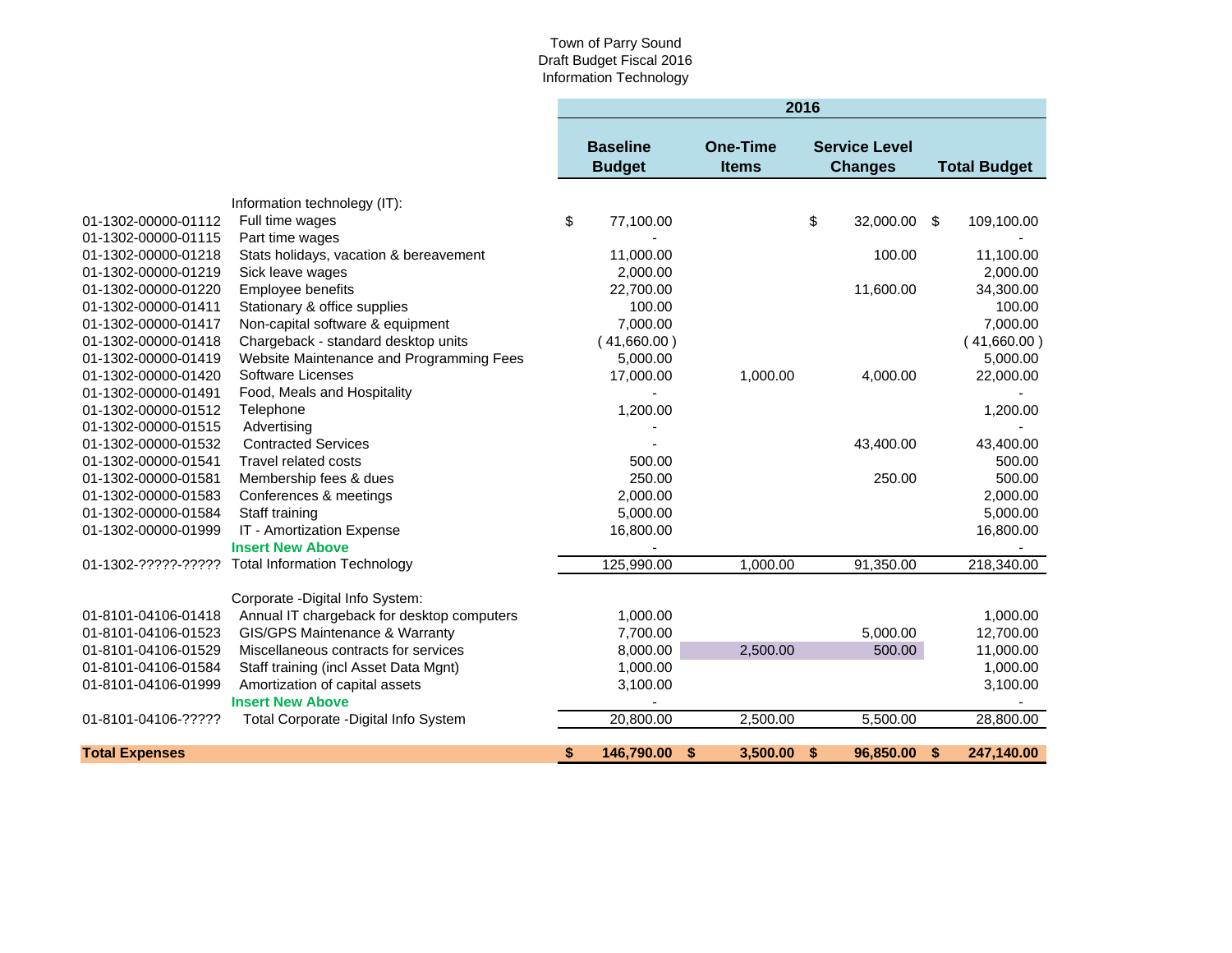Town of Parry Sound
Draft Budget Fiscal 2016
Information Technology

| | | 2016 | | | |
|---|---|---|---|---|---|
| | | **Baseline Budget** | **One-Time Items** | **Service Level Changes** | **Total Budget** |
| | Information technology (IT): | | | | |
| 01-1302-00000-01112 | Full time wages | $ 77,100.00 | | $ 32,000.00 | $ 109,100.00 |
| 01-1302-00000-01115 | Part time wages | - | | | - |
| 01-1302-00000-01218 | Stats holidays, vacation & bereavement | 11,000.00 | | 100.00 | 11,100.00 |
| 01-1302-00000-01219 | Sick leave wages | 2,000.00 | | | 2,000.00 |
| 01-1302-00000-01220 | Employee benefits | 22,700.00 | | 11,600.00 | 34,300.00 |
| 01-1302-00000-01411 | Stationary & office supplies | 100.00 | | | 100.00 |
| 01-1302-00000-01417 | Non-capital software & equipment | 7,000.00 | | | 7,000.00 |
| 01-1302-00000-01418 | Chargeback - standard desktop units | (41,660.00) | | | (41,660.00) |
| 01-1302-00000-01419 | Website Maintenance and Programming Fees | 5,000.00 | | | 5,000.00 |
| 01-1302-00000-01420 | Software Licenses | 17,000.00 | 1,000.00 | 4,000.00 | 22,000.00 |
| 01-1302-00000-01491 | Food, Meals and Hospitality | - | | | - |
| 01-1302-00000-01512 | Telephone | 1,200.00 | | | 1,200.00 |
| 01-1302-00000-01515 | Advertising | - | | | - |
| 01-1302-00000-01532 | Contracted Services | - | | 43,400.00 | 43,400.00 |
| 01-1302-00000-01541 | Travel related costs | 500.00 | | | 500.00 |
| 01-1302-00000-01581 | Membership fees & dues | 250.00 | | 250.00 | 500.00 |
| 01-1302-00000-01583 | Conferences & meetings | 2,000.00 | | | 2,000.00 |
| 01-1302-00000-01584 | Staff training | 5,000.00 | | | 5,000.00 |
| 01-1302-00000-01999 | IT - Amortization Expense | 16,800.00 | | | 16,800.00 |
| | **Insert New Above** | - | | | - |
| 01-1302-?????-????? | Total Information Technology | 125,990.00 | 1,000.00 | 91,350.00 | 218,340.00 |
| | Corporate -Digital Info System: | | | | |
| 01-8101-04106-01418 | Annual IT chargeback for desktop computers | 1,000.00 | | | 1,000.00 |
| 01-8101-04106-01523 | GIS/GPS Maintenance & Warranty | 7,700.00 | | 5,000.00 | 12,700.00 |
| 01-8101-04106-01529 | Miscellaneous contracts for services | 8,000.00 | 2,500.00 | 500.00 | 11,000.00 |
| 01-8101-04106-01584 | Staff training (incl Asset Data Mgnt) | 1,000.00 | | | 1,000.00 |
| 01-8101-04106-01999 | Amortization of capital assets | 3,100.00 | | | 3,100.00 |
| | **Insert New Above** | - | | | - |
| 01-8101-04106-????? | Total Corporate -Digital Info System | 20,800.00 | 2,500.00 | 5,500.00 | 28,800.00 |
| **Total Expenses** | | **$ 146,790.00** | **$ 3,500.00** | **$ 96,850.00** | **$ 247,140.00** |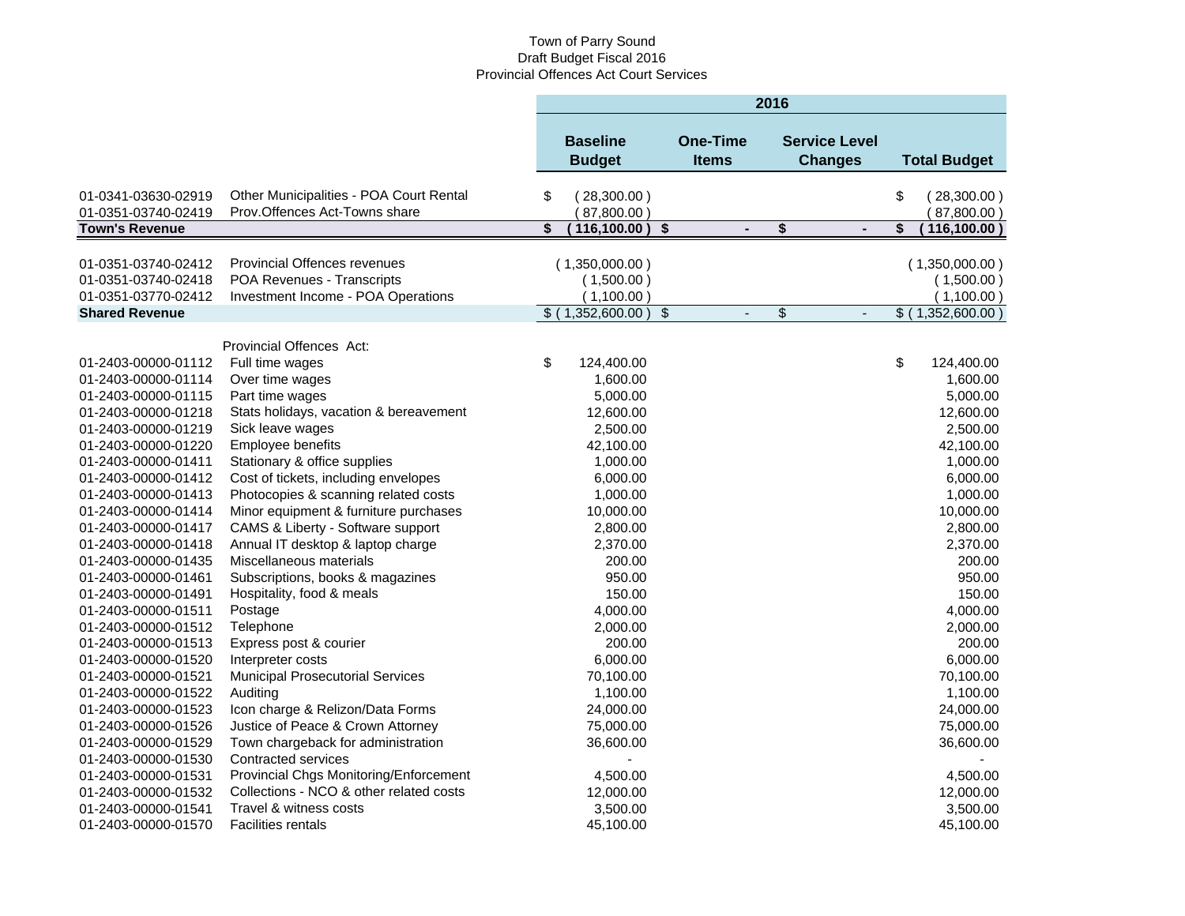Town of Parry Sound
Draft Budget Fiscal 2016
Provincial Offences Act Court Services

| | | 2016 | | | |
|---|---|---|---|---|---|
| | | **Baseline Budget** | **One-Time Items** | **Service Level Changes** | **Total Budget** |
| 01-0341-03630-02919 | Other Municipalities - POA Court Rental | $ ( 28,300.00 ) | | | $ ( 28,300.00 ) |
| 01-0351-03740-02419 | Prov.Offences Act-Towns share | ( 87,800.00 ) | | | ( 87,800.00 ) |
| **Town's Revenue** | | **$ ( 116,100.00 )** | **$ -** | **$ -** | **$ ( 116,100.00 )** |
| 01-0351-03740-02412 | Provincial Offences revenues | ( 1,350,000.00 ) | | | ( 1,350,000.00 ) |
| 01-0351-03740-02418 | POA Revenues - Transcripts | ( 1,500.00 ) | | | ( 1,500.00 ) |
| 01-0351-03770-02412 | Investment Income - POA Operations | ( 1,100.00 ) | | | ( 1,100.00 ) |
| **Shared Revenue** | | $ ( 1,352,600.00 ) | $ - | $ - | $ ( 1,352,600.00 ) |
| | Provincial Offences Act: | | | | |
| 01-2403-00000-01112 | Full time wages | $ 124,400.00 | | | $ 124,400.00 |
| 01-2403-00000-01114 | Over time wages | 1,600.00 | | | 1,600.00 |
| 01-2403-00000-01115 | Part time wages | 5,000.00 | | | 5,000.00 |
| 01-2403-00000-01218 | Stats holidays, vacation & bereavement | 12,600.00 | | | 12,600.00 |
| 01-2403-00000-01219 | Sick leave wages | 2,500.00 | | | 2,500.00 |
| 01-2403-00000-01220 | Employee benefits | 42,100.00 | | | 42,100.00 |
| 01-2403-00000-01411 | Stationary & office supplies | 1,000.00 | | | 1,000.00 |
| 01-2403-00000-01412 | Cost of tickets, including envelopes | 6,000.00 | | | 6,000.00 |
| 01-2403-00000-01413 | Photocopies & scanning related costs | 1,000.00 | | | 1,000.00 |
| 01-2403-00000-01414 | Minor equipment & furniture purchases | 10,000.00 | | | 10,000.00 |
| 01-2403-00000-01417 | CAMS & Liberty - Software support | 2,800.00 | | | 2,800.00 |
| 01-2403-00000-01418 | Annual IT desktop & laptop charge | 2,370.00 | | | 2,370.00 |
| 01-2403-00000-01435 | Miscellaneous materials | 200.00 | | | 200.00 |
| 01-2403-00000-01461 | Subscriptions, books & magazines | 950.00 | | | 950.00 |
| 01-2403-00000-01491 | Hospitality, food & meals | 150.00 | | | 150.00 |
| 01-2403-00000-01511 | Postage | 4,000.00 | | | 4,000.00 |
| 01-2403-00000-01512 | Telephone | 2,000.00 | | | 2,000.00 |
| 01-2403-00000-01513 | Express post & courier | 200.00 | | | 200.00 |
| 01-2403-00000-01520 | Interpreter costs | 6,000.00 | | | 6,000.00 |
| 01-2403-00000-01521 | Municipal Prosecutorial Services | 70,100.00 | | | 70,100.00 |
| 01-2403-00000-01522 | Auditing | 1,100.00 | | | 1,100.00 |
| 01-2403-00000-01523 | Icon charge & Relizon/Data Forms | 24,000.00 | | | 24,000.00 |
| 01-2403-00000-01526 | Justice of Peace & Crown Attorney | 75,000.00 | | | 75,000.00 |
| 01-2403-00000-01529 | Town chargeback for administration | 36,600.00 | | | 36,600.00 |
| 01-2403-00000-01530 | Contracted services | - | | | - |
| 01-2403-00000-01531 | Provincial Chgs Monitoring/Enforcement | 4,500.00 | | | 4,500.00 |
| 01-2403-00000-01532 | Collections - NCO & other related costs | 12,000.00 | | | 12,000.00 |
| 01-2403-00000-01541 | Travel & witness costs | 3,500.00 | | | 3,500.00 |
| 01-2403-00000-01570 | Facilities rentals | 45,100.00 | | | 45,100.00 |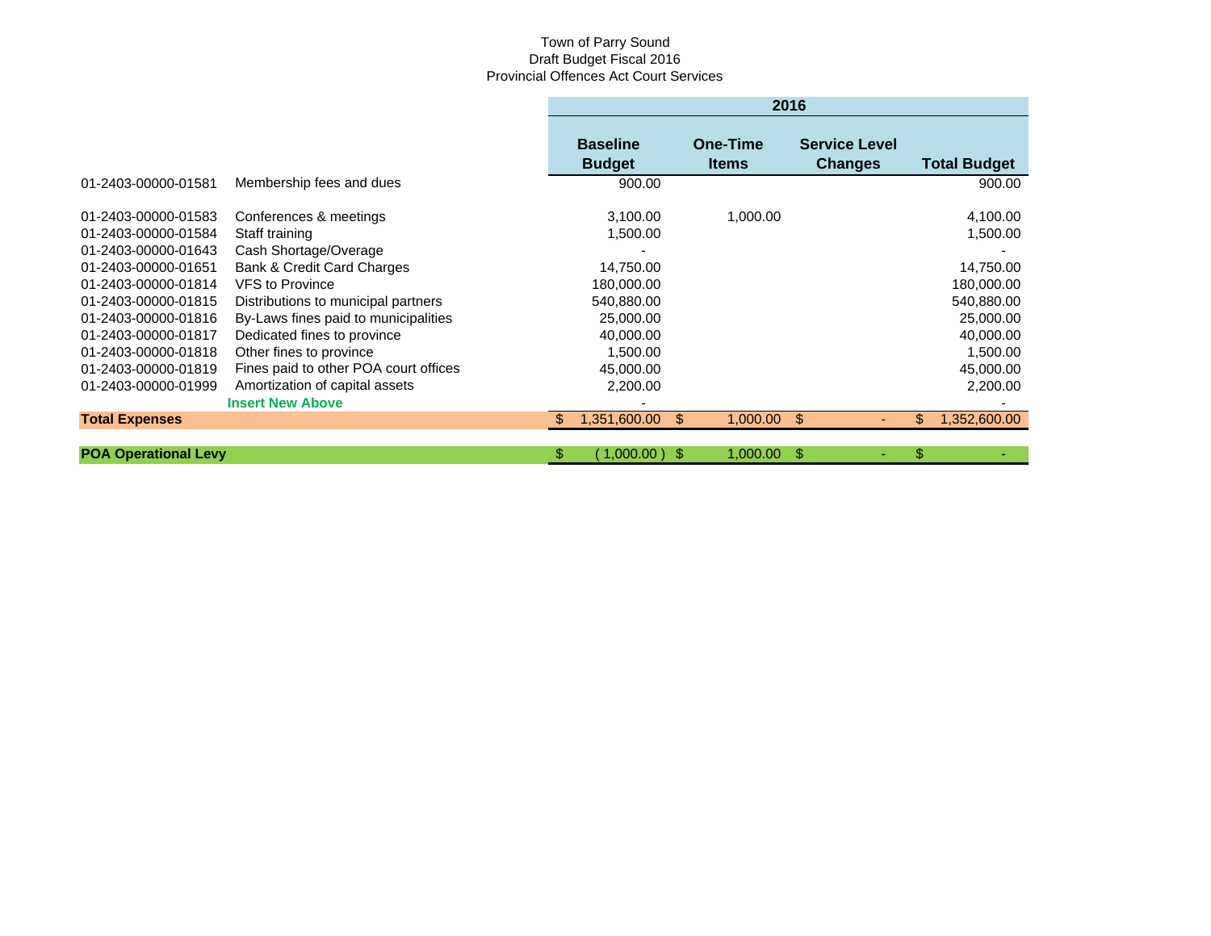Town of Parry Sound
Draft Budget Fiscal 2016
Provincial Offences Act Court Services

| | | 2016 | | | |
|---|---|---|---|---|---|
| | | **Baseline Budget** | **One-Time Items** | **Service Level Changes** | **Total Budget** |
| 01-2403-00000-01581 | Membership fees and dues | 900.00 | | | 900.00 |
| 01-2403-00000-01583 | Conferences & meetings | 3,100.00 | 1,000.00 | | 4,100.00 |
| 01-2403-00000-01584 | Staff training | 1,500.00 | | | 1,500.00 |
| 01-2403-00000-01643 | Cash Shortage/Overage | - | | | - |
| 01-2403-00000-01651 | Bank & Credit Card Charges | 14,750.00 | | | 14,750.00 |
| 01-2403-00000-01814 | VFS to Province | 180,000.00 | | | 180,000.00 |
| 01-2403-00000-01815 | Distributions to municipal partners | 540,880.00 | | | 540,880.00 |
| 01-2403-00000-01816 | By-Laws fines paid to municipalities | 25,000.00 | | | 25,000.00 |
| 01-2403-00000-01817 | Dedicated fines to province | 40,000.00 | | | 40,000.00 |
| 01-2403-00000-01818 | Other fines to province | 1,500.00 | | | 1,500.00 |
| 01-2403-00000-01819 | Fines paid to other POA court offices | 45,000.00 | | | 45,000.00 |
| 01-2403-00000-01999 | Amortization of capital assets | 2,200.00 | | | 2,200.00 |
| | **Insert New Above** | - | | | - |
| **Total Expenses** | | $ 1,351,600.00 | $ 1,000.00 | $ - | $ 1,352,600.00 |
| **POA Operational Levy** | | $ (1,000.00) | $ 1,000.00 | $ - | $ - |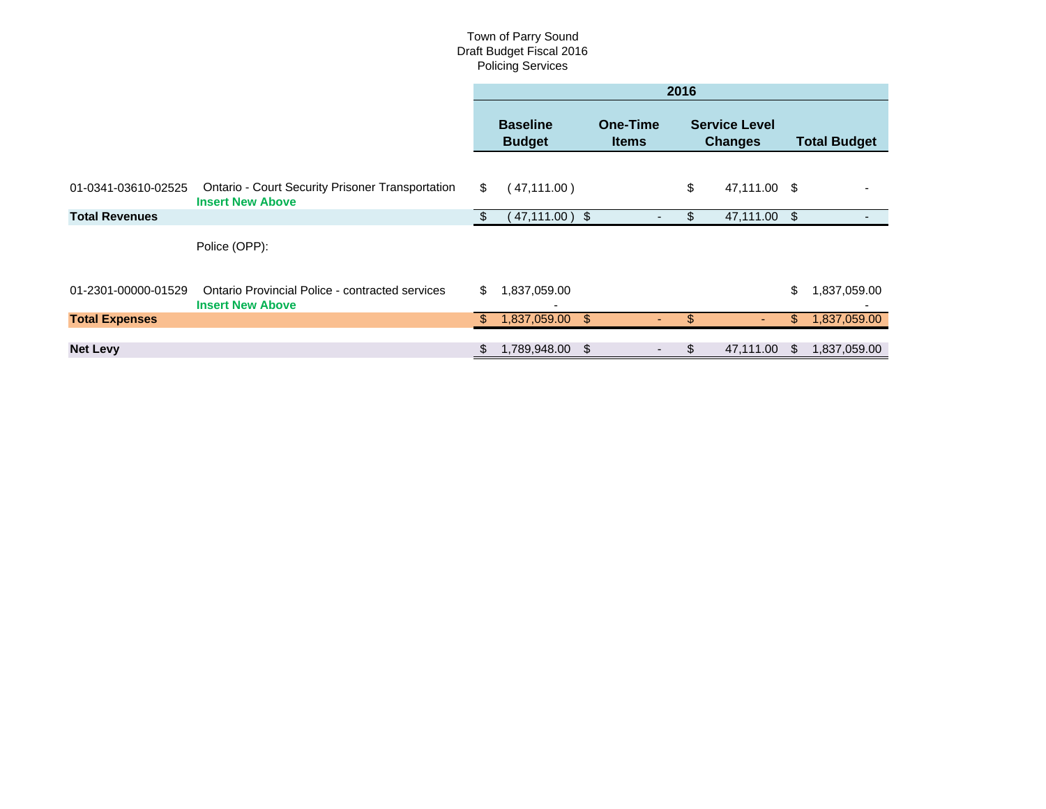Town of Parry Sound
Draft Budget Fiscal 2016
Policing Services

| | | 2016 | | | |
|---|---|---|---|---|---|
| | | Baseline Budget | One-Time Items | Service Level Changes | Total Budget |
| 01-0341-03610-02525 | Ontario - Court Security Prisoner Transportation | $ (47,111.00) | | $ 47,111.00 | $ - |
| | **Insert New Above** | | | | |
| **Total Revenues** | | $ (47,111.00) | $ - | $ 47,111.00 | $ - |
| | Police (OPP): | | | | |
| 01-2301-00000-01529 | Ontario Provincial Police - contracted services | $ 1,837,059.00 | | | $ 1,837,059.00 |
| | **Insert New Above** | - | | | - |
| **Total Expenses** | | $ 1,837,059.00 | $ - | $ - | $ 1,837,059.00 |
| **Net Levy** | | $ 1,789,948.00 | $ - | $ 47,111.00 | $ 1,837,059.00 |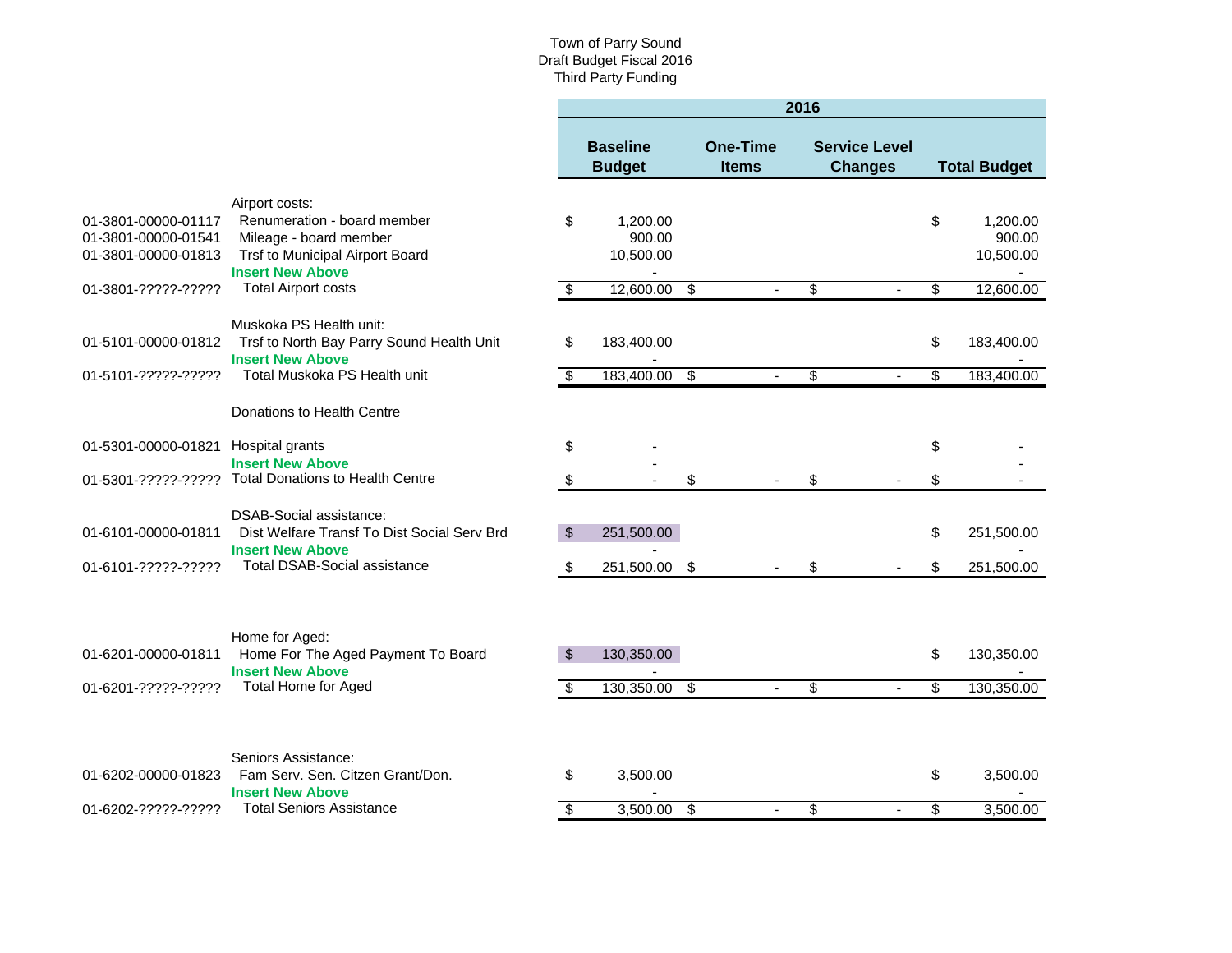Town of Parry Sound
Draft Budget Fiscal 2016
Third Party Funding

| Account | Description | 2016 Baseline Budget | One-Time Items | Service Level Changes | Total Budget |
|---|---|---|---|---|---|
| | Airport costs: | | | | |
| 01-3801-00000-01117 | Renumeration - board member | $ 1,200.00 | | | $ 1,200.00 |
| 01-3801-00000-01541 | Mileage - board member | 900.00 | | | 900.00 |
| 01-3801-00000-01813 | Trsf to Municipal Airport Board | 10,500.00 | | | 10,500.00 |
| | **Insert New Above** | - | | | - |
| 01-3801-?????-????? | Total Airport costs | $ 12,600.00 | $ - | $ - | $ 12,600.00 |
| | Muskoka PS Health unit: | | | | |
| 01-5101-00000-01812 | Trsf to North Bay Parry Sound Health Unit | $ 183,400.00 | | | $ 183,400.00 |
| | **Insert New Above** | - | | | - |
| 01-5101-?????-????? | Total Muskoka PS Health unit | $ 183,400.00 | $ - | $ - | $ 183,400.00 |
| | Donations to Health Centre | | | | |
| 01-5301-00000-01821 | Hospital grants | $ - | | | $ - |
| | **Insert New Above** | - | | | - |
| 01-5301-?????-????? | Total Donations to Health Centre | $ - | $ - | $ - | $ - |
| | DSAB-Social assistance: | | | | |
| 01-6101-00000-01811 | Dist Welfare Transf To Dist Social Serv Brd | $ 251,500.00 | | | $ 251,500.00 |
| | **Insert New Above** | - | | | - |
| 01-6101-?????-????? | Total DSAB-Social assistance | $ 251,500.00 | $ - | $ - | $ 251,500.00 |
| | Home for Aged: | | | | |
| 01-6201-00000-01811 | Home For The Aged Payment To Board | $ 130,350.00 | | | $ 130,350.00 |
| | **Insert New Above** | - | | | - |
| 01-6201-?????-????? | Total Home for Aged | $ 130,350.00 | $ - | $ - | $ 130,350.00 |
| | Seniors Assistance: | | | | |
| 01-6202-00000-01823 | Fam Serv. Sen. Citzen Grant/Don. | $ 3,500.00 | | | $ 3,500.00 |
| | **Insert New Above** | - | | | - |
| 01-6202-?????-????? | Total Seniors Assistance | $ 3,500.00 | $ - | $ - | $ 3,500.00 |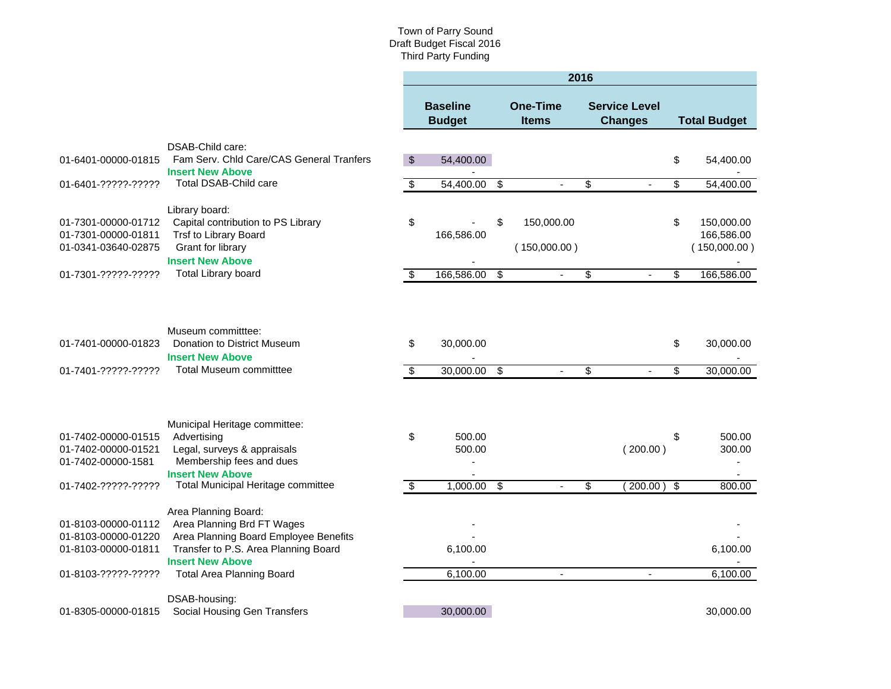Town of Parry Sound
Draft Budget Fiscal 2016
Third Party Funding

| Account | Description | 2016 Baseline Budget | 2016 One-Time Items | 2016 Service Level Changes | 2016 Total Budget |
|---|---|---|---|---|---|
| | DSAB-Child care: | | | | |
| 01-6401-00000-01815 | Fam Serv. Chld Care/CAS General Tranfers | $ 54,400.00 | | | $ 54,400.00 |
| | **Insert New Above** | - | | | - |
| 01-6401-?????-????? | Total DSAB-Child care | $ 54,400.00 | $ - | $ - | $ 54,400.00 |
| | Library board: | | | | |
| 01-7301-00000-01712 | Capital contribution to PS Library | $ - | $ 150,000.00 | | $ 150,000.00 |
| 01-7301-00000-01811 | Trsf to Library Board | 166,586.00 | | | 166,586.00 |
| 01-0341-03640-02875 | Grant for library | | ( 150,000.00 ) | | ( 150,000.00 ) |
| | **Insert New Above** | - | | | - |
| 01-7301-?????-????? | Total Library board | $ 166,586.00 | $ - | $ - | $ 166,586.00 |
| | Museum committtee: | | | | |
| 01-7401-00000-01823 | Donation to District Museum | $ 30,000.00 | | | $ 30,000.00 |
| | **Insert New Above** | - | | | - |
| 01-7401-?????-????? | Total Museum committtee | $ 30,000.00 | $ - | $ - | $ 30,000.00 |
| | Municipal Heritage committee: | | | | |
| 01-7402-00000-01515 | Advertising | $ 500.00 | | | $ 500.00 |
| 01-7402-00000-01521 | Legal, surveys & appraisals | 500.00 | | ( 200.00 ) | 300.00 |
| 01-7402-00000-1581 | Membership fees and dues | - | | | - |
| | **Insert New Above** | - | | | - |
| 01-7402-?????-????? | Total Municipal Heritage committee | $ 1,000.00 | $ - | $ ( 200.00 ) | $ 800.00 |
| | Area Planning Board: | | | | |
| 01-8103-00000-01112 | Area Planning Brd FT Wages | - | | | - |
| 01-8103-00000-01220 | Area Planning Board Employee Benefits | - | | | - |
| 01-8103-00000-01811 | Transfer to P.S. Area Planning Board | 6,100.00 | | | 6,100.00 |
| | **Insert New Above** | - | | | - |
| 01-8103-?????-????? | Total Area Planning Board | 6,100.00 | - | - | 6,100.00 |
| | DSAB-housing: | | | | |
| 01-8305-00000-01815 | Social Housing Gen Transfers | 30,000.00 | | | 30,000.00 |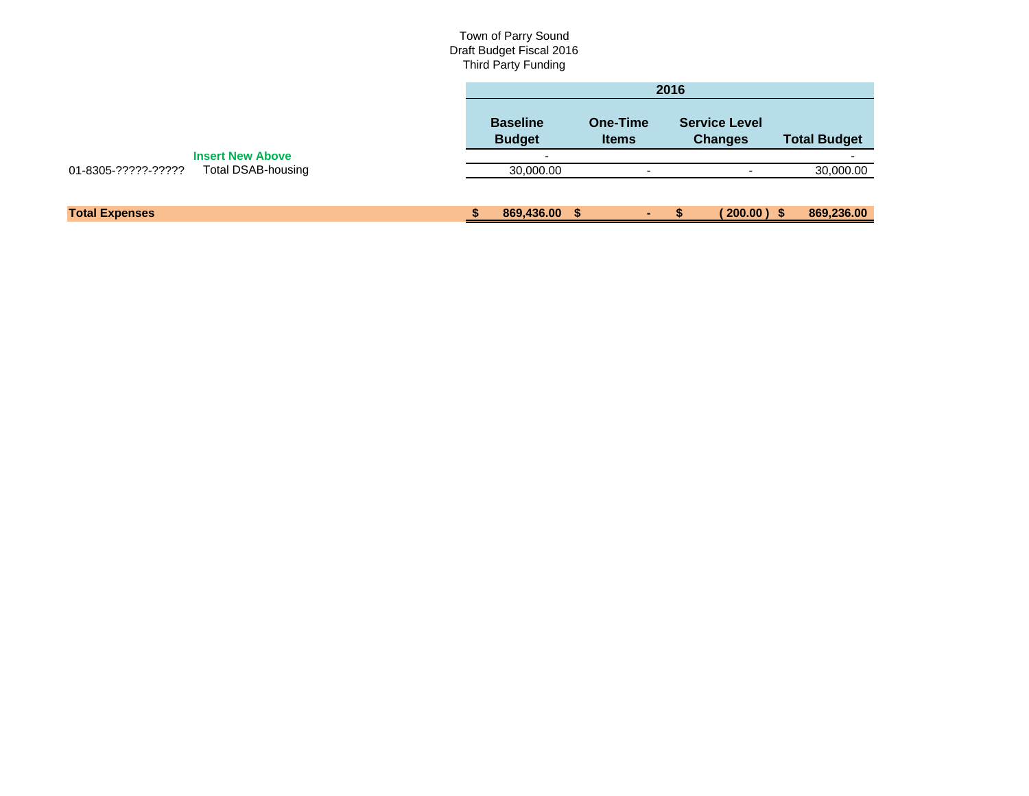Town of Parry Sound
Draft Budget Fiscal 2016
Third Party Funding

| | | 2016 | | | |
|---|---|---|---|---|---|
| | | **Baseline Budget** | **One-Time Items** | **Service Level Changes** | **Total Budget** |
| | **Insert New Above** | - | | | - |
| 01-8305-?????-????? | Total DSAB-housing | 30,000.00 | - | - | 30,000.00 |
| **Total Expenses** | | **$ 869,436.00** | **$ -** | **$ ( 200.00 )** | **$ 869,236.00** |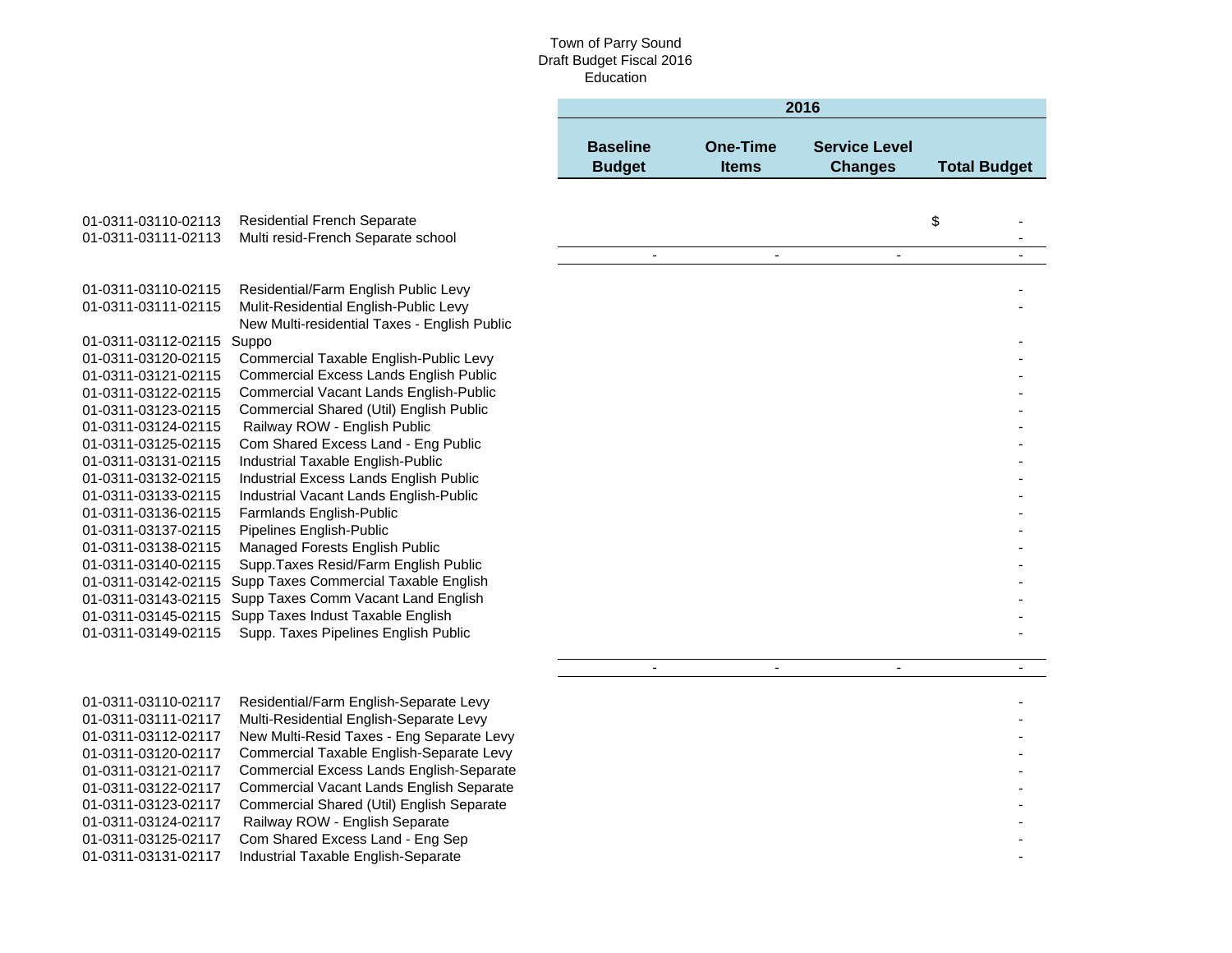Town of Parry Sound
Draft Budget Fiscal 2016
Education

| Account | Description | Baseline Budget | One-Time Items | Service Level Changes | Total Budget |
|---|---|---|---|---|---|
| | | 2016 | | | |
| 01-0311-03110-02113 | Residential French Separate | | | | $ - |
| 01-0311-03111-02113 | Multi resid-French Separate school | | | | - |
| | | - | - | - | - |
| 01-0311-03110-02115 | Residential/Farm English Public Levy | | | | - |
| 01-0311-03111-02115 | Mulit-Residential English-Public Levy | | | | - |
| 01-0311-03112-02115 | New Multi-residential Taxes - English Public Suppo | | | | - |
| 01-0311-03120-02115 | Commercial Taxable English-Public Levy | | | | - |
| 01-0311-03121-02115 | Commercial Excess Lands English Public | | | | - |
| 01-0311-03122-02115 | Commercial Vacant Lands English-Public | | | | - |
| 01-0311-03123-02115 | Commercial Shared (Util) English Public | | | | - |
| 01-0311-03124-02115 | Railway ROW - English Public | | | | - |
| 01-0311-03125-02115 | Com Shared Excess Land - Eng Public | | | | - |
| 01-0311-03131-02115 | Industrial Taxable English-Public | | | | - |
| 01-0311-03132-02115 | Industrial Excess Lands English Public | | | | - |
| 01-0311-03133-02115 | Industrial Vacant Lands English-Public | | | | - |
| 01-0311-03136-02115 | Farmlands English-Public | | | | - |
| 01-0311-03137-02115 | Pipelines English-Public | | | | - |
| 01-0311-03138-02115 | Managed Forests English Public | | | | - |
| 01-0311-03140-02115 | Supp.Taxes Resid/Farm English Public | | | | - |
| 01-0311-03142-02115 | Supp Taxes Commercial Taxable English | | | | - |
| 01-0311-03143-02115 | Supp Taxes Comm Vacant Land English | | | | - |
| 01-0311-03145-02115 | Supp Taxes Indust Taxable English | | | | - |
| 01-0311-03149-02115 | Supp. Taxes Pipelines English Public | | | | - |
| | | - | - | - | - |
| 01-0311-03110-02117 | Residential/Farm English-Separate Levy | | | | - |
| 01-0311-03111-02117 | Multi-Residential English-Separate Levy | | | | - |
| 01-0311-03112-02117 | New Multi-Resid Taxes - Eng Separate Levy | | | | - |
| 01-0311-03120-02117 | Commercial Taxable English-Separate Levy | | | | - |
| 01-0311-03121-02117 | Commercial Excess Lands English-Separate | | | | - |
| 01-0311-03122-02117 | Commercial Vacant Lands English Separate | | | | - |
| 01-0311-03123-02117 | Commercial Shared (Util) English Separate | | | | - |
| 01-0311-03124-02117 | Railway ROW - English Separate | | | | - |
| 01-0311-03125-02117 | Com Shared Excess Land - Eng Sep | | | | - |
| 01-0311-03131-02117 | Industrial Taxable English-Separate | | | | - |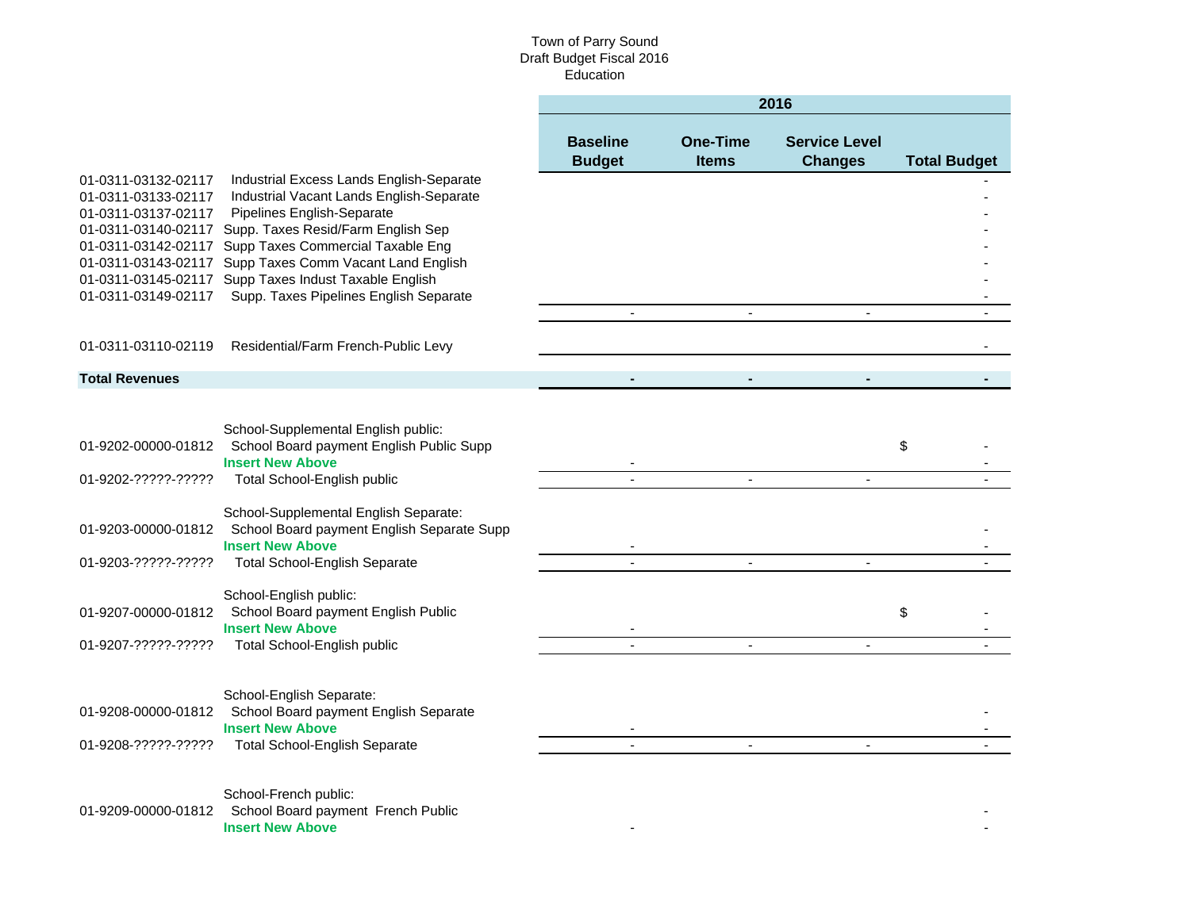Town of Parry Sound
Draft Budget Fiscal 2016
Education

| | | 2016 | | | |
|---|---|---|---|---|---|
| | | **Baseline Budget** | **One-Time Items** | **Service Level Changes** | **Total Budget** |
| 01-0311-03132-02117 | Industrial Excess Lands English-Separate | | | | - |
| 01-0311-03133-02117 | Industrial Vacant Lands English-Separate | | | | - |
| 01-0311-03137-02117 | Pipelines English-Separate | | | | - |
| 01-0311-03140-02117 | Supp. Taxes Resid/Farm English Sep | | | | - |
| 01-0311-03142-02117 | Supp Taxes Commercial Taxable Eng | | | | - |
| 01-0311-03143-02117 | Supp Taxes Comm Vacant Land English | | | | - |
| 01-0311-03145-02117 | Supp Taxes Indust Taxable English | | | | - |
| 01-0311-03149-02117 | Supp. Taxes Pipelines English Separate | | | | - |
| | | - | - | - | - |
| 01-0311-03110-02119 | Residential/Farm French-Public Levy | | | | - |
| **Total Revenues** | | **-** | **-** | **-** | **-** |
| | School-Supplemental English public: | | | | |
| 01-9202-00000-01812 | School Board payment English Public Supp | | | | $ - |
| | **Insert New Above** | - | | | - |
| 01-9202-?????-????? | Total School-English public | - | - | - | - |
| | School-Supplemental English Separate: | | | | |
| 01-9203-00000-01812 | School Board payment English Separate Supp | | | | - |
| | **Insert New Above** | - | | | - |
| 01-9203-?????-????? | Total School-English Separate | - | - | - | - |
| | School-English public: | | | | |
| 01-9207-00000-01812 | School Board payment English Public | | | | $ - |
| | **Insert New Above** | - | | | - |
| 01-9207-?????-????? | Total School-English public | - | - | - | - |
| | School-English Separate: | | | | |
| 01-9208-00000-01812 | School Board payment English Separate | | | | - |
| | **Insert New Above** | - | | | - |
| 01-9208-?????-????? | Total School-English Separate | - | - | - | - |
| | School-French public: | | | | |
| 01-9209-00000-01812 | School Board payment French Public | | | | - |
| | **Insert New Above** | - | | | - |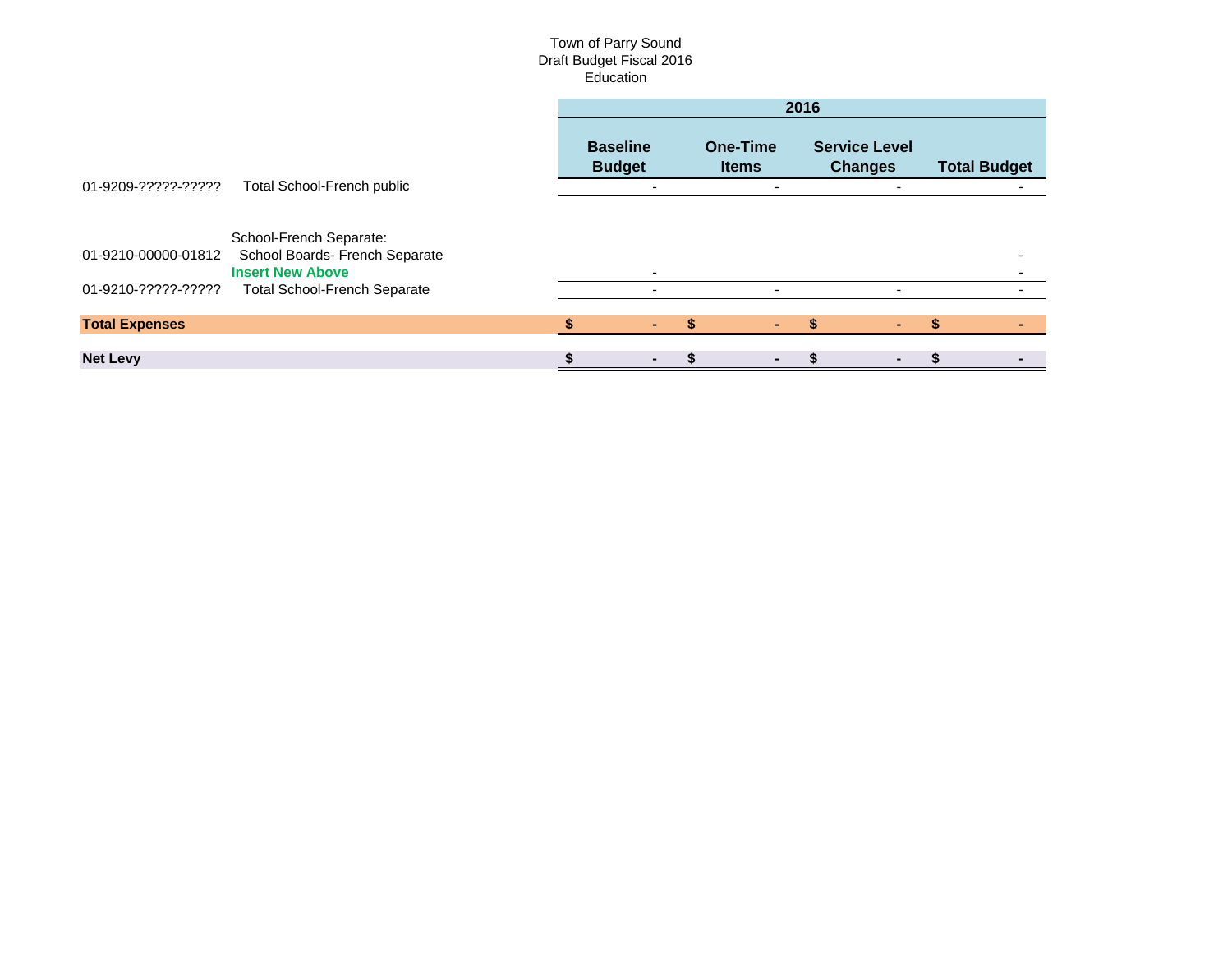Town of Parry Sound
Draft Budget Fiscal 2016
Education

| | | 2016 | | | |
|---|---|---|---|---|---|
| | | **Baseline Budget** | **One-Time Items** | **Service Level Changes** | **Total Budget** |
| 01-9209-?????-????? | Total School-French public | - | - | - | - |
| | School-French Separate: | | | | |
| 01-9210-00000-01812 | School Boards- French Separate | | | | - |
| | **Insert New Above** | - | | | - |
| 01-9210-?????-????? | Total School-French Separate | - | - | - | - |
| **Total Expenses** | | **$ -** | **$ -** | **$ -** | **$ -** |
| **Net Levy** | | **$ -** | **$ -** | **$ -** | **$ -** |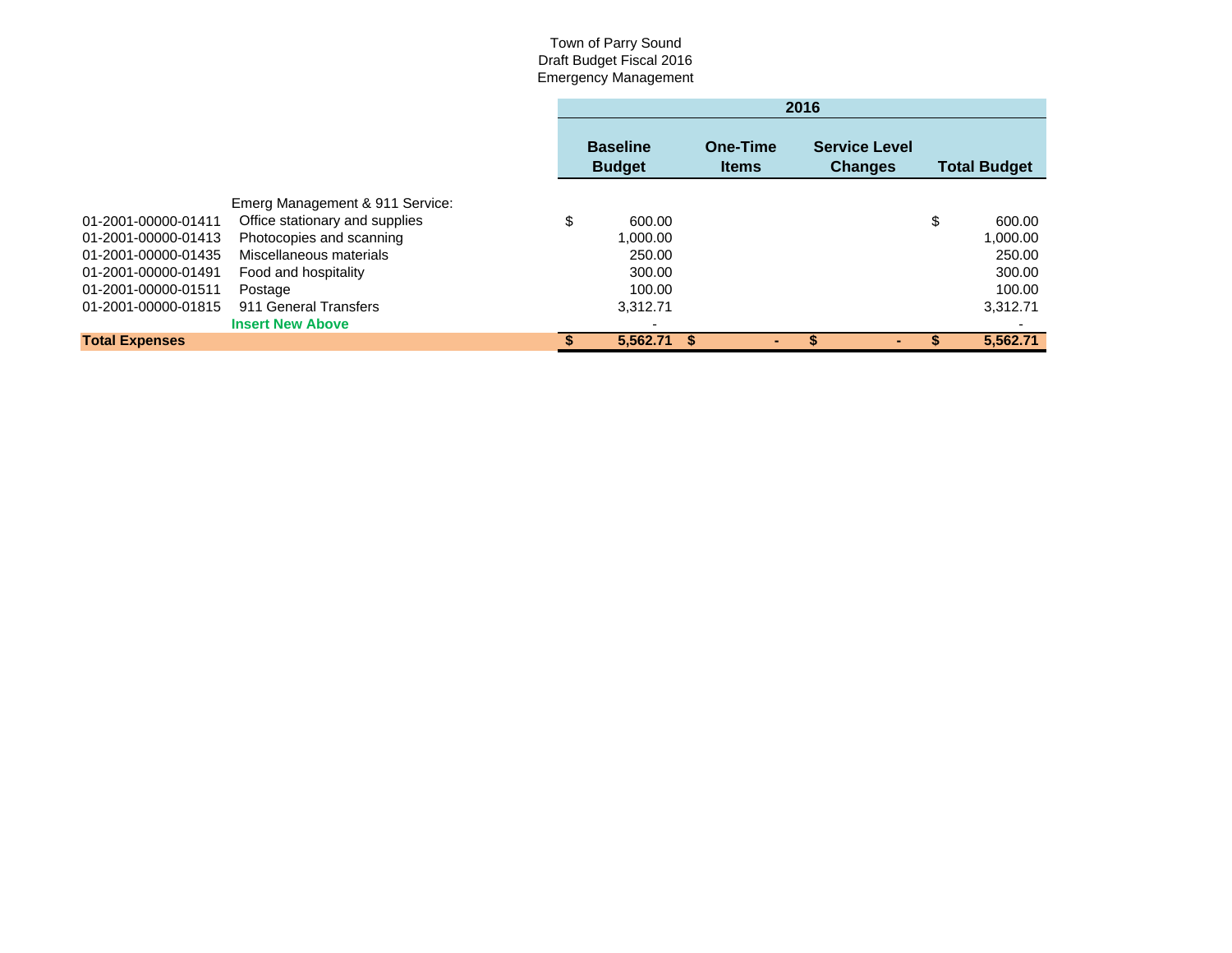Town of Parry Sound
Draft Budget Fiscal 2016
Emergency Management

| | | 2016 | | | |
|---|---|---|---|---|---|
| | | **Baseline Budget** | **One-Time Items** | **Service Level Changes** | **Total Budget** |
| | Emerg Management & 911 Service: | | | | |
| 01-2001-00000-01411 | Office stationary and supplies | $ 600.00 | | | $ 600.00 |
| 01-2001-00000-01413 | Photocopies and scanning | 1,000.00 | | | 1,000.00 |
| 01-2001-00000-01435 | Miscellaneous materials | 250.00 | | | 250.00 |
| 01-2001-00000-01491 | Food and hospitality | 300.00 | | | 300.00 |
| 01-2001-00000-01511 | Postage | 100.00 | | | 100.00 |
| 01-2001-00000-01815 | 911 General Transfers | 3,312.71 | | | 3,312.71 |
| | **Insert New Above** | - | | | - |
| **Total Expenses** | | **$ 5,562.71** | **$ -** | **$ -** | **$ 5,562.71** |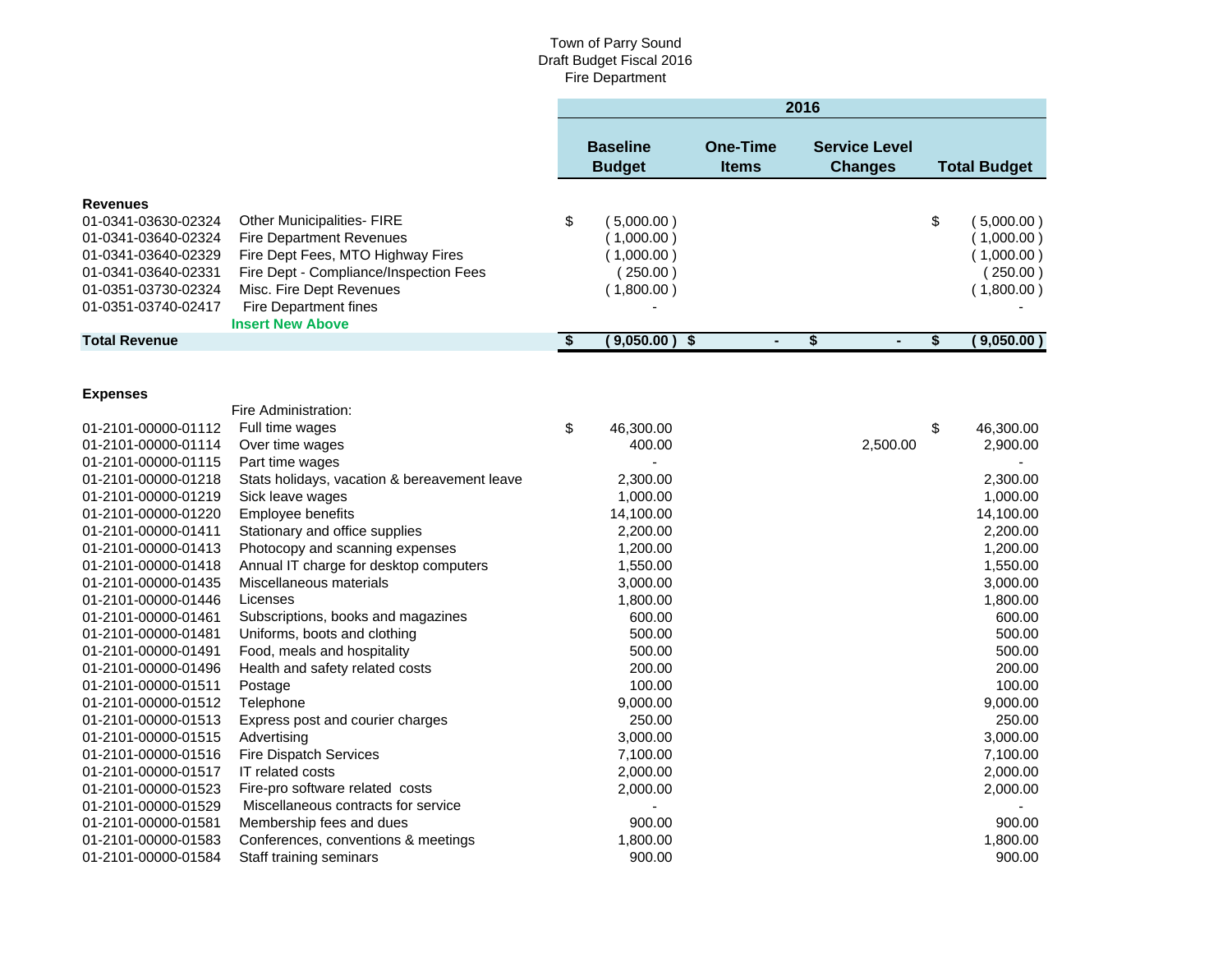Town of Parry Sound
Draft Budget Fiscal 2016
Fire Department

| | | 2016 | | | |
|---|---|---|---|---|---|
| | | Baseline Budget | One-Time Items | Service Level Changes | Total Budget |
| **Revenues** | | | | | |
| 01-0341-03630-02324 | Other Municipalities- FIRE | $ ( 5,000.00 ) | | | $ ( 5,000.00 ) |
| 01-0341-03640-02324 | Fire Department Revenues | ( 1,000.00 ) | | | ( 1,000.00 ) |
| 01-0341-03640-02329 | Fire Dept Fees, MTO Highway Fires | ( 1,000.00 ) | | | ( 1,000.00 ) |
| 01-0341-03640-02331 | Fire Dept - Compliance/Inspection Fees | ( 250.00 ) | | | ( 250.00 ) |
| 01-0351-03730-02324 | Misc. Fire Dept Revenues | ( 1,800.00 ) | | | ( 1,800.00 ) |
| 01-0351-03740-02417 | Fire Department fines | - | | | - |
| | **Insert New Above** | | | | |
| **Total Revenue** | | **$ ( 9,050.00 )** | **$ -** | **$ -** | **$ ( 9,050.00 )** |
| **Expenses** | | | | | |
| | Fire Administration: | | | | |
| 01-2101-00000-01112 | Full time wages | $ 46,300.00 | | | $ 46,300.00 |
| 01-2101-00000-01114 | Over time wages | 400.00 | | 2,500.00 | 2,900.00 |
| 01-2101-00000-01115 | Part time wages | - | | | - |
| 01-2101-00000-01218 | Stats holidays, vacation & bereavement leave | 2,300.00 | | | 2,300.00 |
| 01-2101-00000-01219 | Sick leave wages | 1,000.00 | | | 1,000.00 |
| 01-2101-00000-01220 | Employee benefits | 14,100.00 | | | 14,100.00 |
| 01-2101-00000-01411 | Stationary and office supplies | 2,200.00 | | | 2,200.00 |
| 01-2101-00000-01413 | Photocopy and scanning expenses | 1,200.00 | | | 1,200.00 |
| 01-2101-00000-01418 | Annual IT charge for desktop computers | 1,550.00 | | | 1,550.00 |
| 01-2101-00000-01435 | Miscellaneous materials | 3,000.00 | | | 3,000.00 |
| 01-2101-00000-01446 | Licenses | 1,800.00 | | | 1,800.00 |
| 01-2101-00000-01461 | Subscriptions, books and magazines | 600.00 | | | 600.00 |
| 01-2101-00000-01481 | Uniforms, boots and clothing | 500.00 | | | 500.00 |
| 01-2101-00000-01491 | Food, meals and hospitality | 500.00 | | | 500.00 |
| 01-2101-00000-01496 | Health and safety related costs | 200.00 | | | 200.00 |
| 01-2101-00000-01511 | Postage | 100.00 | | | 100.00 |
| 01-2101-00000-01512 | Telephone | 9,000.00 | | | 9,000.00 |
| 01-2101-00000-01513 | Express post and courier charges | 250.00 | | | 250.00 |
| 01-2101-00000-01515 | Advertising | 3,000.00 | | | 3,000.00 |
| 01-2101-00000-01516 | Fire Dispatch Services | 7,100.00 | | | 7,100.00 |
| 01-2101-00000-01517 | IT related costs | 2,000.00 | | | 2,000.00 |
| 01-2101-00000-01523 | Fire-pro software related costs | 2,000.00 | | | 2,000.00 |
| 01-2101-00000-01529 | Miscellaneous contracts for service | - | | | - |
| 01-2101-00000-01581 | Membership fees and dues | 900.00 | | | 900.00 |
| 01-2101-00000-01583 | Conferences, conventions & meetings | 1,800.00 | | | 1,800.00 |
| 01-2101-00000-01584 | Staff training seminars | 900.00 | | | 900.00 |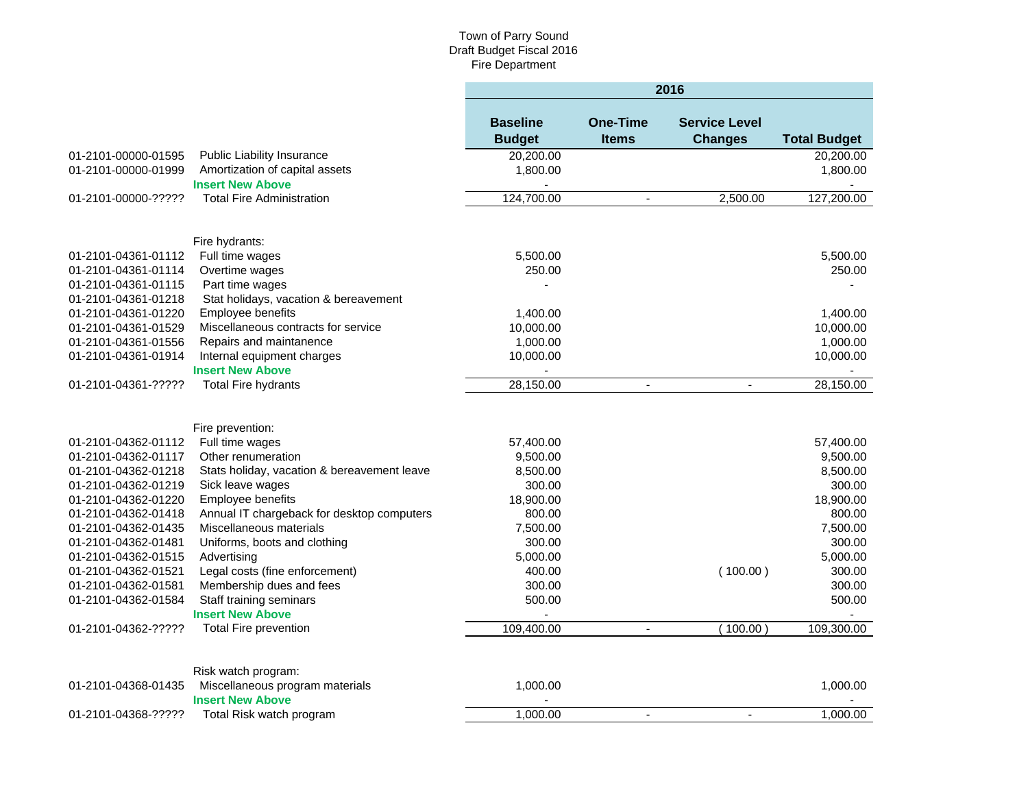Town of Parry Sound
Draft Budget Fiscal 2016
Fire Department

| | | 2016 | | | |
|---|---|---|---|---|---|
| | | Baseline Budget | One-Time Items | Service Level Changes | Total Budget |
| 01-2101-00000-01595 | Public Liability Insurance | 20,200.00 | | | 20,200.00 |
| 01-2101-00000-01999 | Amortization of capital assets | 1,800.00 | | | 1,800.00 |
| | **Insert New Above** | - | | | - |
| 01-2101-00000-????? | Total Fire Administration | 124,700.00 | - | 2,500.00 | 127,200.00 |
| | | | | | |
| | Fire hydrants: | | | | |
| 01-2101-04361-01112 | Full time wages | 5,500.00 | | | 5,500.00 |
| 01-2101-04361-01114 | Overtime wages | 250.00 | | | 250.00 |
| 01-2101-04361-01115 | Part time wages | - | | | - |
| 01-2101-04361-01218 | Stat holidays, vacation & bereavement | | | | |
| 01-2101-04361-01220 | Employee benefits | 1,400.00 | | | 1,400.00 |
| 01-2101-04361-01529 | Miscellaneous contracts for service | 10,000.00 | | | 10,000.00 |
| 01-2101-04361-01556 | Repairs and maintanence | 1,000.00 | | | 1,000.00 |
| 01-2101-04361-01914 | Internal equipment charges | 10,000.00 | | | 10,000.00 |
| | **Insert New Above** | - | | | - |
| 01-2101-04361-????? | Total Fire hydrants | 28,150.00 | - | - | 28,150.00 |
| | | | | | |
| | Fire prevention: | | | | |
| 01-2101-04362-01112 | Full time wages | 57,400.00 | | | 57,400.00 |
| 01-2101-04362-01117 | Other renumeration | 9,500.00 | | | 9,500.00 |
| 01-2101-04362-01218 | Stats holiday, vacation & bereavement leave | 8,500.00 | | | 8,500.00 |
| 01-2101-04362-01219 | Sick leave wages | 300.00 | | | 300.00 |
| 01-2101-04362-01220 | Employee benefits | 18,900.00 | | | 18,900.00 |
| 01-2101-04362-01418 | Annual IT chargeback for desktop computers | 800.00 | | | 800.00 |
| 01-2101-04362-01435 | Miscellaneous materials | 7,500.00 | | | 7,500.00 |
| 01-2101-04362-01481 | Uniforms, boots and clothing | 300.00 | | | 300.00 |
| 01-2101-04362-01515 | Advertising | 5,000.00 | | | 5,000.00 |
| 01-2101-04362-01521 | Legal costs (fine enforcement) | 400.00 | | ( 100.00 ) | 300.00 |
| 01-2101-04362-01581 | Membership dues and fees | 300.00 | | | 300.00 |
| 01-2101-04362-01584 | Staff training seminars | 500.00 | | | 500.00 |
| | **Insert New Above** | - | | | - |
| 01-2101-04362-????? | Total Fire prevention | 109,400.00 | - | ( 100.00 ) | 109,300.00 |
| | | | | | |
| | Risk watch program: | | | | |
| 01-2101-04368-01435 | Miscellaneous program materials | 1,000.00 | | | 1,000.00 |
| | **Insert New Above** | - | | | - |
| 01-2101-04368-????? | Total Risk watch program | 1,000.00 | - | - | 1,000.00 |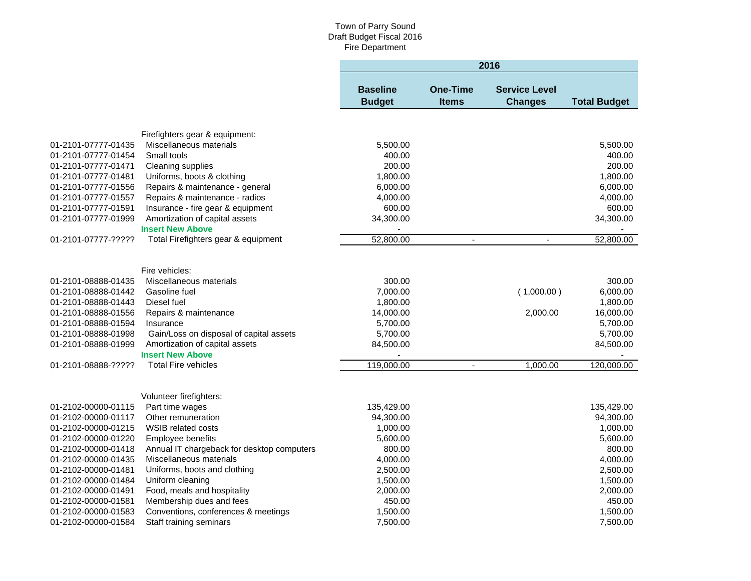Town of Parry Sound
Draft Budget Fiscal 2016
Fire Department

| | | 2016 | | | |
|---|---|---|---|---|---|
| | | **Baseline Budget** | **One-Time Items** | **Service Level Changes** | **Total Budget** |
| | Firefighters gear & equipment: | | | | |
| 01-2101-07777-01435 | Miscellaneous materials | 5,500.00 | | | 5,500.00 |
| 01-2101-07777-01454 | Small tools | 400.00 | | | 400.00 |
| 01-2101-07777-01471 | Cleaning supplies | 200.00 | | | 200.00 |
| 01-2101-07777-01481 | Uniforms, boots & clothing | 1,800.00 | | | 1,800.00 |
| 01-2101-07777-01556 | Repairs & maintenance - general | 6,000.00 | | | 6,000.00 |
| 01-2101-07777-01557 | Repairs & maintenance - radios | 4,000.00 | | | 4,000.00 |
| 01-2101-07777-01591 | Insurance - fire gear & equipment | 600.00 | | | 600.00 |
| 01-2101-07777-01999 | Amortization of capital assets | 34,300.00 | | | 34,300.00 |
| | **Insert New Above** | - | | | - |
| 01-2101-07777-????? | Total Firefighters gear & equipment | 52,800.00 | - | - | 52,800.00 |
| | Fire vehicles: | | | | |
| 01-2101-08888-01435 | Miscellaneous materials | 300.00 | | | 300.00 |
| 01-2101-08888-01442 | Gasoline fuel | 7,000.00 | | ( 1,000.00 ) | 6,000.00 |
| 01-2101-08888-01443 | Diesel fuel | 1,800.00 | | | 1,800.00 |
| 01-2101-08888-01556 | Repairs & maintenance | 14,000.00 | | 2,000.00 | 16,000.00 |
| 01-2101-08888-01594 | Insurance | 5,700.00 | | | 5,700.00 |
| 01-2101-08888-01998 | Gain/Loss on disposal of capital assets | 5,700.00 | | | 5,700.00 |
| 01-2101-08888-01999 | Amortization of capital assets | 84,500.00 | | | 84,500.00 |
| | **Insert New Above** | - | | | - |
| 01-2101-08888-????? | Total Fire vehicles | 119,000.00 | - | 1,000.00 | 120,000.00 |
| | Volunteer firefighters: | | | | |
| 01-2102-00000-01115 | Part time wages | 135,429.00 | | | 135,429.00 |
| 01-2102-00000-01117 | Other remuneration | 94,300.00 | | | 94,300.00 |
| 01-2102-00000-01215 | WSIB related costs | 1,000.00 | | | 1,000.00 |
| 01-2102-00000-01220 | Employee benefits | 5,600.00 | | | 5,600.00 |
| 01-2102-00000-01418 | Annual IT chargeback for desktop computers | 800.00 | | | 800.00 |
| 01-2102-00000-01435 | Miscellaneous materials | 4,000.00 | | | 4,000.00 |
| 01-2102-00000-01481 | Uniforms, boots and clothing | 2,500.00 | | | 2,500.00 |
| 01-2102-00000-01484 | Uniform cleaning | 1,500.00 | | | 1,500.00 |
| 01-2102-00000-01491 | Food, meals and hospitality | 2,000.00 | | | 2,000.00 |
| 01-2102-00000-01581 | Membership dues and fees | 450.00 | | | 450.00 |
| 01-2102-00000-01583 | Conventions, conferences & meetings | 1,500.00 | | | 1,500.00 |
| 01-2102-00000-01584 | Staff training seminars | 7,500.00 | | | 7,500.00 |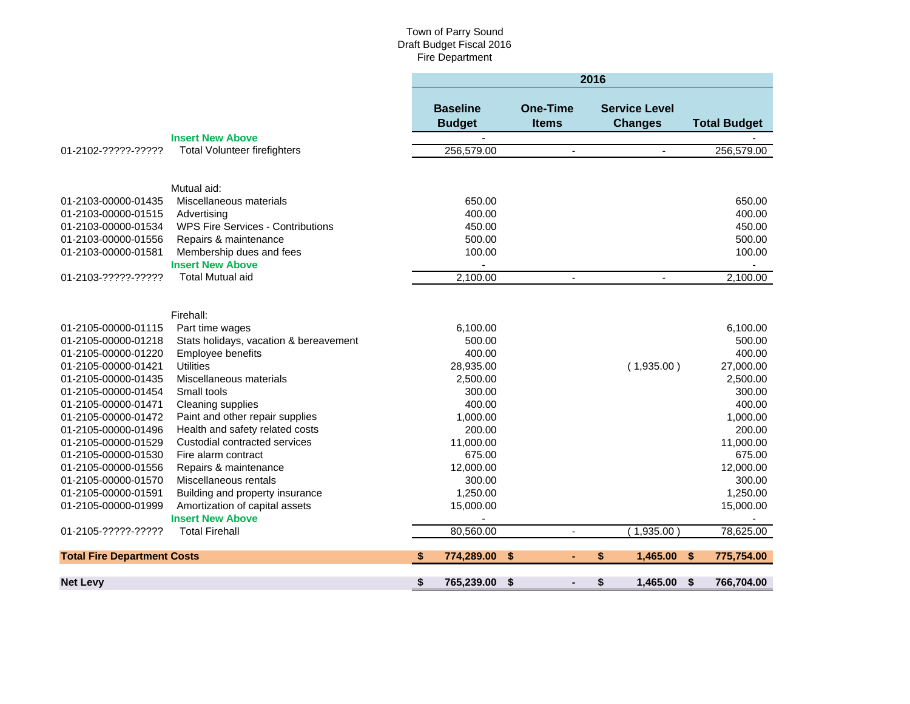Town of Parry Sound
Draft Budget Fiscal 2016
Fire Department

| | | 2016 | | | |
|---|---|---|---|---|---|
| | | Baseline Budget | One-Time Items | Service Level Changes | Total Budget |
| | **Insert New Above** | - | | | - |
| 01-2102-?????-????? | Total Volunteer firefighters | 256,579.00 | - | - | 256,579.00 |
| | | | | | |
| | Mutual aid: | | | | |
| 01-2103-00000-01435 | Miscellaneous materials | 650.00 | | | 650.00 |
| 01-2103-00000-01515 | Advertising | 400.00 | | | 400.00 |
| 01-2103-00000-01534 | WPS Fire Services - Contributions | 450.00 | | | 450.00 |
| 01-2103-00000-01556 | Repairs & maintenance | 500.00 | | | 500.00 |
| 01-2103-00000-01581 | Membership dues and fees | 100.00 | | | 100.00 |
| | **Insert New Above** | - | | | - |
| 01-2103-?????-????? | Total Mutual aid | 2,100.00 | - | - | 2,100.00 |
| | | | | | |
| | Firehall: | | | | |
| 01-2105-00000-01115 | Part time wages | 6,100.00 | | | 6,100.00 |
| 01-2105-00000-01218 | Stats holidays, vacation & bereavement | 500.00 | | | 500.00 |
| 01-2105-00000-01220 | Employee benefits | 400.00 | | | 400.00 |
| 01-2105-00000-01421 | Utilities | 28,935.00 | | ( 1,935.00 ) | 27,000.00 |
| 01-2105-00000-01435 | Miscellaneous materials | 2,500.00 | | | 2,500.00 |
| 01-2105-00000-01454 | Small tools | 300.00 | | | 300.00 |
| 01-2105-00000-01471 | Cleaning supplies | 400.00 | | | 400.00 |
| 01-2105-00000-01472 | Paint and other repair supplies | 1,000.00 | | | 1,000.00 |
| 01-2105-00000-01496 | Health and safety related costs | 200.00 | | | 200.00 |
| 01-2105-00000-01529 | Custodial contracted services | 11,000.00 | | | 11,000.00 |
| 01-2105-00000-01530 | Fire alarm contract | 675.00 | | | 675.00 |
| 01-2105-00000-01556 | Repairs & maintenance | 12,000.00 | | | 12,000.00 |
| 01-2105-00000-01570 | Miscellaneous rentals | 300.00 | | | 300.00 |
| 01-2105-00000-01591 | Building and property insurance | 1,250.00 | | | 1,250.00 |
| 01-2105-00000-01999 | Amortization of capital assets | 15,000.00 | | | 15,000.00 |
| | **Insert New Above** | - | | | - |
| 01-2105-?????-????? | Total Firehall | 80,560.00 | - | ( 1,935.00 ) | 78,625.00 |
| | | | | | |
| **Total Fire Department Costs** | | **$ 774,289.00** | **$ -** | **$ 1,465.00** | **$ 775,754.00** |
| | | | | | |
| **Net Levy** | | **$ 765,239.00** | **$ -** | **$ 1,465.00** | **$ 766,704.00** |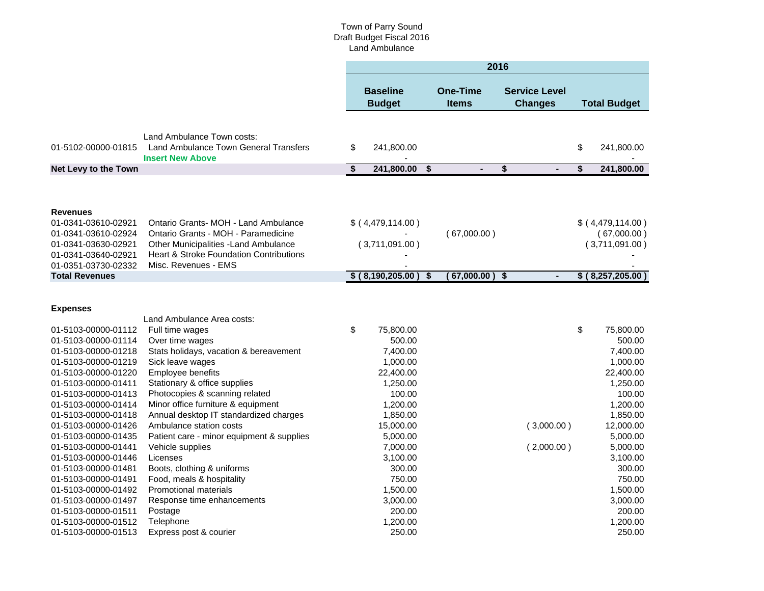Town of Parry Sound
Draft Budget Fiscal 2016
Land Ambulance

| | | 2016 | | | |
|---|---|---|---|---|---|
| | | Baseline Budget | One-Time Items | Service Level Changes | Total Budget |
| | Land Ambulance Town costs: | | | | |
| 01-5102-00000-01815 | Land Ambulance Town General Transfers | $ 241,800.00 | | | $ 241,800.00 |
| | Insert New Above | - | | | - |
| **Net Levy to the Town** | | **$ 241,800.00** | **$ -** | **$ -** | **$ 241,800.00** |
| **Revenues** | | | | | |
| 01-0341-03610-02921 | Ontario Grants- MOH - Land Ambulance | $ ( 4,479,114.00 ) | | | $ ( 4,479,114.00 ) |
| 01-0341-03610-02924 | Ontario Grants - MOH - Paramedicine | - | ( 67,000.00 ) | | ( 67,000.00 ) |
| 01-0341-03630-02921 | Other Municipalities -Land Ambulance | ( 3,711,091.00 ) | | | ( 3,711,091.00 ) |
| 01-0341-03640-02921 | Heart & Stroke Foundation Contributions | - | | | - |
| 01-0351-03730-02332 | Misc. Revenues - EMS | - | | | - |
| **Total Revenues** | | **$ ( 8,190,205.00 )** | **$ ( 67,000.00 )** | **$ -** | **$ ( 8,257,205.00 )** |
| **Expenses** | | | | | |
| | Land Ambulance Area costs: | | | | |
| 01-5103-00000-01112 | Full time wages | $ 75,800.00 | | | $ 75,800.00 |
| 01-5103-00000-01114 | Over time wages | 500.00 | | | 500.00 |
| 01-5103-00000-01218 | Stats holidays, vacation & bereavement | 7,400.00 | | | 7,400.00 |
| 01-5103-00000-01219 | Sick leave wages | 1,000.00 | | | 1,000.00 |
| 01-5103-00000-01220 | Employee benefits | 22,400.00 | | | 22,400.00 |
| 01-5103-00000-01411 | Stationary & office supplies | 1,250.00 | | | 1,250.00 |
| 01-5103-00000-01413 | Photocopies & scanning related | 100.00 | | | 100.00 |
| 01-5103-00000-01414 | Minor office furniture & equipment | 1,200.00 | | | 1,200.00 |
| 01-5103-00000-01418 | Annual desktop IT standardized charges | 1,850.00 | | | 1,850.00 |
| 01-5103-00000-01426 | Ambulance station costs | 15,000.00 | | ( 3,000.00 ) | 12,000.00 |
| 01-5103-00000-01435 | Patient care - minor equipment & supplies | 5,000.00 | | | 5,000.00 |
| 01-5103-00000-01441 | Vehicle supplies | 7,000.00 | | ( 2,000.00 ) | 5,000.00 |
| 01-5103-00000-01446 | Licenses | 3,100.00 | | | 3,100.00 |
| 01-5103-00000-01481 | Boots, clothing & uniforms | 300.00 | | | 300.00 |
| 01-5103-00000-01491 | Food, meals & hospitality | 750.00 | | | 750.00 |
| 01-5103-00000-01492 | Promotional materials | 1,500.00 | | | 1,500.00 |
| 01-5103-00000-01497 | Response time enhancements | 3,000.00 | | | 3,000.00 |
| 01-5103-00000-01511 | Postage | 200.00 | | | 200.00 |
| 01-5103-00000-01512 | Telephone | 1,200.00 | | | 1,200.00 |
| 01-5103-00000-01513 | Express post & courier | 250.00 | | | 250.00 |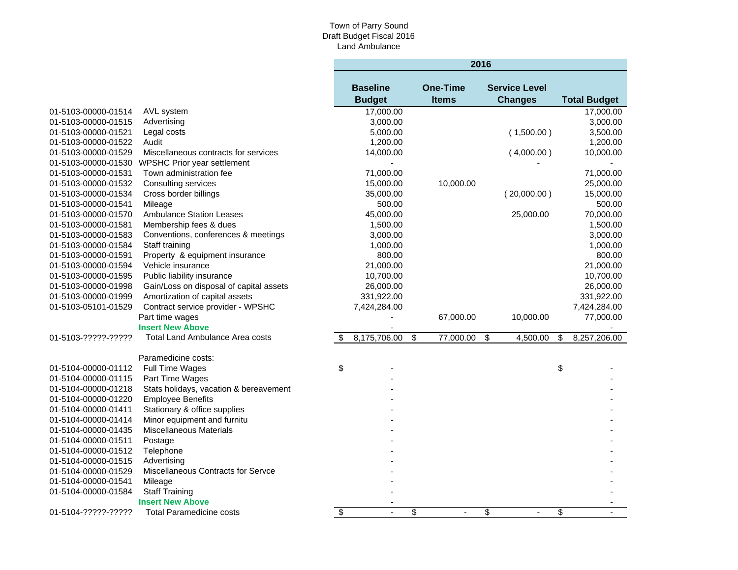Town of Parry Sound
Draft Budget Fiscal 2016
Land Ambulance

| | | 2016 | | | |
|---|---|---|---|---|---|
| | | **Baseline Budget** | **One-Time Items** | **Service Level Changes** | **Total Budget** |
| 01-5103-00000-01514 | AVL system | 17,000.00 | | | 17,000.00 |
| 01-5103-00000-01515 | Advertising | 3,000.00 | | | 3,000.00 |
| 01-5103-00000-01521 | Legal costs | 5,000.00 | | ( 1,500.00 ) | 3,500.00 |
| 01-5103-00000-01522 | Audit | 1,200.00 | | | 1,200.00 |
| 01-5103-00000-01529 | Miscellaneous contracts for services | 14,000.00 | | ( 4,000.00 ) | 10,000.00 |
| 01-5103-00000-01530 | WPSHC Prior year settlement | - | | - | - |
| 01-5103-00000-01531 | Town administration fee | 71,000.00 | | | 71,000.00 |
| 01-5103-00000-01532 | Consulting services | 15,000.00 | 10,000.00 | | 25,000.00 |
| 01-5103-00000-01534 | Cross border billings | 35,000.00 | | ( 20,000.00 ) | 15,000.00 |
| 01-5103-00000-01541 | Mileage | 500.00 | | | 500.00 |
| 01-5103-00000-01570 | Ambulance Station Leases | 45,000.00 | | 25,000.00 | 70,000.00 |
| 01-5103-00000-01581 | Membership fees & dues | 1,500.00 | | | 1,500.00 |
| 01-5103-00000-01583 | Conventions, conferences & meetings | 3,000.00 | | | 3,000.00 |
| 01-5103-00000-01584 | Staff training | 1,000.00 | | | 1,000.00 |
| 01-5103-00000-01591 | Property & equipment insurance | 800.00 | | | 800.00 |
| 01-5103-00000-01594 | Vehicle insurance | 21,000.00 | | | 21,000.00 |
| 01-5103-00000-01595 | Public liability insurance | 10,700.00 | | | 10,700.00 |
| 01-5103-00000-01998 | Gain/Loss on disposal of capital assets | 26,000.00 | | | 26,000.00 |
| 01-5103-00000-01999 | Amortization of capital assets | 331,922.00 | | | 331,922.00 |
| 01-5103-05101-01529 | Contract service provider - WPSHC | 7,424,284.00 | | | 7,424,284.00 |
| | Part time wages | - | 67,000.00 | 10,000.00 | 77,000.00 |
| | **Insert New Above** | - | | | - |
| 01-5103-?????-????? | Total Land Ambulance Area costs | $ 8,175,706.00 | $ 77,000.00 | $ 4,500.00 | $ 8,257,206.00 |
| | | | | | |
| | Paramedicine costs: | | | | |
| 01-5104-00000-01112 | Full Time Wages | $ - | | | $ - |
| 01-5104-00000-01115 | Part Time Wages | - | | | - |
| 01-5104-00000-01218 | Stats holidays, vacation & bereavement | - | | | - |
| 01-5104-00000-01220 | Employee Benefits | - | | | - |
| 01-5104-00000-01411 | Stationary & office supplies | - | | | - |
| 01-5104-00000-01414 | Minor equipment and furnitu | - | | | - |
| 01-5104-00000-01435 | Miscellaneous Materials | - | | | - |
| 01-5104-00000-01511 | Postage | - | | | - |
| 01-5104-00000-01512 | Telephone | - | | | - |
| 01-5104-00000-01515 | Advertising | - | | | - |
| 01-5104-00000-01529 | Miscellaneous Contracts for Servce | - | | | - |
| 01-5104-00000-01541 | Mileage | - | | | - |
| 01-5104-00000-01584 | Staff Training | - | | | - |
| | **Insert New Above** | - | | | - |
| 01-5104-?????-????? | Total Paramedicine costs | $ - | $ - | $ - | $ - |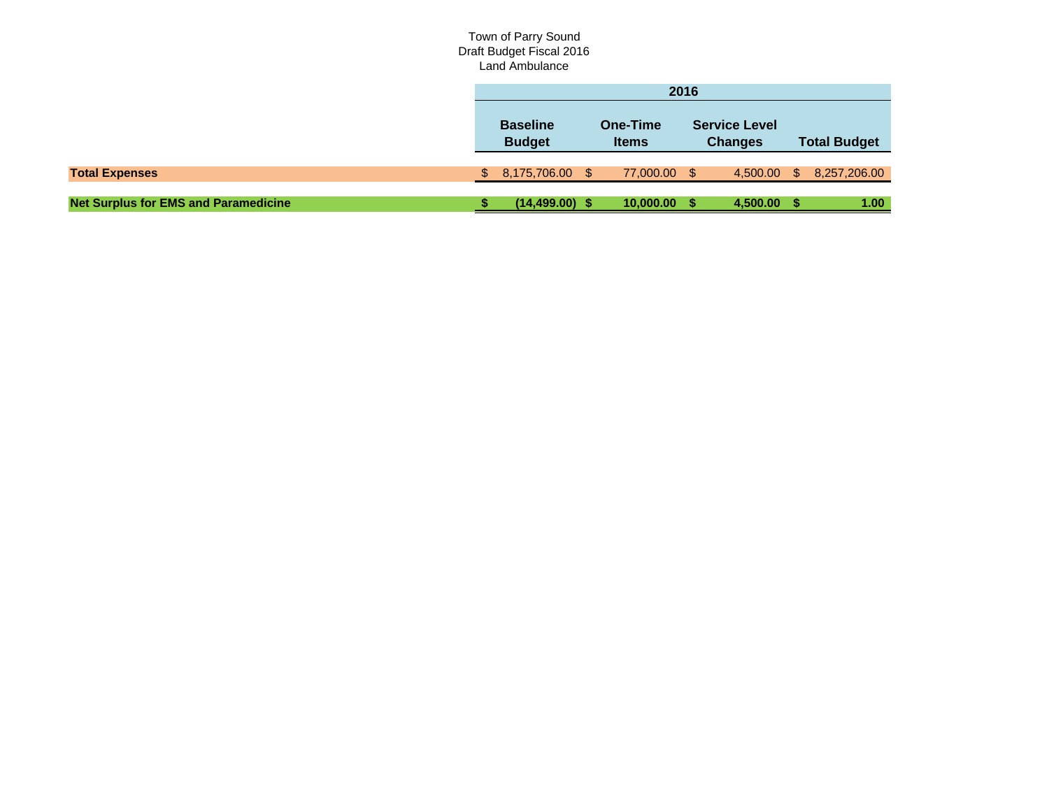Town of Parry Sound
Draft Budget Fiscal 2016
Land Ambulance

| | 2016 | | | |
|---|---|---|---|---|
| | **Baseline Budget** | **One-Time Items** | **Service Level Changes** | **Total Budget** |
| **Total Expenses** | $ 8,175,706.00 | $ 77,000.00 | $ 4,500.00 | $ 8,257,206.00 |
| **Net Surplus for EMS and Paramedicine** | **$ (14,499.00)** | **$ 10,000.00** | **$ 4,500.00** | **$ 1.00** |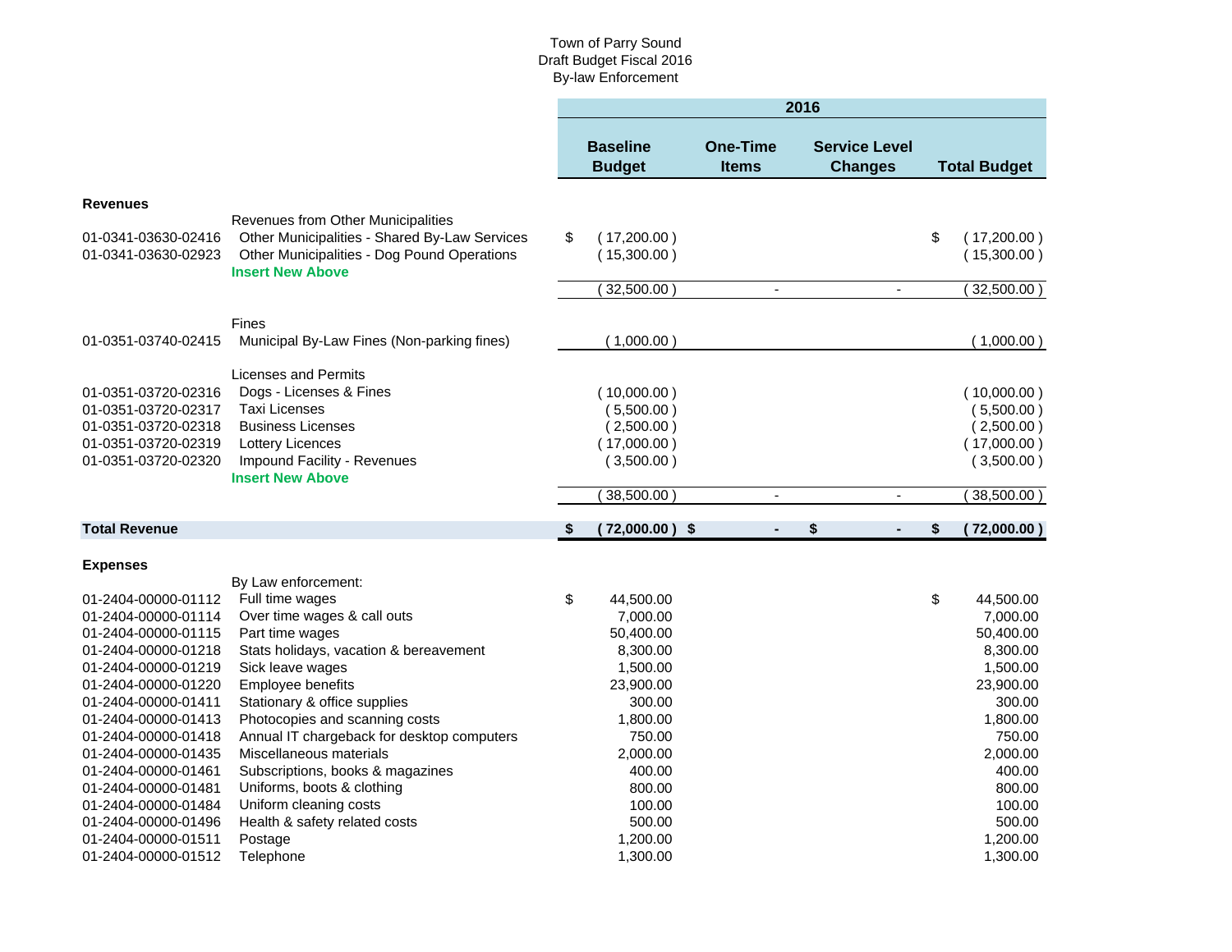Town of Parry Sound
Draft Budget Fiscal 2016
By-law Enforcement

| | | 2016 | | | |
|---|---|---|---|---|---|
| | | **Baseline Budget** | **One-Time Items** | **Service Level Changes** | **Total Budget** |
| **Revenues** | | | | | |
| | Revenues from Other Municipalities | | | | |
| 01-0341-03630-02416 | Other Municipalities - Shared By-Law Services | $ (17,200.00) | | | $ (17,200.00) |
| 01-0341-03630-02923 | Other Municipalities - Dog Pound Operations | (15,300.00) | | | (15,300.00) |
| | **Insert New Above** | | | | |
| | | (32,500.00) | - | - | (32,500.00) |
| | Fines | | | | |
| 01-0351-03740-02415 | Municipal By-Law Fines (Non-parking fines) | (1,000.00) | | | (1,000.00) |
| | Licenses and Permits | | | | |
| 01-0351-03720-02316 | Dogs - Licenses & Fines | (10,000.00) | | | (10,000.00) |
| 01-0351-03720-02317 | Taxi Licenses | (5,500.00) | | | (5,500.00) |
| 01-0351-03720-02318 | Business Licenses | (2,500.00) | | | (2,500.00) |
| 01-0351-03720-02319 | Lottery Licences | (17,000.00) | | | (17,000.00) |
| 01-0351-03720-02320 | Impound Facility - Revenues | (3,500.00) | | | (3,500.00) |
| | **Insert New Above** | | | | |
| | | (38,500.00) | - | - | (38,500.00) |
| **Total Revenue** | | **$ (72,000.00)** | **$ -** | **$ -** | **$ (72,000.00)** |
| **Expenses** | | | | | |
| | By Law enforcement: | | | | |
| 01-2404-00000-01112 | Full time wages | $ 44,500.00 | | | $ 44,500.00 |
| 01-2404-00000-01114 | Over time wages & call outs | 7,000.00 | | | 7,000.00 |
| 01-2404-00000-01115 | Part time wages | 50,400.00 | | | 50,400.00 |
| 01-2404-00000-01218 | Stats holidays, vacation & bereavement | 8,300.00 | | | 8,300.00 |
| 01-2404-00000-01219 | Sick leave wages | 1,500.00 | | | 1,500.00 |
| 01-2404-00000-01220 | Employee benefits | 23,900.00 | | | 23,900.00 |
| 01-2404-00000-01411 | Stationary & office supplies | 300.00 | | | 300.00 |
| 01-2404-00000-01413 | Photocopies and scanning costs | 1,800.00 | | | 1,800.00 |
| 01-2404-00000-01418 | Annual IT chargeback for desktop computers | 750.00 | | | 750.00 |
| 01-2404-00000-01435 | Miscellaneous materials | 2,000.00 | | | 2,000.00 |
| 01-2404-00000-01461 | Subscriptions, books & magazines | 400.00 | | | 400.00 |
| 01-2404-00000-01481 | Uniforms, boots & clothing | 800.00 | | | 800.00 |
| 01-2404-00000-01484 | Uniform cleaning costs | 100.00 | | | 100.00 |
| 01-2404-00000-01496 | Health & safety related costs | 500.00 | | | 500.00 |
| 01-2404-00000-01511 | Postage | 1,200.00 | | | 1,200.00 |
| 01-2404-00000-01512 | Telephone | 1,300.00 | | | 1,300.00 |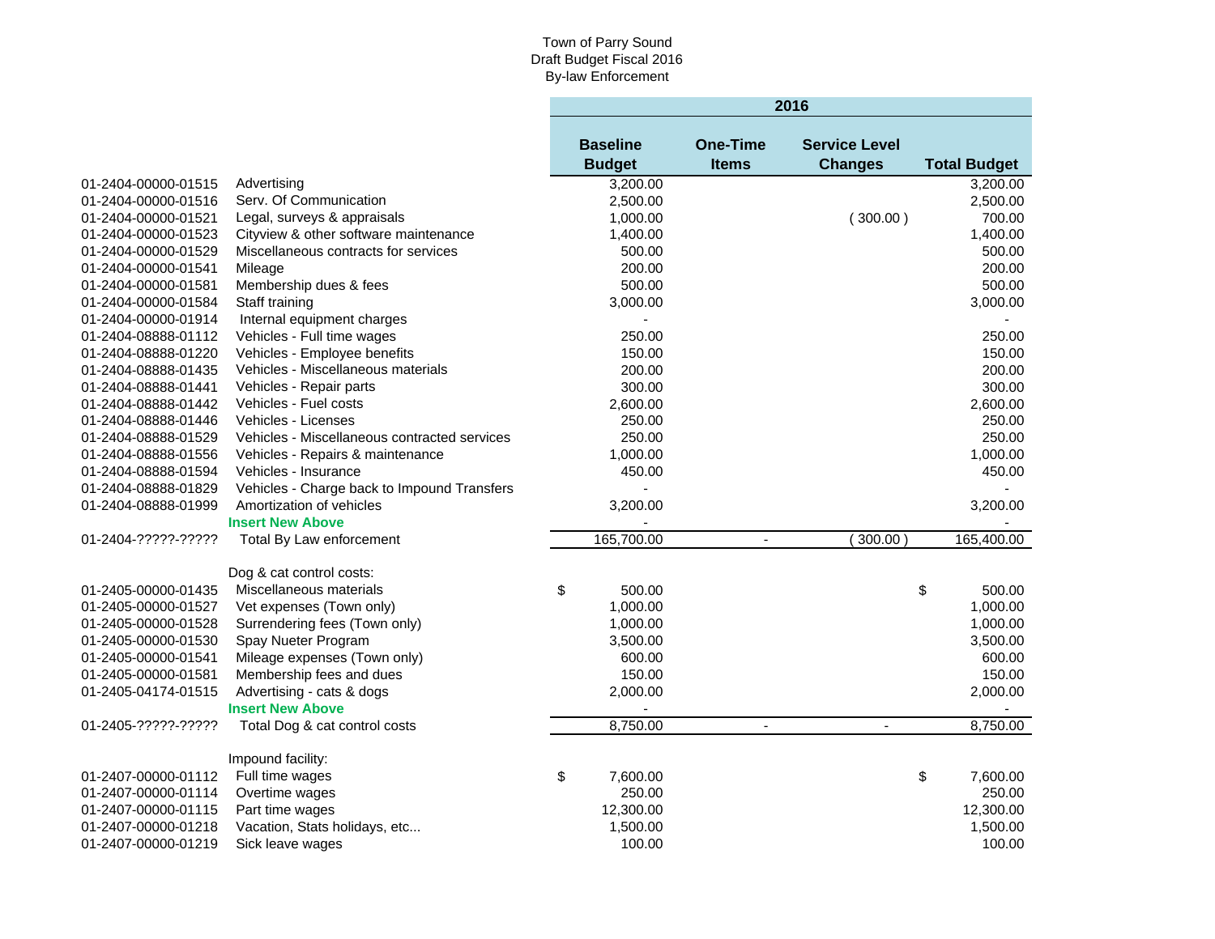Town of Parry Sound
Draft Budget Fiscal 2016
By-law Enforcement

| | | 2016 | | | |
|---|---|---|---|---|---|
| | | **Baseline Budget** | **One-Time Items** | **Service Level Changes** | **Total Budget** |
| 01-2404-00000-01515 | Advertising | 3,200.00 | | | 3,200.00 |
| 01-2404-00000-01516 | Serv. Of Communication | 2,500.00 | | | 2,500.00 |
| 01-2404-00000-01521 | Legal, surveys & appraisals | 1,000.00 | | ( 300.00 ) | 700.00 |
| 01-2404-00000-01523 | Cityview & other software maintenance | 1,400.00 | | | 1,400.00 |
| 01-2404-00000-01529 | Miscellaneous contracts for services | 500.00 | | | 500.00 |
| 01-2404-00000-01541 | Mileage | 200.00 | | | 200.00 |
| 01-2404-00000-01581 | Membership dues & fees | 500.00 | | | 500.00 |
| 01-2404-00000-01584 | Staff training | 3,000.00 | | | 3,000.00 |
| 01-2404-00000-01914 | Internal equipment charges | - | | | - |
| 01-2404-08888-01112 | Vehicles - Full time wages | 250.00 | | | 250.00 |
| 01-2404-08888-01220 | Vehicles - Employee benefits | 150.00 | | | 150.00 |
| 01-2404-08888-01435 | Vehicles - Miscellaneous materials | 200.00 | | | 200.00 |
| 01-2404-08888-01441 | Vehicles - Repair parts | 300.00 | | | 300.00 |
| 01-2404-08888-01442 | Vehicles - Fuel costs | 2,600.00 | | | 2,600.00 |
| 01-2404-08888-01446 | Vehicles - Licenses | 250.00 | | | 250.00 |
| 01-2404-08888-01529 | Vehicles - Miscellaneous contracted services | 250.00 | | | 250.00 |
| 01-2404-08888-01556 | Vehicles - Repairs & maintenance | 1,000.00 | | | 1,000.00 |
| 01-2404-08888-01594 | Vehicles - Insurance | 450.00 | | | 450.00 |
| 01-2404-08888-01829 | Vehicles - Charge back to Impound Transfers | - | | | - |
| 01-2404-08888-01999 | Amortization of vehicles | 3,200.00 | | | 3,200.00 |
| | **Insert New Above** | - | | | - |
| 01-2404-?????-????? | Total By Law enforcement | 165,700.00 | - | ( 300.00 ) | 165,400.00 |
| | | | | | |
| | Dog & cat control costs: | | | | |
| 01-2405-00000-01435 | Miscellaneous materials | $ 500.00 | | | $ 500.00 |
| 01-2405-00000-01527 | Vet expenses (Town only) | 1,000.00 | | | 1,000.00 |
| 01-2405-00000-01528 | Surrendering fees (Town only) | 1,000.00 | | | 1,000.00 |
| 01-2405-00000-01530 | Spay Nueter Program | 3,500.00 | | | 3,500.00 |
| 01-2405-00000-01541 | Mileage expenses (Town only) | 600.00 | | | 600.00 |
| 01-2405-00000-01581 | Membership fees and dues | 150.00 | | | 150.00 |
| 01-2405-04174-01515 | Advertising - cats & dogs | 2,000.00 | | | 2,000.00 |
| | **Insert New Above** | - | | | - |
| 01-2405-?????-????? | Total Dog & cat control costs | 8,750.00 | - | - | 8,750.00 |
| | | | | | |
| | Impound facility: | | | | |
| 01-2407-00000-01112 | Full time wages | $ 7,600.00 | | | $ 7,600.00 |
| 01-2407-00000-01114 | Overtime wages | 250.00 | | | 250.00 |
| 01-2407-00000-01115 | Part time wages | 12,300.00 | | | 12,300.00 |
| 01-2407-00000-01218 | Vacation, Stats holidays, etc... | 1,500.00 | | | 1,500.00 |
| 01-2407-00000-01219 | Sick leave wages | 100.00 | | | 100.00 |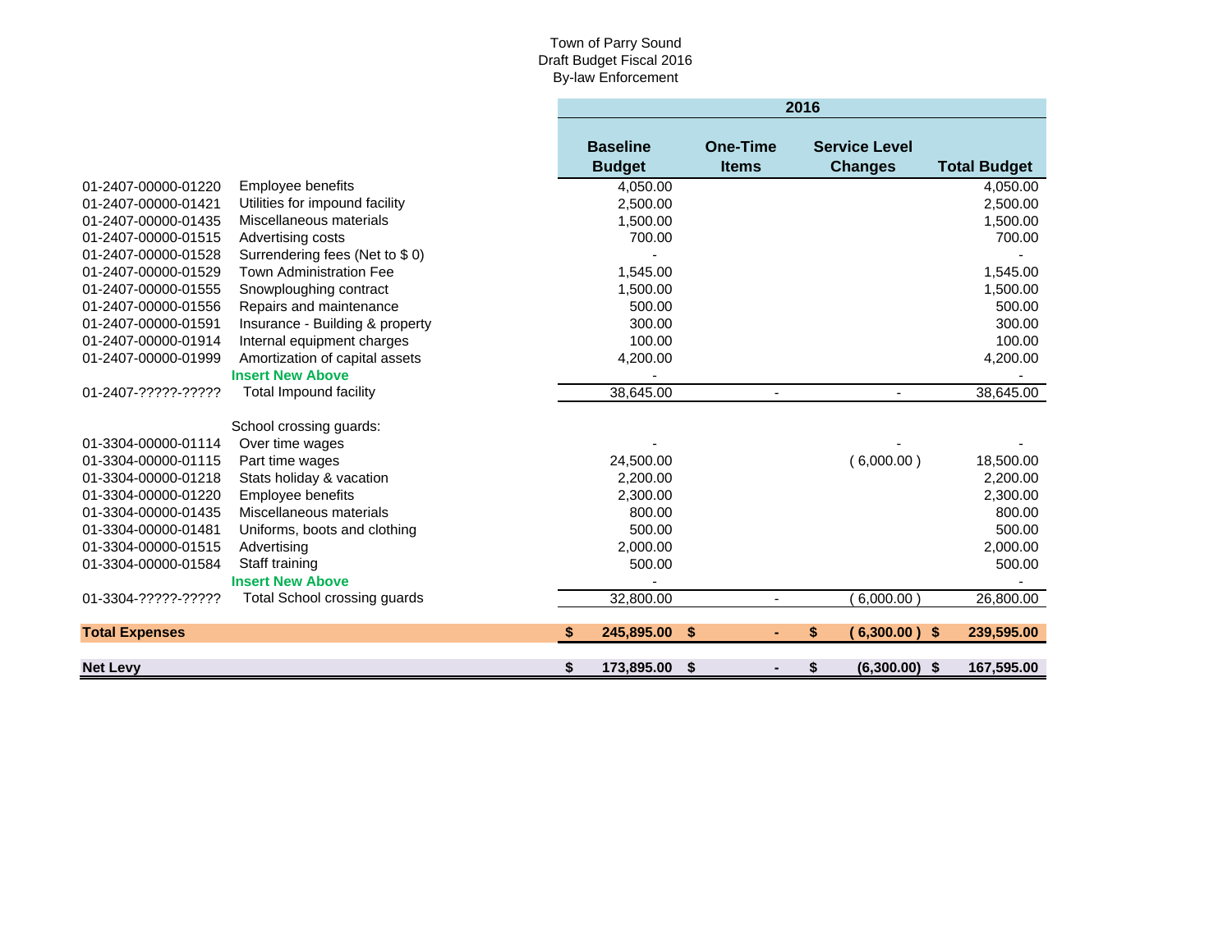Town of Parry Sound
Draft Budget Fiscal 2016
By-law Enforcement

| | | 2016 | | | |
|---|---|---|---|---|---|
| | | **Baseline Budget** | **One-Time Items** | **Service Level Changes** | **Total Budget** |
| 01-2407-00000-01220 | Employee benefits | 4,050.00 | | | 4,050.00 |
| 01-2407-00000-01421 | Utilities for impound facility | 2,500.00 | | | 2,500.00 |
| 01-2407-00000-01435 | Miscellaneous materials | 1,500.00 | | | 1,500.00 |
| 01-2407-00000-01515 | Advertising costs | 700.00 | | | 700.00 |
| 01-2407-00000-01528 | Surrendering fees (Net to $ 0) | - | | | - |
| 01-2407-00000-01529 | Town Administration Fee | 1,545.00 | | | 1,545.00 |
| 01-2407-00000-01555 | Snowploughing contract | 1,500.00 | | | 1,500.00 |
| 01-2407-00000-01556 | Repairs and maintenance | 500.00 | | | 500.00 |
| 01-2407-00000-01591 | Insurance - Building & property | 300.00 | | | 300.00 |
| 01-2407-00000-01914 | Internal equipment charges | 100.00 | | | 100.00 |
| 01-2407-00000-01999 | Amortization of capital assets | 4,200.00 | | | 4,200.00 |
| | **Insert New Above** | - | | | - |
| 01-2407-?????-????? | Total Impound facility | 38,645.00 | - | - | 38,645.00 |
| | School crossing guards: | | | | |
| 01-3304-00000-01114 | Over time wages | - | | - | - |
| 01-3304-00000-01115 | Part time wages | 24,500.00 | | ( 6,000.00 ) | 18,500.00 |
| 01-3304-00000-01218 | Stats holiday & vacation | 2,200.00 | | | 2,200.00 |
| 01-3304-00000-01220 | Employee benefits | 2,300.00 | | | 2,300.00 |
| 01-3304-00000-01435 | Miscellaneous materials | 800.00 | | | 800.00 |
| 01-3304-00000-01481 | Uniforms, boots and clothing | 500.00 | | | 500.00 |
| 01-3304-00000-01515 | Advertising | 2,000.00 | | | 2,000.00 |
| 01-3304-00000-01584 | Staff training | 500.00 | | | 500.00 |
| | **Insert New Above** | - | | | - |
| 01-3304-?????-????? | Total School crossing guards | 32,800.00 | - | ( 6,000.00 ) | 26,800.00 |
| **Total Expenses** | | **$ 245,895.00** | **$ -** | **$ ( 6,300.00 )** | **$ 239,595.00** |
| **Net Levy** | | **$ 173,895.00** | **$ -** | **$ (6,300.00)** | **$ 167,595.00** |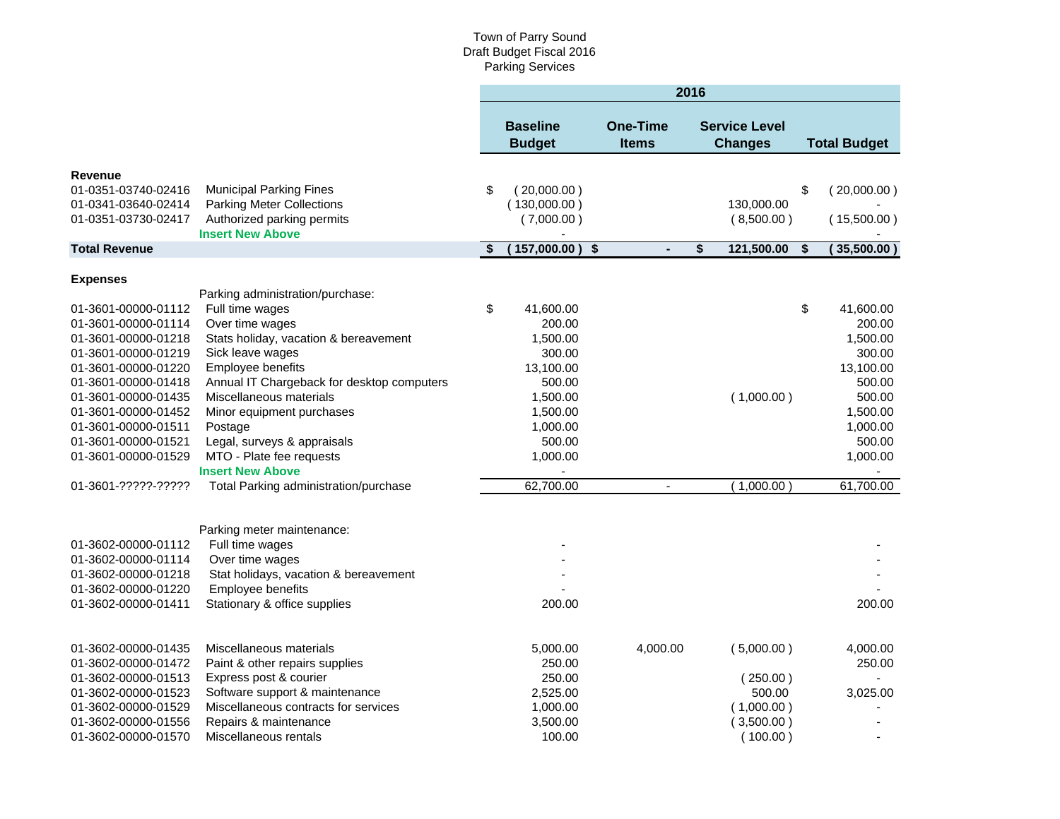Town of Parry Sound
Draft Budget Fiscal 2016
Parking Services

| | | 2016 | | | |
|---|---|---|---|---|---|
| | | Baseline Budget | One-Time Items | Service Level Changes | Total Budget |
| **Revenue** | | | | | |
| 01-0351-03740-02416 | Municipal Parking Fines | $ ( 20,000.00 ) | | | $ ( 20,000.00 ) |
| 01-0341-03640-02414 | Parking Meter Collections | ( 130,000.00 ) | | 130,000.00 | - |
| 01-0351-03730-02417 | Authorized parking permits | ( 7,000.00 ) | | ( 8,500.00 ) | ( 15,500.00 ) |
| | Insert New Above | - | | | - |
| **Total Revenue** | | **$ ( 157,000.00 )** | **$ -** | **$ 121,500.00** | **$ ( 35,500.00 )** |
| **Expenses** | | | | | |
| | Parking administration/purchase: | | | | |
| 01-3601-00000-01112 | Full time wages | $ 41,600.00 | | | $ 41,600.00 |
| 01-3601-00000-01114 | Over time wages | 200.00 | | | 200.00 |
| 01-3601-00000-01218 | Stats holiday, vacation & bereavement | 1,500.00 | | | 1,500.00 |
| 01-3601-00000-01219 | Sick leave wages | 300.00 | | | 300.00 |
| 01-3601-00000-01220 | Employee benefits | 13,100.00 | | | 13,100.00 |
| 01-3601-00000-01418 | Annual IT Chargeback for desktop computers | 500.00 | | | 500.00 |
| 01-3601-00000-01435 | Miscellaneous materials | 1,500.00 | | ( 1,000.00 ) | 500.00 |
| 01-3601-00000-01452 | Minor equipment purchases | 1,500.00 | | | 1,500.00 |
| 01-3601-00000-01511 | Postage | 1,000.00 | | | 1,000.00 |
| 01-3601-00000-01521 | Legal, surveys & appraisals | 500.00 | | | 500.00 |
| 01-3601-00000-01529 | MTO - Plate fee requests | 1,000.00 | | | 1,000.00 |
| | Insert New Above | - | | | - |
| 01-3601-?????-????? | Total Parking administration/purchase | 62,700.00 | - | ( 1,000.00 ) | 61,700.00 |
| | Parking meter maintenance: | | | | |
| 01-3602-00000-01112 | Full time wages | - | | | - |
| 01-3602-00000-01114 | Over time wages | - | | | - |
| 01-3602-00000-01218 | Stat holidays, vacation & bereavement | - | | | - |
| 01-3602-00000-01220 | Employee benefits | - | | | - |
| 01-3602-00000-01411 | Stationary & office supplies | 200.00 | | | 200.00 |
| 01-3602-00000-01435 | Miscellaneous materials | 5,000.00 | 4,000.00 | ( 5,000.00 ) | 4,000.00 |
| 01-3602-00000-01472 | Paint & other repairs supplies | 250.00 | | | 250.00 |
| 01-3602-00000-01513 | Express post & courier | 250.00 | | ( 250.00 ) | - |
| 01-3602-00000-01523 | Software support & maintenance | 2,525.00 | | 500.00 | 3,025.00 |
| 01-3602-00000-01529 | Miscellaneous contracts for services | 1,000.00 | | ( 1,000.00 ) | - |
| 01-3602-00000-01556 | Repairs & maintenance | 3,500.00 | | ( 3,500.00 ) | - |
| 01-3602-00000-01570 | Miscellaneous rentals | 100.00 | | ( 100.00 ) | - |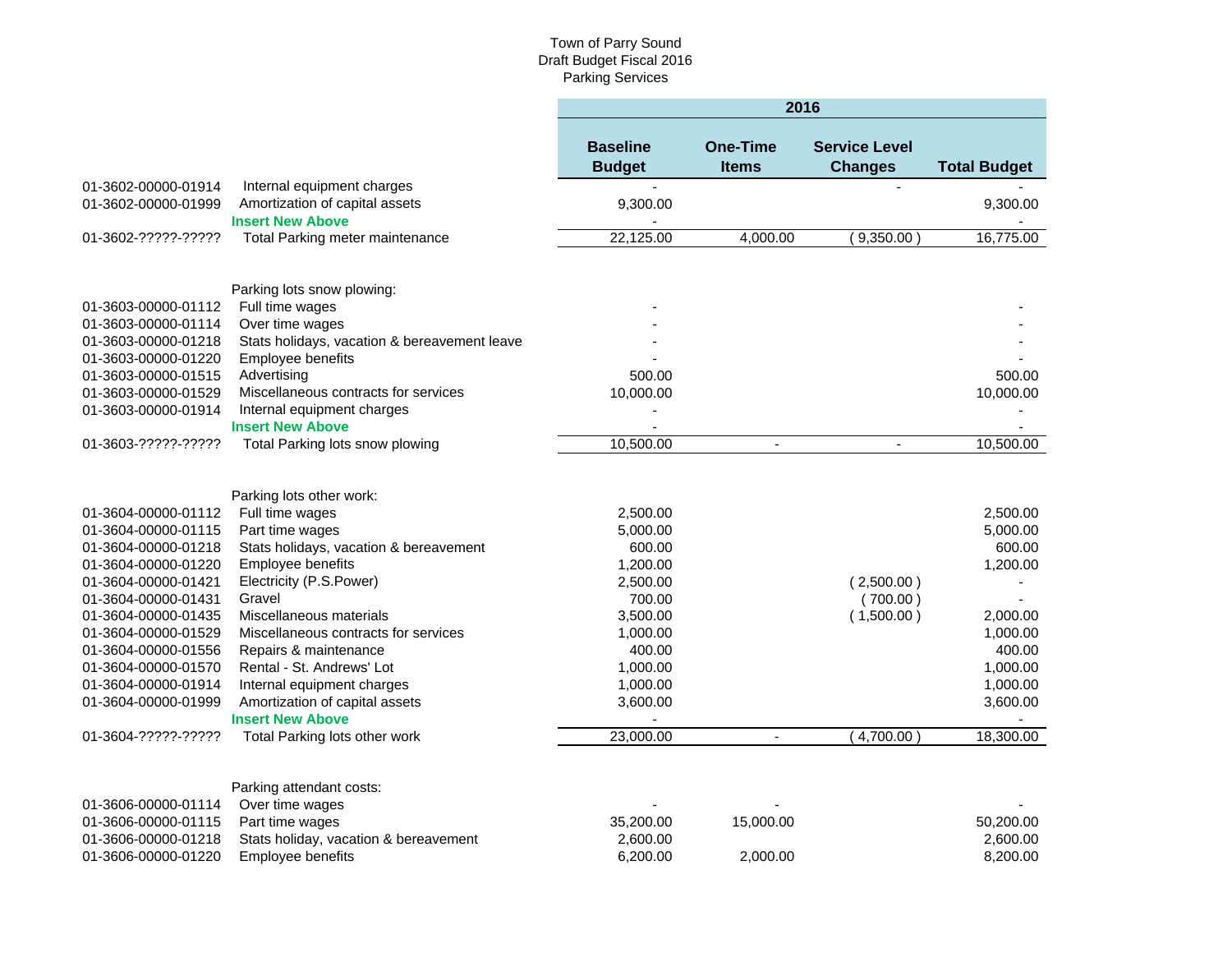Town of Parry Sound
Draft Budget Fiscal 2016
Parking Services

| | | 2016 | | | |
|---|---|---|---|---|---|
| | | Baseline Budget | One-Time Items | Service Level Changes | Total Budget |
| 01-3602-00000-01914 | Internal equipment charges | - | | - | - |
| 01-3602-00000-01999 | Amortization of capital assets | 9,300.00 | | | 9,300.00 |
| | **Insert New Above** | - | | | - |
| 01-3602-?????-????? | Total Parking meter maintenance | 22,125.00 | 4,000.00 | ( 9,350.00 ) | 16,775.00 |
| | | | | | |
| | Parking lots snow plowing: | | | | |
| 01-3603-00000-01112 | Full time wages | - | | | - |
| 01-3603-00000-01114 | Over time wages | - | | | - |
| 01-3603-00000-01218 | Stats holidays, vacation & bereavement leave | - | | | - |
| 01-3603-00000-01220 | Employee benefits | - | | | - |
| 01-3603-00000-01515 | Advertising | 500.00 | | | 500.00 |
| 01-3603-00000-01529 | Miscellaneous contracts for services | 10,000.00 | | | 10,000.00 |
| 01-3603-00000-01914 | Internal equipment charges | - | | | - |
| | **Insert New Above** | - | | | - |
| 01-3603-?????-????? | Total Parking lots snow plowing | 10,500.00 | - | - | 10,500.00 |
| | | | | | |
| | Parking lots other work: | | | | |
| 01-3604-00000-01112 | Full time wages | 2,500.00 | | | 2,500.00 |
| 01-3604-00000-01115 | Part time wages | 5,000.00 | | | 5,000.00 |
| 01-3604-00000-01218 | Stats holidays, vacation & bereavement | 600.00 | | | 600.00 |
| 01-3604-00000-01220 | Employee benefits | 1,200.00 | | | 1,200.00 |
| 01-3604-00000-01421 | Electricity (P.S.Power) | 2,500.00 | | ( 2,500.00 ) | - |
| 01-3604-00000-01431 | Gravel | 700.00 | | ( 700.00 ) | - |
| 01-3604-00000-01435 | Miscellaneous materials | 3,500.00 | | ( 1,500.00 ) | 2,000.00 |
| 01-3604-00000-01529 | Miscellaneous contracts for services | 1,000.00 | | | 1,000.00 |
| 01-3604-00000-01556 | Repairs & maintenance | 400.00 | | | 400.00 |
| 01-3604-00000-01570 | Rental - St. Andrews' Lot | 1,000.00 | | | 1,000.00 |
| 01-3604-00000-01914 | Internal equipment charges | 1,000.00 | | | 1,000.00 |
| 01-3604-00000-01999 | Amortization of capital assets | 3,600.00 | | | 3,600.00 |
| | **Insert New Above** | - | | | - |
| 01-3604-?????-????? | Total Parking lots other work | 23,000.00 | - | ( 4,700.00 ) | 18,300.00 |
| | | | | | |
| | Parking attendant costs: | | | | |
| 01-3606-00000-01114 | Over time wages | - | - | | - |
| 01-3606-00000-01115 | Part time wages | 35,200.00 | 15,000.00 | | 50,200.00 |
| 01-3606-00000-01218 | Stats holiday, vacation & bereavement | 2,600.00 | | | 2,600.00 |
| 01-3606-00000-01220 | Employee benefits | 6,200.00 | 2,000.00 | | 8,200.00 |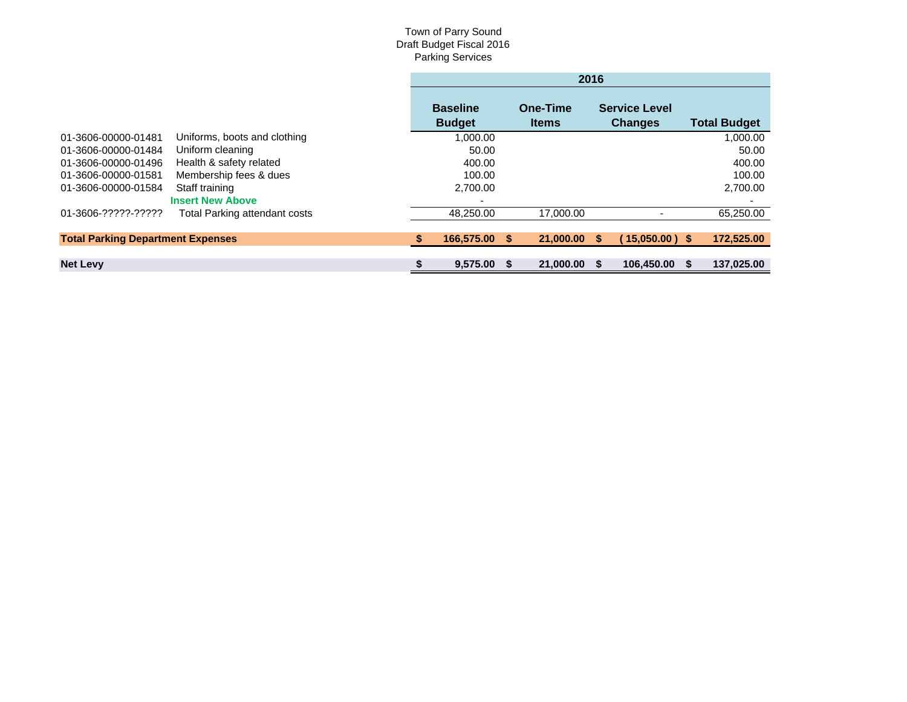Town of Parry Sound
Draft Budget Fiscal 2016
Parking Services

| | | 2016 | | | |
|---|---|---|---|---|---|
| | | Baseline Budget | One-Time Items | Service Level Changes | Total Budget |
| 01-3606-00000-01481 | Uniforms, boots and clothing | 1,000.00 | | | 1,000.00 |
| 01-3606-00000-01484 | Uniform cleaning | 50.00 | | | 50.00 |
| 01-3606-00000-01496 | Health & safety related | 400.00 | | | 400.00 |
| 01-3606-00000-01581 | Membership fees & dues | 100.00 | | | 100.00 |
| 01-3606-00000-01584 | Staff training | 2,700.00 | | | 2,700.00 |
| | **Insert New Above** | - | | | - |
| 01-3606-?????-????? | Total Parking attendant costs | 48,250.00 | 17,000.00 | - | 65,250.00 |
| **Total Parking Department Expenses** | | **$ 166,575.00** | **$ 21,000.00** | **$ ( 15,050.00 )** | **$ 172,525.00** |
| **Net Levy** | | **$ 9,575.00** | **$ 21,000.00** | **$ 106,450.00** | **$ 137,025.00** |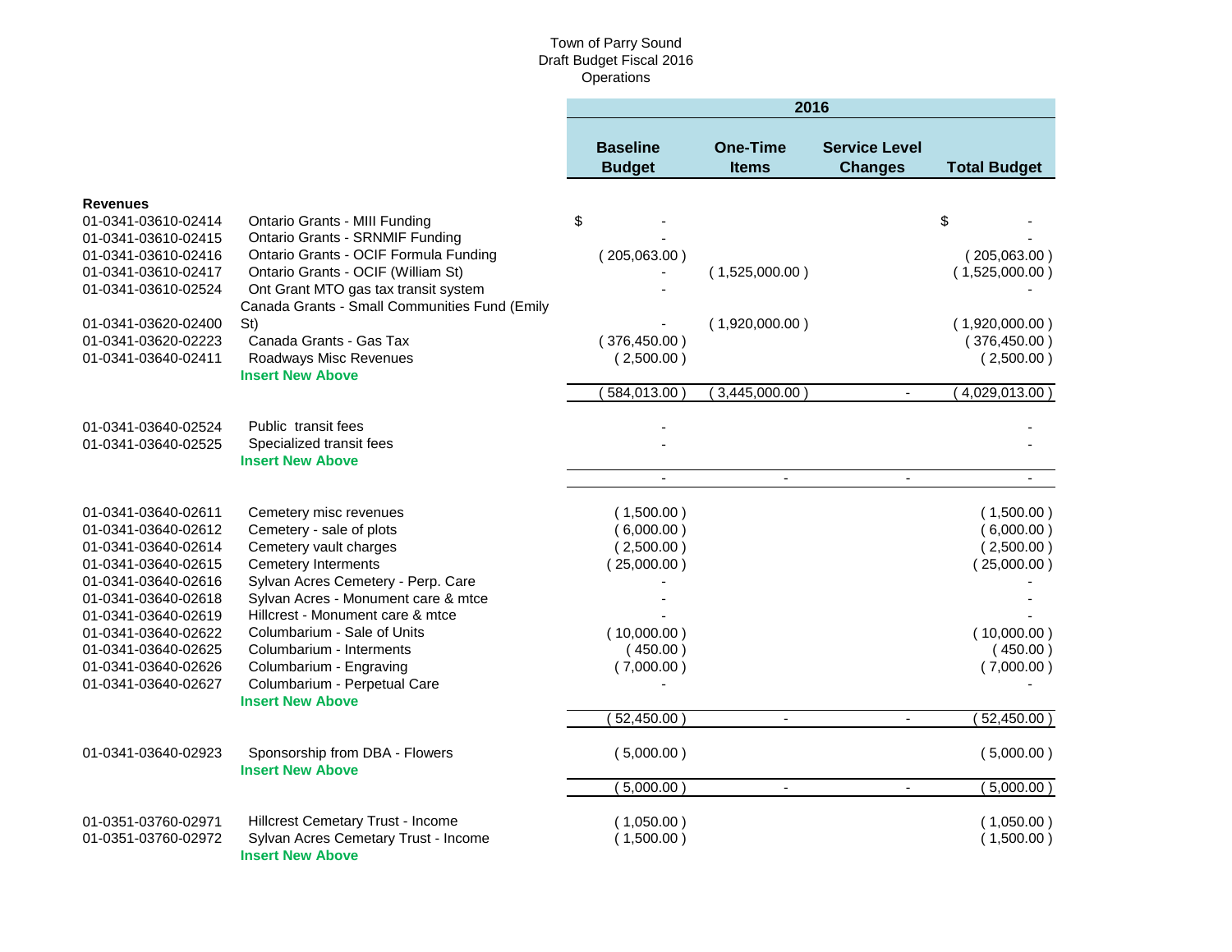Town of Parry Sound
Draft Budget Fiscal 2016
Operations

| | | 2016 | | | |
|---|---|---|---|---|---|
| | | Baseline Budget | One-Time Items | Service Level Changes | Total Budget |
| **Revenues** | | | | | |
| 01-0341-03610-02414 | Ontario Grants - MIII Funding | $ - | | | $ - |
| 01-0341-03610-02415 | Ontario Grants - SRNMIF Funding | - | | | - |
| 01-0341-03610-02416 | Ontario Grants - OCIF Formula Funding | ( 205,063.00 ) | | | ( 205,063.00 ) |
| 01-0341-03610-02417 | Ontario Grants - OCIF (William St) | - | ( 1,525,000.00 ) | | ( 1,525,000.00 ) |
| 01-0341-03610-02524 | Ont Grant MTO gas tax transit system | - | | | - |
| 01-0341-03620-02400 | Canada Grants - Small Communities Fund (Emily St) | - | ( 1,920,000.00 ) | | ( 1,920,000.00 ) |
| 01-0341-03620-02223 | Canada Grants - Gas Tax | ( 376,450.00 ) | | | ( 376,450.00 ) |
| 01-0341-03640-02411 | Roadways Misc Revenues | ( 2,500.00 ) | | | ( 2,500.00 ) |
| | **Insert New Above** | | | | |
| | | ( 584,013.00 ) | ( 3,445,000.00 ) | - | ( 4,029,013.00 ) |
| 01-0341-03640-02524 | Public transit fees | - | | | - |
| 01-0341-03640-02525 | Specialized transit fees | - | | | - |
| | **Insert New Above** | | | | |
| | | - | - | - | - |
| 01-0341-03640-02611 | Cemetery misc revenues | ( 1,500.00 ) | | | ( 1,500.00 ) |
| 01-0341-03640-02612 | Cemetery - sale of plots | ( 6,000.00 ) | | | ( 6,000.00 ) |
| 01-0341-03640-02614 | Cemetery vault charges | ( 2,500.00 ) | | | ( 2,500.00 ) |
| 01-0341-03640-02615 | Cemetery Interments | ( 25,000.00 ) | | | ( 25,000.00 ) |
| 01-0341-03640-02616 | Sylvan Acres Cemetery - Perp. Care | - | | | - |
| 01-0341-03640-02618 | Sylvan Acres - Monument care & mtce | - | | | - |
| 01-0341-03640-02619 | Hillcrest - Monument care & mtce | - | | | - |
| 01-0341-03640-02622 | Columbarium - Sale of Units | ( 10,000.00 ) | | | ( 10,000.00 ) |
| 01-0341-03640-02625 | Columbarium - Interments | ( 450.00 ) | | | ( 450.00 ) |
| 01-0341-03640-02626 | Columbarium - Engraving | ( 7,000.00 ) | | | ( 7,000.00 ) |
| 01-0341-03640-02627 | Columbarium - Perpetual Care | - | | | - |
| | **Insert New Above** | | | | |
| | | ( 52,450.00 ) | - | - | ( 52,450.00 ) |
| 01-0341-03640-02923 | Sponsorship from DBA - Flowers | ( 5,000.00 ) | | | ( 5,000.00 ) |
| | **Insert New Above** | | | | |
| | | ( 5,000.00 ) | - | - | ( 5,000.00 ) |
| 01-0351-03760-02971 | Hillcrest Cemetary Trust - Income | ( 1,050.00 ) | | | ( 1,050.00 ) |
| 01-0351-03760-02972 | Sylvan Acres Cemetary Trust - Income | ( 1,500.00 ) | | | ( 1,500.00 ) |
| | **Insert New Above** | | | | |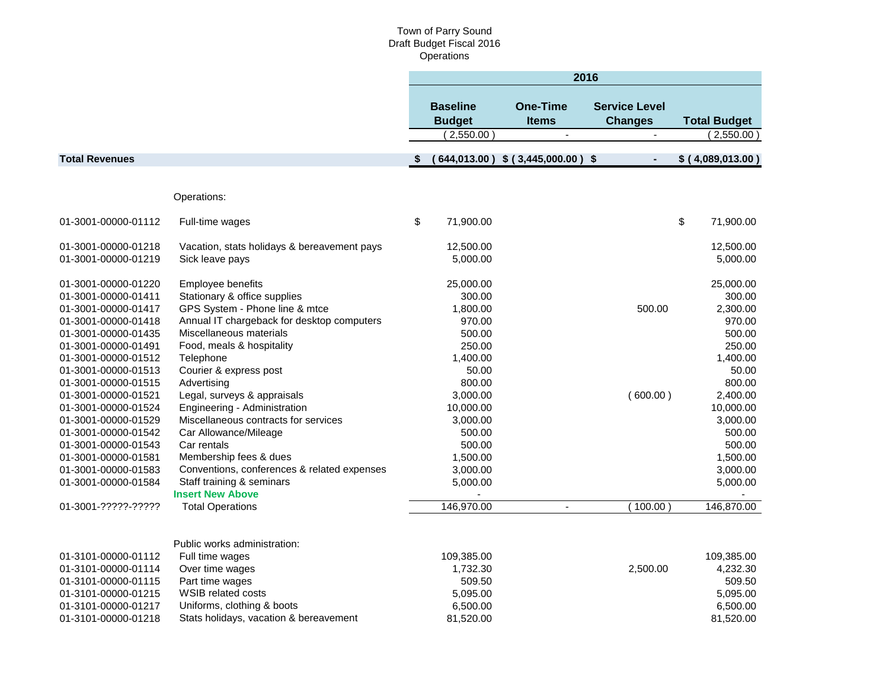Town of Parry Sound
Draft Budget Fiscal 2016
Operations

| | | 2016 | | | |
|---|---|---|---|---|---|
| | | Baseline Budget | One-Time Items | Service Level Changes | Total Budget |
| | | ( 2,550.00 ) | - | - | ( 2,550.00 ) |
| **Total Revenues** | | **$ ( 644,013.00 )** | **$ ( 3,445,000.00 )** | **$ -** | **$ ( 4,089,013.00 )** |
| | Operations: | | | | |
| 01-3001-00000-01112 | Full-time wages | $ 71,900.00 | | | $ 71,900.00 |
| 01-3001-00000-01218 | Vacation, stats holidays & bereavement pays | 12,500.00 | | | 12,500.00 |
| 01-3001-00000-01219 | Sick leave pays | 5,000.00 | | | 5,000.00 |
| 01-3001-00000-01220 | Employee benefits | 25,000.00 | | | 25,000.00 |
| 01-3001-00000-01411 | Stationary & office supplies | 300.00 | | | 300.00 |
| 01-3001-00000-01417 | GPS System - Phone line & mtce | 1,800.00 | | 500.00 | 2,300.00 |
| 01-3001-00000-01418 | Annual IT chargeback for desktop computers | 970.00 | | | 970.00 |
| 01-3001-00000-01435 | Miscellaneous materials | 500.00 | | | 500.00 |
| 01-3001-00000-01491 | Food, meals & hospitality | 250.00 | | | 250.00 |
| 01-3001-00000-01512 | Telephone | 1,400.00 | | | 1,400.00 |
| 01-3001-00000-01513 | Courier & express post | 50.00 | | | 50.00 |
| 01-3001-00000-01515 | Advertising | 800.00 | | | 800.00 |
| 01-3001-00000-01521 | Legal, surveys & appraisals | 3,000.00 | | ( 600.00 ) | 2,400.00 |
| 01-3001-00000-01524 | Engineering - Administration | 10,000.00 | | | 10,000.00 |
| 01-3001-00000-01529 | Miscellaneous contracts for services | 3,000.00 | | | 3,000.00 |
| 01-3001-00000-01542 | Car Allowance/Mileage | 500.00 | | | 500.00 |
| 01-3001-00000-01543 | Car rentals | 500.00 | | | 500.00 |
| 01-3001-00000-01581 | Membership fees & dues | 1,500.00 | | | 1,500.00 |
| 01-3001-00000-01583 | Conventions, conferences & related expenses | 3,000.00 | | | 3,000.00 |
| 01-3001-00000-01584 | Staff training & seminars | 5,000.00 | | | 5,000.00 |
| | **Insert New Above** | - | | | - |
| 01-3001-?????-????? | Total Operations | 146,970.00 | - | ( 100.00 ) | 146,870.00 |
| | Public works administration: | | | | |
| 01-3101-00000-01112 | Full time wages | 109,385.00 | | | 109,385.00 |
| 01-3101-00000-01114 | Over time wages | 1,732.30 | | 2,500.00 | 4,232.30 |
| 01-3101-00000-01115 | Part time wages | 509.50 | | | 509.50 |
| 01-3101-00000-01215 | WSIB related costs | 5,095.00 | | | 5,095.00 |
| 01-3101-00000-01217 | Uniforms, clothing & boots | 6,500.00 | | | 6,500.00 |
| 01-3101-00000-01218 | Stats holidays, vacation & bereavement | 81,520.00 | | | 81,520.00 |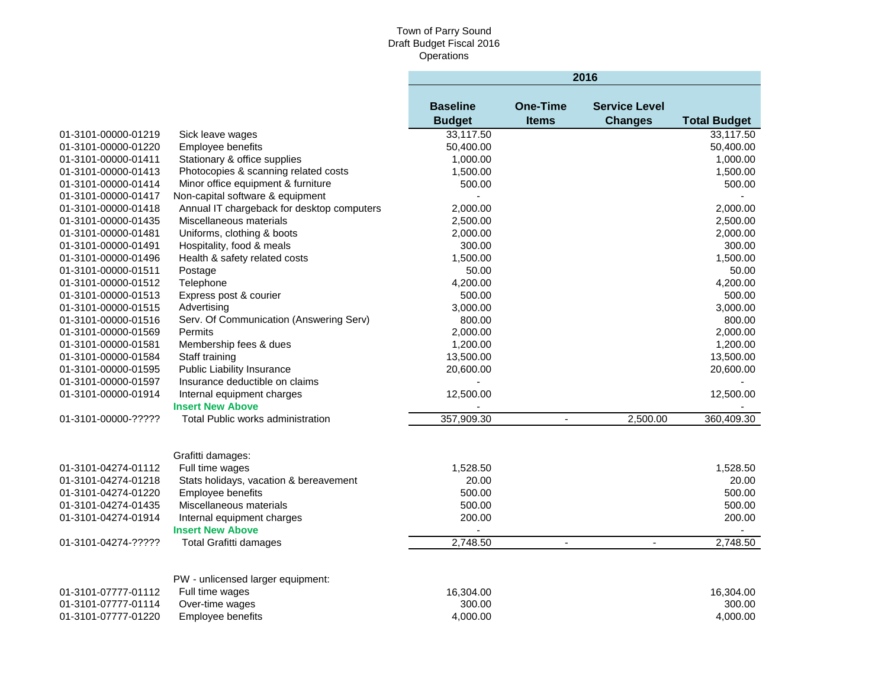Town of Parry Sound
Draft Budget Fiscal 2016
Operations

| | | 2016 | | | |
|---|---|---|---|---|---|
| | | **Baseline Budget** | **One-Time Items** | **Service Level Changes** | **Total Budget** |
| 01-3101-00000-01219 | Sick leave wages | 33,117.50 | | | 33,117.50 |
| 01-3101-00000-01220 | Employee benefits | 50,400.00 | | | 50,400.00 |
| 01-3101-00000-01411 | Stationary & office supplies | 1,000.00 | | | 1,000.00 |
| 01-3101-00000-01413 | Photocopies & scanning related costs | 1,500.00 | | | 1,500.00 |
| 01-3101-00000-01414 | Minor office equipment & furniture | 500.00 | | | 500.00 |
| 01-3101-00000-01417 | Non-capital software & equipment | - | | | - |
| 01-3101-00000-01418 | Annual IT chargeback for desktop computers | 2,000.00 | | | 2,000.00 |
| 01-3101-00000-01435 | Miscellaneous materials | 2,500.00 | | | 2,500.00 |
| 01-3101-00000-01481 | Uniforms, clothing & boots | 2,000.00 | | | 2,000.00 |
| 01-3101-00000-01491 | Hospitality, food & meals | 300.00 | | | 300.00 |
| 01-3101-00000-01496 | Health & safety related costs | 1,500.00 | | | 1,500.00 |
| 01-3101-00000-01511 | Postage | 50.00 | | | 50.00 |
| 01-3101-00000-01512 | Telephone | 4,200.00 | | | 4,200.00 |
| 01-3101-00000-01513 | Express post & courier | 500.00 | | | 500.00 |
| 01-3101-00000-01515 | Advertising | 3,000.00 | | | 3,000.00 |
| 01-3101-00000-01516 | Serv. Of Communication (Answering Serv) | 800.00 | | | 800.00 |
| 01-3101-00000-01569 | Permits | 2,000.00 | | | 2,000.00 |
| 01-3101-00000-01581 | Membership fees & dues | 1,200.00 | | | 1,200.00 |
| 01-3101-00000-01584 | Staff training | 13,500.00 | | | 13,500.00 |
| 01-3101-00000-01595 | Public Liability Insurance | 20,600.00 | | | 20,600.00 |
| 01-3101-00000-01597 | Insurance deductible on claims | - | | | - |
| 01-3101-00000-01914 | Internal equipment charges | 12,500.00 | | | 12,500.00 |
| | **Insert New Above** | - | | | - |
| 01-3101-00000-????? | Total Public works administration | 357,909.30 | - | 2,500.00 | 360,409.30 |
| | | | | | |
| | Grafitti damages: | | | | |
| 01-3101-04274-01112 | Full time wages | 1,528.50 | | | 1,528.50 |
| 01-3101-04274-01218 | Stats holidays, vacation & bereavement | 20.00 | | | 20.00 |
| 01-3101-04274-01220 | Employee benefits | 500.00 | | | 500.00 |
| 01-3101-04274-01435 | Miscellaneous materials | 500.00 | | | 500.00 |
| 01-3101-04274-01914 | Internal equipment charges | 200.00 | | | 200.00 |
| | **Insert New Above** | - | | | - |
| 01-3101-04274-????? | Total Grafitti damages | 2,748.50 | - | - | 2,748.50 |
| | | | | | |
| | PW - unlicensed larger equipment: | | | | |
| 01-3101-07777-01112 | Full time wages | 16,304.00 | | | 16,304.00 |
| 01-3101-07777-01114 | Over-time wages | 300.00 | | | 300.00 |
| 01-3101-07777-01220 | Employee benefits | 4,000.00 | | | 4,000.00 |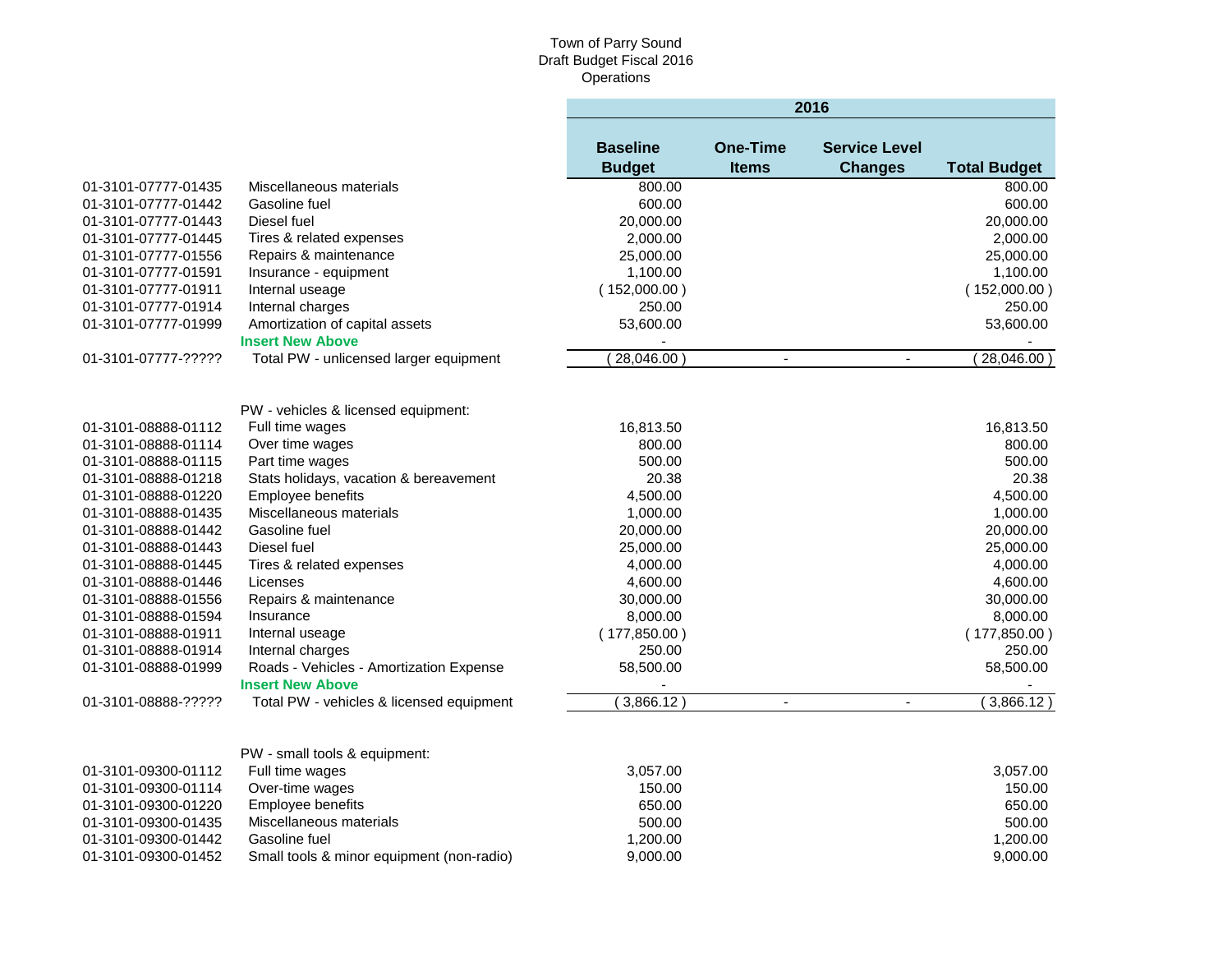Town of Parry Sound
Draft Budget Fiscal 2016
Operations

| Account | Description | 2016 Baseline Budget | 2016 One-Time Items | 2016 Service Level Changes | 2016 Total Budget |
|---|---|---|---|---|---|
| 01-3101-07777-01435 | Miscellaneous materials | 800.00 | | | 800.00 |
| 01-3101-07777-01442 | Gasoline fuel | 600.00 | | | 600.00 |
| 01-3101-07777-01443 | Diesel fuel | 20,000.00 | | | 20,000.00 |
| 01-3101-07777-01445 | Tires & related expenses | 2,000.00 | | | 2,000.00 |
| 01-3101-07777-01556 | Repairs & maintenance | 25,000.00 | | | 25,000.00 |
| 01-3101-07777-01591 | Insurance - equipment | 1,100.00 | | | 1,100.00 |
| 01-3101-07777-01911 | Internal useage | ( 152,000.00 ) | | | ( 152,000.00 ) |
| 01-3101-07777-01914 | Internal charges | 250.00 | | | 250.00 |
| 01-3101-07777-01999 | Amortization of capital assets | 53,600.00 | | | 53,600.00 |
| | **Insert New Above** | - | | | - |
| 01-3101-07777-????? | Total PW - unlicensed larger equipment | ( 28,046.00 ) | - | - | ( 28,046.00 ) |
| | | | | | |
| | PW - vehicles & licensed equipment: | | | | |
| 01-3101-08888-01112 | Full time wages | 16,813.50 | | | 16,813.50 |
| 01-3101-08888-01114 | Over time wages | 800.00 | | | 800.00 |
| 01-3101-08888-01115 | Part time wages | 500.00 | | | 500.00 |
| 01-3101-08888-01218 | Stats holidays, vacation & bereavement | 20.38 | | | 20.38 |
| 01-3101-08888-01220 | Employee benefits | 4,500.00 | | | 4,500.00 |
| 01-3101-08888-01435 | Miscellaneous materials | 1,000.00 | | | 1,000.00 |
| 01-3101-08888-01442 | Gasoline fuel | 20,000.00 | | | 20,000.00 |
| 01-3101-08888-01443 | Diesel fuel | 25,000.00 | | | 25,000.00 |
| 01-3101-08888-01445 | Tires & related expenses | 4,000.00 | | | 4,000.00 |
| 01-3101-08888-01446 | Licenses | 4,600.00 | | | 4,600.00 |
| 01-3101-08888-01556 | Repairs & maintenance | 30,000.00 | | | 30,000.00 |
| 01-3101-08888-01594 | Insurance | 8,000.00 | | | 8,000.00 |
| 01-3101-08888-01911 | Internal useage | ( 177,850.00 ) | | | ( 177,850.00 ) |
| 01-3101-08888-01914 | Internal charges | 250.00 | | | 250.00 |
| 01-3101-08888-01999 | Roads - Vehicles - Amortization Expense | 58,500.00 | | | 58,500.00 |
| | **Insert New Above** | - | | | - |
| 01-3101-08888-????? | Total PW - vehicles & licensed equipment | ( 3,866.12 ) | - | - | ( 3,866.12 ) |
| | | | | | |
| | PW - small tools & equipment: | | | | |
| 01-3101-09300-01112 | Full time wages | 3,057.00 | | | 3,057.00 |
| 01-3101-09300-01114 | Over-time wages | 150.00 | | | 150.00 |
| 01-3101-09300-01220 | Employee benefits | 650.00 | | | 650.00 |
| 01-3101-09300-01435 | Miscellaneous materials | 500.00 | | | 500.00 |
| 01-3101-09300-01442 | Gasoline fuel | 1,200.00 | | | 1,200.00 |
| 01-3101-09300-01452 | Small tools & minor equipment (non-radio) | 9,000.00 | | | 9,000.00 |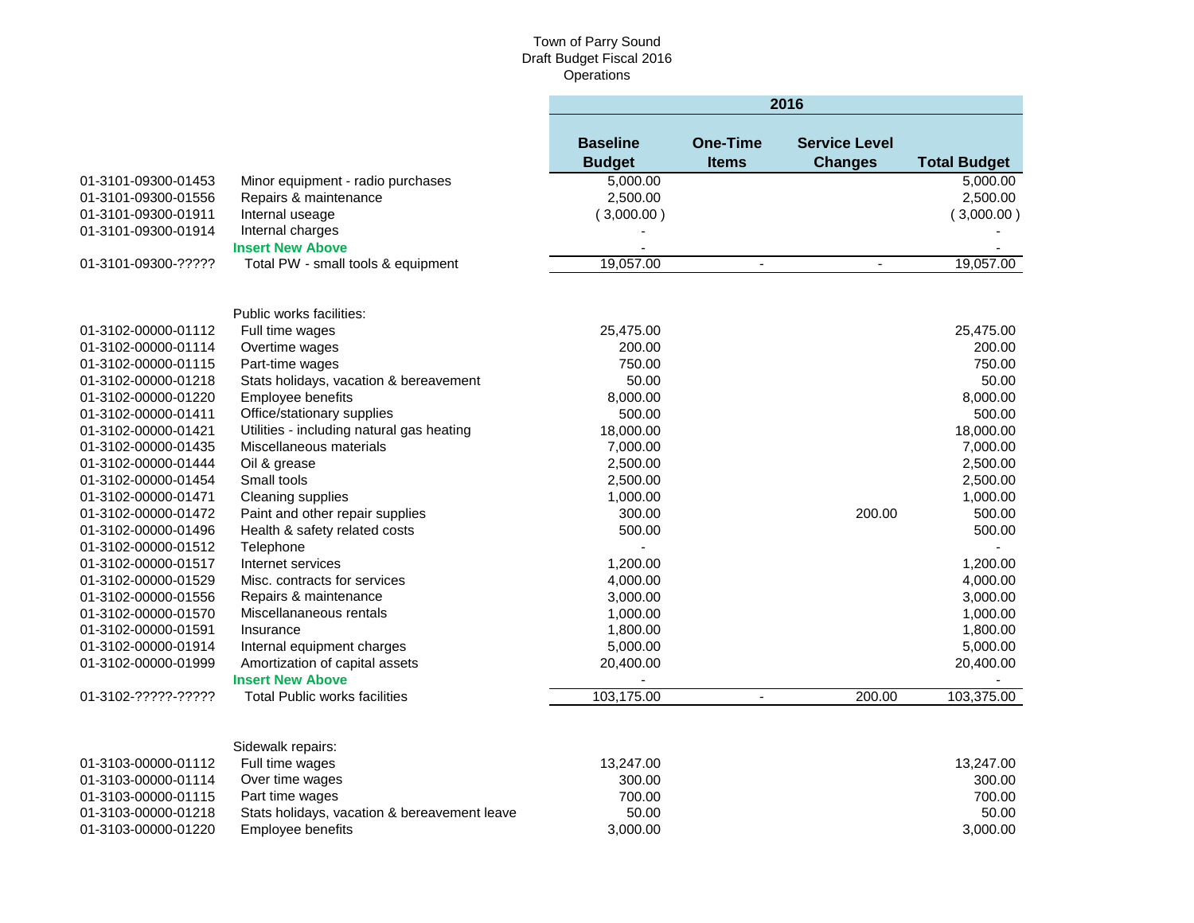Town of Parry Sound
Draft Budget Fiscal 2016
Operations

| | | 2016 | | | |
|---|---|---|---|---|---|
| | | Baseline Budget | One-Time Items | Service Level Changes | Total Budget |
| 01-3101-09300-01453 | Minor equipment - radio purchases | 5,000.00 | | | 5,000.00 |
| 01-3101-09300-01556 | Repairs & maintenance | 2,500.00 | | | 2,500.00 |
| 01-3101-09300-01911 | Internal useage | ( 3,000.00 ) | | | ( 3,000.00 ) |
| 01-3101-09300-01914 | Internal charges | - | | | - |
| | **Insert New Above** | - | | | - |
| 01-3101-09300-????? | Total PW - small tools & equipment | 19,057.00 | - | - | 19,057.00 |
| | | | | | |
| | Public works facilities: | | | | |
| 01-3102-00000-01112 | Full time wages | 25,475.00 | | | 25,475.00 |
| 01-3102-00000-01114 | Overtime wages | 200.00 | | | 200.00 |
| 01-3102-00000-01115 | Part-time wages | 750.00 | | | 750.00 |
| 01-3102-00000-01218 | Stats holidays, vacation & bereavement | 50.00 | | | 50.00 |
| 01-3102-00000-01220 | Employee benefits | 8,000.00 | | | 8,000.00 |
| 01-3102-00000-01411 | Office/stationary supplies | 500.00 | | | 500.00 |
| 01-3102-00000-01421 | Utilities - including natural gas heating | 18,000.00 | | | 18,000.00 |
| 01-3102-00000-01435 | Miscellaneous materials | 7,000.00 | | | 7,000.00 |
| 01-3102-00000-01444 | Oil & grease | 2,500.00 | | | 2,500.00 |
| 01-3102-00000-01454 | Small tools | 2,500.00 | | | 2,500.00 |
| 01-3102-00000-01471 | Cleaning supplies | 1,000.00 | | | 1,000.00 |
| 01-3102-00000-01472 | Paint and other repair supplies | 300.00 | | 200.00 | 500.00 |
| 01-3102-00000-01496 | Health & safety related costs | 500.00 | | | 500.00 |
| 01-3102-00000-01512 | Telephone | - | | | - |
| 01-3102-00000-01517 | Internet services | 1,200.00 | | | 1,200.00 |
| 01-3102-00000-01529 | Misc. contracts for services | 4,000.00 | | | 4,000.00 |
| 01-3102-00000-01556 | Repairs & maintenance | 3,000.00 | | | 3,000.00 |
| 01-3102-00000-01570 | Miscellananeous rentals | 1,000.00 | | | 1,000.00 |
| 01-3102-00000-01591 | Insurance | 1,800.00 | | | 1,800.00 |
| 01-3102-00000-01914 | Internal equipment charges | 5,000.00 | | | 5,000.00 |
| 01-3102-00000-01999 | Amortization of capital assets | 20,400.00 | | | 20,400.00 |
| | **Insert New Above** | - | | | - |
| 01-3102-?????-????? | Total Public works facilities | 103,175.00 | - | 200.00 | 103,375.00 |
| | | | | | |
| | Sidewalk repairs: | | | | |
| 01-3103-00000-01112 | Full time wages | 13,247.00 | | | 13,247.00 |
| 01-3103-00000-01114 | Over time wages | 300.00 | | | 300.00 |
| 01-3103-00000-01115 | Part time wages | 700.00 | | | 700.00 |
| 01-3103-00000-01218 | Stats holidays, vacation & bereavement leave | 50.00 | | | 50.00 |
| 01-3103-00000-01220 | Employee benefits | 3,000.00 | | | 3,000.00 |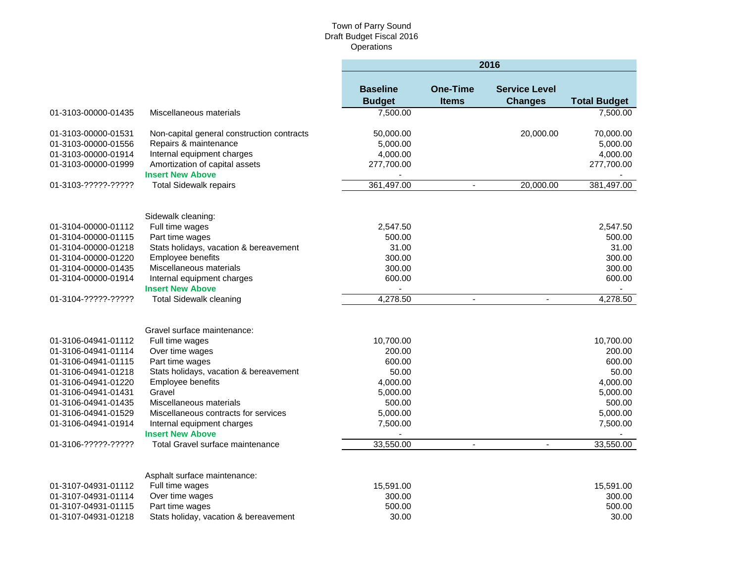Town of Parry Sound
Draft Budget Fiscal 2016
Operations

| | | 2016 | | | |
|---|---|---|---|---|---|
| | | **Baseline Budget** | **One-Time Items** | **Service Level Changes** | **Total Budget** |
| 01-3103-00000-01435 | Miscellaneous materials | 7,500.00 | | | 7,500.00 |
| 01-3103-00000-01531 | Non-capital general construction contracts | 50,000.00 | | 20,000.00 | 70,000.00 |
| 01-3103-00000-01556 | Repairs & maintenance | 5,000.00 | | | 5,000.00 |
| 01-3103-00000-01914 | Internal equipment charges | 4,000.00 | | | 4,000.00 |
| 01-3103-00000-01999 | Amortization of capital assets | 277,700.00 | | | 277,700.00 |
| | **Insert New Above** | - | | | - |
| 01-3103-?????-????? | Total Sidewalk repairs | 361,497.00 | - | 20,000.00 | 381,497.00 |
| | | | | | |
| | Sidewalk cleaning: | | | | |
| 01-3104-00000-01112 | Full time wages | 2,547.50 | | | 2,547.50 |
| 01-3104-00000-01115 | Part time wages | 500.00 | | | 500.00 |
| 01-3104-00000-01218 | Stats holidays, vacation & bereavement | 31.00 | | | 31.00 |
| 01-3104-00000-01220 | Employee benefits | 300.00 | | | 300.00 |
| 01-3104-00000-01435 | Miscellaneous materials | 300.00 | | | 300.00 |
| 01-3104-00000-01914 | Internal equipment charges | 600.00 | | | 600.00 |
| | **Insert New Above** | - | | | - |
| 01-3104-?????-????? | Total Sidewalk cleaning | 4,278.50 | - | - | 4,278.50 |
| | | | | | |
| | Gravel surface maintenance: | | | | |
| 01-3106-04941-01112 | Full time wages | 10,700.00 | | | 10,700.00 |
| 01-3106-04941-01114 | Over time wages | 200.00 | | | 200.00 |
| 01-3106-04941-01115 | Part time wages | 600.00 | | | 600.00 |
| 01-3106-04941-01218 | Stats holidays, vacation & bereavement | 50.00 | | | 50.00 |
| 01-3106-04941-01220 | Employee benefits | 4,000.00 | | | 4,000.00 |
| 01-3106-04941-01431 | Gravel | 5,000.00 | | | 5,000.00 |
| 01-3106-04941-01435 | Miscellaneous materials | 500.00 | | | 500.00 |
| 01-3106-04941-01529 | Miscellaneous contracts for services | 5,000.00 | | | 5,000.00 |
| 01-3106-04941-01914 | Internal equipment charges | 7,500.00 | | | 7,500.00 |
| | **Insert New Above** | - | | | - |
| 01-3106-?????-????? | Total Gravel surface maintenance | 33,550.00 | - | - | 33,550.00 |
| | | | | | |
| | Asphalt surface maintenance: | | | | |
| 01-3107-04931-01112 | Full time wages | 15,591.00 | | | 15,591.00 |
| 01-3107-04931-01114 | Over time wages | 300.00 | | | 300.00 |
| 01-3107-04931-01115 | Part time wages | 500.00 | | | 500.00 |
| 01-3107-04931-01218 | Stats holiday, vacation & bereavement | 30.00 | | | 30.00 |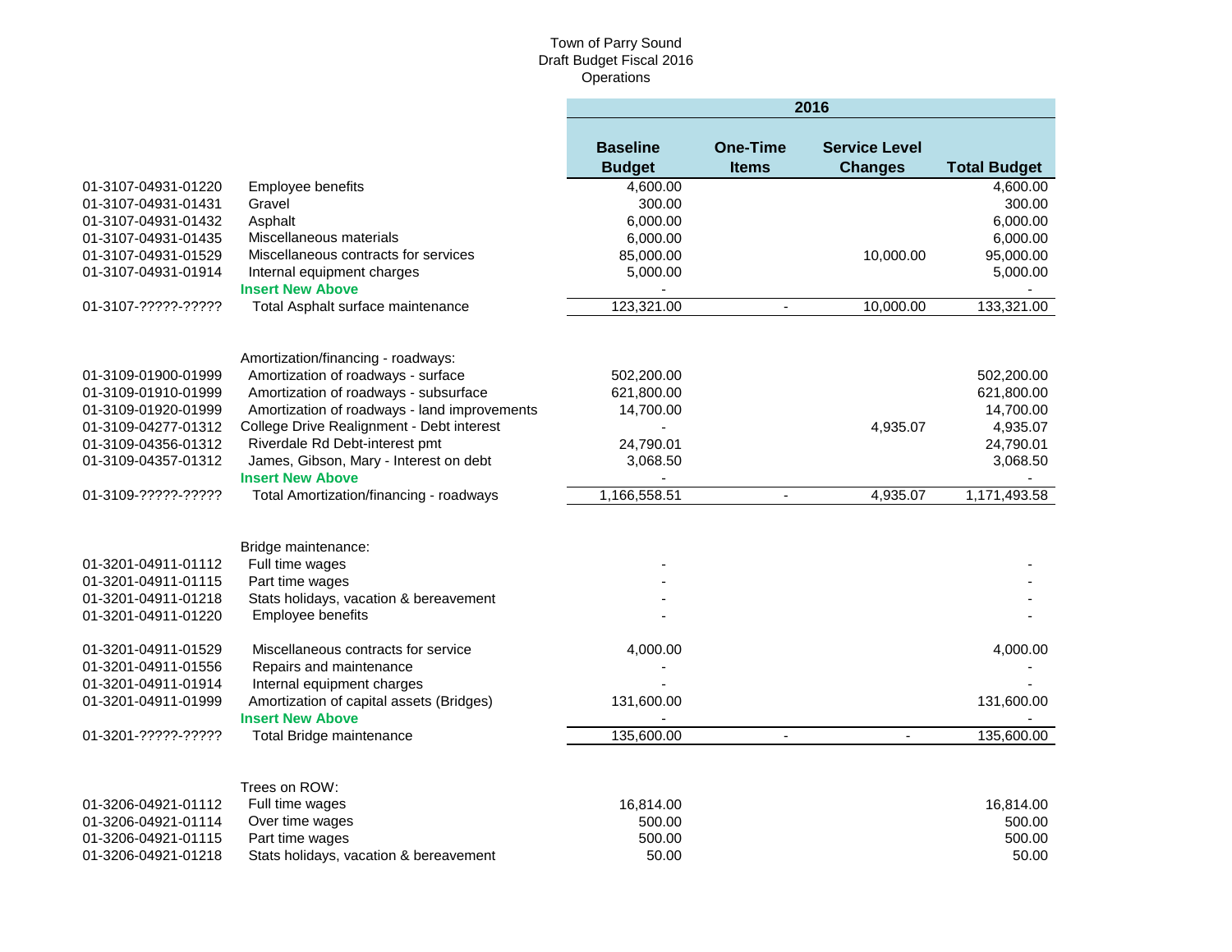Town of Parry Sound
Draft Budget Fiscal 2016
Operations

| | | 2016 | | | |
|---|---|---|---|---|---|
| | | **Baseline Budget** | **One-Time Items** | **Service Level Changes** | **Total Budget** |
| 01-3107-04931-01220 | Employee benefits | 4,600.00 | | | 4,600.00 |
| 01-3107-04931-01431 | Gravel | 300.00 | | | 300.00 |
| 01-3107-04931-01432 | Asphalt | 6,000.00 | | | 6,000.00 |
| 01-3107-04931-01435 | Miscellaneous materials | 6,000.00 | | | 6,000.00 |
| 01-3107-04931-01529 | Miscellaneous contracts for services | 85,000.00 | | 10,000.00 | 95,000.00 |
| 01-3107-04931-01914 | Internal equipment charges | 5,000.00 | | | 5,000.00 |
| | **Insert New Above** | - | | | - |
| 01-3107-?????-????? | Total Asphalt surface maintenance | 123,321.00 | - | 10,000.00 | 133,321.00 |
| | | | | | |
| | Amortization/financing - roadways: | | | | |
| 01-3109-01900-01999 | Amortization of roadways - surface | 502,200.00 | | | 502,200.00 |
| 01-3109-01910-01999 | Amortization of roadways - subsurface | 621,800.00 | | | 621,800.00 |
| 01-3109-01920-01999 | Amortization of roadways - land improvements | 14,700.00 | | | 14,700.00 |
| 01-3109-04277-01312 | College Drive Realignment - Debt interest | - | | 4,935.07 | 4,935.07 |
| 01-3109-04356-01312 | Riverdale Rd Debt-interest pmt | 24,790.01 | | | 24,790.01 |
| 01-3109-04357-01312 | James, Gibson, Mary - Interest on debt | 3,068.50 | | | 3,068.50 |
| | **Insert New Above** | - | | | - |
| 01-3109-?????-????? | Total Amortization/financing - roadways | 1,166,558.51 | - | 4,935.07 | 1,171,493.58 |
| | | | | | |
| | Bridge maintenance: | | | | |
| 01-3201-04911-01112 | Full time wages | - | | | - |
| 01-3201-04911-01115 | Part time wages | - | | | - |
| 01-3201-04911-01218 | Stats holidays, vacation & bereavement | - | | | - |
| 01-3201-04911-01220 | Employee benefits | - | | | - |
| 01-3201-04911-01529 | Miscellaneous contracts for service | 4,000.00 | | | 4,000.00 |
| 01-3201-04911-01556 | Repairs and maintenance | - | | | - |
| 01-3201-04911-01914 | Internal equipment charges | - | | | - |
| 01-3201-04911-01999 | Amortization of capital assets (Bridges) | 131,600.00 | | | 131,600.00 |
| | **Insert New Above** | - | | | - |
| 01-3201-?????-????? | Total Bridge maintenance | 135,600.00 | - | - | 135,600.00 |
| | | | | | |
| | Trees on ROW: | | | | |
| 01-3206-04921-01112 | Full time wages | 16,814.00 | | | 16,814.00 |
| 01-3206-04921-01114 | Over time wages | 500.00 | | | 500.00 |
| 01-3206-04921-01115 | Part time wages | 500.00 | | | 500.00 |
| 01-3206-04921-01218 | Stats holidays, vacation & bereavement | 50.00 | | | 50.00 |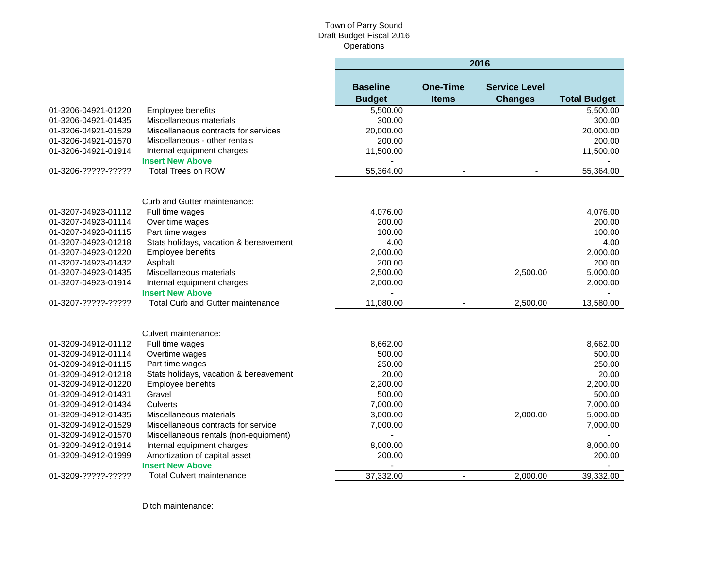Town of Parry Sound
Draft Budget Fiscal 2016
Operations

| | | 2016 | | | |
|---|---|---|---|---|---|
| | | **Baseline Budget** | **One-Time Items** | **Service Level Changes** | **Total Budget** |
| 01-3206-04921-01220 | Employee benefits | 5,500.00 | | | 5,500.00 |
| 01-3206-04921-01435 | Miscellaneous materials | 300.00 | | | 300.00 |
| 01-3206-04921-01529 | Miscellaneous contracts for services | 20,000.00 | | | 20,000.00 |
| 01-3206-04921-01570 | Miscellaneous - other rentals | 200.00 | | | 200.00 |
| 01-3206-04921-01914 | Internal equipment charges | 11,500.00 | | | 11,500.00 |
| | **Insert New Above** | - | | | - |
| 01-3206-?????-????? | Total Trees on ROW | 55,364.00 | - | - | 55,364.00 |
| | | | | | |
| | Curb and Gutter maintenance: | | | | |
| 01-3207-04923-01112 | Full time wages | 4,076.00 | | | 4,076.00 |
| 01-3207-04923-01114 | Over time wages | 200.00 | | | 200.00 |
| 01-3207-04923-01115 | Part time wages | 100.00 | | | 100.00 |
| 01-3207-04923-01218 | Stats holidays, vacation & bereavement | 4.00 | | | 4.00 |
| 01-3207-04923-01220 | Employee benefits | 2,000.00 | | | 2,000.00 |
| 01-3207-04923-01432 | Asphalt | 200.00 | | | 200.00 |
| 01-3207-04923-01435 | Miscellaneous materials | 2,500.00 | | 2,500.00 | 5,000.00 |
| 01-3207-04923-01914 | Internal equipment charges | 2,000.00 | | | 2,000.00 |
| | **Insert New Above** | - | | | - |
| 01-3207-?????-????? | Total Curb and Gutter maintenance | 11,080.00 | - | 2,500.00 | 13,580.00 |
| | | | | | |
| | Culvert maintenance: | | | | |
| 01-3209-04912-01112 | Full time wages | 8,662.00 | | | 8,662.00 |
| 01-3209-04912-01114 | Overtime wages | 500.00 | | | 500.00 |
| 01-3209-04912-01115 | Part time wages | 250.00 | | | 250.00 |
| 01-3209-04912-01218 | Stats holidays, vacation & bereavement | 20.00 | | | 20.00 |
| 01-3209-04912-01220 | Employee benefits | 2,200.00 | | | 2,200.00 |
| 01-3209-04912-01431 | Gravel | 500.00 | | | 500.00 |
| 01-3209-04912-01434 | Culverts | 7,000.00 | | | 7,000.00 |
| 01-3209-04912-01435 | Miscellaneous materials | 3,000.00 | | 2,000.00 | 5,000.00 |
| 01-3209-04912-01529 | Miscellaneous contracts for service | 7,000.00 | | | 7,000.00 |
| 01-3209-04912-01570 | Miscellaneous rentals (non-equipment) | - | | | - |
| 01-3209-04912-01914 | Internal equipment charges | 8,000.00 | | | 8,000.00 |
| 01-3209-04912-01999 | Amortization of capital asset | 200.00 | | | 200.00 |
| | **Insert New Above** | - | | | - |
| 01-3209-?????-????? | Total Culvert maintenance | 37,332.00 | - | 2,000.00 | 39,332.00 |
| | | | | | |
| | Ditch maintenance: | | | | |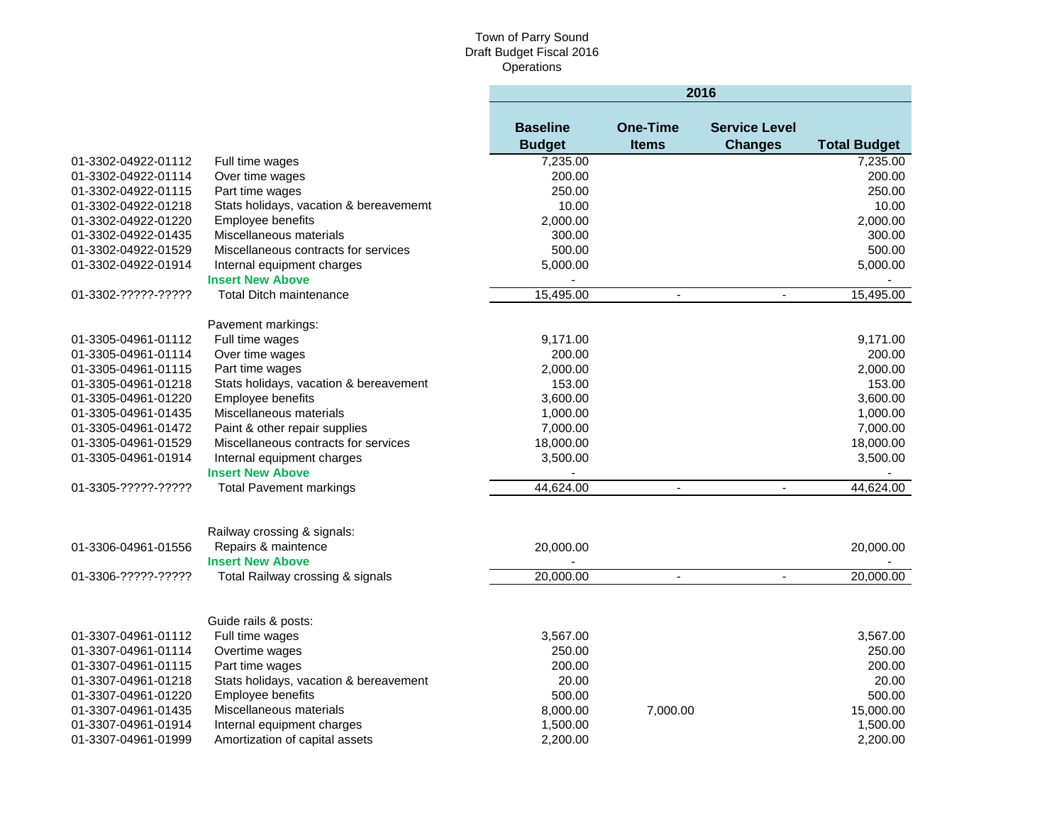Town of Parry Sound
Draft Budget Fiscal 2016
Operations

| | | 2016 | | | |
|---|---|---|---|---|---|
| | | **Baseline Budget** | **One-Time Items** | **Service Level Changes** | **Total Budget** |
| 01-3302-04922-01112 | Full time wages | 7,235.00 | | | 7,235.00 |
| 01-3302-04922-01114 | Over time wages | 200.00 | | | 200.00 |
| 01-3302-04922-01115 | Part time wages | 250.00 | | | 250.00 |
| 01-3302-04922-01218 | Stats holidays, vacation & bereavememt | 10.00 | | | 10.00 |
| 01-3302-04922-01220 | Employee benefits | 2,000.00 | | | 2,000.00 |
| 01-3302-04922-01435 | Miscellaneous materials | 300.00 | | | 300.00 |
| 01-3302-04922-01529 | Miscellaneous contracts for services | 500.00 | | | 500.00 |
| 01-3302-04922-01914 | Internal equipment charges | 5,000.00 | | | 5,000.00 |
| | **Insert New Above** | - | | | - |
| 01-3302-?????-????? | Total Ditch maintenance | 15,495.00 | - | - | 15,495.00 |
| | | | | | |
| | Pavement markings: | | | | |
| 01-3305-04961-01112 | Full time wages | 9,171.00 | | | 9,171.00 |
| 01-3305-04961-01114 | Over time wages | 200.00 | | | 200.00 |
| 01-3305-04961-01115 | Part time wages | 2,000.00 | | | 2,000.00 |
| 01-3305-04961-01218 | Stats holidays, vacation & bereavement | 153.00 | | | 153.00 |
| 01-3305-04961-01220 | Employee benefits | 3,600.00 | | | 3,600.00 |
| 01-3305-04961-01435 | Miscellaneous materials | 1,000.00 | | | 1,000.00 |
| 01-3305-04961-01472 | Paint & other repair supplies | 7,000.00 | | | 7,000.00 |
| 01-3305-04961-01529 | Miscellaneous contracts for services | 18,000.00 | | | 18,000.00 |
| 01-3305-04961-01914 | Internal equipment charges | 3,500.00 | | | 3,500.00 |
| | **Insert New Above** | - | | | - |
| 01-3305-?????-????? | Total Pavement markings | 44,624.00 | - | - | 44,624.00 |
| | | | | | |
| | Railway crossing & signals: | | | | |
| 01-3306-04961-01556 | Repairs & maintence | 20,000.00 | | | 20,000.00 |
| | **Insert New Above** | - | | | - |
| 01-3306-?????-????? | Total Railway crossing & signals | 20,000.00 | - | - | 20,000.00 |
| | | | | | |
| | Guide rails & posts: | | | | |
| 01-3307-04961-01112 | Full time wages | 3,567.00 | | | 3,567.00 |
| 01-3307-04961-01114 | Overtime wages | 250.00 | | | 250.00 |
| 01-3307-04961-01115 | Part time wages | 200.00 | | | 200.00 |
| 01-3307-04961-01218 | Stats holidays, vacation & bereavement | 20.00 | | | 20.00 |
| 01-3307-04961-01220 | Employee benefits | 500.00 | | | 500.00 |
| 01-3307-04961-01435 | Miscellaneous materials | 8,000.00 | 7,000.00 | | 15,000.00 |
| 01-3307-04961-01914 | Internal equipment charges | 1,500.00 | | | 1,500.00 |
| 01-3307-04961-01999 | Amortization of capital assets | 2,200.00 | | | 2,200.00 |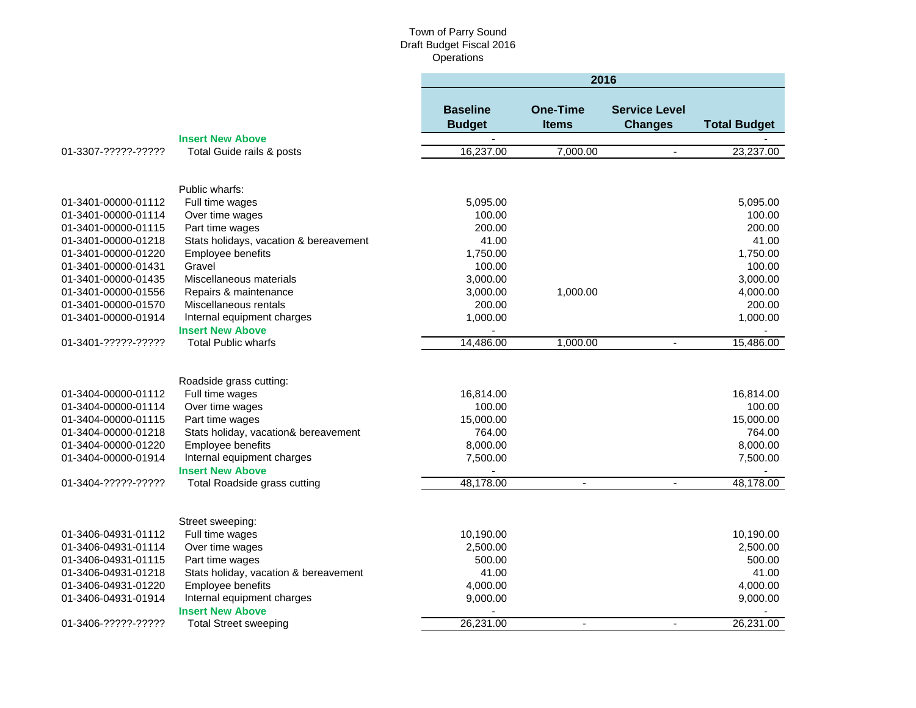Town of Parry Sound
Draft Budget Fiscal 2016
Operations

| | | 2016 | | | |
|---|---|---|---|---|---|
| | | **Baseline Budget** | **One-Time Items** | **Service Level Changes** | **Total Budget** |
| | **Insert New Above** | - | | | - |
| 01-3307-?????-????? | Total Guide rails & posts | 16,237.00 | 7,000.00 | - | 23,237.00 |
| | | | | | |
| | Public wharfs: | | | | |
| 01-3401-00000-01112 | Full time wages | 5,095.00 | | | 5,095.00 |
| 01-3401-00000-01114 | Over time wages | 100.00 | | | 100.00 |
| 01-3401-00000-01115 | Part time wages | 200.00 | | | 200.00 |
| 01-3401-00000-01218 | Stats holidays, vacation & bereavement | 41.00 | | | 41.00 |
| 01-3401-00000-01220 | Employee benefits | 1,750.00 | | | 1,750.00 |
| 01-3401-00000-01431 | Gravel | 100.00 | | | 100.00 |
| 01-3401-00000-01435 | Miscellaneous materials | 3,000.00 | | | 3,000.00 |
| 01-3401-00000-01556 | Repairs & maintenance | 3,000.00 | 1,000.00 | | 4,000.00 |
| 01-3401-00000-01570 | Miscellaneous rentals | 200.00 | | | 200.00 |
| 01-3401-00000-01914 | Internal equipment charges | 1,000.00 | | | 1,000.00 |
| | **Insert New Above** | - | | | - |
| 01-3401-?????-????? | Total Public wharfs | 14,486.00 | 1,000.00 | - | 15,486.00 |
| | | | | | |
| | Roadside grass cutting: | | | | |
| 01-3404-00000-01112 | Full time wages | 16,814.00 | | | 16,814.00 |
| 01-3404-00000-01114 | Over time wages | 100.00 | | | 100.00 |
| 01-3404-00000-01115 | Part time wages | 15,000.00 | | | 15,000.00 |
| 01-3404-00000-01218 | Stats holiday, vacation& bereavement | 764.00 | | | 764.00 |
| 01-3404-00000-01220 | Employee benefits | 8,000.00 | | | 8,000.00 |
| 01-3404-00000-01914 | Internal equipment charges | 7,500.00 | | | 7,500.00 |
| | **Insert New Above** | - | | | - |
| 01-3404-?????-????? | Total Roadside grass cutting | 48,178.00 | - | - | 48,178.00 |
| | | | | | |
| | Street sweeping: | | | | |
| 01-3406-04931-01112 | Full time wages | 10,190.00 | | | 10,190.00 |
| 01-3406-04931-01114 | Over time wages | 2,500.00 | | | 2,500.00 |
| 01-3406-04931-01115 | Part time wages | 500.00 | | | 500.00 |
| 01-3406-04931-01218 | Stats holiday, vacation & bereavement | 41.00 | | | 41.00 |
| 01-3406-04931-01220 | Employee benefits | 4,000.00 | | | 4,000.00 |
| 01-3406-04931-01914 | Internal equipment charges | 9,000.00 | | | 9,000.00 |
| | **Insert New Above** | - | | | - |
| 01-3406-?????-????? | Total Street sweeping | 26,231.00 | - | - | 26,231.00 |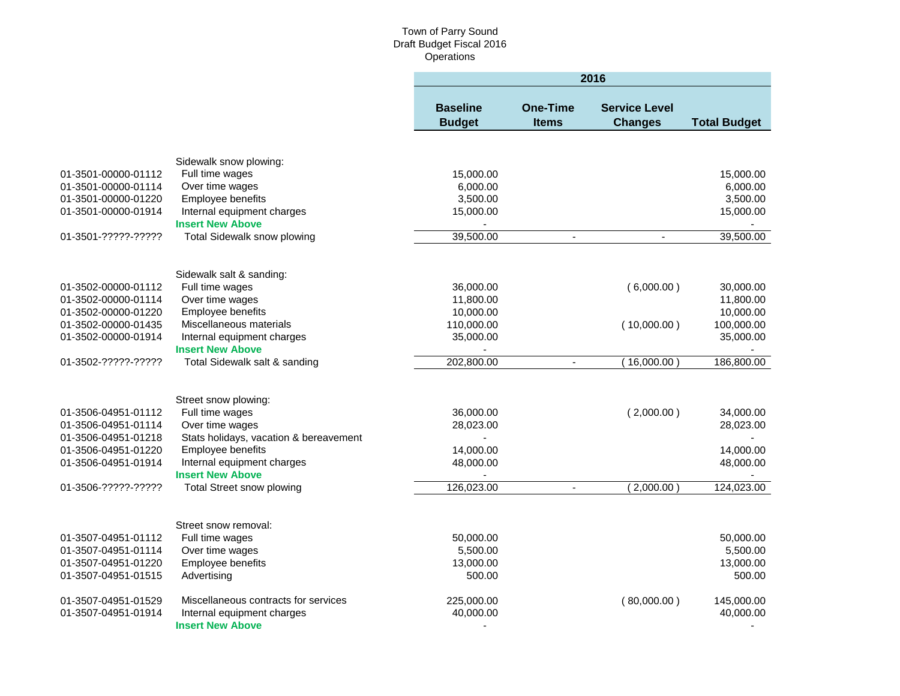Town of Parry Sound
Draft Budget Fiscal 2016
Operations

| | | 2016 | | | |
|---|---|---|---|---|---|
| | | **Baseline Budget** | **One-Time Items** | **Service Level Changes** | **Total Budget** |
| | Sidewalk snow plowing: | | | | |
| 01-3501-00000-01112 | Full time wages | 15,000.00 | | | 15,000.00 |
| 01-3501-00000-01114 | Over time wages | 6,000.00 | | | 6,000.00 |
| 01-3501-00000-01220 | Employee benefits | 3,500.00 | | | 3,500.00 |
| 01-3501-00000-01914 | Internal equipment charges | 15,000.00 | | | 15,000.00 |
| | **Insert New Above** | - | | | - |
| 01-3501-?????-????? | Total Sidewalk snow plowing | 39,500.00 | - | - | 39,500.00 |
| | Sidewalk salt & sanding: | | | | |
| 01-3502-00000-01112 | Full time wages | 36,000.00 | | ( 6,000.00 ) | 30,000.00 |
| 01-3502-00000-01114 | Over time wages | 11,800.00 | | | 11,800.00 |
| 01-3502-00000-01220 | Employee benefits | 10,000.00 | | | 10,000.00 |
| 01-3502-00000-01435 | Miscellaneous materials | 110,000.00 | | ( 10,000.00 ) | 100,000.00 |
| 01-3502-00000-01914 | Internal equipment charges | 35,000.00 | | | 35,000.00 |
| | **Insert New Above** | - | | | - |
| 01-3502-?????-????? | Total Sidewalk salt & sanding | 202,800.00 | - | ( 16,000.00 ) | 186,800.00 |
| | Street snow plowing: | | | | |
| 01-3506-04951-01112 | Full time wages | 36,000.00 | | ( 2,000.00 ) | 34,000.00 |
| 01-3506-04951-01114 | Over time wages | 28,023.00 | | | 28,023.00 |
| 01-3506-04951-01218 | Stats holidays, vacation & bereavement | - | | | - |
| 01-3506-04951-01220 | Employee benefits | 14,000.00 | | | 14,000.00 |
| 01-3506-04951-01914 | Internal equipment charges | 48,000.00 | | | 48,000.00 |
| | **Insert New Above** | - | | | - |
| 01-3506-?????-????? | Total Street snow plowing | 126,023.00 | - | ( 2,000.00 ) | 124,023.00 |
| | Street snow removal: | | | | |
| 01-3507-04951-01112 | Full time wages | 50,000.00 | | | 50,000.00 |
| 01-3507-04951-01114 | Over time wages | 5,500.00 | | | 5,500.00 |
| 01-3507-04951-01220 | Employee benefits | 13,000.00 | | | 13,000.00 |
| 01-3507-04951-01515 | Advertising | 500.00 | | | 500.00 |
| 01-3507-04951-01529 | Miscellaneous contracts for services | 225,000.00 | | ( 80,000.00 ) | 145,000.00 |
| 01-3507-04951-01914 | Internal equipment charges | 40,000.00 | | | 40,000.00 |
| | **Insert New Above** | - | | | - |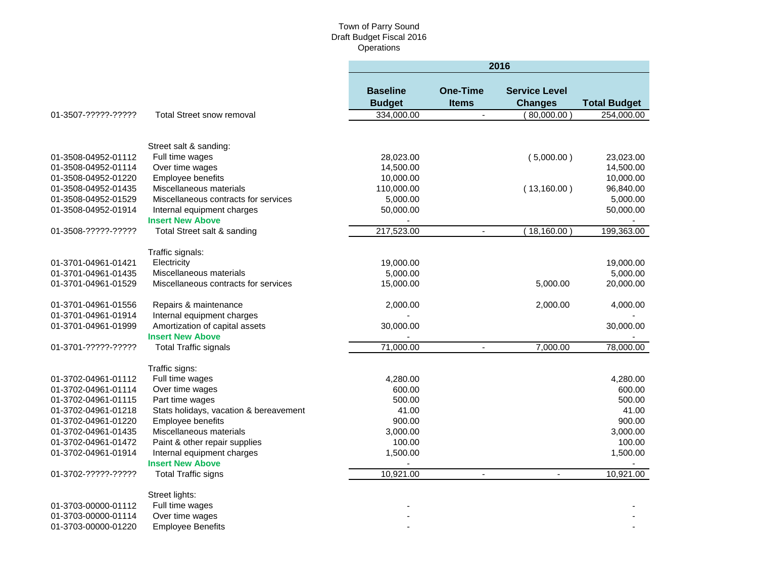Town of Parry Sound
Draft Budget Fiscal 2016
Operations

| | | 2016 | | | |
|---|---|---|---|---|---|
| | | **Baseline Budget** | **One-Time Items** | **Service Level Changes** | **Total Budget** |
| 01-3507-?????-????? | Total Street snow removal | 334,000.00 | - | ( 80,000.00 ) | 254,000.00 |
| | | | | | |
| | Street salt & sanding: | | | | |
| 01-3508-04952-01112 | Full time wages | 28,023.00 | | ( 5,000.00 ) | 23,023.00 |
| 01-3508-04952-01114 | Over time wages | 14,500.00 | | | 14,500.00 |
| 01-3508-04952-01220 | Employee benefits | 10,000.00 | | | 10,000.00 |
| 01-3508-04952-01435 | Miscellaneous materials | 110,000.00 | | ( 13,160.00 ) | 96,840.00 |
| 01-3508-04952-01529 | Miscellaneous contracts for services | 5,000.00 | | | 5,000.00 |
| 01-3508-04952-01914 | Internal equipment charges | 50,000.00 | | | 50,000.00 |
| | **Insert New Above** | - | | | - |
| 01-3508-?????-????? | Total Street salt & sanding | 217,523.00 | - | ( 18,160.00 ) | 199,363.00 |
| | | | | | |
| | Traffic signals: | | | | |
| 01-3701-04961-01421 | Electricity | 19,000.00 | | | 19,000.00 |
| 01-3701-04961-01435 | Miscellaneous materials | 5,000.00 | | | 5,000.00 |
| 01-3701-04961-01529 | Miscellaneous contracts for services | 15,000.00 | | 5,000.00 | 20,000.00 |
| 01-3701-04961-01556 | Repairs & maintenance | 2,000.00 | | 2,000.00 | 4,000.00 |
| 01-3701-04961-01914 | Internal equipment charges | - | | | - |
| 01-3701-04961-01999 | Amortization of capital assets | 30,000.00 | | | 30,000.00 |
| | **Insert New Above** | - | | | - |
| 01-3701-?????-????? | Total Traffic signals | 71,000.00 | - | 7,000.00 | 78,000.00 |
| | | | | | |
| | Traffic signs: | | | | |
| 01-3702-04961-01112 | Full time wages | 4,280.00 | | | 4,280.00 |
| 01-3702-04961-01114 | Over time wages | 600.00 | | | 600.00 |
| 01-3702-04961-01115 | Part time wages | 500.00 | | | 500.00 |
| 01-3702-04961-01218 | Stats holidays, vacation & bereavement | 41.00 | | | 41.00 |
| 01-3702-04961-01220 | Employee benefits | 900.00 | | | 900.00 |
| 01-3702-04961-01435 | Miscellaneous materials | 3,000.00 | | | 3,000.00 |
| 01-3702-04961-01472 | Paint & other repair supplies | 100.00 | | | 100.00 |
| 01-3702-04961-01914 | Internal equipment charges | 1,500.00 | | | 1,500.00 |
| | **Insert New Above** | - | | | - |
| 01-3702-?????-????? | Total Traffic signs | 10,921.00 | - | - | 10,921.00 |
| | | | | | |
| | Street lights: | | | | |
| 01-3703-00000-01112 | Full time wages | - | | | - |
| 01-3703-00000-01114 | Over time wages | - | | | - |
| 01-3703-00000-01220 | Employee Benefits | - | | | - |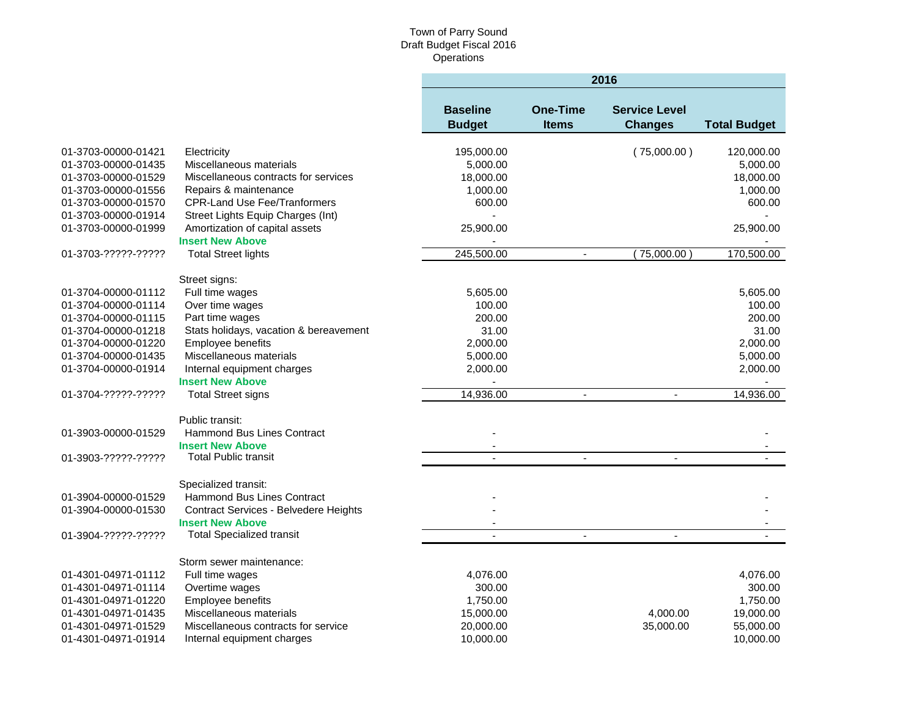Town of Parry Sound
Draft Budget Fiscal 2016
Operations

| | | 2016 | | | |
|---|---|---|---|---|---|
| | | **Baseline Budget** | **One-Time Items** | **Service Level Changes** | **Total Budget** |
| 01-3703-00000-01421 | Electricity | 195,000.00 | | ( 75,000.00 ) | 120,000.00 |
| 01-3703-00000-01435 | Miscellaneous materials | 5,000.00 | | | 5,000.00 |
| 01-3703-00000-01529 | Miscellaneous contracts for services | 18,000.00 | | | 18,000.00 |
| 01-3703-00000-01556 | Repairs & maintenance | 1,000.00 | | | 1,000.00 |
| 01-3703-00000-01570 | CPR-Land Use Fee/Tranformers | 600.00 | | | 600.00 |
| 01-3703-00000-01914 | Street Lights Equip Charges (Int) | - | | | - |
| 01-3703-00000-01999 | Amortization of capital assets | 25,900.00 | | | 25,900.00 |
| | **Insert New Above** | - | | | - |
| 01-3703-?????-????? | Total Street lights | 245,500.00 | - | ( 75,000.00 ) | 170,500.00 |
| | Street signs: | | | | |
| 01-3704-00000-01112 | Full time wages | 5,605.00 | | | 5,605.00 |
| 01-3704-00000-01114 | Over time wages | 100.00 | | | 100.00 |
| 01-3704-00000-01115 | Part time wages | 200.00 | | | 200.00 |
| 01-3704-00000-01218 | Stats holidays, vacation & bereavement | 31.00 | | | 31.00 |
| 01-3704-00000-01220 | Employee benefits | 2,000.00 | | | 2,000.00 |
| 01-3704-00000-01435 | Miscellaneous materials | 5,000.00 | | | 5,000.00 |
| 01-3704-00000-01914 | Internal equipment charges | 2,000.00 | | | 2,000.00 |
| | **Insert New Above** | - | | | - |
| 01-3704-?????-????? | Total Street signs | 14,936.00 | - | - | 14,936.00 |
| | Public transit: | | | | |
| 01-3903-00000-01529 | Hammond Bus Lines Contract | - | | | - |
| | **Insert New Above** | - | | | - |
| 01-3903-?????-????? | Total Public transit | - | - | - | - |
| | Specialized transit: | | | | |
| 01-3904-00000-01529 | Hammond Bus Lines Contract | - | | | - |
| 01-3904-00000-01530 | Contract Services - Belvedere Heights | - | | | - |
| | **Insert New Above** | - | | | - |
| 01-3904-?????-????? | Total Specialized transit | - | - | - | - |
| | Storm sewer maintenance: | | | | |
| 01-4301-04971-01112 | Full time wages | 4,076.00 | | | 4,076.00 |
| 01-4301-04971-01114 | Overtime wages | 300.00 | | | 300.00 |
| 01-4301-04971-01220 | Employee benefits | 1,750.00 | | | 1,750.00 |
| 01-4301-04971-01435 | Miscellaneous materials | 15,000.00 | | 4,000.00 | 19,000.00 |
| 01-4301-04971-01529 | Miscellaneous contracts for service | 20,000.00 | | 35,000.00 | 55,000.00 |
| 01-4301-04971-01914 | Internal equipment charges | 10,000.00 | | | 10,000.00 |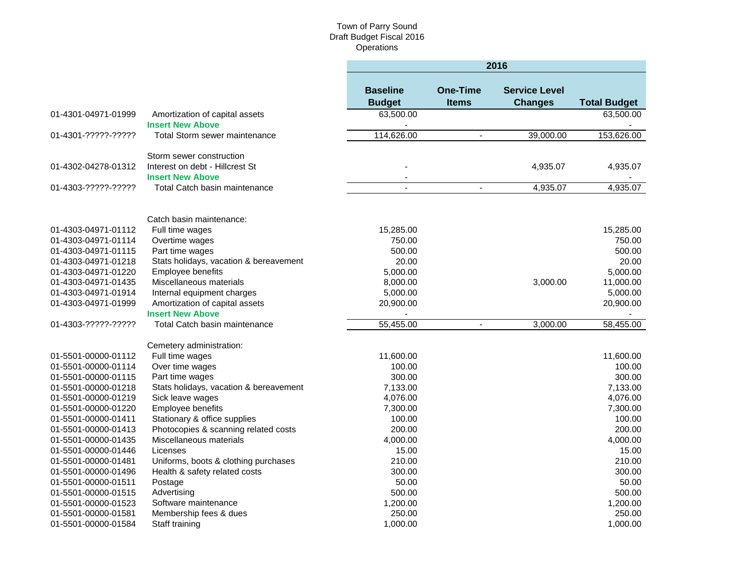Town of Parry Sound
Draft Budget Fiscal 2016
Operations

| | | 2016 | | | |
|---|---|---|---|---|---|
| | | **Baseline Budget** | **One-Time Items** | **Service Level Changes** | **Total Budget** |
| 01-4301-04971-01999 | Amortization of capital assets | 63,500.00 | | | 63,500.00 |
| | **Insert New Above** | - | | | - |
| 01-4301-?????-????? | Total Storm sewer maintenance | 114,626.00 | - | 39,000.00 | 153,626.00 |
| | | | | | |
| | Storm sewer construction | | | | |
| 01-4302-04278-01312 | Interest on debt - Hillcrest St | - | | 4,935.07 | 4,935.07 |
| | **Insert New Above** | - | | | - |
| 01-4303-?????-????? | Total Catch basin maintenance | - | - | 4,935.07 | 4,935.07 |
| | | | | | |
| | Catch basin maintenance: | | | | |
| 01-4303-04971-01112 | Full time wages | 15,285.00 | | | 15,285.00 |
| 01-4303-04971-01114 | Overtime wages | 750.00 | | | 750.00 |
| 01-4303-04971-01115 | Part time wages | 500.00 | | | 500.00 |
| 01-4303-04971-01218 | Stats holidays, vacation & bereavement | 20.00 | | | 20.00 |
| 01-4303-04971-01220 | Employee benefits | 5,000.00 | | | 5,000.00 |
| 01-4303-04971-01435 | Miscellaneous materials | 8,000.00 | | 3,000.00 | 11,000.00 |
| 01-4303-04971-01914 | Internal equipment charges | 5,000.00 | | | 5,000.00 |
| 01-4303-04971-01999 | Amortization of capital assets | 20,900.00 | | | 20,900.00 |
| | **Insert New Above** | - | | | - |
| 01-4303-?????-????? | Total Catch basin maintenance | 55,455.00 | - | 3,000.00 | 58,455.00 |
| | | | | | |
| | Cemetery administration: | | | | |
| 01-5501-00000-01112 | Full time wages | 11,600.00 | | | 11,600.00 |
| 01-5501-00000-01114 | Over time wages | 100.00 | | | 100.00 |
| 01-5501-00000-01115 | Part time wages | 300.00 | | | 300.00 |
| 01-5501-00000-01218 | Stats holidays, vacation & bereavement | 7,133.00 | | | 7,133.00 |
| 01-5501-00000-01219 | Sick leave wages | 4,076.00 | | | 4,076.00 |
| 01-5501-00000-01220 | Employee benefits | 7,300.00 | | | 7,300.00 |
| 01-5501-00000-01411 | Stationary & office supplies | 100.00 | | | 100.00 |
| 01-5501-00000-01413 | Photocopies & scanning related costs | 200.00 | | | 200.00 |
| 01-5501-00000-01435 | Miscellaneous materials | 4,000.00 | | | 4,000.00 |
| 01-5501-00000-01446 | Licenses | 15.00 | | | 15.00 |
| 01-5501-00000-01481 | Uniforms, boots & clothing purchases | 210.00 | | | 210.00 |
| 01-5501-00000-01496 | Health & safety related costs | 300.00 | | | 300.00 |
| 01-5501-00000-01511 | Postage | 50.00 | | | 50.00 |
| 01-5501-00000-01515 | Advertising | 500.00 | | | 500.00 |
| 01-5501-00000-01523 | Software maintenance | 1,200.00 | | | 1,200.00 |
| 01-5501-00000-01581 | Membership fees & dues | 250.00 | | | 250.00 |
| 01-5501-00000-01584 | Staff training | 1,000.00 | | | 1,000.00 |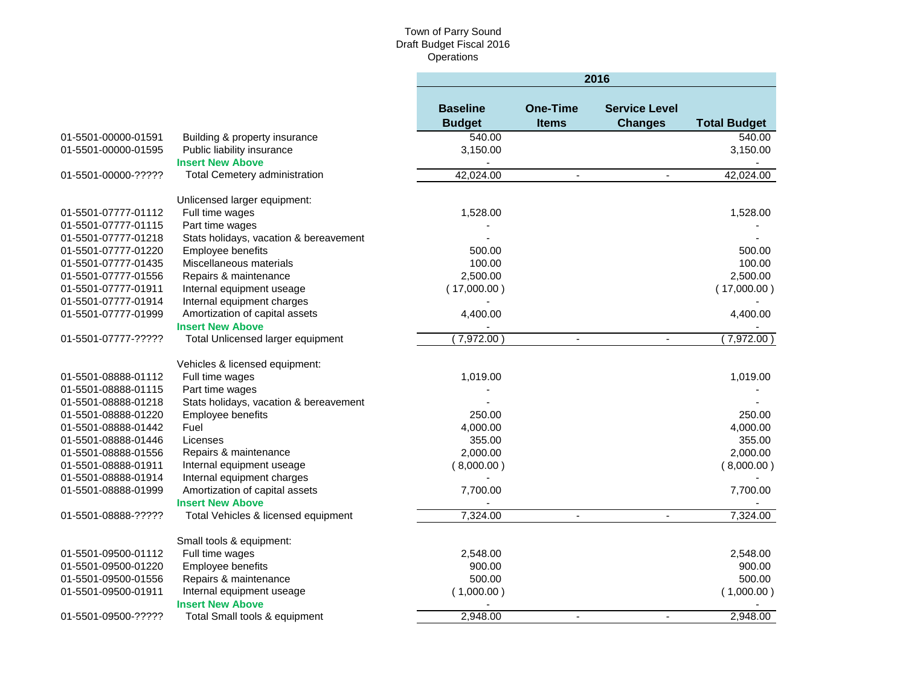Town of Parry Sound
Draft Budget Fiscal 2016
Operations

| | | 2016 | | | |
|---|---|---|---|---|---|
| | | **Baseline Budget** | **One-Time Items** | **Service Level Changes** | **Total Budget** |
| 01-5501-00000-01591 | Building & property insurance | 540.00 | | | 540.00 |
| 01-5501-00000-01595 | Public liability insurance | 3,150.00 | | | 3,150.00 |
| | **Insert New Above** | - | | | - |
| 01-5501-00000-????? | Total Cemetery administration | 42,024.00 | - | - | 42,024.00 |
| | | | | | |
| | Unlicensed larger equipment: | | | | |
| 01-5501-07777-01112 | Full time wages | 1,528.00 | | | 1,528.00 |
| 01-5501-07777-01115 | Part time wages | - | | | - |
| 01-5501-07777-01218 | Stats holidays, vacation & bereavement | - | | | - |
| 01-5501-07777-01220 | Employee benefits | 500.00 | | | 500.00 |
| 01-5501-07777-01435 | Miscellaneous materials | 100.00 | | | 100.00 |
| 01-5501-07777-01556 | Repairs & maintenance | 2,500.00 | | | 2,500.00 |
| 01-5501-07777-01911 | Internal equipment useage | ( 17,000.00 ) | | | ( 17,000.00 ) |
| 01-5501-07777-01914 | Internal equipment charges | - | | | - |
| 01-5501-07777-01999 | Amortization of capital assets | 4,400.00 | | | 4,400.00 |
| | **Insert New Above** | - | | | - |
| 01-5501-07777-????? | Total Unlicensed larger equipment | ( 7,972.00 ) | - | - | ( 7,972.00 ) |
| | | | | | |
| | Vehicles & licensed equipment: | | | | |
| 01-5501-08888-01112 | Full time wages | 1,019.00 | | | 1,019.00 |
| 01-5501-08888-01115 | Part time wages | - | | | - |
| 01-5501-08888-01218 | Stats holidays, vacation & bereavement | - | | | - |
| 01-5501-08888-01220 | Employee benefits | 250.00 | | | 250.00 |
| 01-5501-08888-01442 | Fuel | 4,000.00 | | | 4,000.00 |
| 01-5501-08888-01446 | Licenses | 355.00 | | | 355.00 |
| 01-5501-08888-01556 | Repairs & maintenance | 2,000.00 | | | 2,000.00 |
| 01-5501-08888-01911 | Internal equipment useage | ( 8,000.00 ) | | | ( 8,000.00 ) |
| 01-5501-08888-01914 | Internal equipment charges | - | | | - |
| 01-5501-08888-01999 | Amortization of capital assets | 7,700.00 | | | 7,700.00 |
| | **Insert New Above** | - | | | - |
| 01-5501-08888-????? | Total Vehicles & licensed equipment | 7,324.00 | - | - | 7,324.00 |
| | | | | | |
| | Small tools & equipment: | | | | |
| 01-5501-09500-01112 | Full time wages | 2,548.00 | | | 2,548.00 |
| 01-5501-09500-01220 | Employee benefits | 900.00 | | | 900.00 |
| 01-5501-09500-01556 | Repairs & maintenance | 500.00 | | | 500.00 |
| 01-5501-09500-01911 | Internal equipment useage | ( 1,000.00 ) | | | ( 1,000.00 ) |
| | **Insert New Above** | - | | | - |
| 01-5501-09500-????? | Total Small tools & equipment | 2,948.00 | - | - | 2,948.00 |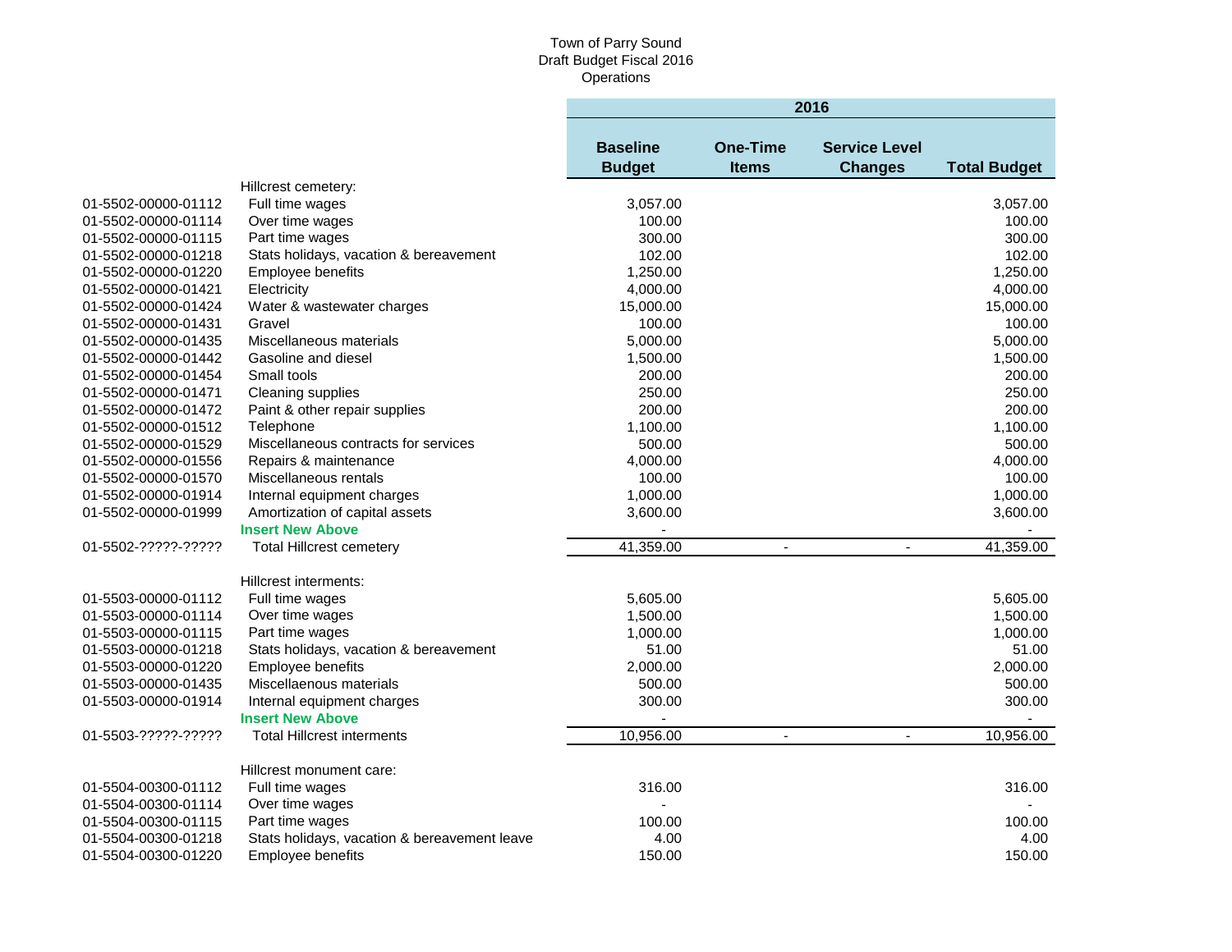Town of Parry Sound
Draft Budget Fiscal 2016
Operations

| | | 2016 | | | |
|---|---|---|---|---|---|
| | | **Baseline Budget** | **One-Time Items** | **Service Level Changes** | **Total Budget** |
| | Hillcrest cemetery: | | | | |
| 01-5502-00000-01112 | Full time wages | 3,057.00 | | | 3,057.00 |
| 01-5502-00000-01114 | Over time wages | 100.00 | | | 100.00 |
| 01-5502-00000-01115 | Part time wages | 300.00 | | | 300.00 |
| 01-5502-00000-01218 | Stats holidays, vacation & bereavement | 102.00 | | | 102.00 |
| 01-5502-00000-01220 | Employee benefits | 1,250.00 | | | 1,250.00 |
| 01-5502-00000-01421 | Electricity | 4,000.00 | | | 4,000.00 |
| 01-5502-00000-01424 | Water & wastewater charges | 15,000.00 | | | 15,000.00 |
| 01-5502-00000-01431 | Gravel | 100.00 | | | 100.00 |
| 01-5502-00000-01435 | Miscellaneous materials | 5,000.00 | | | 5,000.00 |
| 01-5502-00000-01442 | Gasoline and diesel | 1,500.00 | | | 1,500.00 |
| 01-5502-00000-01454 | Small tools | 200.00 | | | 200.00 |
| 01-5502-00000-01471 | Cleaning supplies | 250.00 | | | 250.00 |
| 01-5502-00000-01472 | Paint & other repair supplies | 200.00 | | | 200.00 |
| 01-5502-00000-01512 | Telephone | 1,100.00 | | | 1,100.00 |
| 01-5502-00000-01529 | Miscellaneous contracts for services | 500.00 | | | 500.00 |
| 01-5502-00000-01556 | Repairs & maintenance | 4,000.00 | | | 4,000.00 |
| 01-5502-00000-01570 | Miscellaneous rentals | 100.00 | | | 100.00 |
| 01-5502-00000-01914 | Internal equipment charges | 1,000.00 | | | 1,000.00 |
| 01-5502-00000-01999 | Amortization of capital assets | 3,600.00 | | | 3,600.00 |
| | **Insert New Above** | - | | | - |
| 01-5502-?????-????? | Total Hillcrest cemetery | 41,359.00 | - | - | 41,359.00 |
| | | | | | |
| | Hillcrest interments: | | | | |
| 01-5503-00000-01112 | Full time wages | 5,605.00 | | | 5,605.00 |
| 01-5503-00000-01114 | Over time wages | 1,500.00 | | | 1,500.00 |
| 01-5503-00000-01115 | Part time wages | 1,000.00 | | | 1,000.00 |
| 01-5503-00000-01218 | Stats holidays, vacation & bereavement | 51.00 | | | 51.00 |
| 01-5503-00000-01220 | Employee benefits | 2,000.00 | | | 2,000.00 |
| 01-5503-00000-01435 | Miscellaenous materials | 500.00 | | | 500.00 |
| 01-5503-00000-01914 | Internal equipment charges | 300.00 | | | 300.00 |
| | **Insert New Above** | - | | | - |
| 01-5503-?????-????? | Total Hillcrest interments | 10,956.00 | - | - | 10,956.00 |
| | | | | | |
| | Hillcrest monument care: | | | | |
| 01-5504-00300-01112 | Full time wages | 316.00 | | | 316.00 |
| 01-5504-00300-01114 | Over time wages | - | | | - |
| 01-5504-00300-01115 | Part time wages | 100.00 | | | 100.00 |
| 01-5504-00300-01218 | Stats holidays, vacation & bereavement leave | 4.00 | | | 4.00 |
| 01-5504-00300-01220 | Employee benefits | 150.00 | | | 150.00 |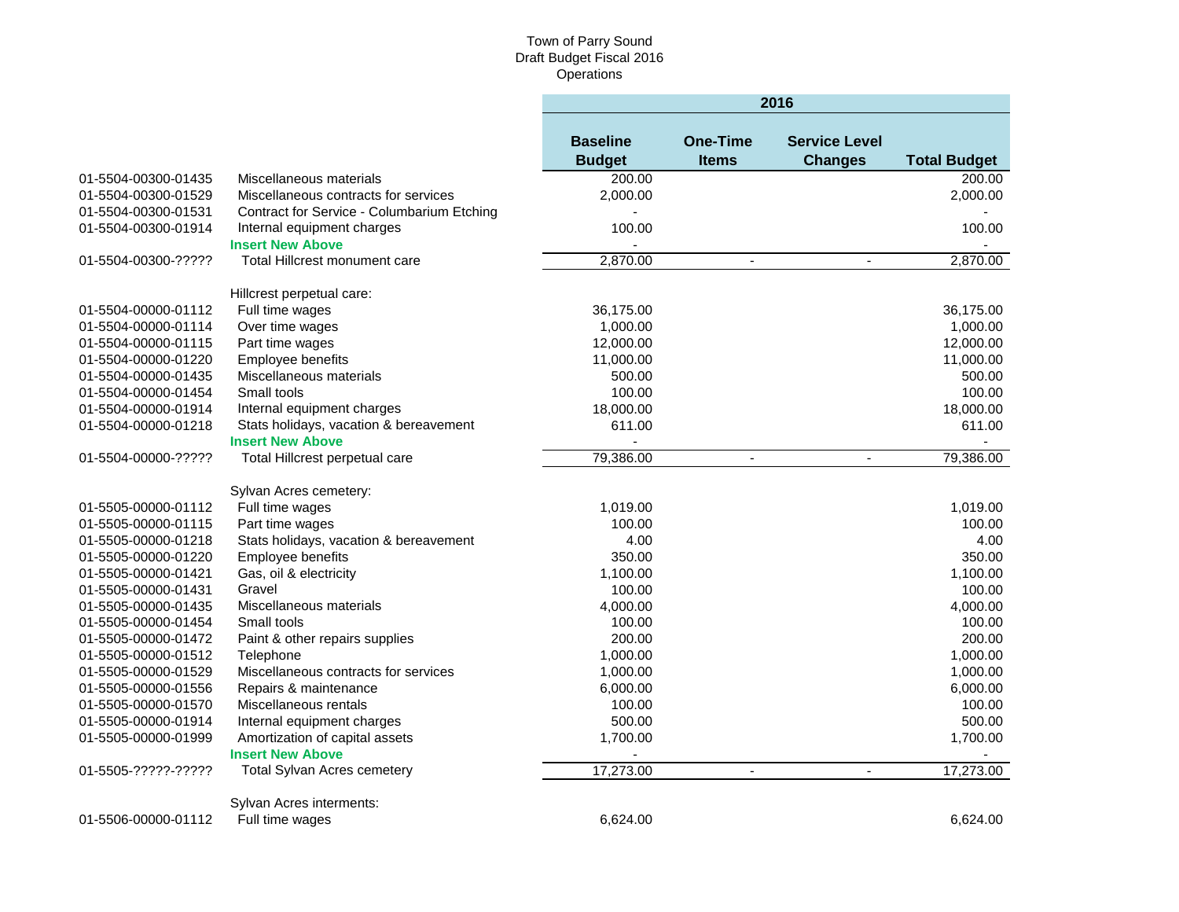Town of Parry Sound
Draft Budget Fiscal 2016
Operations

| | | 2016 | | | |
|---|---|---|---|---|---|
| | | **Baseline Budget** | **One-Time Items** | **Service Level Changes** | **Total Budget** |
| 01-5504-00300-01435 | Miscellaneous materials | 200.00 | | | 200.00 |
| 01-5504-00300-01529 | Miscellaneous contracts for services | 2,000.00 | | | 2,000.00 |
| 01-5504-00300-01531 | Contract for Service - Columbarium Etching | - | | | - |
| 01-5504-00300-01914 | Internal equipment charges | 100.00 | | | 100.00 |
| | **Insert New Above** | - | | | - |
| 01-5504-00300-????? | Total Hillcrest monument care | 2,870.00 | - | - | 2,870.00 |
| | Hillcrest perpetual care: | | | | |
| 01-5504-00000-01112 | Full time wages | 36,175.00 | | | 36,175.00 |
| 01-5504-00000-01114 | Over time wages | 1,000.00 | | | 1,000.00 |
| 01-5504-00000-01115 | Part time wages | 12,000.00 | | | 12,000.00 |
| 01-5504-00000-01220 | Employee benefits | 11,000.00 | | | 11,000.00 |
| 01-5504-00000-01435 | Miscellaneous materials | 500.00 | | | 500.00 |
| 01-5504-00000-01454 | Small tools | 100.00 | | | 100.00 |
| 01-5504-00000-01914 | Internal equipment charges | 18,000.00 | | | 18,000.00 |
| 01-5504-00000-01218 | Stats holidays, vacation & bereavement | 611.00 | | | 611.00 |
| | **Insert New Above** | - | | | - |
| 01-5504-00000-????? | Total Hillcrest perpetual care | 79,386.00 | - | - | 79,386.00 |
| | Sylvan Acres cemetery: | | | | |
| 01-5505-00000-01112 | Full time wages | 1,019.00 | | | 1,019.00 |
| 01-5505-00000-01115 | Part time wages | 100.00 | | | 100.00 |
| 01-5505-00000-01218 | Stats holidays, vacation & bereavement | 4.00 | | | 4.00 |
| 01-5505-00000-01220 | Employee benefits | 350.00 | | | 350.00 |
| 01-5505-00000-01421 | Gas, oil & electricity | 1,100.00 | | | 1,100.00 |
| 01-5505-00000-01431 | Gravel | 100.00 | | | 100.00 |
| 01-5505-00000-01435 | Miscellaneous materials | 4,000.00 | | | 4,000.00 |
| 01-5505-00000-01454 | Small tools | 100.00 | | | 100.00 |
| 01-5505-00000-01472 | Paint & other repairs supplies | 200.00 | | | 200.00 |
| 01-5505-00000-01512 | Telephone | 1,000.00 | | | 1,000.00 |
| 01-5505-00000-01529 | Miscellaneous contracts for services | 1,000.00 | | | 1,000.00 |
| 01-5505-00000-01556 | Repairs & maintenance | 6,000.00 | | | 6,000.00 |
| 01-5505-00000-01570 | Miscellaneous rentals | 100.00 | | | 100.00 |
| 01-5505-00000-01914 | Internal equipment charges | 500.00 | | | 500.00 |
| 01-5505-00000-01999 | Amortization of capital assets | 1,700.00 | | | 1,700.00 |
| | **Insert New Above** | - | | | - |
| 01-5505-?????-????? | Total Sylvan Acres cemetery | 17,273.00 | - | - | 17,273.00 |
| | Sylvan Acres interments: | | | | |
| 01-5506-00000-01112 | Full time wages | 6,624.00 | | | 6,624.00 |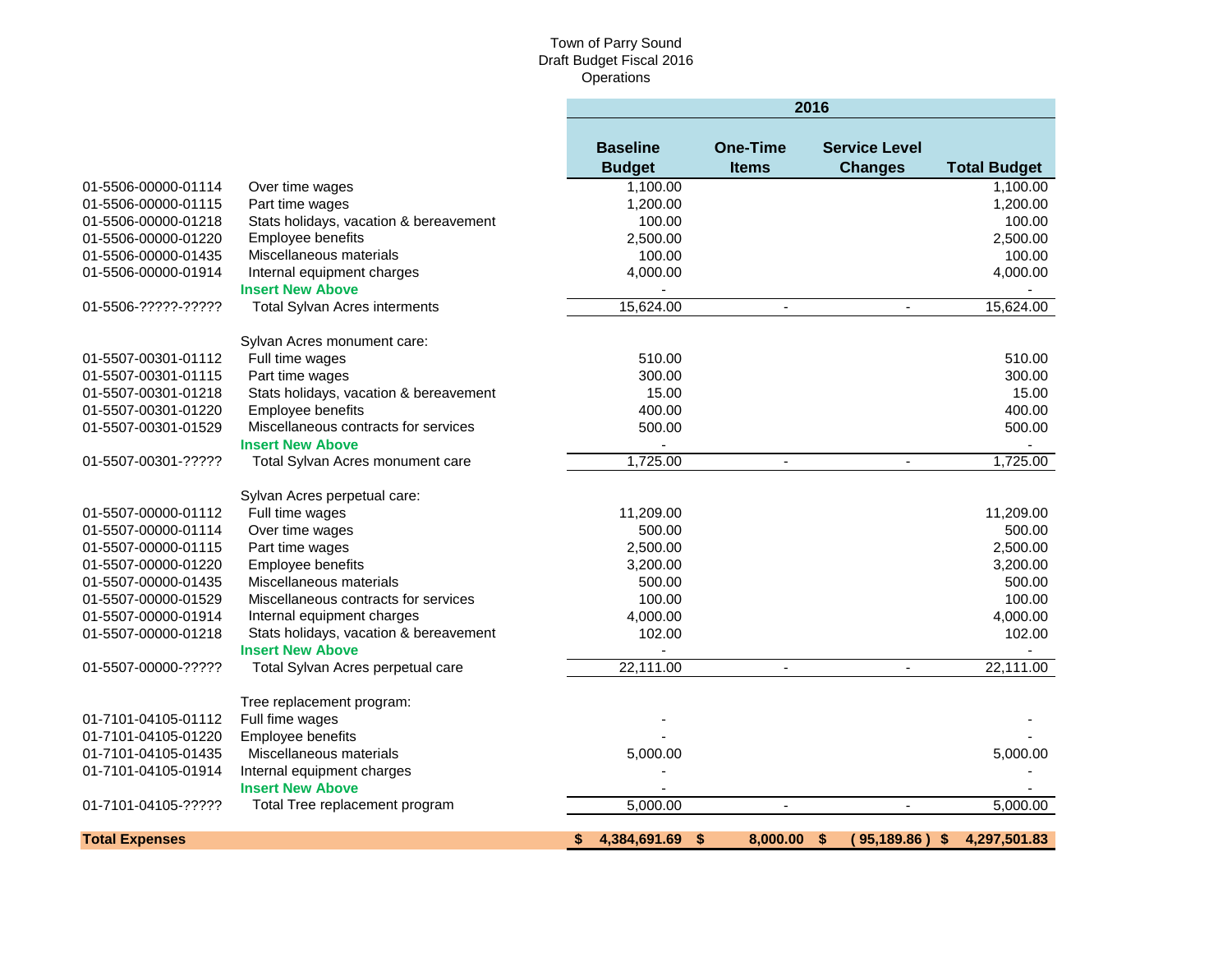Town of Parry Sound
Draft Budget Fiscal 2016
Operations

| | | 2016 | | | |
|---|---|---|---|---|---|
| | | **Baseline Budget** | **One-Time Items** | **Service Level Changes** | **Total Budget** |
| 01-5506-00000-01114 | Over time wages | 1,100.00 | | | 1,100.00 |
| 01-5506-00000-01115 | Part time wages | 1,200.00 | | | 1,200.00 |
| 01-5506-00000-01218 | Stats holidays, vacation & bereavement | 100.00 | | | 100.00 |
| 01-5506-00000-01220 | Employee benefits | 2,500.00 | | | 2,500.00 |
| 01-5506-00000-01435 | Miscellaneous materials | 100.00 | | | 100.00 |
| 01-5506-00000-01914 | Internal equipment charges | 4,000.00 | | | 4,000.00 |
| | **Insert New Above** | - | | | - |
| 01-5506-?????-????? | Total Sylvan Acres interments | 15,624.00 | - | - | 15,624.00 |
| | | | | | |
| | Sylvan Acres monument care: | | | | |
| 01-5507-00301-01112 | Full time wages | 510.00 | | | 510.00 |
| 01-5507-00301-01115 | Part time wages | 300.00 | | | 300.00 |
| 01-5507-00301-01218 | Stats holidays, vacation & bereavement | 15.00 | | | 15.00 |
| 01-5507-00301-01220 | Employee benefits | 400.00 | | | 400.00 |
| 01-5507-00301-01529 | Miscellaneous contracts for services | 500.00 | | | 500.00 |
| | **Insert New Above** | - | | | - |
| 01-5507-00301-????? | Total Sylvan Acres monument care | 1,725.00 | - | - | 1,725.00 |
| | | | | | |
| | Sylvan Acres perpetual care: | | | | |
| 01-5507-00000-01112 | Full time wages | 11,209.00 | | | 11,209.00 |
| 01-5507-00000-01114 | Over time wages | 500.00 | | | 500.00 |
| 01-5507-00000-01115 | Part time wages | 2,500.00 | | | 2,500.00 |
| 01-5507-00000-01220 | Employee benefits | 3,200.00 | | | 3,200.00 |
| 01-5507-00000-01435 | Miscellaneous materials | 500.00 | | | 500.00 |
| 01-5507-00000-01529 | Miscellaneous contracts for services | 100.00 | | | 100.00 |
| 01-5507-00000-01914 | Internal equipment charges | 4,000.00 | | | 4,000.00 |
| 01-5507-00000-01218 | Stats holidays, vacation & bereavement | 102.00 | | | 102.00 |
| | **Insert New Above** | - | | | - |
| 01-5507-00000-????? | Total Sylvan Acres perpetual care | 22,111.00 | - | - | 22,111.00 |
| | | | | | |
| | Tree replacement program: | | | | |
| 01-7101-04105-01112 | Full fime wages | - | | | - |
| 01-7101-04105-01220 | Employee benefits | - | | | - |
| 01-7101-04105-01435 | Miscellaneous materials | 5,000.00 | | | 5,000.00 |
| 01-7101-04105-01914 | Internal equipment charges | - | | | - |
| | **Insert New Above** | - | | | - |
| 01-7101-04105-????? | Total Tree replacement program | 5,000.00 | - | - | 5,000.00 |
| | | | | | |
| **Total Expenses** | | **$ 4,384,691.69** | **$ 8,000.00** | **$ (95,189.86)** | **$ 4,297,501.83** |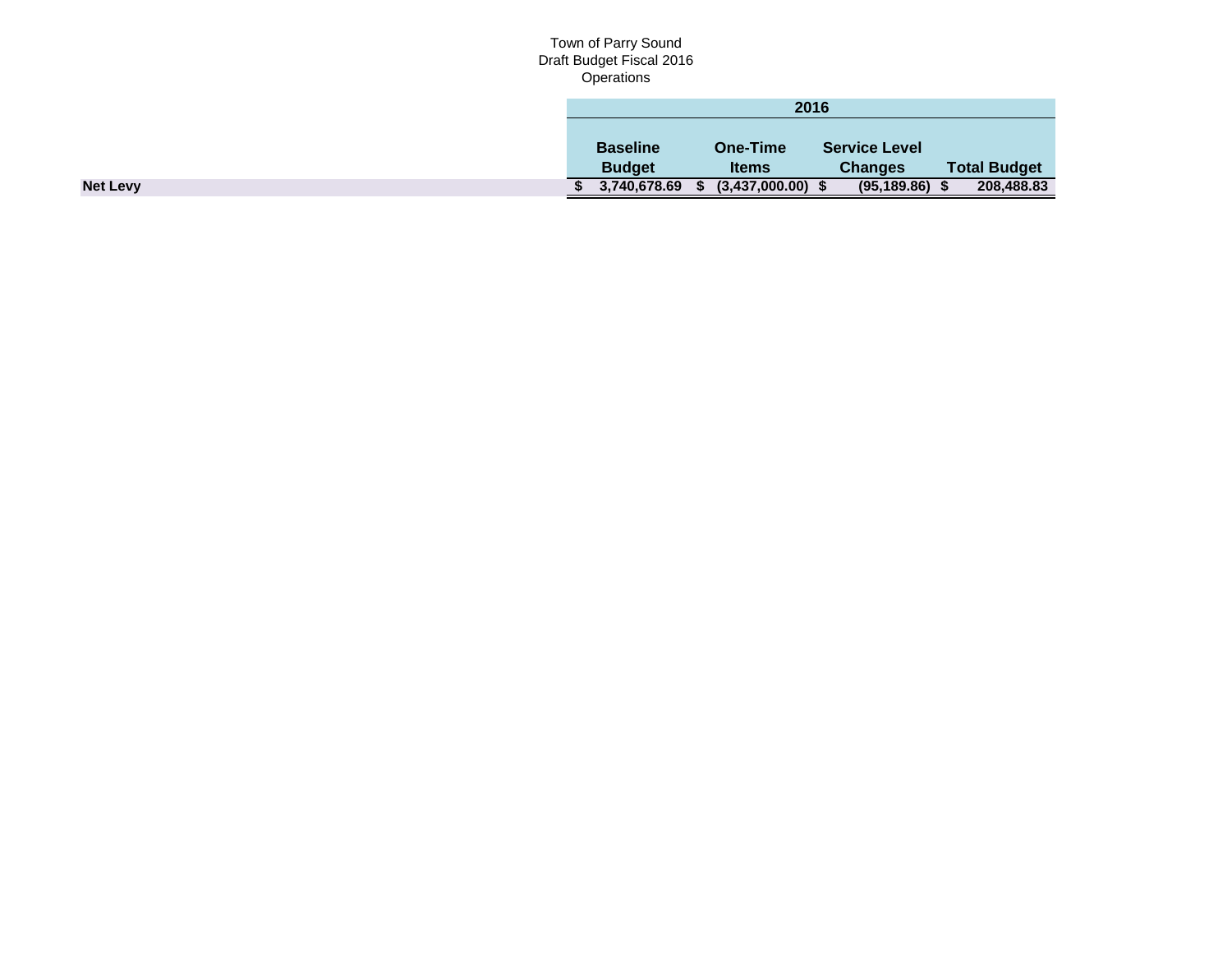Town of Parry Sound
Draft Budget Fiscal 2016
Operations

| | 2016 | | | |
|---|---|---|---|---|
| | **Baseline Budget** | **One-Time Items** | **Service Level Changes** | **Total Budget** |
| **Net Levy** | **$ 3,740,678.69** | **$ (3,437,000.00)** | **$ (95,189.86)** | **$ 208,488.83** |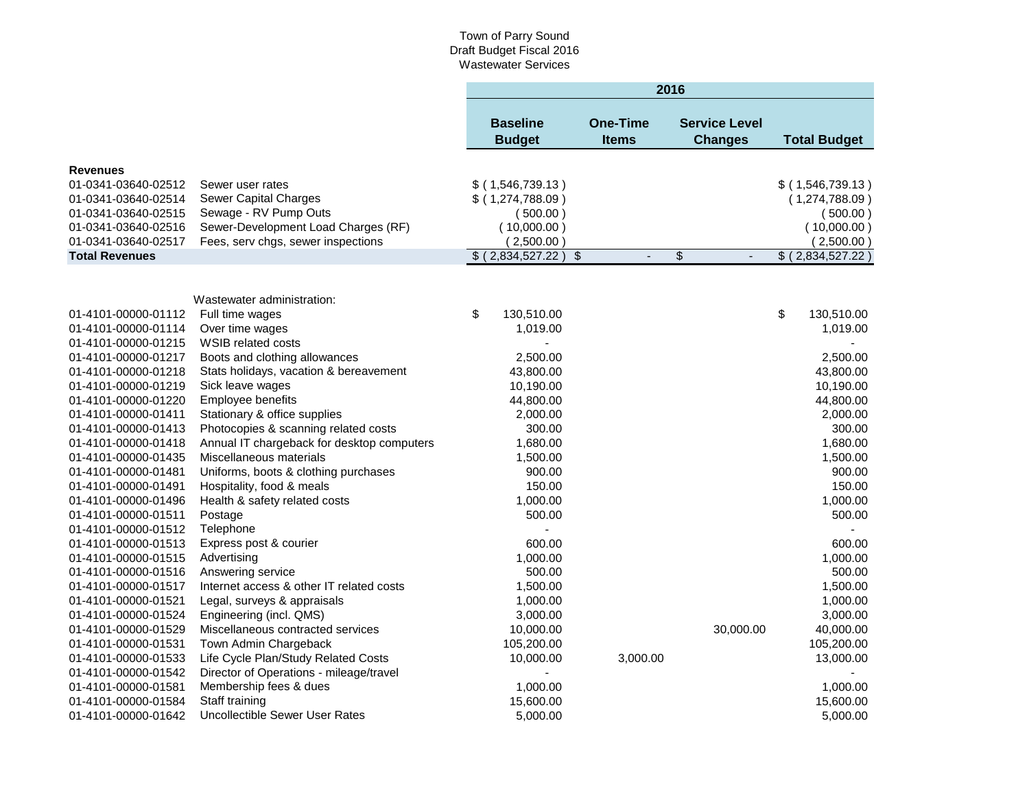Town of Parry Sound
Draft Budget Fiscal 2016
Wastewater Services

| | | 2016 | | | |
|---|---|---|---|---|---|
| | | Baseline Budget | One-Time Items | Service Level Changes | Total Budget |
| **Revenues** | | | | | |
| 01-0341-03640-02512 | Sewer user rates | $ ( 1,546,739.13 ) | | | $ ( 1,546,739.13 ) |
| 01-0341-03640-02514 | Sewer Capital Charges | $ ( 1,274,788.09 ) | | | ( 1,274,788.09 ) |
| 01-0341-03640-02515 | Sewage - RV Pump Outs | ( 500.00 ) | | | ( 500.00 ) |
| 01-0341-03640-02516 | Sewer-Development Load Charges (RF) | ( 10,000.00 ) | | | ( 10,000.00 ) |
| 01-0341-03640-02517 | Fees, serv chgs, sewer inspections | ( 2,500.00 ) | | | ( 2,500.00 ) |
| **Total Revenues** | | $ ( 2,834,527.22 ) | $ - | $ - | $ ( 2,834,527.22 ) |
| | Wastewater administration: | | | | |
| 01-4101-00000-01112 | Full time wages | $ 130,510.00 | | | $ 130,510.00 |
| 01-4101-00000-01114 | Over time wages | 1,019.00 | | | 1,019.00 |
| 01-4101-00000-01215 | WSIB related costs | - | | | - |
| 01-4101-00000-01217 | Boots and clothing allowances | 2,500.00 | | | 2,500.00 |
| 01-4101-00000-01218 | Stats holidays, vacation & bereavement | 43,800.00 | | | 43,800.00 |
| 01-4101-00000-01219 | Sick leave wages | 10,190.00 | | | 10,190.00 |
| 01-4101-00000-01220 | Employee benefits | 44,800.00 | | | 44,800.00 |
| 01-4101-00000-01411 | Stationary & office supplies | 2,000.00 | | | 2,000.00 |
| 01-4101-00000-01413 | Photocopies & scanning related costs | 300.00 | | | 300.00 |
| 01-4101-00000-01418 | Annual IT chargeback for desktop computers | 1,680.00 | | | 1,680.00 |
| 01-4101-00000-01435 | Miscellaneous materials | 1,500.00 | | | 1,500.00 |
| 01-4101-00000-01481 | Uniforms, boots & clothing purchases | 900.00 | | | 900.00 |
| 01-4101-00000-01491 | Hospitality, food & meals | 150.00 | | | 150.00 |
| 01-4101-00000-01496 | Health & safety related costs | 1,000.00 | | | 1,000.00 |
| 01-4101-00000-01511 | Postage | 500.00 | | | 500.00 |
| 01-4101-00000-01512 | Telephone | - | | | - |
| 01-4101-00000-01513 | Express post & courier | 600.00 | | | 600.00 |
| 01-4101-00000-01515 | Advertising | 1,000.00 | | | 1,000.00 |
| 01-4101-00000-01516 | Answering service | 500.00 | | | 500.00 |
| 01-4101-00000-01517 | Internet access & other IT related costs | 1,500.00 | | | 1,500.00 |
| 01-4101-00000-01521 | Legal, surveys & appraisals | 1,000.00 | | | 1,000.00 |
| 01-4101-00000-01524 | Engineering (incl. QMS) | 3,000.00 | | | 3,000.00 |
| 01-4101-00000-01529 | Miscellaneous contracted services | 10,000.00 | | 30,000.00 | 40,000.00 |
| 01-4101-00000-01531 | Town Admin Chargeback | 105,200.00 | | | 105,200.00 |
| 01-4101-00000-01533 | Life Cycle Plan/Study Related Costs | 10,000.00 | 3,000.00 | | 13,000.00 |
| 01-4101-00000-01542 | Director of Operations - mileage/travel | - | | | - |
| 01-4101-00000-01581 | Membership fees & dues | 1,000.00 | | | 1,000.00 |
| 01-4101-00000-01584 | Staff training | 15,600.00 | | | 15,600.00 |
| 01-4101-00000-01642 | Uncollectible Sewer User Rates | 5,000.00 | | | 5,000.00 |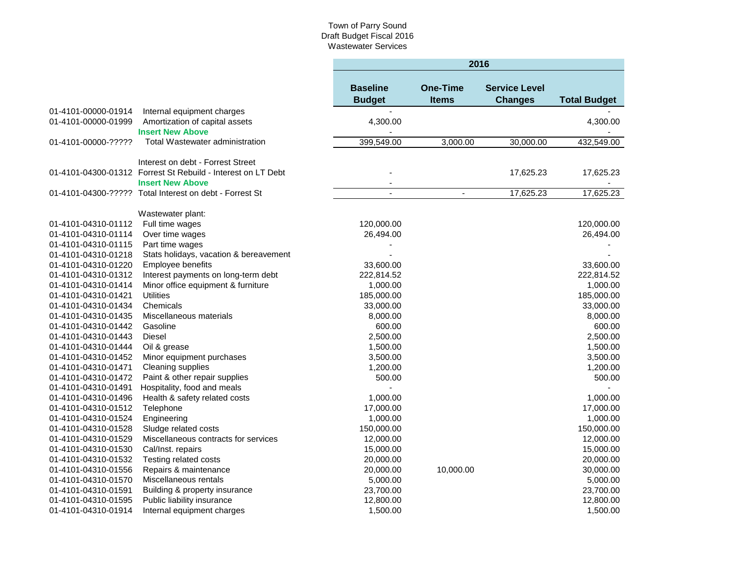Town of Parry Sound
Draft Budget Fiscal 2016
Wastewater Services

| Account | Description | 2016 Baseline Budget | 2016 One-Time Items | 2016 Service Level Changes | 2016 Total Budget |
|---|---|---|---|---|---|
| 01-4101-00000-01914 | Internal equipment charges | - | | | - |
| 01-4101-00000-01999 | Amortization of capital assets | 4,300.00 | | | 4,300.00 |
| | **Insert New Above** | - | | | - |
| 01-4101-00000-????? | Total Wastewater administration | 399,549.00 | 3,000.00 | 30,000.00 | 432,549.00 |
| | | | | | |
| | Interest on debt - Forrest Street | | | | |
| 01-4101-04300-01312 | Forrest St Rebuild - Interest on LT Debt | - | | 17,625.23 | 17,625.23 |
| | **Insert New Above** | - | | | - |
| 01-4101-04300-????? | Total Interest on debt - Forrest St | - | - | 17,625.23 | 17,625.23 |
| | | | | | |
| | Wastewater plant: | | | | |
| 01-4101-04310-01112 | Full time wages | 120,000.00 | | | 120,000.00 |
| 01-4101-04310-01114 | Over time wages | 26,494.00 | | | 26,494.00 |
| 01-4101-04310-01115 | Part time wages | - | | | - |
| 01-4101-04310-01218 | Stats holidays, vacation & bereavement | - | | | - |
| 01-4101-04310-01220 | Employee benefits | 33,600.00 | | | 33,600.00 |
| 01-4101-04310-01312 | Interest payments on long-term debt | 222,814.52 | | | 222,814.52 |
| 01-4101-04310-01414 | Minor office equipment & furniture | 1,000.00 | | | 1,000.00 |
| 01-4101-04310-01421 | Utilities | 185,000.00 | | | 185,000.00 |
| 01-4101-04310-01434 | Chemicals | 33,000.00 | | | 33,000.00 |
| 01-4101-04310-01435 | Miscellaneous materials | 8,000.00 | | | 8,000.00 |
| 01-4101-04310-01442 | Gasoline | 600.00 | | | 600.00 |
| 01-4101-04310-01443 | Diesel | 2,500.00 | | | 2,500.00 |
| 01-4101-04310-01444 | Oil & grease | 1,500.00 | | | 1,500.00 |
| 01-4101-04310-01452 | Minor equipment purchases | 3,500.00 | | | 3,500.00 |
| 01-4101-04310-01471 | Cleaning supplies | 1,200.00 | | | 1,200.00 |
| 01-4101-04310-01472 | Paint & other repair supplies | 500.00 | | | 500.00 |
| 01-4101-04310-01491 | Hospitality, food and meals | - | | | - |
| 01-4101-04310-01496 | Health & safety related costs | 1,000.00 | | | 1,000.00 |
| 01-4101-04310-01512 | Telephone | 17,000.00 | | | 17,000.00 |
| 01-4101-04310-01524 | Engineering | 1,000.00 | | | 1,000.00 |
| 01-4101-04310-01528 | Sludge related costs | 150,000.00 | | | 150,000.00 |
| 01-4101-04310-01529 | Miscellaneous contracts for services | 12,000.00 | | | 12,000.00 |
| 01-4101-04310-01530 | Cal/Inst. repairs | 15,000.00 | | | 15,000.00 |
| 01-4101-04310-01532 | Testing related costs | 20,000.00 | | | 20,000.00 |
| 01-4101-04310-01556 | Repairs & maintenance | 20,000.00 | 10,000.00 | | 30,000.00 |
| 01-4101-04310-01570 | Miscellaneous rentals | 5,000.00 | | | 5,000.00 |
| 01-4101-04310-01591 | Building & property insurance | 23,700.00 | | | 23,700.00 |
| 01-4101-04310-01595 | Public liability insurance | 12,800.00 | | | 12,800.00 |
| 01-4101-04310-01914 | Internal equipment charges | 1,500.00 | | | 1,500.00 |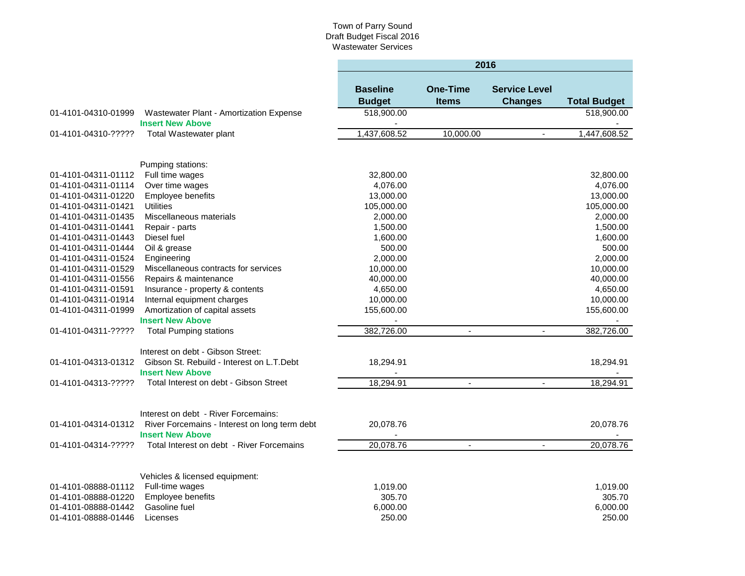Town of Parry Sound
Draft Budget Fiscal 2016
Wastewater Services

| | | 2016 | | | |
|---|---|---|---|---|---|
| | | **Baseline Budget** | **One-Time Items** | **Service Level Changes** | **Total Budget** |
| 01-4101-04310-01999 | Wastewater Plant - Amortization Expense | 518,900.00 | | | 518,900.00 |
| | **Insert New Above** | - | | | - |
| 01-4101-04310-????? | Total Wastewater plant | 1,437,608.52 | 10,000.00 | - | 1,447,608.52 |
| | | | | | |
| | Pumping stations: | | | | |
| 01-4101-04311-01112 | Full time wages | 32,800.00 | | | 32,800.00 |
| 01-4101-04311-01114 | Over time wages | 4,076.00 | | | 4,076.00 |
| 01-4101-04311-01220 | Employee benefits | 13,000.00 | | | 13,000.00 |
| 01-4101-04311-01421 | Utilities | 105,000.00 | | | 105,000.00 |
| 01-4101-04311-01435 | Miscellaneous materials | 2,000.00 | | | 2,000.00 |
| 01-4101-04311-01441 | Repair - parts | 1,500.00 | | | 1,500.00 |
| 01-4101-04311-01443 | Diesel fuel | 1,600.00 | | | 1,600.00 |
| 01-4101-04311-01444 | Oil & grease | 500.00 | | | 500.00 |
| 01-4101-04311-01524 | Engineering | 2,000.00 | | | 2,000.00 |
| 01-4101-04311-01529 | Miscellaneous contracts for services | 10,000.00 | | | 10,000.00 |
| 01-4101-04311-01556 | Repairs & maintenance | 40,000.00 | | | 40,000.00 |
| 01-4101-04311-01591 | Insurance - property & contents | 4,650.00 | | | 4,650.00 |
| 01-4101-04311-01914 | Internal equipment charges | 10,000.00 | | | 10,000.00 |
| 01-4101-04311-01999 | Amortization of capital assets | 155,600.00 | | | 155,600.00 |
| | **Insert New Above** | - | | | - |
| 01-4101-04311-????? | Total Pumping stations | 382,726.00 | - | - | 382,726.00 |
| | | | | | |
| | Interest on debt - Gibson Street: | | | | |
| 01-4101-04313-01312 | Gibson St. Rebuild - Interest on L.T.Debt | 18,294.91 | | | 18,294.91 |
| | **Insert New Above** | - | | | - |
| 01-4101-04313-????? | Total Interest on debt - Gibson Street | 18,294.91 | - | - | 18,294.91 |
| | | | | | |
| | Interest on debt - River Forcemains: | | | | |
| 01-4101-04314-01312 | River Forcemains - Interest on long term debt | 20,078.76 | | | 20,078.76 |
| | **Insert New Above** | - | | | - |
| 01-4101-04314-????? | Total Interest on debt - River Forcemains | 20,078.76 | - | - | 20,078.76 |
| | | | | | |
| | Vehicles & licensed equipment: | | | | |
| 01-4101-08888-01112 | Full-time wages | 1,019.00 | | | 1,019.00 |
| 01-4101-08888-01220 | Employee benefits | 305.70 | | | 305.70 |
| 01-4101-08888-01442 | Gasoline fuel | 6,000.00 | | | 6,000.00 |
| 01-4101-08888-01446 | Licenses | 250.00 | | | 250.00 |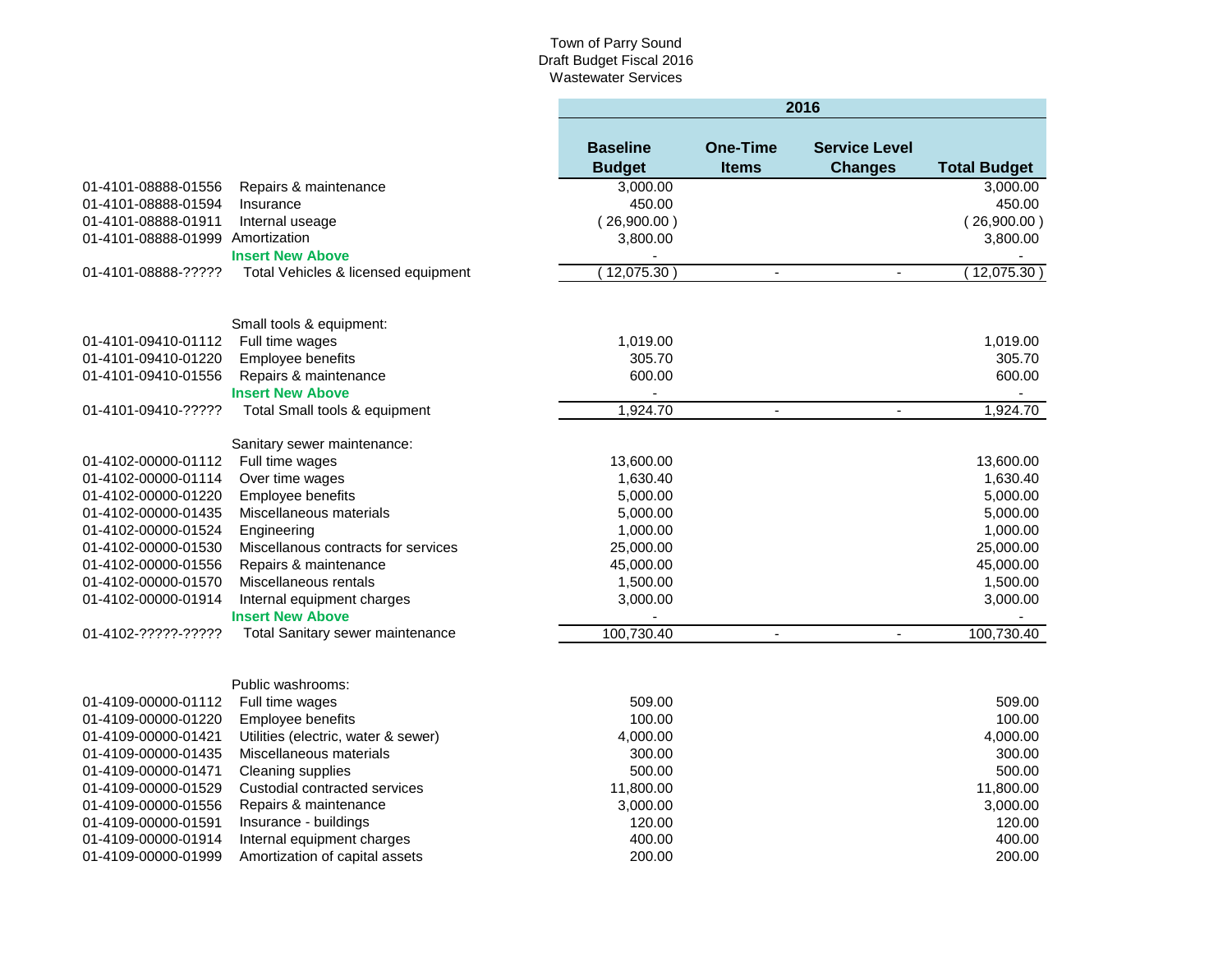Town of Parry Sound
Draft Budget Fiscal 2016
Wastewater Services

| | | 2016 | | | |
|---|---|---|---|---|---|
| | | **Baseline Budget** | **One-Time Items** | **Service Level Changes** | **Total Budget** |
| 01-4101-08888-01556 | Repairs & maintenance | 3,000.00 | | | 3,000.00 |
| 01-4101-08888-01594 | Insurance | 450.00 | | | 450.00 |
| 01-4101-08888-01911 | Internal useage | ( 26,900.00 ) | | | ( 26,900.00 ) |
| 01-4101-08888-01999 | Amortization | 3,800.00 | | | 3,800.00 |
| | **Insert New Above** | - | | | - |
| 01-4101-08888-????? | Total Vehicles & licensed equipment | ( 12,075.30 ) | - | - | ( 12,075.30 ) |
| | | | | | |
| | Small tools & equipment: | | | | |
| 01-4101-09410-01112 | Full time wages | 1,019.00 | | | 1,019.00 |
| 01-4101-09410-01220 | Employee benefits | 305.70 | | | 305.70 |
| 01-4101-09410-01556 | Repairs & maintenance | 600.00 | | | 600.00 |
| | **Insert New Above** | - | | | - |
| 01-4101-09410-????? | Total Small tools & equipment | 1,924.70 | - | - | 1,924.70 |
| | | | | | |
| | Sanitary sewer maintenance: | | | | |
| 01-4102-00000-01112 | Full time wages | 13,600.00 | | | 13,600.00 |
| 01-4102-00000-01114 | Over time wages | 1,630.40 | | | 1,630.40 |
| 01-4102-00000-01220 | Employee benefits | 5,000.00 | | | 5,000.00 |
| 01-4102-00000-01435 | Miscellaneous materials | 5,000.00 | | | 5,000.00 |
| 01-4102-00000-01524 | Engineering | 1,000.00 | | | 1,000.00 |
| 01-4102-00000-01530 | Miscellanous contracts for services | 25,000.00 | | | 25,000.00 |
| 01-4102-00000-01556 | Repairs & maintenance | 45,000.00 | | | 45,000.00 |
| 01-4102-00000-01570 | Miscellaneous rentals | 1,500.00 | | | 1,500.00 |
| 01-4102-00000-01914 | Internal equipment charges | 3,000.00 | | | 3,000.00 |
| | **Insert New Above** | - | | | - |
| 01-4102-?????-????? | Total Sanitary sewer maintenance | 100,730.40 | - | - | 100,730.40 |
| | | | | | |
| | Public washrooms: | | | | |
| 01-4109-00000-01112 | Full time wages | 509.00 | | | 509.00 |
| 01-4109-00000-01220 | Employee benefits | 100.00 | | | 100.00 |
| 01-4109-00000-01421 | Utilities (electric, water & sewer) | 4,000.00 | | | 4,000.00 |
| 01-4109-00000-01435 | Miscellaneous materials | 300.00 | | | 300.00 |
| 01-4109-00000-01471 | Cleaning supplies | 500.00 | | | 500.00 |
| 01-4109-00000-01529 | Custodial contracted services | 11,800.00 | | | 11,800.00 |
| 01-4109-00000-01556 | Repairs & maintenance | 3,000.00 | | | 3,000.00 |
| 01-4109-00000-01591 | Insurance - buildings | 120.00 | | | 120.00 |
| 01-4109-00000-01914 | Internal equipment charges | 400.00 | | | 400.00 |
| 01-4109-00000-01999 | Amortization of capital assets | 200.00 | | | 200.00 |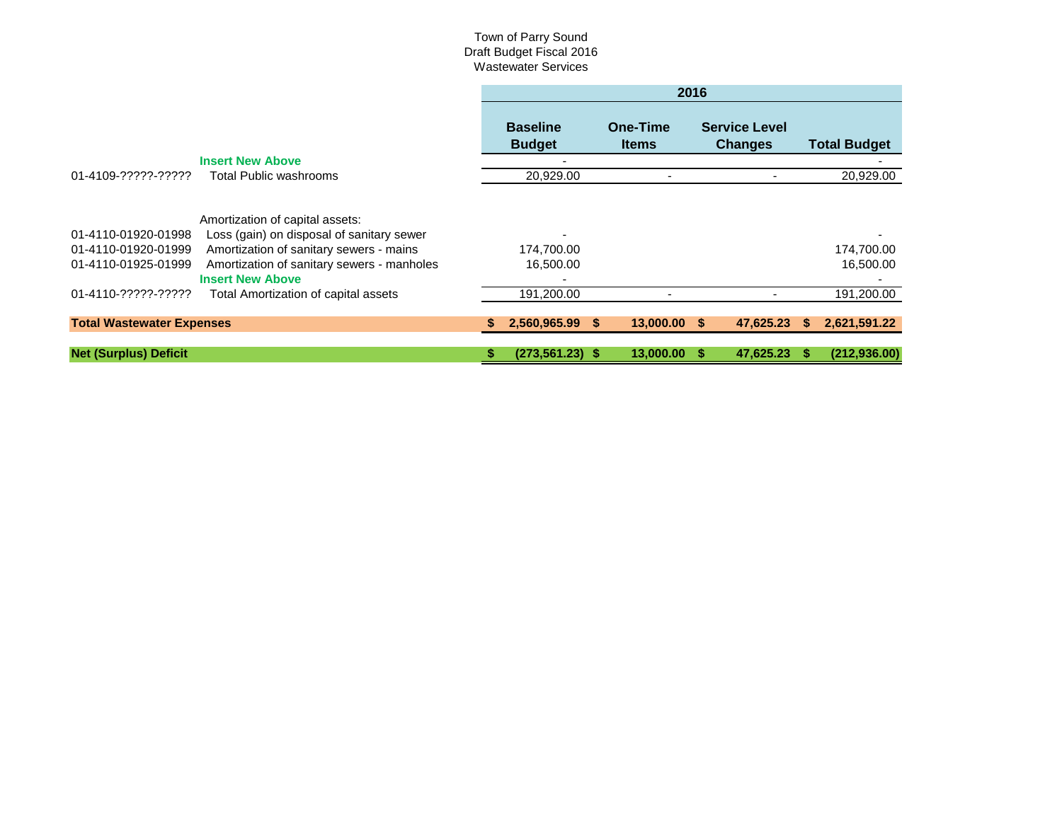Town of Parry Sound
Draft Budget Fiscal 2016
Wastewater Services

| Account | Description | 2016 Baseline Budget | 2016 One-Time Items | 2016 Service Level Changes | 2016 Total Budget |
|---|---|---|---|---|---|
| | **Insert New Above** | - | | | - |
| 01-4109-?????-????? | Total Public washrooms | 20,929.00 | - | - | 20,929.00 |
| | | | | | |
| | Amortization of capital assets: | | | | |
| 01-4110-01920-01998 | Loss (gain) on disposal of sanitary sewer | - | | | - |
| 01-4110-01920-01999 | Amortization of sanitary sewers - mains | 174,700.00 | | | 174,700.00 |
| 01-4110-01925-01999 | Amortization of sanitary sewers - manholes | 16,500.00 | | | 16,500.00 |
| | **Insert New Above** | - | | | - |
| 01-4110-?????-????? | Total Amortization of capital assets | 191,200.00 | - | - | 191,200.00 |
| | | | | | |
| **Total Wastewater Expenses** | | **$ 2,560,965.99** | **$ 13,000.00** | **$ 47,625.23** | **$ 2,621,591.22** |
| | | | | | |
| **Net (Surplus) Deficit** | | **$ (273,561.23)** | **$ 13,000.00** | **$ 47,625.23** | **$ (212,936.00)** |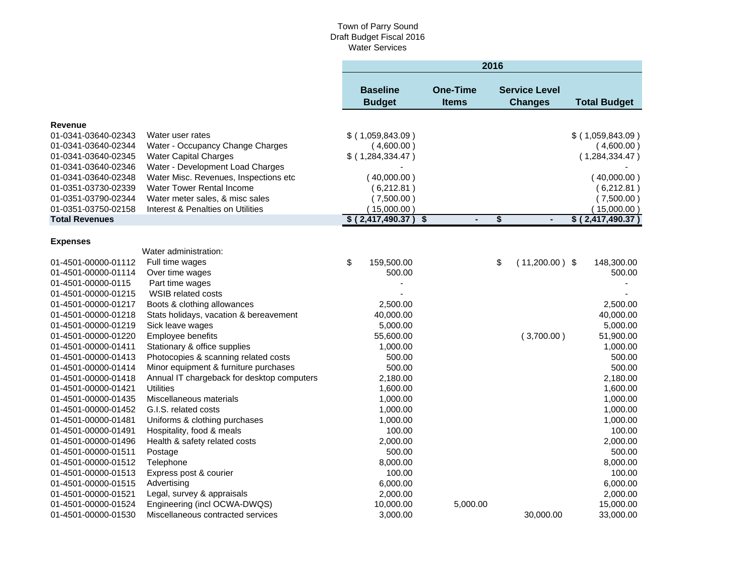Town of Parry Sound
Draft Budget Fiscal 2016
Water Services

| | | 2016 | | | |
|---|---|---|---|---|---|
| | | **Baseline Budget** | **One-Time Items** | **Service Level Changes** | **Total Budget** |
| **Revenue** | | | | | |
| 01-0341-03640-02343 | Water user rates | $ ( 1,059,843.09 ) | | | $ ( 1,059,843.09 ) |
| 01-0341-03640-02344 | Water - Occupancy Change Charges | ( 4,600.00 ) | | | ( 4,600.00 ) |
| 01-0341-03640-02345 | Water Capital Charges | $ ( 1,284,334.47 ) | | | ( 1,284,334.47 ) |
| 01-0341-03640-02346 | Water - Development Load Charges | - | | | - |
| 01-0341-03640-02348 | Water Misc. Revenues, Inspections etc | ( 40,000.00 ) | | | ( 40,000.00 ) |
| 01-0351-03730-02339 | Water Tower Rental Income | ( 6,212.81 ) | | | ( 6,212.81 ) |
| 01-0351-03790-02344 | Water meter sales, & misc sales | ( 7,500.00 ) | | | ( 7,500.00 ) |
| 01-0351-03750-02158 | Interest & Penalties on Utilities | ( 15,000.00 ) | | | ( 15,000.00 ) |
| **Total Revenues** | | **$ ( 2,417,490.37 )** | **$ -** | **$ -** | **$ ( 2,417,490.37 )** |
| **Expenses** | | | | | |
| | Water administration: | | | | |
| 01-4501-00000-01112 | Full time wages | $ 159,500.00 | | $ ( 11,200.00 ) | $ 148,300.00 |
| 01-4501-00000-01114 | Over time wages | 500.00 | | | 500.00 |
| 01-4501-00000-0115 | Part time wages | - | | | - |
| 01-4501-00000-01215 | WSIB related costs | - | | | - |
| 01-4501-00000-01217 | Boots & clothing allowances | 2,500.00 | | | 2,500.00 |
| 01-4501-00000-01218 | Stats holidays, vacation & bereavement | 40,000.00 | | | 40,000.00 |
| 01-4501-00000-01219 | Sick leave wages | 5,000.00 | | | 5,000.00 |
| 01-4501-00000-01220 | Employee benefits | 55,600.00 | | ( 3,700.00 ) | 51,900.00 |
| 01-4501-00000-01411 | Stationary & office supplies | 1,000.00 | | | 1,000.00 |
| 01-4501-00000-01413 | Photocopies & scanning related costs | 500.00 | | | 500.00 |
| 01-4501-00000-01414 | Minor equipment & furniture purchases | 500.00 | | | 500.00 |
| 01-4501-00000-01418 | Annual IT chargeback for desktop computers | 2,180.00 | | | 2,180.00 |
| 01-4501-00000-01421 | Utilities | 1,600.00 | | | 1,600.00 |
| 01-4501-00000-01435 | Miscellaneous materials | 1,000.00 | | | 1,000.00 |
| 01-4501-00000-01452 | G.I.S. related costs | 1,000.00 | | | 1,000.00 |
| 01-4501-00000-01481 | Uniforms & clothing purchases | 1,000.00 | | | 1,000.00 |
| 01-4501-00000-01491 | Hospitality, food & meals | 100.00 | | | 100.00 |
| 01-4501-00000-01496 | Health & safety related costs | 2,000.00 | | | 2,000.00 |
| 01-4501-00000-01511 | Postage | 500.00 | | | 500.00 |
| 01-4501-00000-01512 | Telephone | 8,000.00 | | | 8,000.00 |
| 01-4501-00000-01513 | Express post & courier | 100.00 | | | 100.00 |
| 01-4501-00000-01515 | Advertising | 6,000.00 | | | 6,000.00 |
| 01-4501-00000-01521 | Legal, survey & appraisals | 2,000.00 | | | 2,000.00 |
| 01-4501-00000-01524 | Engineering (incl OCWA-DWQS) | 10,000.00 | 5,000.00 | | 15,000.00 |
| 01-4501-00000-01530 | Miscellaneous contracted services | 3,000.00 | | 30,000.00 | 33,000.00 |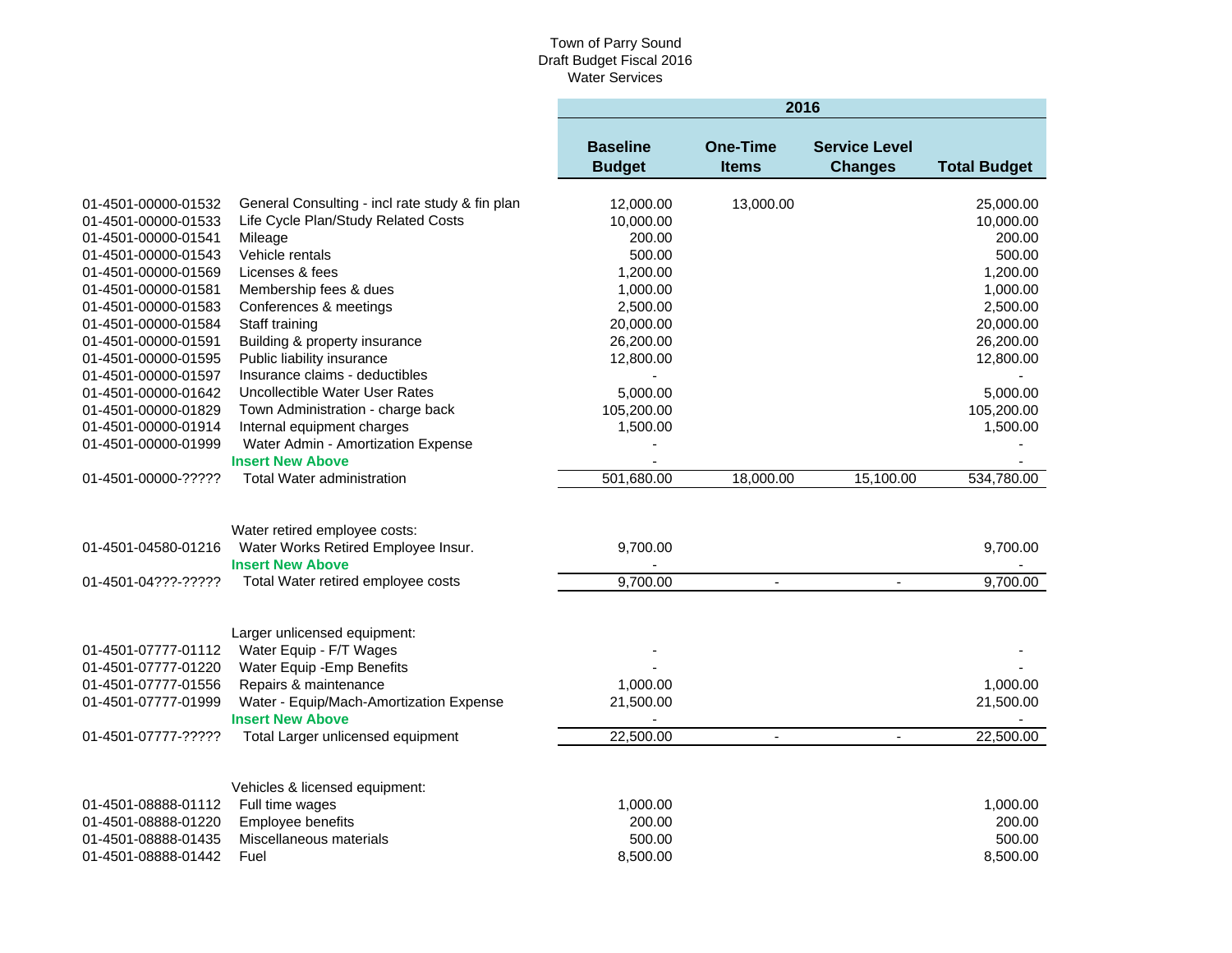Town of Parry Sound
Draft Budget Fiscal 2016
Water Services

| | | 2016 | | | |
|---|---|---|---|---|---|
| | | **Baseline Budget** | **One-Time Items** | **Service Level Changes** | **Total Budget** |
| 01-4501-00000-01532 | General Consulting - incl rate study & fin plan | 12,000.00 | 13,000.00 | | 25,000.00 |
| 01-4501-00000-01533 | Life Cycle Plan/Study Related Costs | 10,000.00 | | | 10,000.00 |
| 01-4501-00000-01541 | Mileage | 200.00 | | | 200.00 |
| 01-4501-00000-01543 | Vehicle rentals | 500.00 | | | 500.00 |
| 01-4501-00000-01569 | Licenses & fees | 1,200.00 | | | 1,200.00 |
| 01-4501-00000-01581 | Membership fees & dues | 1,000.00 | | | 1,000.00 |
| 01-4501-00000-01583 | Conferences & meetings | 2,500.00 | | | 2,500.00 |
| 01-4501-00000-01584 | Staff training | 20,000.00 | | | 20,000.00 |
| 01-4501-00000-01591 | Building & property insurance | 26,200.00 | | | 26,200.00 |
| 01-4501-00000-01595 | Public liability insurance | 12,800.00 | | | 12,800.00 |
| 01-4501-00000-01597 | Insurance claims - deductibles | - | | | - |
| 01-4501-00000-01642 | Uncollectible Water User Rates | 5,000.00 | | | 5,000.00 |
| 01-4501-00000-01829 | Town Administration - charge back | 105,200.00 | | | 105,200.00 |
| 01-4501-00000-01914 | Internal equipment charges | 1,500.00 | | | 1,500.00 |
| 01-4501-00000-01999 | Water Admin - Amortization Expense | - | | | - |
| | **Insert New Above** | - | | | - |
| 01-4501-00000-????? | Total Water administration | 501,680.00 | 18,000.00 | 15,100.00 | 534,780.00 |
| | | | | | |
| | Water retired employee costs: | | | | |
| 01-4501-04580-01216 | Water Works Retired Employee Insur. | 9,700.00 | | | 9,700.00 |
| | **Insert New Above** | - | | | - |
| 01-4501-04???-????? | Total Water retired employee costs | 9,700.00 | - | - | 9,700.00 |
| | | | | | |
| | Larger unlicensed equipment: | | | | |
| 01-4501-07777-01112 | Water Equip - F/T Wages | - | | | - |
| 01-4501-07777-01220 | Water Equip -Emp Benefits | - | | | - |
| 01-4501-07777-01556 | Repairs & maintenance | 1,000.00 | | | 1,000.00 |
| 01-4501-07777-01999 | Water - Equip/Mach-Amortization Expense | 21,500.00 | | | 21,500.00 |
| | **Insert New Above** | - | | | - |
| 01-4501-07777-????? | Total Larger unlicensed equipment | 22,500.00 | - | - | 22,500.00 |
| | | | | | |
| | Vehicles & licensed equipment: | | | | |
| 01-4501-08888-01112 | Full time wages | 1,000.00 | | | 1,000.00 |
| 01-4501-08888-01220 | Employee benefits | 200.00 | | | 200.00 |
| 01-4501-08888-01435 | Miscellaneous materials | 500.00 | | | 500.00 |
| 01-4501-08888-01442 | Fuel | 8,500.00 | | | 8,500.00 |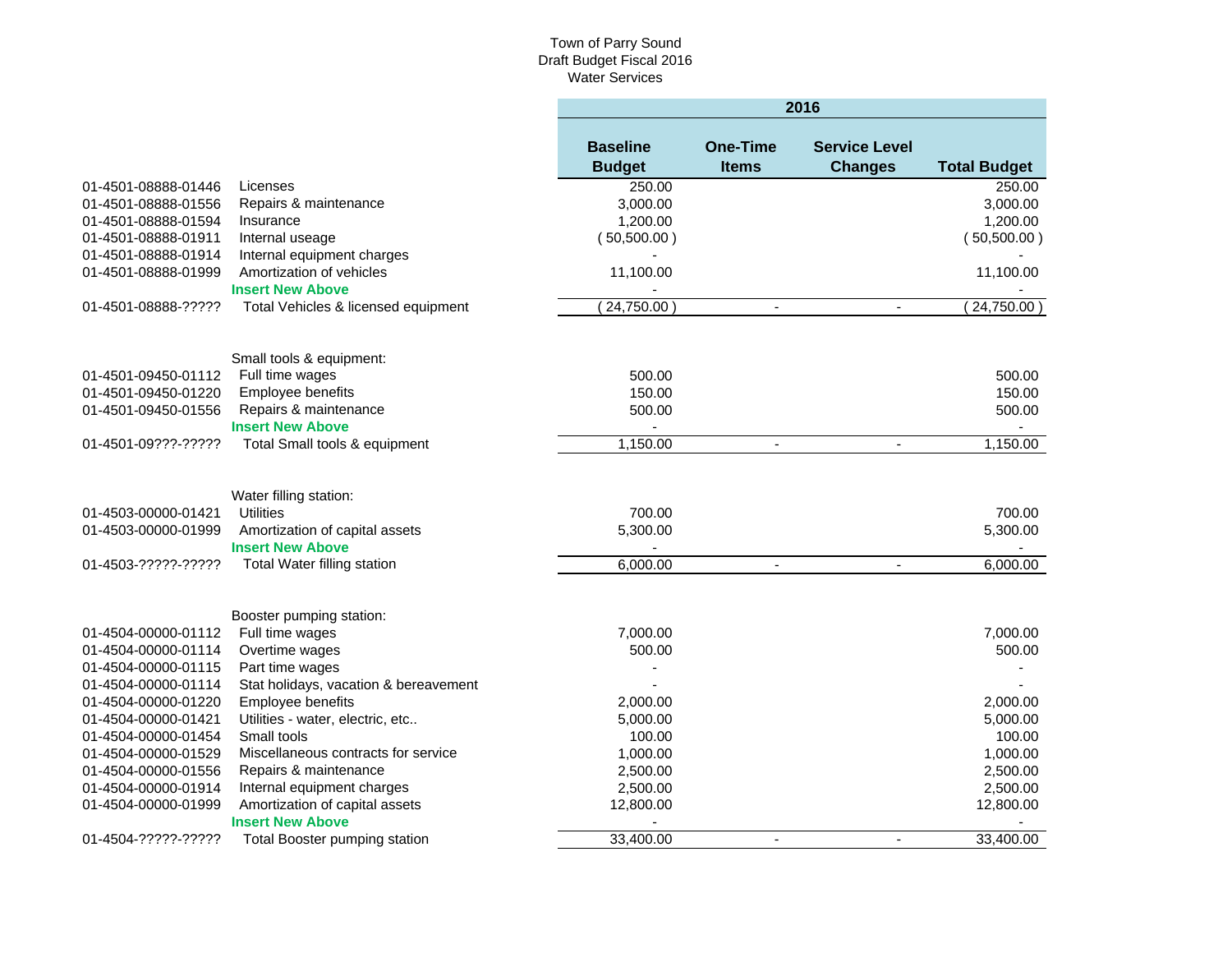Town of Parry Sound
Draft Budget Fiscal 2016
Water Services

| | | 2016 | | | |
|---|---|---|---|---|---|
| | | **Baseline Budget** | **One-Time Items** | **Service Level Changes** | **Total Budget** |
| 01-4501-08888-01446 | Licenses | 250.00 | | | 250.00 |
| 01-4501-08888-01556 | Repairs & maintenance | 3,000.00 | | | 3,000.00 |
| 01-4501-08888-01594 | Insurance | 1,200.00 | | | 1,200.00 |
| 01-4501-08888-01911 | Internal useage | ( 50,500.00 ) | | | ( 50,500.00 ) |
| 01-4501-08888-01914 | Internal equipment charges | - | | | - |
| 01-4501-08888-01999 | Amortization of vehicles | 11,100.00 | | | 11,100.00 |
| | **Insert New Above** | - | | | - |
| 01-4501-08888-????? | Total Vehicles & licensed equipment | ( 24,750.00 ) | - | - | ( 24,750.00 ) |
| | | | | | |
| | Small tools & equipment: | | | | |
| 01-4501-09450-01112 | Full time wages | 500.00 | | | 500.00 |
| 01-4501-09450-01220 | Employee benefits | 150.00 | | | 150.00 |
| 01-4501-09450-01556 | Repairs & maintenance | 500.00 | | | 500.00 |
| | **Insert New Above** | - | | | - |
| 01-4501-09???-????? | Total Small tools & equipment | 1,150.00 | - | - | 1,150.00 |
| | | | | | |
| | Water filling station: | | | | |
| 01-4503-00000-01421 | Utilities | 700.00 | | | 700.00 |
| 01-4503-00000-01999 | Amortization of capital assets | 5,300.00 | | | 5,300.00 |
| | **Insert New Above** | - | | | - |
| 01-4503-?????-????? | Total Water filling station | 6,000.00 | - | - | 6,000.00 |
| | | | | | |
| | Booster pumping station: | | | | |
| 01-4504-00000-01112 | Full time wages | 7,000.00 | | | 7,000.00 |
| 01-4504-00000-01114 | Overtime wages | 500.00 | | | 500.00 |
| 01-4504-00000-01115 | Part time wages | - | | | - |
| 01-4504-00000-01114 | Stat holidays, vacation & bereavement | - | | | - |
| 01-4504-00000-01220 | Employee benefits | 2,000.00 | | | 2,000.00 |
| 01-4504-00000-01421 | Utilities - water, electric, etc.. | 5,000.00 | | | 5,000.00 |
| 01-4504-00000-01454 | Small tools | 100.00 | | | 100.00 |
| 01-4504-00000-01529 | Miscellaneous contracts for service | 1,000.00 | | | 1,000.00 |
| 01-4504-00000-01556 | Repairs & maintenance | 2,500.00 | | | 2,500.00 |
| 01-4504-00000-01914 | Internal equipment charges | 2,500.00 | | | 2,500.00 |
| 01-4504-00000-01999 | Amortization of capital assets | 12,800.00 | | | 12,800.00 |
| | **Insert New Above** | - | | | - |
| 01-4504-?????-????? | Total Booster pumping station | 33,400.00 | - | - | 33,400.00 |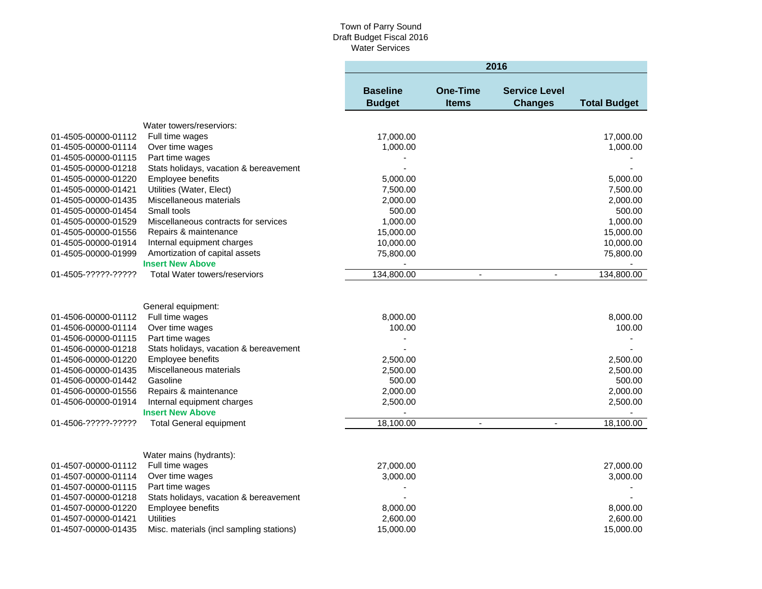Town of Parry Sound
Draft Budget Fiscal 2016
Water Services

| | | 2016 | | | |
|---|---|---|---|---|---|
| | | **Baseline Budget** | **One-Time Items** | **Service Level Changes** | **Total Budget** |
| | Water towers/reserviors: | | | | |
| 01-4505-00000-01112 | Full time wages | 17,000.00 | | | 17,000.00 |
| 01-4505-00000-01114 | Over time wages | 1,000.00 | | | 1,000.00 |
| 01-4505-00000-01115 | Part time wages | - | | | - |
| 01-4505-00000-01218 | Stats holidays, vacation & bereavement | - | | | - |
| 01-4505-00000-01220 | Employee benefits | 5,000.00 | | | 5,000.00 |
| 01-4505-00000-01421 | Utilities (Water, Elect) | 7,500.00 | | | 7,500.00 |
| 01-4505-00000-01435 | Miscellaneous materials | 2,000.00 | | | 2,000.00 |
| 01-4505-00000-01454 | Small tools | 500.00 | | | 500.00 |
| 01-4505-00000-01529 | Miscellaneous contracts for services | 1,000.00 | | | 1,000.00 |
| 01-4505-00000-01556 | Repairs & maintenance | 15,000.00 | | | 15,000.00 |
| 01-4505-00000-01914 | Internal equipment charges | 10,000.00 | | | 10,000.00 |
| 01-4505-00000-01999 | Amortization of capital assets | 75,800.00 | | | 75,800.00 |
| | **Insert New Above** | - | | | - |
| 01-4505-?????-????? | Total Water towers/reserviors | 134,800.00 | - | - | 134,800.00 |
| | | | | | |
| | General equipment: | | | | |
| 01-4506-00000-01112 | Full time wages | 8,000.00 | | | 8,000.00 |
| 01-4506-00000-01114 | Over time wages | 100.00 | | | 100.00 |
| 01-4506-00000-01115 | Part time wages | - | | | - |
| 01-4506-00000-01218 | Stats holidays, vacation & bereavement | - | | | - |
| 01-4506-00000-01220 | Employee benefits | 2,500.00 | | | 2,500.00 |
| 01-4506-00000-01435 | Miscellaneous materials | 2,500.00 | | | 2,500.00 |
| 01-4506-00000-01442 | Gasoline | 500.00 | | | 500.00 |
| 01-4506-00000-01556 | Repairs & maintenance | 2,000.00 | | | 2,000.00 |
| 01-4506-00000-01914 | Internal equipment charges | 2,500.00 | | | 2,500.00 |
| | **Insert New Above** | - | | | - |
| 01-4506-?????-????? | Total General equipment | 18,100.00 | - | - | 18,100.00 |
| | | | | | |
| | Water mains (hydrants): | | | | |
| 01-4507-00000-01112 | Full time wages | 27,000.00 | | | 27,000.00 |
| 01-4507-00000-01114 | Over time wages | 3,000.00 | | | 3,000.00 |
| 01-4507-00000-01115 | Part time wages | - | | | - |
| 01-4507-00000-01218 | Stats holidays, vacation & bereavement | - | | | - |
| 01-4507-00000-01220 | Employee benefits | 8,000.00 | | | 8,000.00 |
| 01-4507-00000-01421 | Utilities | 2,600.00 | | | 2,600.00 |
| 01-4507-00000-01435 | Misc. materials (incl sampling stations) | 15,000.00 | | | 15,000.00 |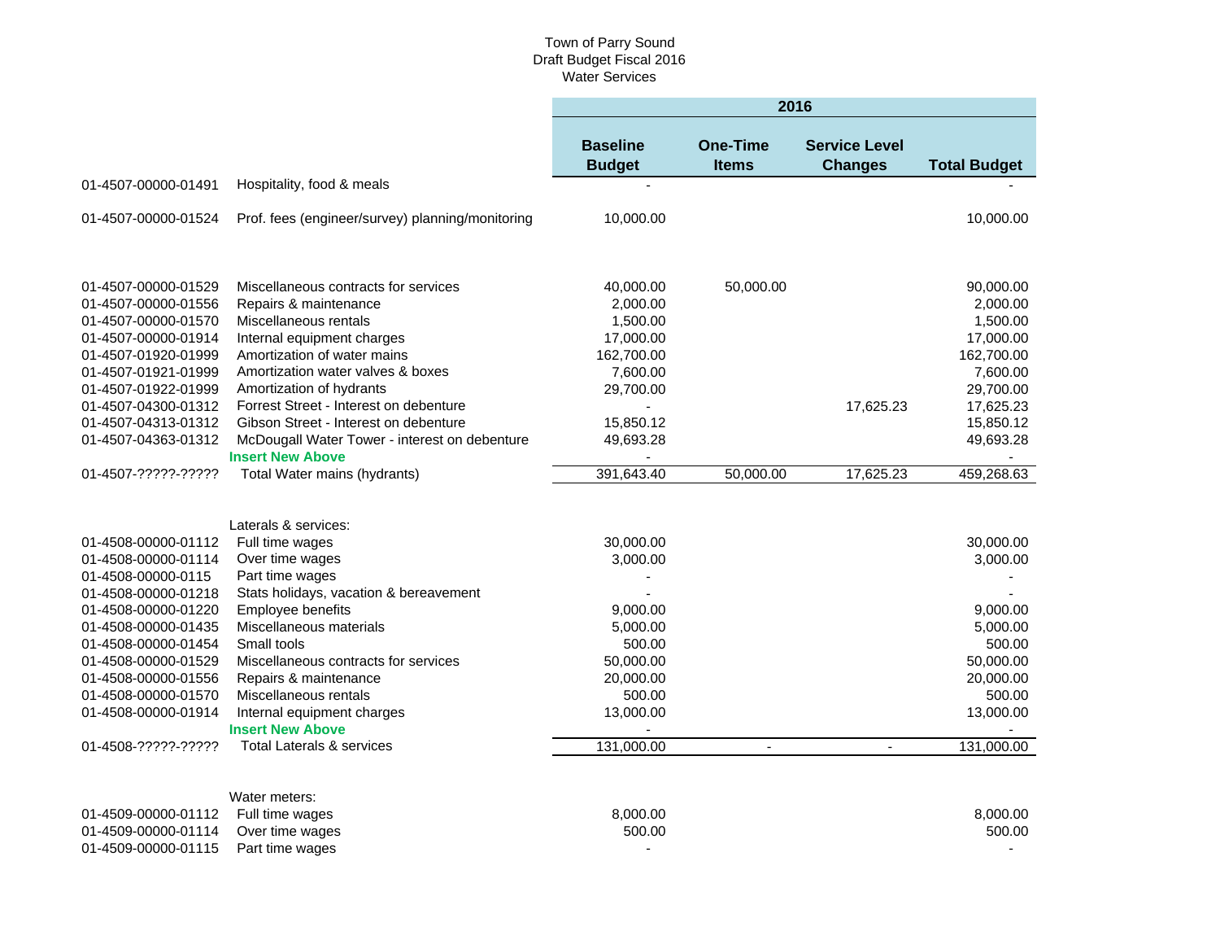Town of Parry Sound
Draft Budget Fiscal 2016
Water Services

| | | 2016 | | | |
|---|---|---|---|---|---|
| | | Baseline Budget | One-Time Items | Service Level Changes | Total Budget |
| 01-4507-00000-01491 | Hospitality, food & meals | - | | | - |
| 01-4507-00000-01524 | Prof. fees (engineer/survey) planning/monitoring | 10,000.00 | | | 10,000.00 |
| 01-4507-00000-01529 | Miscellaneous contracts for services | 40,000.00 | 50,000.00 | | 90,000.00 |
| 01-4507-00000-01556 | Repairs & maintenance | 2,000.00 | | | 2,000.00 |
| 01-4507-00000-01570 | Miscellaneous rentals | 1,500.00 | | | 1,500.00 |
| 01-4507-00000-01914 | Internal equipment charges | 17,000.00 | | | 17,000.00 |
| 01-4507-01920-01999 | Amortization of water mains | 162,700.00 | | | 162,700.00 |
| 01-4507-01921-01999 | Amortization water valves & boxes | 7,600.00 | | | 7,600.00 |
| 01-4507-01922-01999 | Amortization of hydrants | 29,700.00 | | | 29,700.00 |
| 01-4507-04300-01312 | Forrest Street - Interest on debenture | - | | 17,625.23 | 17,625.23 |
| 01-4507-04313-01312 | Gibson Street - Interest on debenture | 15,850.12 | | | 15,850.12 |
| 01-4507-04363-01312 | McDougall Water Tower - interest on debenture | 49,693.28 | | | 49,693.28 |
| | **Insert New Above** | - | | | - |
| 01-4507-?????-????? | Total Water mains (hydrants) | 391,643.40 | 50,000.00 | 17,625.23 | 459,268.63 |
| | Laterals & services: | | | | |
| 01-4508-00000-01112 | Full time wages | 30,000.00 | | | 30,000.00 |
| 01-4508-00000-01114 | Over time wages | 3,000.00 | | | 3,000.00 |
| 01-4508-00000-0115 | Part time wages | - | | | - |
| 01-4508-00000-01218 | Stats holidays, vacation & bereavement | - | | | - |
| 01-4508-00000-01220 | Employee benefits | 9,000.00 | | | 9,000.00 |
| 01-4508-00000-01435 | Miscellaneous materials | 5,000.00 | | | 5,000.00 |
| 01-4508-00000-01454 | Small tools | 500.00 | | | 500.00 |
| 01-4508-00000-01529 | Miscellaneous contracts for services | 50,000.00 | | | 50,000.00 |
| 01-4508-00000-01556 | Repairs & maintenance | 20,000.00 | | | 20,000.00 |
| 01-4508-00000-01570 | Miscellaneous rentals | 500.00 | | | 500.00 |
| 01-4508-00000-01914 | Internal equipment charges | 13,000.00 | | | 13,000.00 |
| | **Insert New Above** | - | | | - |
| 01-4508-?????-????? | Total Laterals & services | 131,000.00 | - | - | 131,000.00 |
| | Water meters: | | | | |
| 01-4509-00000-01112 | Full time wages | 8,000.00 | | | 8,000.00 |
| 01-4509-00000-01114 | Over time wages | 500.00 | | | 500.00 |
| 01-4509-00000-01115 | Part time wages | - | | | - |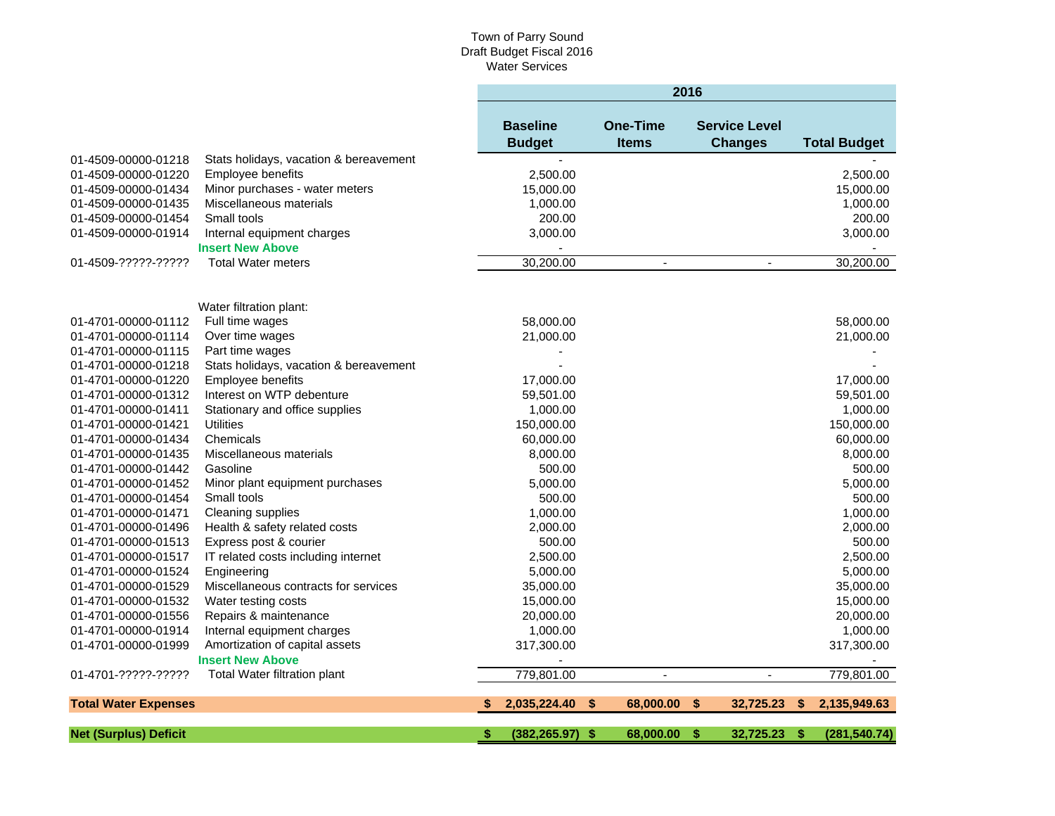Town of Parry Sound
Draft Budget Fiscal 2016
Water Services

| | | 2016 | | | |
|---|---|---|---|---|---|
| | | Baseline Budget | One-Time Items | Service Level Changes | Total Budget |
| 01-4509-00000-01218 | Stats holidays, vacation & bereavement | - | | | - |
| 01-4509-00000-01220 | Employee benefits | 2,500.00 | | | 2,500.00 |
| 01-4509-00000-01434 | Minor purchases - water meters | 15,000.00 | | | 15,000.00 |
| 01-4509-00000-01435 | Miscellaneous materials | 1,000.00 | | | 1,000.00 |
| 01-4509-00000-01454 | Small tools | 200.00 | | | 200.00 |
| 01-4509-00000-01914 | Internal equipment charges | 3,000.00 | | | 3,000.00 |
| | **Insert New Above** | - | | | - |
| 01-4509-?????-????? | Total Water meters | 30,200.00 | - | - | 30,200.00 |
| | | | | | |
| | Water filtration plant: | | | | |
| 01-4701-00000-01112 | Full time wages | 58,000.00 | | | 58,000.00 |
| 01-4701-00000-01114 | Over time wages | 21,000.00 | | | 21,000.00 |
| 01-4701-00000-01115 | Part time wages | - | | | - |
| 01-4701-00000-01218 | Stats holidays, vacation & bereavement | - | | | - |
| 01-4701-00000-01220 | Employee benefits | 17,000.00 | | | 17,000.00 |
| 01-4701-00000-01312 | Interest on WTP debenture | 59,501.00 | | | 59,501.00 |
| 01-4701-00000-01411 | Stationary and office supplies | 1,000.00 | | | 1,000.00 |
| 01-4701-00000-01421 | Utilities | 150,000.00 | | | 150,000.00 |
| 01-4701-00000-01434 | Chemicals | 60,000.00 | | | 60,000.00 |
| 01-4701-00000-01435 | Miscellaneous materials | 8,000.00 | | | 8,000.00 |
| 01-4701-00000-01442 | Gasoline | 500.00 | | | 500.00 |
| 01-4701-00000-01452 | Minor plant equipment purchases | 5,000.00 | | | 5,000.00 |
| 01-4701-00000-01454 | Small tools | 500.00 | | | 500.00 |
| 01-4701-00000-01471 | Cleaning supplies | 1,000.00 | | | 1,000.00 |
| 01-4701-00000-01496 | Health & safety related costs | 2,000.00 | | | 2,000.00 |
| 01-4701-00000-01513 | Express post & courier | 500.00 | | | 500.00 |
| 01-4701-00000-01517 | IT related costs including internet | 2,500.00 | | | 2,500.00 |
| 01-4701-00000-01524 | Engineering | 5,000.00 | | | 5,000.00 |
| 01-4701-00000-01529 | Miscellaneous contracts for services | 35,000.00 | | | 35,000.00 |
| 01-4701-00000-01532 | Water testing costs | 15,000.00 | | | 15,000.00 |
| 01-4701-00000-01556 | Repairs & maintenance | 20,000.00 | | | 20,000.00 |
| 01-4701-00000-01914 | Internal equipment charges | 1,000.00 | | | 1,000.00 |
| 01-4701-00000-01999 | Amortization of capital assets | 317,300.00 | | | 317,300.00 |
| | **Insert New Above** | - | | | - |
| 01-4701-?????-????? | Total Water filtration plant | 779,801.00 | - | - | 779,801.00 |
| | | | | | |
| **Total Water Expenses** | | **$ 2,035,224.40** | **$ 68,000.00** | **$ 32,725.23** | **$ 2,135,949.63** |
| | | | | | |
| **Net (Surplus) Deficit** | | **$ (382,265.97)** | **$ 68,000.00** | **$ 32,725.23** | **$ (281,540.74)** |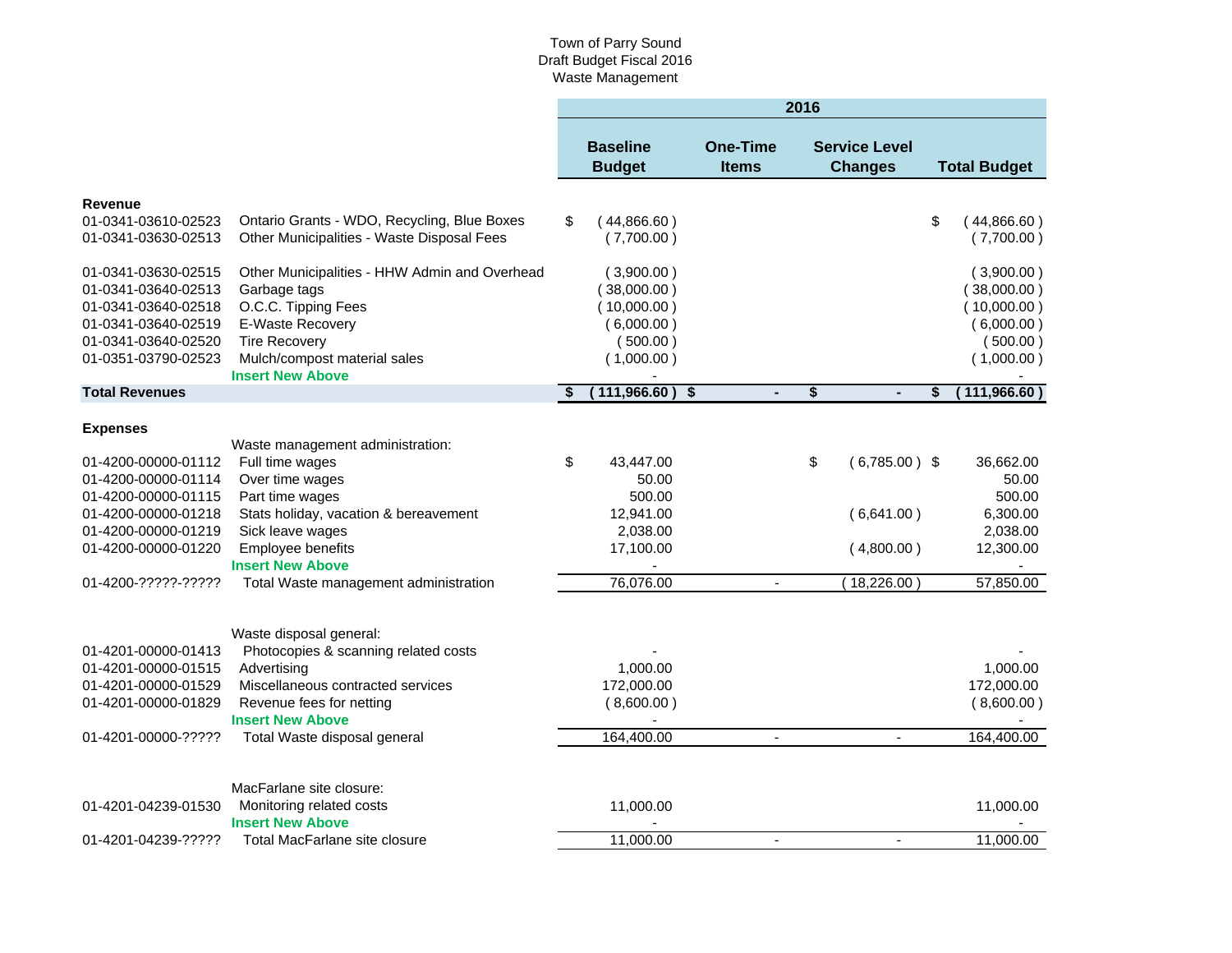Town of Parry Sound
Draft Budget Fiscal 2016
Waste Management

| | | 2016 | | | |
|---|---|---|---|---|---|
| | | Baseline Budget | One-Time Items | Service Level Changes | Total Budget |
| **Revenue** | | | | | |
| 01-0341-03610-02523 | Ontario Grants - WDO, Recycling, Blue Boxes | $ ( 44,866.60 ) | | | $ ( 44,866.60 ) |
| 01-0341-03630-02513 | Other Municipalities - Waste Disposal Fees | ( 7,700.00 ) | | | ( 7,700.00 ) |
| 01-0341-03630-02515 | Other Municipalities - HHW Admin and Overhead | ( 3,900.00 ) | | | ( 3,900.00 ) |
| 01-0341-03640-02513 | Garbage tags | ( 38,000.00 ) | | | ( 38,000.00 ) |
| 01-0341-03640-02518 | O.C.C. Tipping Fees | ( 10,000.00 ) | | | ( 10,000.00 ) |
| 01-0341-03640-02519 | E-Waste Recovery | ( 6,000.00 ) | | | ( 6,000.00 ) |
| 01-0341-03640-02520 | Tire Recovery | ( 500.00 ) | | | ( 500.00 ) |
| 01-0351-03790-02523 | Mulch/compost material sales | ( 1,000.00 ) | | | ( 1,000.00 ) |
| | **Insert New Above** | - | | | - |
| **Total Revenues** | | **$ ( 111,966.60 )** | **$ -** | **$ -** | **$ ( 111,966.60 )** |
| **Expenses** | | | | | |
| | Waste management administration: | | | | |
| 01-4200-00000-01112 | Full time wages | $ 43,447.00 | | $ ( 6,785.00 ) | $ 36,662.00 |
| 01-4200-00000-01114 | Over time wages | 50.00 | | | 50.00 |
| 01-4200-00000-01115 | Part time wages | 500.00 | | | 500.00 |
| 01-4200-00000-01218 | Stats holiday, vacation & bereavement | 12,941.00 | | ( 6,641.00 ) | 6,300.00 |
| 01-4200-00000-01219 | Sick leave wages | 2,038.00 | | | 2,038.00 |
| 01-4200-00000-01220 | Employee benefits | 17,100.00 | | ( 4,800.00 ) | 12,300.00 |
| | **Insert New Above** | - | | | - |
| 01-4200-?????-????? | Total Waste management administration | 76,076.00 | - | ( 18,226.00 ) | 57,850.00 |
| | Waste disposal general: | | | | |
| 01-4201-00000-01413 | Photocopies & scanning related costs | - | | | - |
| 01-4201-00000-01515 | Advertising | 1,000.00 | | | 1,000.00 |
| 01-4201-00000-01529 | Miscellaneous contracted services | 172,000.00 | | | 172,000.00 |
| 01-4201-00000-01829 | Revenue fees for netting | ( 8,600.00 ) | | | ( 8,600.00 ) |
| | **Insert New Above** | - | | | - |
| 01-4201-00000-????? | Total Waste disposal general | 164,400.00 | - | - | 164,400.00 |
| | MacFarlane site closure: | | | | |
| 01-4201-04239-01530 | Monitoring related costs | 11,000.00 | | | 11,000.00 |
| | **Insert New Above** | - | | | - |
| 01-4201-04239-????? | Total MacFarlane site closure | 11,000.00 | - | - | 11,000.00 |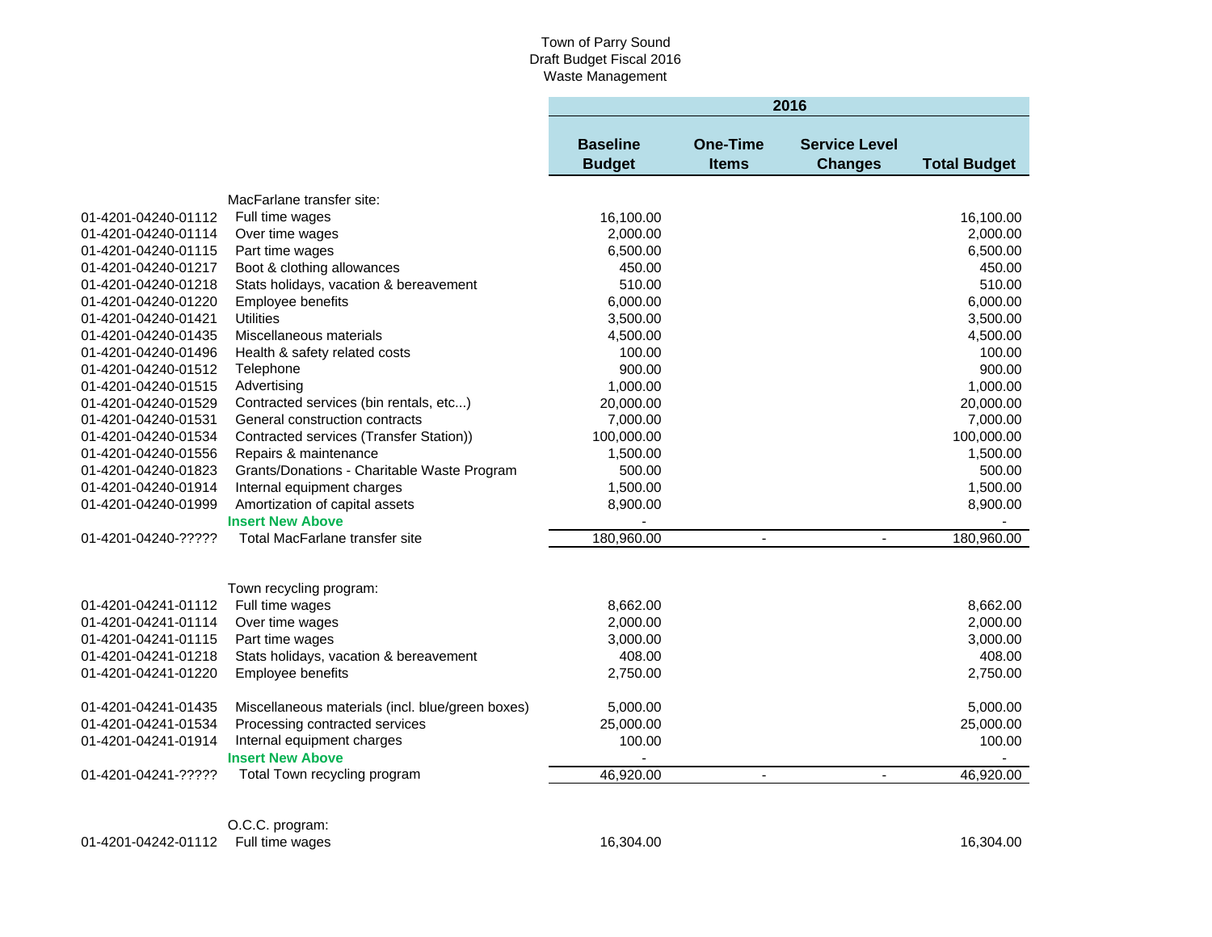Town of Parry Sound
Draft Budget Fiscal 2016
Waste Management

| | | 2016 | | | |
|---|---|---|---|---|---|
| | | **Baseline Budget** | **One-Time Items** | **Service Level Changes** | **Total Budget** |
| | MacFarlane transfer site: | | | | |
| 01-4201-04240-01112 | Full time wages | 16,100.00 | | | 16,100.00 |
| 01-4201-04240-01114 | Over time wages | 2,000.00 | | | 2,000.00 |
| 01-4201-04240-01115 | Part time wages | 6,500.00 | | | 6,500.00 |
| 01-4201-04240-01217 | Boot & clothing allowances | 450.00 | | | 450.00 |
| 01-4201-04240-01218 | Stats holidays, vacation & bereavement | 510.00 | | | 510.00 |
| 01-4201-04240-01220 | Employee benefits | 6,000.00 | | | 6,000.00 |
| 01-4201-04240-01421 | Utilities | 3,500.00 | | | 3,500.00 |
| 01-4201-04240-01435 | Miscellaneous materials | 4,500.00 | | | 4,500.00 |
| 01-4201-04240-01496 | Health & safety related costs | 100.00 | | | 100.00 |
| 01-4201-04240-01512 | Telephone | 900.00 | | | 900.00 |
| 01-4201-04240-01515 | Advertising | 1,000.00 | | | 1,000.00 |
| 01-4201-04240-01529 | Contracted services (bin rentals, etc...) | 20,000.00 | | | 20,000.00 |
| 01-4201-04240-01531 | General construction contracts | 7,000.00 | | | 7,000.00 |
| 01-4201-04240-01534 | Contracted services (Transfer Station)) | 100,000.00 | | | 100,000.00 |
| 01-4201-04240-01556 | Repairs & maintenance | 1,500.00 | | | 1,500.00 |
| 01-4201-04240-01823 | Grants/Donations - Charitable Waste Program | 500.00 | | | 500.00 |
| 01-4201-04240-01914 | Internal equipment charges | 1,500.00 | | | 1,500.00 |
| 01-4201-04240-01999 | Amortization of capital assets | 8,900.00 | | | 8,900.00 |
| | **Insert New Above** | - | | | - |
| 01-4201-04240-????? | Total MacFarlane transfer site | 180,960.00 | - | - | 180,960.00 |
| | | | | | |
| | Town recycling program: | | | | |
| 01-4201-04241-01112 | Full time wages | 8,662.00 | | | 8,662.00 |
| 01-4201-04241-01114 | Over time wages | 2,000.00 | | | 2,000.00 |
| 01-4201-04241-01115 | Part time wages | 3,000.00 | | | 3,000.00 |
| 01-4201-04241-01218 | Stats holidays, vacation & bereavement | 408.00 | | | 408.00 |
| 01-4201-04241-01220 | Employee benefits | 2,750.00 | | | 2,750.00 |
| 01-4201-04241-01435 | Miscellaneous materials (incl. blue/green boxes) | 5,000.00 | | | 5,000.00 |
| 01-4201-04241-01534 | Processing contracted services | 25,000.00 | | | 25,000.00 |
| 01-4201-04241-01914 | Internal equipment charges | 100.00 | | | 100.00 |
| | **Insert New Above** | - | | | - |
| 01-4201-04241-????? | Total Town recycling program | 46,920.00 | - | - | 46,920.00 |
| | | | | | |
| | O.C.C. program: | | | | |
| 01-4201-04242-01112 | Full time wages | 16,304.00 | | | 16,304.00 |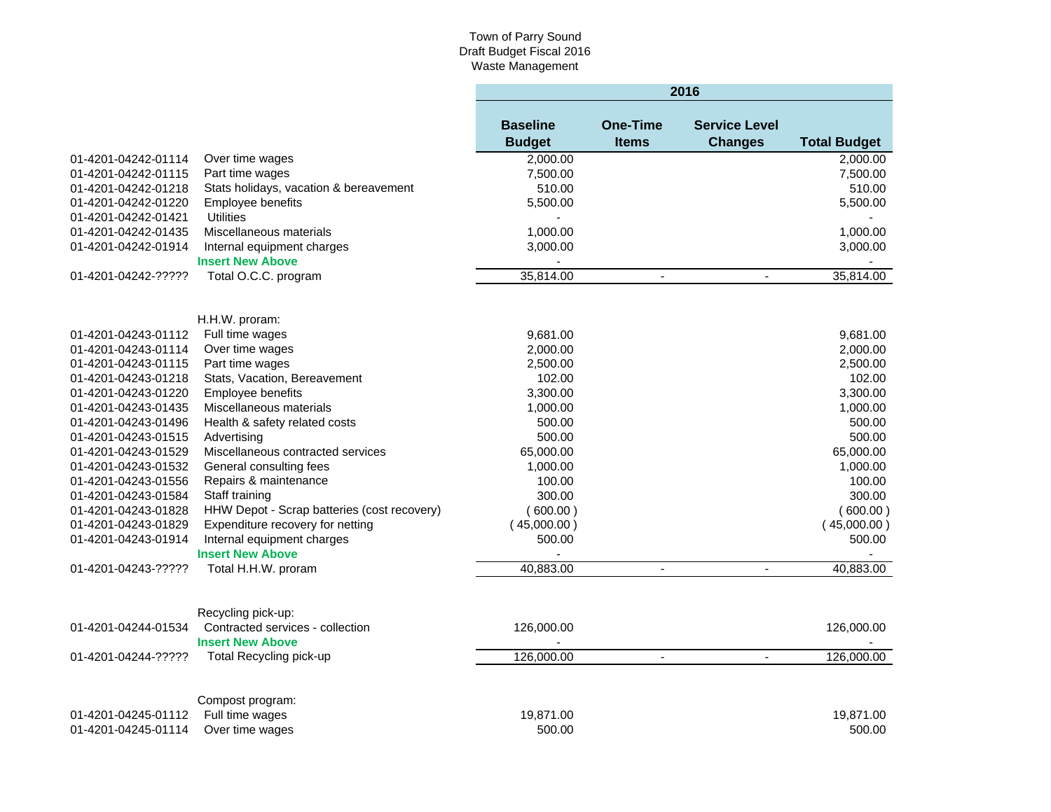Town of Parry Sound
Draft Budget Fiscal 2016
Waste Management

| Account | Description | 2016 Baseline Budget | One-Time Items | Service Level Changes | Total Budget |
|---|---|---|---|---|---|
| 01-4201-04242-01114 | Over time wages | 2,000.00 | | | 2,000.00 |
| 01-4201-04242-01115 | Part time wages | 7,500.00 | | | 7,500.00 |
| 01-4201-04242-01218 | Stats holidays, vacation & bereavement | 510.00 | | | 510.00 |
| 01-4201-04242-01220 | Employee benefits | 5,500.00 | | | 5,500.00 |
| 01-4201-04242-01421 | Utilities | - | | | - |
| 01-4201-04242-01435 | Miscellaneous materials | 1,000.00 | | | 1,000.00 |
| 01-4201-04242-01914 | Internal equipment charges | 3,000.00 | | | 3,000.00 |
| | **Insert New Above** | - | | | - |
| 01-4201-04242-????? | Total O.C.C. program | 35,814.00 | - | - | 35,814.00 |
| | | | | | |
| | H.H.W. proram: | | | | |
| 01-4201-04243-01112 | Full time wages | 9,681.00 | | | 9,681.00 |
| 01-4201-04243-01114 | Over time wages | 2,000.00 | | | 2,000.00 |
| 01-4201-04243-01115 | Part time wages | 2,500.00 | | | 2,500.00 |
| 01-4201-04243-01218 | Stats, Vacation, Bereavement | 102.00 | | | 102.00 |
| 01-4201-04243-01220 | Employee benefits | 3,300.00 | | | 3,300.00 |
| 01-4201-04243-01435 | Miscellaneous materials | 1,000.00 | | | 1,000.00 |
| 01-4201-04243-01496 | Health & safety related costs | 500.00 | | | 500.00 |
| 01-4201-04243-01515 | Advertising | 500.00 | | | 500.00 |
| 01-4201-04243-01529 | Miscellaneous contracted services | 65,000.00 | | | 65,000.00 |
| 01-4201-04243-01532 | General consulting fees | 1,000.00 | | | 1,000.00 |
| 01-4201-04243-01556 | Repairs & maintenance | 100.00 | | | 100.00 |
| 01-4201-04243-01584 | Staff training | 300.00 | | | 300.00 |
| 01-4201-04243-01828 | HHW Depot - Scrap batteries (cost recovery) | ( 600.00 ) | | | ( 600.00 ) |
| 01-4201-04243-01829 | Expenditure recovery for netting | ( 45,000.00 ) | | | ( 45,000.00 ) |
| 01-4201-04243-01914 | Internal equipment charges | 500.00 | | | 500.00 |
| | **Insert New Above** | - | | | - |
| 01-4201-04243-????? | Total H.H.W. proram | 40,883.00 | - | - | 40,883.00 |
| | | | | | |
| | Recycling pick-up: | | | | |
| 01-4201-04244-01534 | Contracted services - collection | 126,000.00 | | | 126,000.00 |
| | **Insert New Above** | - | | | - |
| 01-4201-04244-????? | Total Recycling pick-up | 126,000.00 | - | - | 126,000.00 |
| | | | | | |
| | Compost program: | | | | |
| 01-4201-04245-01112 | Full time wages | 19,871.00 | | | 19,871.00 |
| 01-4201-04245-01114 | Over time wages | 500.00 | | | 500.00 |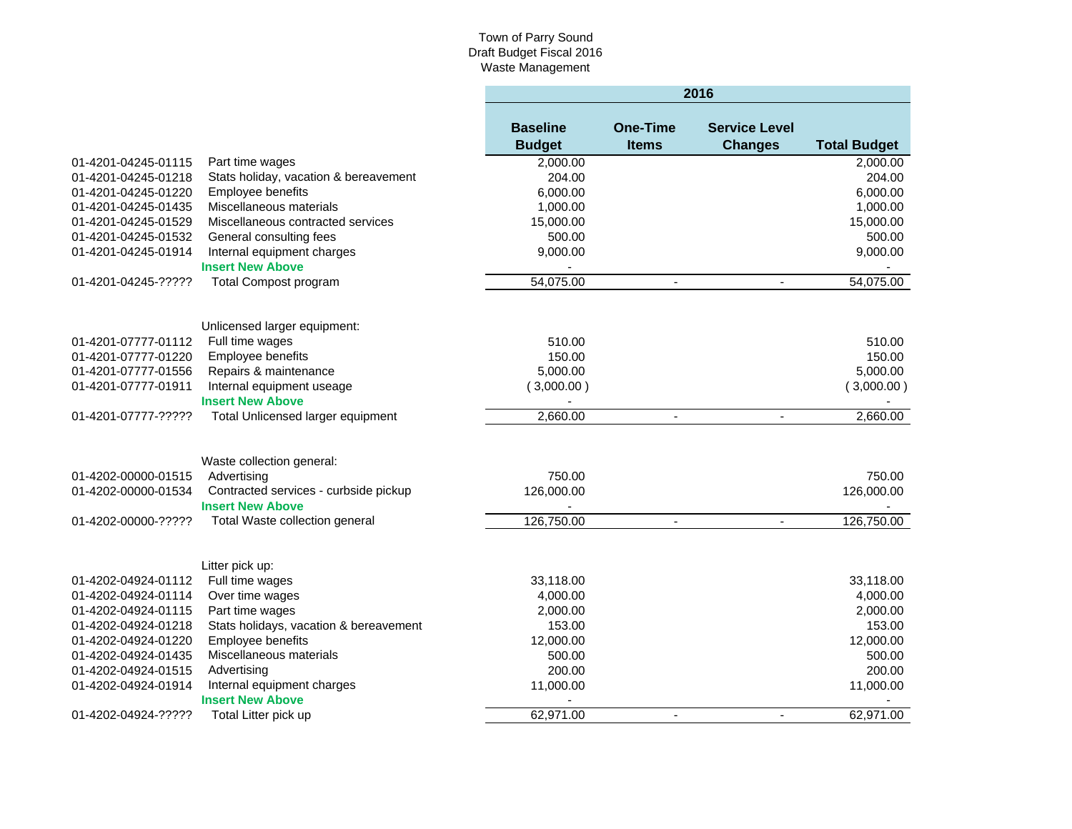Town of Parry Sound
Draft Budget Fiscal 2016
Waste Management

| | | 2016 | | | |
|---|---|---|---|---|---|
| | | **Baseline Budget** | **One-Time Items** | **Service Level Changes** | **Total Budget** |
| 01-4201-04245-01115 | Part time wages | 2,000.00 | | | 2,000.00 |
| 01-4201-04245-01218 | Stats holiday, vacation & bereavement | 204.00 | | | 204.00 |
| 01-4201-04245-01220 | Employee benefits | 6,000.00 | | | 6,000.00 |
| 01-4201-04245-01435 | Miscellaneous materials | 1,000.00 | | | 1,000.00 |
| 01-4201-04245-01529 | Miscellaneous contracted services | 15,000.00 | | | 15,000.00 |
| 01-4201-04245-01532 | General consulting fees | 500.00 | | | 500.00 |
| 01-4201-04245-01914 | Internal equipment charges | 9,000.00 | | | 9,000.00 |
| | **Insert New Above** | - | | | - |
| 01-4201-04245-????? | Total Compost program | 54,075.00 | - | - | 54,075.00 |
| | | | | | |
| | Unlicensed larger equipment: | | | | |
| 01-4201-07777-01112 | Full time wages | 510.00 | | | 510.00 |
| 01-4201-07777-01220 | Employee benefits | 150.00 | | | 150.00 |
| 01-4201-07777-01556 | Repairs & maintenance | 5,000.00 | | | 5,000.00 |
| 01-4201-07777-01911 | Internal equipment useage | ( 3,000.00 ) | | | ( 3,000.00 ) |
| | **Insert New Above** | - | | | - |
| 01-4201-07777-????? | Total Unlicensed larger equipment | 2,660.00 | - | - | 2,660.00 |
| | | | | | |
| | Waste collection general: | | | | |
| 01-4202-00000-01515 | Advertising | 750.00 | | | 750.00 |
| 01-4202-00000-01534 | Contracted services - curbside pickup | 126,000.00 | | | 126,000.00 |
| | **Insert New Above** | - | | | - |
| 01-4202-00000-????? | Total Waste collection general | 126,750.00 | - | - | 126,750.00 |
| | | | | | |
| | Litter pick up: | | | | |
| 01-4202-04924-01112 | Full time wages | 33,118.00 | | | 33,118.00 |
| 01-4202-04924-01114 | Over time wages | 4,000.00 | | | 4,000.00 |
| 01-4202-04924-01115 | Part time wages | 2,000.00 | | | 2,000.00 |
| 01-4202-04924-01218 | Stats holidays, vacation & bereavement | 153.00 | | | 153.00 |
| 01-4202-04924-01220 | Employee benefits | 12,000.00 | | | 12,000.00 |
| 01-4202-04924-01435 | Miscellaneous materials | 500.00 | | | 500.00 |
| 01-4202-04924-01515 | Advertising | 200.00 | | | 200.00 |
| 01-4202-04924-01914 | Internal equipment charges | 11,000.00 | | | 11,000.00 |
| | **Insert New Above** | - | | | - |
| 01-4202-04924-????? | Total Litter pick up | 62,971.00 | - | - | 62,971.00 |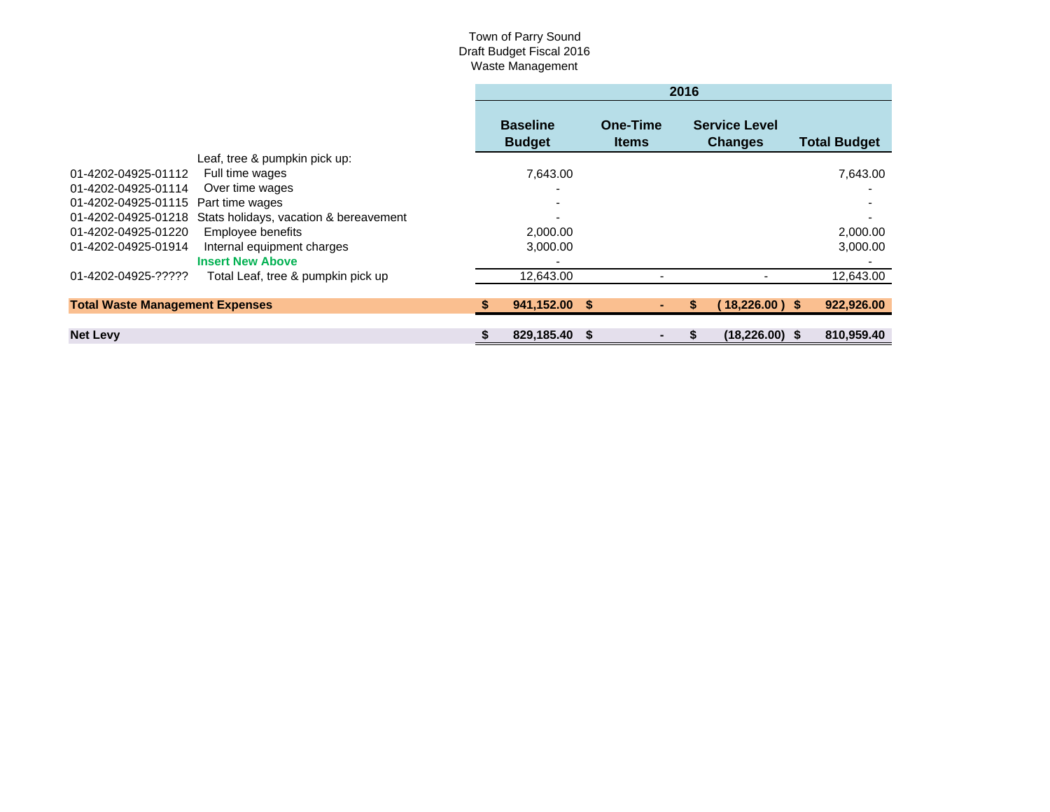Town of Parry Sound
Draft Budget Fiscal 2016
Waste Management

| | | 2016 | | | |
|---|---|---|---|---|---|
| | | **Baseline Budget** | **One-Time Items** | **Service Level Changes** | **Total Budget** |
| | Leaf, tree & pumpkin pick up: | | | | |
| 01-4202-04925-01112 | Full time wages | 7,643.00 | | | 7,643.00 |
| 01-4202-04925-01114 | Over time wages | - | | | - |
| 01-4202-04925-01115 | Part time wages | - | | | - |
| 01-4202-04925-01218 | Stats holidays, vacation & bereavement | - | | | - |
| 01-4202-04925-01220 | Employee benefits | 2,000.00 | | | 2,000.00 |
| 01-4202-04925-01914 | Internal equipment charges | 3,000.00 | | | 3,000.00 |
| | **Insert New Above** | - | | | - |
| 01-4202-04925-????? | Total Leaf, tree & pumpkin pick up | 12,643.00 | - | - | 12,643.00 |
| **Total Waste Management Expenses** | | **$ 941,152.00** | **$ -** | **$ ( 18,226.00 )** | **$ 922,926.00** |
| **Net Levy** | | **$ 829,185.40** | **$ -** | **$ (18,226.00)** | **$ 810,959.40** |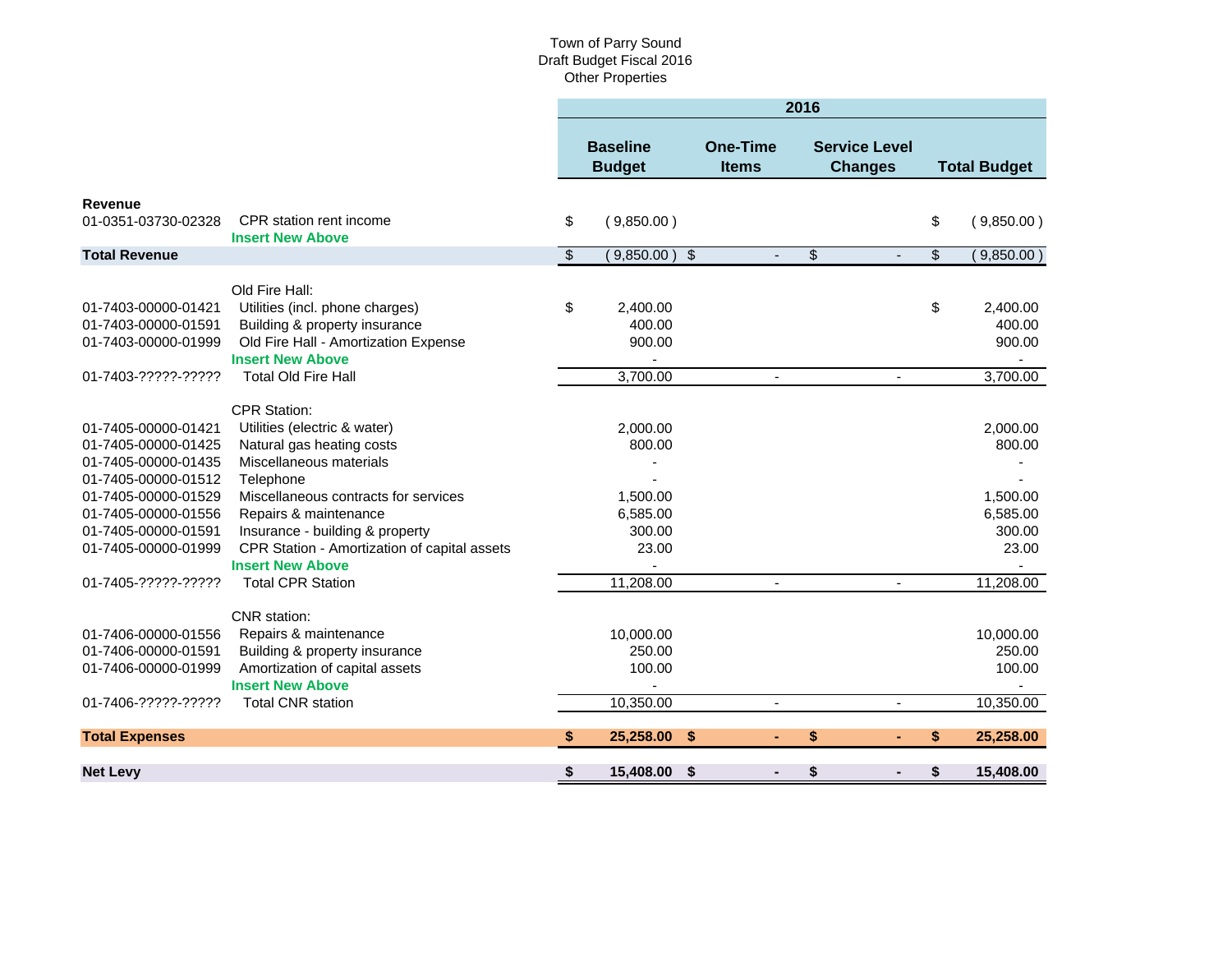Town of Parry Sound
Draft Budget Fiscal 2016
Other Properties

| | | 2016 | | | |
|---|---|---|---|---|---|
| | | **Baseline Budget** | **One-Time Items** | **Service Level Changes** | **Total Budget** |
| **Revenue** | | | | | |
| 01-0351-03730-02328 | CPR station rent income | $ ( 9,850.00 ) | | | $ ( 9,850.00 ) |
| | **Insert New Above** | | | | |
| **Total Revenue** | | $ ( 9,850.00 ) | $ - | $ - | $ ( 9,850.00 ) |
| | Old Fire Hall: | | | | |
| 01-7403-00000-01421 | Utilities (incl. phone charges) | $ 2,400.00 | | | $ 2,400.00 |
| 01-7403-00000-01591 | Building & property insurance | 400.00 | | | 400.00 |
| 01-7403-00000-01999 | Old Fire Hall - Amortization Expense | 900.00 | | | 900.00 |
| | **Insert New Above** | - | | | - |
| 01-7403-?????-????? | Total Old Fire Hall | 3,700.00 | - | - | 3,700.00 |
| | CPR Station: | | | | |
| 01-7405-00000-01421 | Utilities (electric & water) | 2,000.00 | | | 2,000.00 |
| 01-7405-00000-01425 | Natural gas heating costs | 800.00 | | | 800.00 |
| 01-7405-00000-01435 | Miscellaneous materials | - | | | - |
| 01-7405-00000-01512 | Telephone | - | | | - |
| 01-7405-00000-01529 | Miscellaneous contracts for services | 1,500.00 | | | 1,500.00 |
| 01-7405-00000-01556 | Repairs & maintenance | 6,585.00 | | | 6,585.00 |
| 01-7405-00000-01591 | Insurance - building & property | 300.00 | | | 300.00 |
| 01-7405-00000-01999 | CPR Station - Amortization of capital assets | 23.00 | | | 23.00 |
| | **Insert New Above** | - | | | - |
| 01-7405-?????-????? | Total CPR Station | 11,208.00 | - | - | 11,208.00 |
| | CNR station: | | | | |
| 01-7406-00000-01556 | Repairs & maintenance | 10,000.00 | | | 10,000.00 |
| 01-7406-00000-01591 | Building & property insurance | 250.00 | | | 250.00 |
| 01-7406-00000-01999 | Amortization of capital assets | 100.00 | | | 100.00 |
| | **Insert New Above** | - | | | - |
| 01-7406-?????-????? | Total CNR station | 10,350.00 | - | - | 10,350.00 |
| **Total Expenses** | | **$ 25,258.00** | **$ -** | **$ -** | **$ 25,258.00** |
| **Net Levy** | | **$ 15,408.00** | **$ -** | **$ -** | **$ 15,408.00** |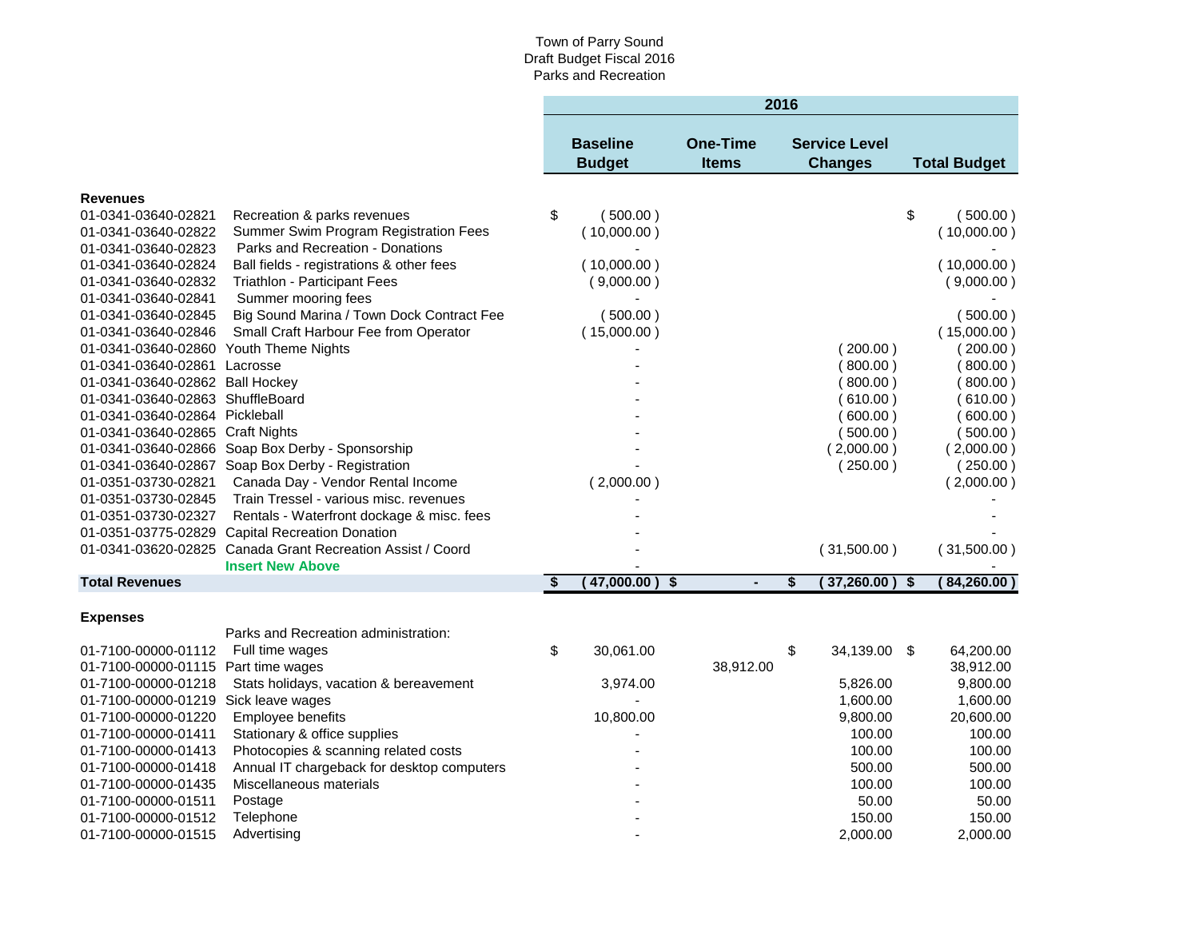Town of Parry Sound
Draft Budget Fiscal 2016
Parks and Recreation

| | | 2016 | | | |
|---|---|---|---|---|---|
| | | **Baseline Budget** | **One-Time Items** | **Service Level Changes** | **Total Budget** |
| **Revenues** | | | | | |
| 01-0341-03640-02821 | Recreation & parks revenues | $ ( 500.00 ) | | | $ ( 500.00 ) |
| 01-0341-03640-02822 | Summer Swim Program Registration Fees | ( 10,000.00 ) | | | ( 10,000.00 ) |
| 01-0341-03640-02823 | Parks and Recreation - Donations | - | | | - |
| 01-0341-03640-02824 | Ball fields - registrations & other fees | ( 10,000.00 ) | | | ( 10,000.00 ) |
| 01-0341-03640-02832 | Triathlon - Participant Fees | ( 9,000.00 ) | | | ( 9,000.00 ) |
| 01-0341-03640-02841 | Summer mooring fees | - | | | - |
| 01-0341-03640-02845 | Big Sound Marina / Town Dock Contract Fee | ( 500.00 ) | | | ( 500.00 ) |
| 01-0341-03640-02846 | Small Craft Harbour Fee from Operator | ( 15,000.00 ) | | | ( 15,000.00 ) |
| 01-0341-03640-02860 | Youth Theme Nights | - | | ( 200.00 ) | ( 200.00 ) |
| 01-0341-03640-02861 | Lacrosse | - | | ( 800.00 ) | ( 800.00 ) |
| 01-0341-03640-02862 | Ball Hockey | - | | ( 800.00 ) | ( 800.00 ) |
| 01-0341-03640-02863 | ShuffleBoard | - | | ( 610.00 ) | ( 610.00 ) |
| 01-0341-03640-02864 | Pickleball | - | | ( 600.00 ) | ( 600.00 ) |
| 01-0341-03640-02865 | Craft Nights | - | | ( 500.00 ) | ( 500.00 ) |
| 01-0341-03640-02866 | Soap Box Derby - Sponsorship | - | | ( 2,000.00 ) | ( 2,000.00 ) |
| 01-0341-03640-02867 | Soap Box Derby - Registration | - | | ( 250.00 ) | ( 250.00 ) |
| 01-0351-03730-02821 | Canada Day - Vendor Rental Income | ( 2,000.00 ) | | | ( 2,000.00 ) |
| 01-0351-03730-02845 | Train Tressel - various misc. revenues | - | | | - |
| 01-0351-03730-02327 | Rentals - Waterfront dockage & misc. fees | - | | | - |
| 01-0351-03775-02829 | Capital Recreation Donation | - | | | - |
| 01-0341-03620-02825 | Canada Grant Recreation Assist / Coord | - | | ( 31,500.00 ) | ( 31,500.00 ) |
| | **Insert New Above** | - | | | - |
| **Total Revenues** | | **$ ( 47,000.00 )** | **$ -** | **$ ( 37,260.00 )** | **$ ( 84,260.00 )** |
| **Expenses** | | | | | |
| | Parks and Recreation administration: | | | | |
| 01-7100-00000-01112 | Full time wages | $ 30,061.00 | | $ 34,139.00 | $ 64,200.00 |
| 01-7100-00000-01115 | Part time wages | | 38,912.00 | | 38,912.00 |
| 01-7100-00000-01218 | Stats holidays, vacation & bereavement | 3,974.00 | | 5,826.00 | 9,800.00 |
| 01-7100-00000-01219 | Sick leave wages | - | | 1,600.00 | 1,600.00 |
| 01-7100-00000-01220 | Employee benefits | 10,800.00 | | 9,800.00 | 20,600.00 |
| 01-7100-00000-01411 | Stationary & office supplies | - | | 100.00 | 100.00 |
| 01-7100-00000-01413 | Photocopies & scanning related costs | - | | 100.00 | 100.00 |
| 01-7100-00000-01418 | Annual IT chargeback for desktop computers | - | | 500.00 | 500.00 |
| 01-7100-00000-01435 | Miscellaneous materials | - | | 100.00 | 100.00 |
| 01-7100-00000-01511 | Postage | - | | 50.00 | 50.00 |
| 01-7100-00000-01512 | Telephone | - | | 150.00 | 150.00 |
| 01-7100-00000-01515 | Advertising | - | | 2,000.00 | 2,000.00 |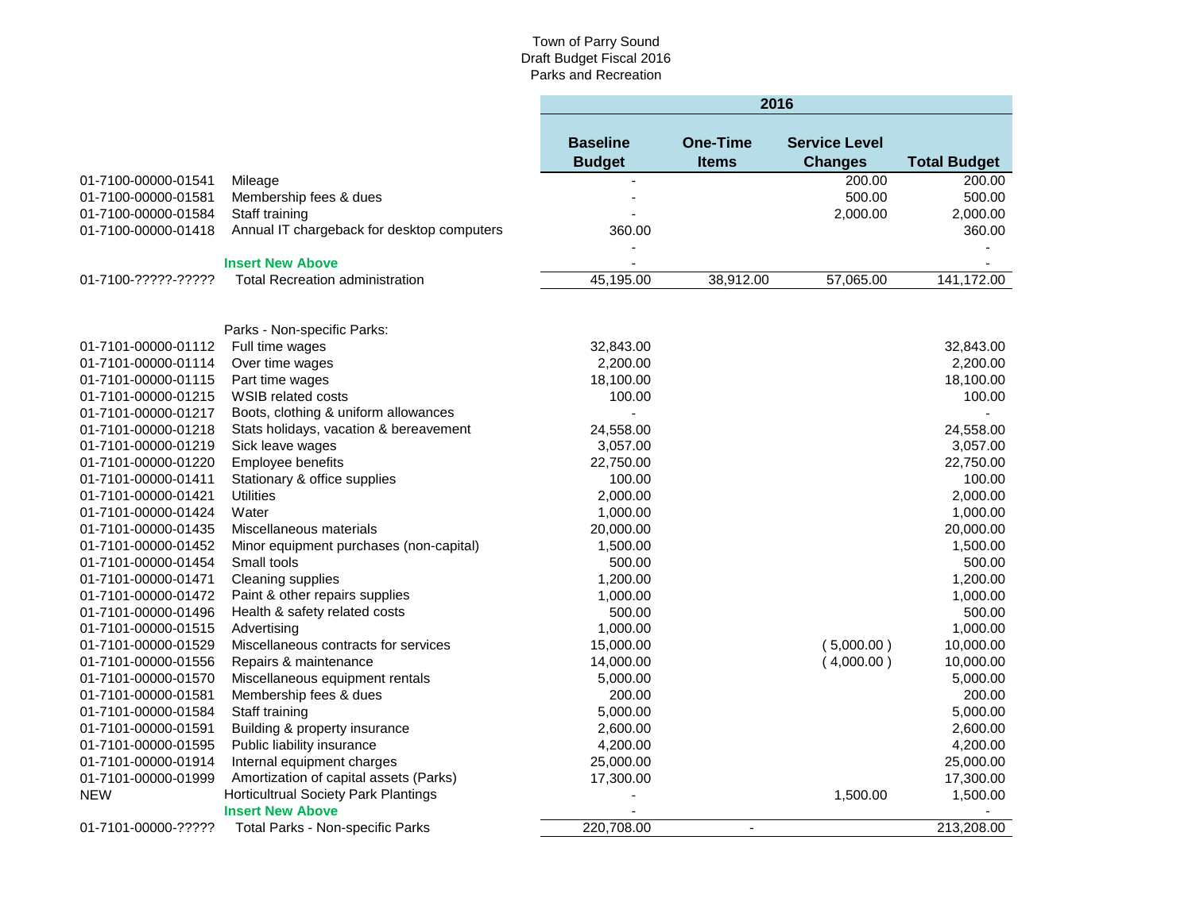Town of Parry Sound
Draft Budget Fiscal 2016
Parks and Recreation

| | | 2016 | | | |
|---|---|---|---|---|---|
| | | **Baseline Budget** | **One-Time Items** | **Service Level Changes** | **Total Budget** |
| 01-7100-00000-01541 | Mileage | - | | 200.00 | 200.00 |
| 01-7100-00000-01581 | Membership fees & dues | - | | 500.00 | 500.00 |
| 01-7100-00000-01584 | Staff training | - | | 2,000.00 | 2,000.00 |
| 01-7100-00000-01418 | Annual IT chargeback for desktop computers | 360.00 | | | 360.00 |
| | | - | | | - |
| | **Insert New Above** | - | | | - |
| 01-7100-?????-????? | Total Recreation administration | 45,195.00 | 38,912.00 | 57,065.00 | 141,172.00 |
| | | | | | |
| | Parks - Non-specific Parks: | | | | |
| 01-7101-00000-01112 | Full time wages | 32,843.00 | | | 32,843.00 |
| 01-7101-00000-01114 | Over time wages | 2,200.00 | | | 2,200.00 |
| 01-7101-00000-01115 | Part time wages | 18,100.00 | | | 18,100.00 |
| 01-7101-00000-01215 | WSIB related costs | 100.00 | | | 100.00 |
| 01-7101-00000-01217 | Boots, clothing & uniform allowances | - | | | - |
| 01-7101-00000-01218 | Stats holidays, vacation & bereavement | 24,558.00 | | | 24,558.00 |
| 01-7101-00000-01219 | Sick leave wages | 3,057.00 | | | 3,057.00 |
| 01-7101-00000-01220 | Employee benefits | 22,750.00 | | | 22,750.00 |
| 01-7101-00000-01411 | Stationary & office supplies | 100.00 | | | 100.00 |
| 01-7101-00000-01421 | Utilities | 2,000.00 | | | 2,000.00 |
| 01-7101-00000-01424 | Water | 1,000.00 | | | 1,000.00 |
| 01-7101-00000-01435 | Miscellaneous materials | 20,000.00 | | | 20,000.00 |
| 01-7101-00000-01452 | Minor equipment purchases (non-capital) | 1,500.00 | | | 1,500.00 |
| 01-7101-00000-01454 | Small tools | 500.00 | | | 500.00 |
| 01-7101-00000-01471 | Cleaning supplies | 1,200.00 | | | 1,200.00 |
| 01-7101-00000-01472 | Paint & other repairs supplies | 1,000.00 | | | 1,000.00 |
| 01-7101-00000-01496 | Health & safety related costs | 500.00 | | | 500.00 |
| 01-7101-00000-01515 | Advertising | 1,000.00 | | | 1,000.00 |
| 01-7101-00000-01529 | Miscellaneous contracts for services | 15,000.00 | | (5,000.00) | 10,000.00 |
| 01-7101-00000-01556 | Repairs & maintenance | 14,000.00 | | (4,000.00) | 10,000.00 |
| 01-7101-00000-01570 | Miscellaneous equipment rentals | 5,000.00 | | | 5,000.00 |
| 01-7101-00000-01581 | Membership fees & dues | 200.00 | | | 200.00 |
| 01-7101-00000-01584 | Staff training | 5,000.00 | | | 5,000.00 |
| 01-7101-00000-01591 | Building & property insurance | 2,600.00 | | | 2,600.00 |
| 01-7101-00000-01595 | Public liability insurance | 4,200.00 | | | 4,200.00 |
| 01-7101-00000-01914 | Internal equipment charges | 25,000.00 | | | 25,000.00 |
| 01-7101-00000-01999 | Amortization of capital assets (Parks) | 17,300.00 | | | 17,300.00 |
| NEW | Horticultrual Society Park Plantings | - | | 1,500.00 | 1,500.00 |
| | **Insert New Above** | - | | | - |
| 01-7101-00000-????? | Total Parks - Non-specific Parks | 220,708.00 | - | | 213,208.00 |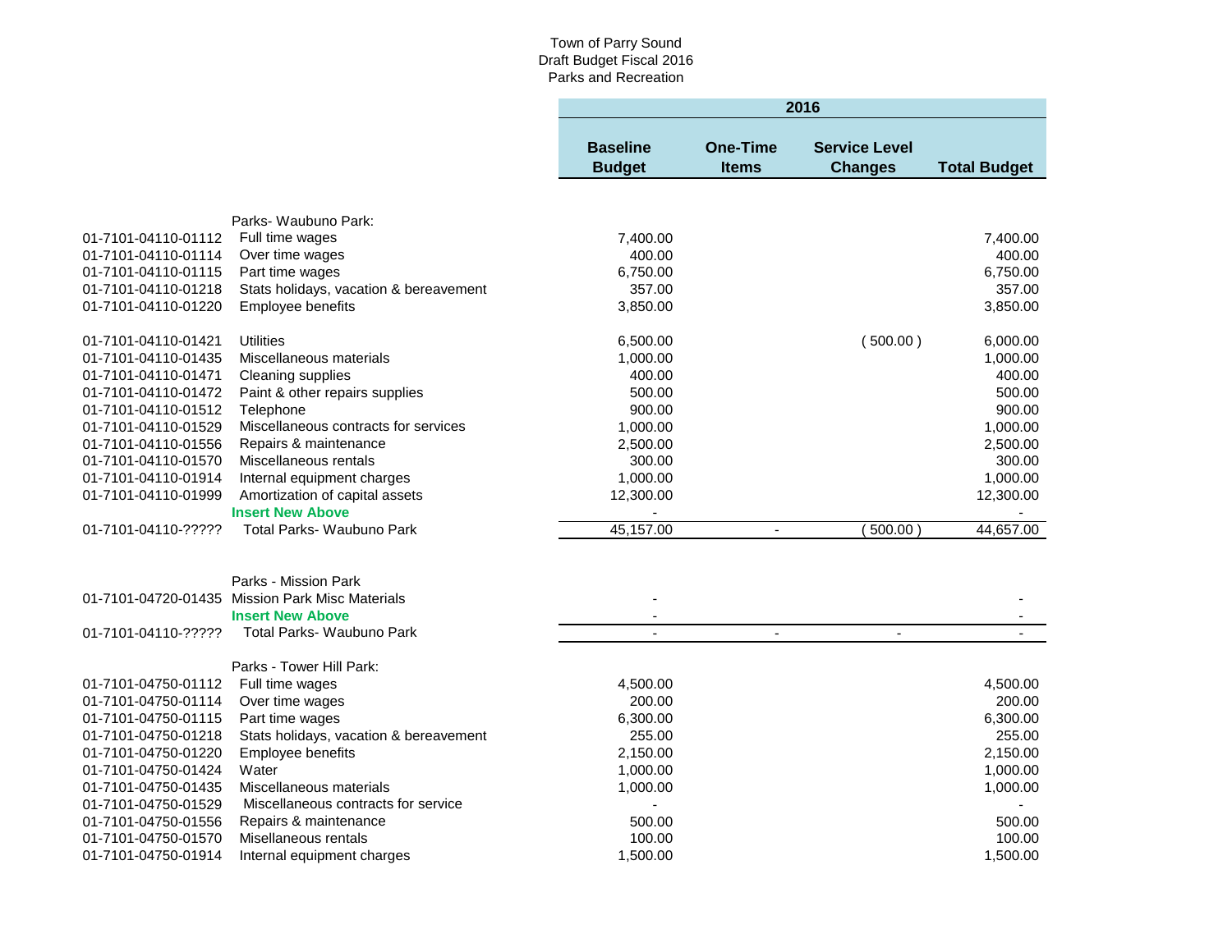Town of Parry Sound
Draft Budget Fiscal 2016
Parks and Recreation

| | | 2016 | | | |
|---|---|---|---|---|---|
| | | **Baseline Budget** | **One-Time Items** | **Service Level Changes** | **Total Budget** |
| | Parks- Waubuno Park: | | | | |
| 01-7101-04110-01112 | Full time wages | 7,400.00 | | | 7,400.00 |
| 01-7101-04110-01114 | Over time wages | 400.00 | | | 400.00 |
| 01-7101-04110-01115 | Part time wages | 6,750.00 | | | 6,750.00 |
| 01-7101-04110-01218 | Stats holidays, vacation & bereavement | 357.00 | | | 357.00 |
| 01-7101-04110-01220 | Employee benefits | 3,850.00 | | | 3,850.00 |
| 01-7101-04110-01421 | Utilities | 6,500.00 | | ( 500.00 ) | 6,000.00 |
| 01-7101-04110-01435 | Miscellaneous materials | 1,000.00 | | | 1,000.00 |
| 01-7101-04110-01471 | Cleaning supplies | 400.00 | | | 400.00 |
| 01-7101-04110-01472 | Paint & other repairs supplies | 500.00 | | | 500.00 |
| 01-7101-04110-01512 | Telephone | 900.00 | | | 900.00 |
| 01-7101-04110-01529 | Miscellaneous contracts for services | 1,000.00 | | | 1,000.00 |
| 01-7101-04110-01556 | Repairs & maintenance | 2,500.00 | | | 2,500.00 |
| 01-7101-04110-01570 | Miscellaneous rentals | 300.00 | | | 300.00 |
| 01-7101-04110-01914 | Internal equipment charges | 1,000.00 | | | 1,000.00 |
| 01-7101-04110-01999 | Amortization of capital assets | 12,300.00 | | | 12,300.00 |
| | **Insert New Above** | - | | | - |
| 01-7101-04110-????? | Total Parks- Waubuno Park | 45,157.00 | - | ( 500.00 ) | 44,657.00 |
| | Parks - Mission Park | | | | |
| 01-7101-04720-01435 | Mission Park Misc Materials | - | | | - |
| | **Insert New Above** | - | | | - |
| 01-7101-04110-????? | Total Parks- Waubuno Park | - | - | - | - |
| | Parks - Tower Hill Park: | | | | |
| 01-7101-04750-01112 | Full time wages | 4,500.00 | | | 4,500.00 |
| 01-7101-04750-01114 | Over time wages | 200.00 | | | 200.00 |
| 01-7101-04750-01115 | Part time wages | 6,300.00 | | | 6,300.00 |
| 01-7101-04750-01218 | Stats holidays, vacation & bereavement | 255.00 | | | 255.00 |
| 01-7101-04750-01220 | Employee benefits | 2,150.00 | | | 2,150.00 |
| 01-7101-04750-01424 | Water | 1,000.00 | | | 1,000.00 |
| 01-7101-04750-01435 | Miscellaneous materials | 1,000.00 | | | 1,000.00 |
| 01-7101-04750-01529 | Miscellaneous contracts for service | - | | | - |
| 01-7101-04750-01556 | Repairs & maintenance | 500.00 | | | 500.00 |
| 01-7101-04750-01570 | Misellaneous rentals | 100.00 | | | 100.00 |
| 01-7101-04750-01914 | Internal equipment charges | 1,500.00 | | | 1,500.00 |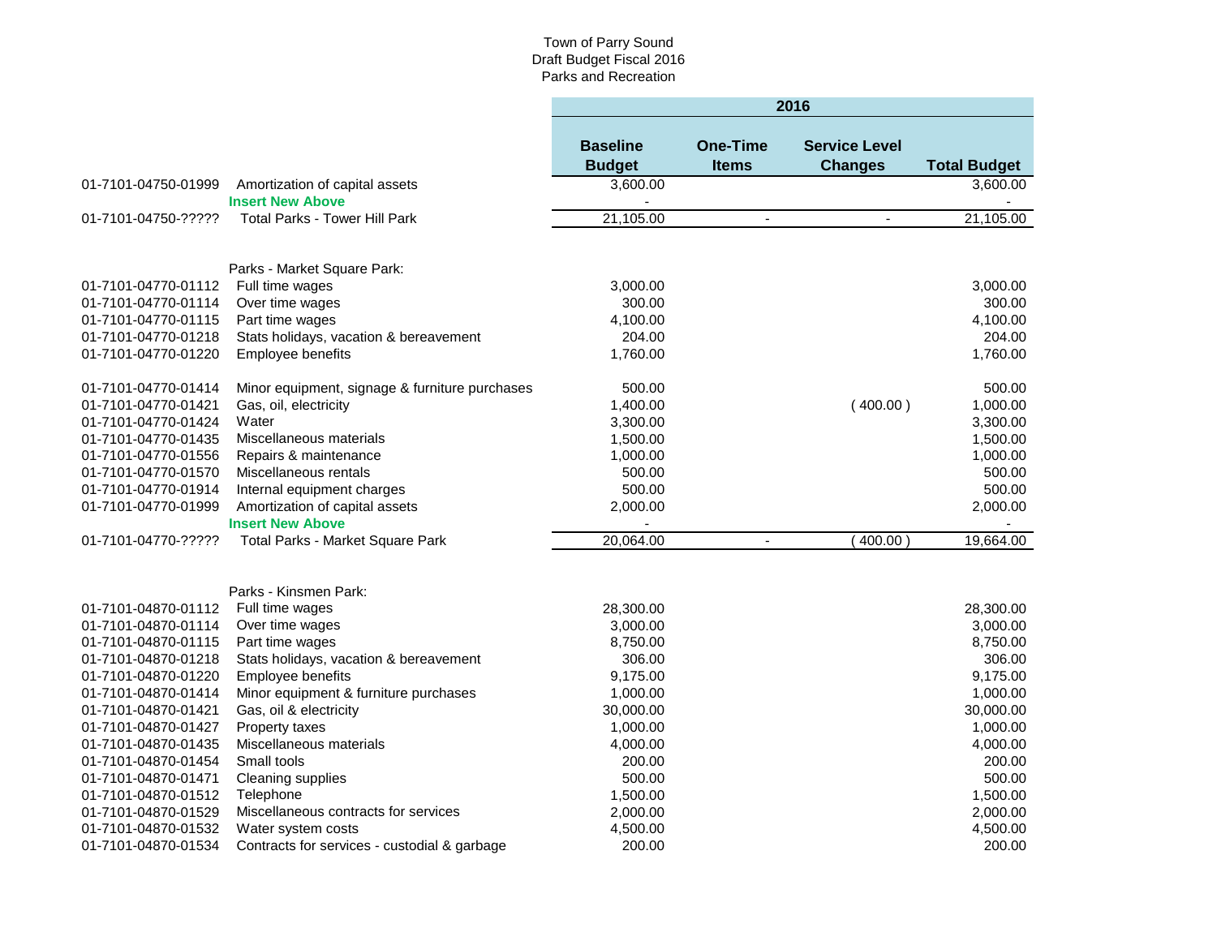Town of Parry Sound
Draft Budget Fiscal 2016
Parks and Recreation

| | | 2016 | | | |
|---|---|---|---|---|---|
| | | **Baseline Budget** | **One-Time Items** | **Service Level Changes** | **Total Budget** |
| 01-7101-04750-01999 | Amortization of capital assets | 3,600.00 | | | 3,600.00 |
| | **Insert New Above** | - | | | - |
| 01-7101-04750-????? | Total Parks - Tower Hill Park | 21,105.00 | - | - | 21,105.00 |
| | | | | | |
| | Parks - Market Square Park: | | | | |
| 01-7101-04770-01112 | Full time wages | 3,000.00 | | | 3,000.00 |
| 01-7101-04770-01114 | Over time wages | 300.00 | | | 300.00 |
| 01-7101-04770-01115 | Part time wages | 4,100.00 | | | 4,100.00 |
| 01-7101-04770-01218 | Stats holidays, vacation & bereavement | 204.00 | | | 204.00 |
| 01-7101-04770-01220 | Employee benefits | 1,760.00 | | | 1,760.00 |
| 01-7101-04770-01414 | Minor equipment, signage & furniture purchases | 500.00 | | | 500.00 |
| 01-7101-04770-01421 | Gas, oil, electricity | 1,400.00 | | ( 400.00 ) | 1,000.00 |
| 01-7101-04770-01424 | Water | 3,300.00 | | | 3,300.00 |
| 01-7101-04770-01435 | Miscellaneous materials | 1,500.00 | | | 1,500.00 |
| 01-7101-04770-01556 | Repairs & maintenance | 1,000.00 | | | 1,000.00 |
| 01-7101-04770-01570 | Miscellaneous rentals | 500.00 | | | 500.00 |
| 01-7101-04770-01914 | Internal equipment charges | 500.00 | | | 500.00 |
| 01-7101-04770-01999 | Amortization of capital assets | 2,000.00 | | | 2,000.00 |
| | **Insert New Above** | - | | | - |
| 01-7101-04770-????? | Total Parks - Market Square Park | 20,064.00 | - | ( 400.00 ) | 19,664.00 |
| | | | | | |
| | Parks - Kinsmen Park: | | | | |
| 01-7101-04870-01112 | Full time wages | 28,300.00 | | | 28,300.00 |
| 01-7101-04870-01114 | Over time wages | 3,000.00 | | | 3,000.00 |
| 01-7101-04870-01115 | Part time wages | 8,750.00 | | | 8,750.00 |
| 01-7101-04870-01218 | Stats holidays, vacation & bereavement | 306.00 | | | 306.00 |
| 01-7101-04870-01220 | Employee benefits | 9,175.00 | | | 9,175.00 |
| 01-7101-04870-01414 | Minor equipment & furniture purchases | 1,000.00 | | | 1,000.00 |
| 01-7101-04870-01421 | Gas, oil & electricity | 30,000.00 | | | 30,000.00 |
| 01-7101-04870-01427 | Property taxes | 1,000.00 | | | 1,000.00 |
| 01-7101-04870-01435 | Miscellaneous materials | 4,000.00 | | | 4,000.00 |
| 01-7101-04870-01454 | Small tools | 200.00 | | | 200.00 |
| 01-7101-04870-01471 | Cleaning supplies | 500.00 | | | 500.00 |
| 01-7101-04870-01512 | Telephone | 1,500.00 | | | 1,500.00 |
| 01-7101-04870-01529 | Miscellaneous contracts for services | 2,000.00 | | | 2,000.00 |
| 01-7101-04870-01532 | Water system costs | 4,500.00 | | | 4,500.00 |
| 01-7101-04870-01534 | Contracts for services - custodial & garbage | 200.00 | | | 200.00 |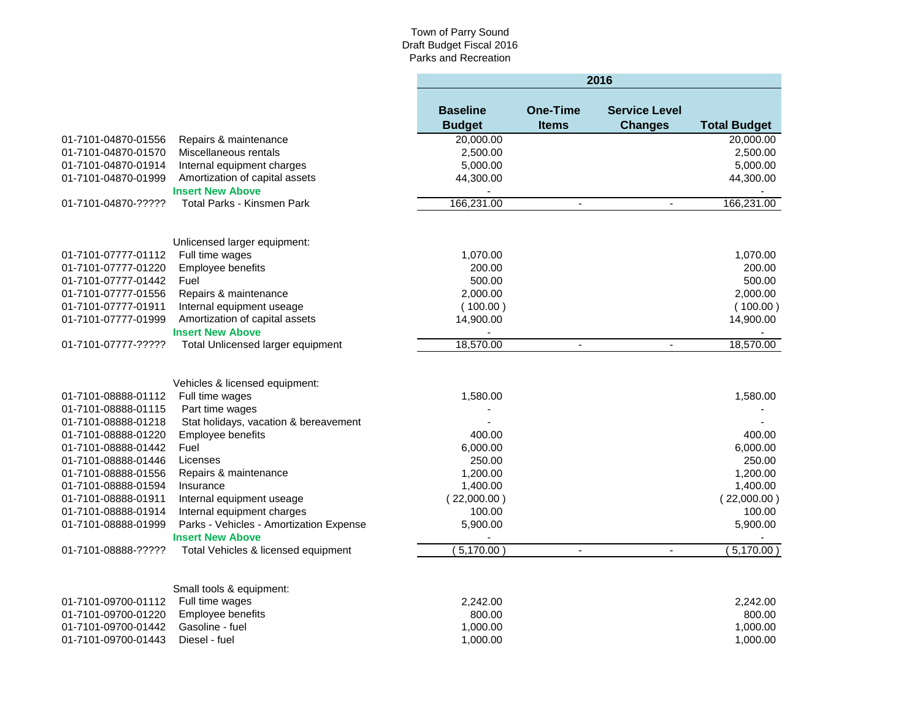Town of Parry Sound
Draft Budget Fiscal 2016
Parks and Recreation

| | | 2016 | | | |
|---|---|---|---|---|---|
| | | **Baseline Budget** | **One-Time Items** | **Service Level Changes** | **Total Budget** |
| 01-7101-04870-01556 | Repairs & maintenance | 20,000.00 | | | 20,000.00 |
| 01-7101-04870-01570 | Miscellaneous rentals | 2,500.00 | | | 2,500.00 |
| 01-7101-04870-01914 | Internal equipment charges | 5,000.00 | | | 5,000.00 |
| 01-7101-04870-01999 | Amortization of capital assets | 44,300.00 | | | 44,300.00 |
| | **Insert New Above** | - | | | - |
| 01-7101-04870-????? | Total Parks - Kinsmen Park | 166,231.00 | - | - | 166,231.00 |
| | | | | | |
| | Unlicensed larger equipment: | | | | |
| 01-7101-07777-01112 | Full time wages | 1,070.00 | | | 1,070.00 |
| 01-7101-07777-01220 | Employee benefits | 200.00 | | | 200.00 |
| 01-7101-07777-01442 | Fuel | 500.00 | | | 500.00 |
| 01-7101-07777-01556 | Repairs & maintenance | 2,000.00 | | | 2,000.00 |
| 01-7101-07777-01911 | Internal equipment useage | ( 100.00 ) | | | ( 100.00 ) |
| 01-7101-07777-01999 | Amortization of capital assets | 14,900.00 | | | 14,900.00 |
| | **Insert New Above** | - | | | - |
| 01-7101-07777-????? | Total Unlicensed larger equipment | 18,570.00 | - | - | 18,570.00 |
| | | | | | |
| | Vehicles & licensed equipment: | | | | |
| 01-7101-08888-01112 | Full time wages | 1,580.00 | | | 1,580.00 |
| 01-7101-08888-01115 | Part time wages | - | | | - |
| 01-7101-08888-01218 | Stat holidays, vacation & bereavement | - | | | - |
| 01-7101-08888-01220 | Employee benefits | 400.00 | | | 400.00 |
| 01-7101-08888-01442 | Fuel | 6,000.00 | | | 6,000.00 |
| 01-7101-08888-01446 | Licenses | 250.00 | | | 250.00 |
| 01-7101-08888-01556 | Repairs & maintenance | 1,200.00 | | | 1,200.00 |
| 01-7101-08888-01594 | Insurance | 1,400.00 | | | 1,400.00 |
| 01-7101-08888-01911 | Internal equipment useage | ( 22,000.00 ) | | | ( 22,000.00 ) |
| 01-7101-08888-01914 | Internal equipment charges | 100.00 | | | 100.00 |
| 01-7101-08888-01999 | Parks - Vehicles - Amortization Expense | 5,900.00 | | | 5,900.00 |
| | **Insert New Above** | - | | | - |
| 01-7101-08888-????? | Total Vehicles & licensed equipment | ( 5,170.00 ) | - | - | ( 5,170.00 ) |
| | | | | | |
| | Small tools & equipment: | | | | |
| 01-7101-09700-01112 | Full time wages | 2,242.00 | | | 2,242.00 |
| 01-7101-09700-01220 | Employee benefits | 800.00 | | | 800.00 |
| 01-7101-09700-01442 | Gasoline - fuel | 1,000.00 | | | 1,000.00 |
| 01-7101-09700-01443 | Diesel - fuel | 1,000.00 | | | 1,000.00 |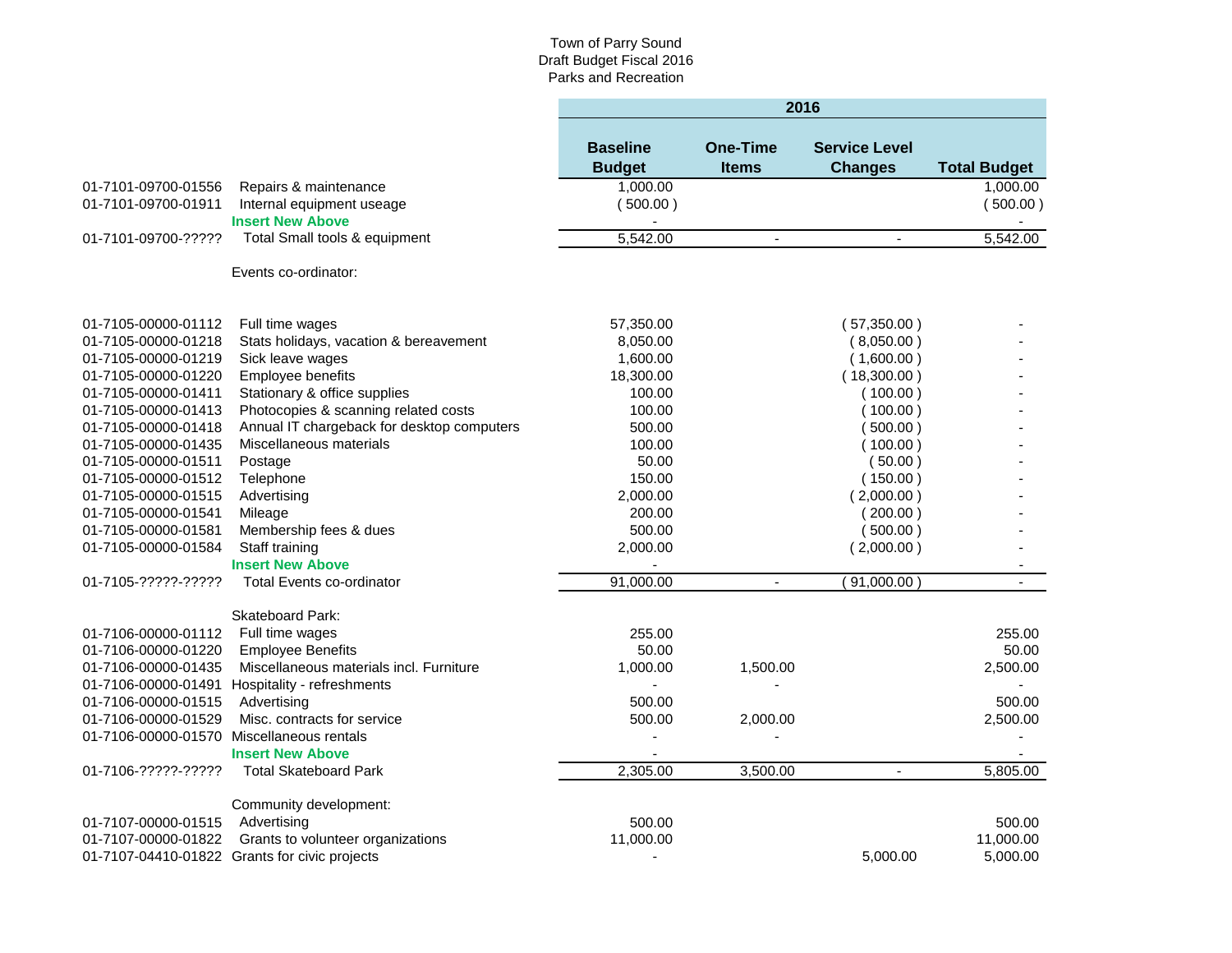Town of Parry Sound
Draft Budget Fiscal 2016
Parks and Recreation

| | | 2016 | | | |
|---|---|---|---|---|---|
| | | **Baseline Budget** | **One-Time Items** | **Service Level Changes** | **Total Budget** |
| 01-7101-09700-01556 | Repairs & maintenance | 1,000.00 | | | 1,000.00 |
| 01-7101-09700-01911 | Internal equipment useage | ( 500.00 ) | | | ( 500.00 ) |
| | **Insert New Above** | - | | | - |
| 01-7101-09700-????? | Total Small tools & equipment | 5,542.00 | - | - | 5,542.00 |
| | Events co-ordinator: | | | | |
| 01-7105-00000-01112 | Full time wages | 57,350.00 | | ( 57,350.00 ) | - |
| 01-7105-00000-01218 | Stats holidays, vacation & bereavement | 8,050.00 | | ( 8,050.00 ) | - |
| 01-7105-00000-01219 | Sick leave wages | 1,600.00 | | ( 1,600.00 ) | - |
| 01-7105-00000-01220 | Employee benefits | 18,300.00 | | ( 18,300.00 ) | - |
| 01-7105-00000-01411 | Stationary & office supplies | 100.00 | | ( 100.00 ) | - |
| 01-7105-00000-01413 | Photocopies & scanning related costs | 100.00 | | ( 100.00 ) | - |
| 01-7105-00000-01418 | Annual IT chargeback for desktop computers | 500.00 | | ( 500.00 ) | - |
| 01-7105-00000-01435 | Miscellaneous materials | 100.00 | | ( 100.00 ) | - |
| 01-7105-00000-01511 | Postage | 50.00 | | ( 50.00 ) | - |
| 01-7105-00000-01512 | Telephone | 150.00 | | ( 150.00 ) | - |
| 01-7105-00000-01515 | Advertising | 2,000.00 | | ( 2,000.00 ) | - |
| 01-7105-00000-01541 | Mileage | 200.00 | | ( 200.00 ) | - |
| 01-7105-00000-01581 | Membership fees & dues | 500.00 | | ( 500.00 ) | - |
| 01-7105-00000-01584 | Staff training | 2,000.00 | | ( 2,000.00 ) | - |
| | **Insert New Above** | - | | | - |
| 01-7105-?????-????? | Total Events co-ordinator | 91,000.00 | - | ( 91,000.00 ) | - |
| | Skateboard Park: | | | | |
| 01-7106-00000-01112 | Full time wages | 255.00 | | | 255.00 |
| 01-7106-00000-01220 | Employee Benefits | 50.00 | | | 50.00 |
| 01-7106-00000-01435 | Miscellaneous materials incl. Furniture | 1,000.00 | 1,500.00 | | 2,500.00 |
| 01-7106-00000-01491 | Hospitality - refreshments | - | - | | - |
| 01-7106-00000-01515 | Advertising | 500.00 | | | 500.00 |
| 01-7106-00000-01529 | Misc. contracts for service | 500.00 | 2,000.00 | | 2,500.00 |
| 01-7106-00000-01570 | Miscellaneous rentals | - | - | | - |
| | **Insert New Above** | - | | | - |
| 01-7106-?????-????? | Total Skateboard Park | 2,305.00 | 3,500.00 | - | 5,805.00 |
| | Community development: | | | | |
| 01-7107-00000-01515 | Advertising | 500.00 | | | 500.00 |
| 01-7107-00000-01822 | Grants to volunteer organizations | 11,000.00 | | | 11,000.00 |
| 01-7107-04410-01822 | Grants for civic projects | - | | 5,000.00 | 5,000.00 |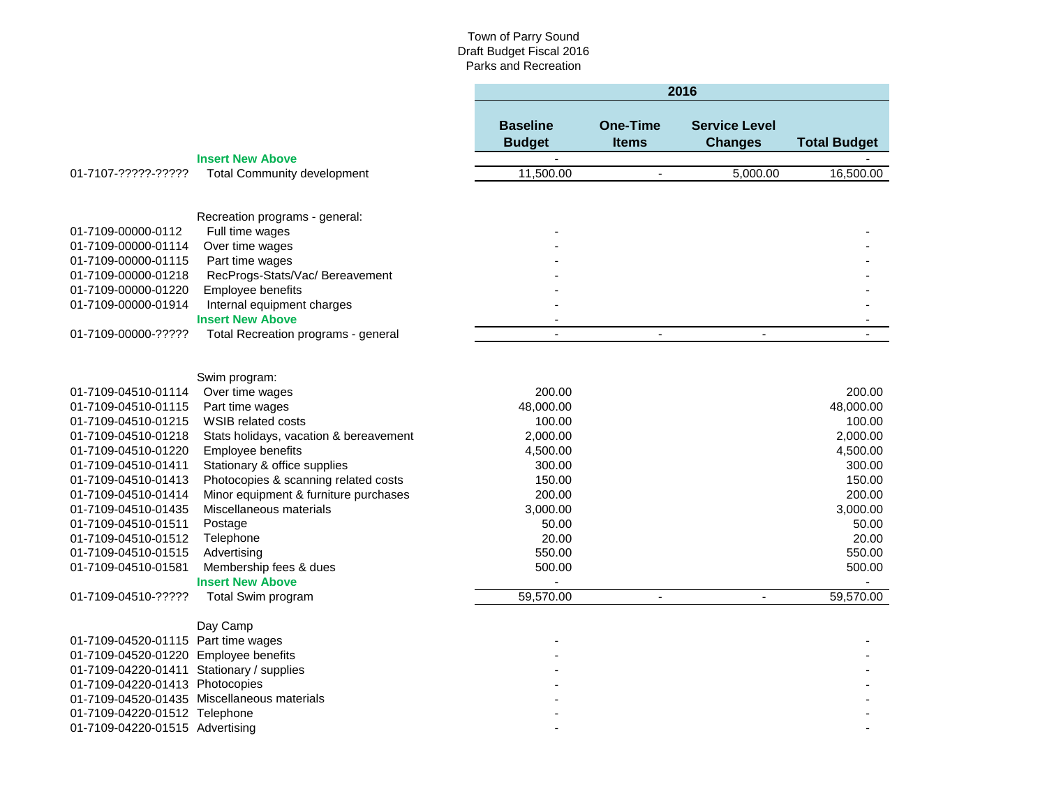Town of Parry Sound
Draft Budget Fiscal 2016
Parks and Recreation

| | | 2016 | | | |
|---|---|---|---|---|---|
| | | **Baseline Budget** | **One-Time Items** | **Service Level Changes** | **Total Budget** |
| | **Insert New Above** | - | | | - |
| 01-7107-?????-????? | Total Community development | 11,500.00 | - | 5,000.00 | 16,500.00 |
| | | | | | |
| | Recreation programs - general: | | | | |
| 01-7109-00000-0112 | Full time wages | - | | | - |
| 01-7109-00000-01114 | Over time wages | - | | | - |
| 01-7109-00000-01115 | Part time wages | - | | | - |
| 01-7109-00000-01218 | RecProgs-Stats/Vac/ Bereavement | - | | | - |
| 01-7109-00000-01220 | Employee benefits | - | | | - |
| 01-7109-00000-01914 | Internal equipment charges | - | | | - |
| | **Insert New Above** | - | | | - |
| 01-7109-00000-????? | Total Recreation programs - general | - | - | - | - |
| | | | | | |
| | Swim program: | | | | |
| 01-7109-04510-01114 | Over time wages | 200.00 | | | 200.00 |
| 01-7109-04510-01115 | Part time wages | 48,000.00 | | | 48,000.00 |
| 01-7109-04510-01215 | WSIB related costs | 100.00 | | | 100.00 |
| 01-7109-04510-01218 | Stats holidays, vacation & bereavement | 2,000.00 | | | 2,000.00 |
| 01-7109-04510-01220 | Employee benefits | 4,500.00 | | | 4,500.00 |
| 01-7109-04510-01411 | Stationary & office supplies | 300.00 | | | 300.00 |
| 01-7109-04510-01413 | Photocopies & scanning related costs | 150.00 | | | 150.00 |
| 01-7109-04510-01414 | Minor equipment & furniture purchases | 200.00 | | | 200.00 |
| 01-7109-04510-01435 | Miscellaneous materials | 3,000.00 | | | 3,000.00 |
| 01-7109-04510-01511 | Postage | 50.00 | | | 50.00 |
| 01-7109-04510-01512 | Telephone | 20.00 | | | 20.00 |
| 01-7109-04510-01515 | Advertising | 550.00 | | | 550.00 |
| 01-7109-04510-01581 | Membership fees & dues | 500.00 | | | 500.00 |
| | **Insert New Above** | - | | | - |
| 01-7109-04510-????? | Total Swim program | 59,570.00 | - | - | 59,570.00 |
| | | | | | |
| | Day Camp | | | | |
| 01-7109-04520-01115 | Part time wages | - | | | - |
| 01-7109-04520-01220 | Employee benefits | - | | | - |
| 01-7109-04220-01411 | Stationary / supplies | - | | | - |
| 01-7109-04220-01413 | Photocopies | - | | | - |
| 01-7109-04520-01435 | Miscellaneous materials | - | | | - |
| 01-7109-04220-01512 | Telephone | - | | | - |
| 01-7109-04220-01515 | Advertising | - | | | - |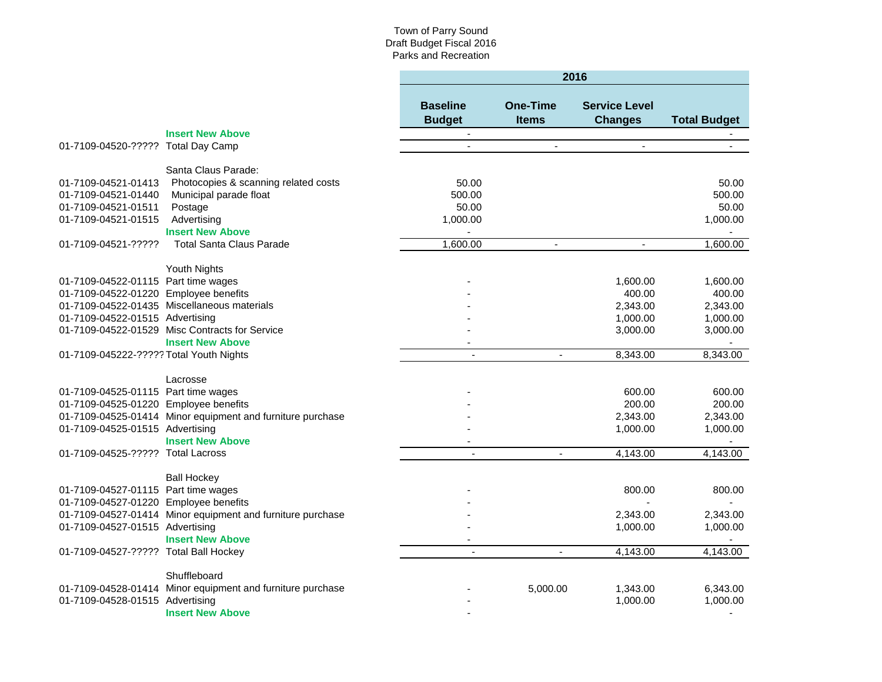Town of Parry Sound
Draft Budget Fiscal 2016
Parks and Recreation

| Account | Description | 2016 Baseline Budget | 2016 One-Time Items | 2016 Service Level Changes | 2016 Total Budget |
|---|---|---|---|---|---|
| | **Insert New Above** | - | | | - |
| 01-7109-04520-????? | Total Day Camp | - | - | - | - |
| | Santa Claus Parade: | | | | |
| 01-7109-04521-01413 | Photocopies & scanning related costs | 50.00 | | | 50.00 |
| 01-7109-04521-01440 | Municipal parade float | 500.00 | | | 500.00 |
| 01-7109-04521-01511 | Postage | 50.00 | | | 50.00 |
| 01-7109-04521-01515 | Advertising | 1,000.00 | | | 1,000.00 |
| | **Insert New Above** | - | | | - |
| 01-7109-04521-????? | Total Santa Claus Parade | 1,600.00 | - | - | 1,600.00 |
| | Youth Nights | | | | |
| 01-7109-04522-01115 | Part time wages | - | | 1,600.00 | 1,600.00 |
| 01-7109-04522-01220 | Employee benefits | - | | 400.00 | 400.00 |
| 01-7109-04522-01435 | Miscellaneous materials | - | | 2,343.00 | 2,343.00 |
| 01-7109-04522-01515 | Advertising | - | | 1,000.00 | 1,000.00 |
| 01-7109-04522-01529 | Misc Contracts for Service | - | | 3,000.00 | 3,000.00 |
| | **Insert New Above** | - | | | - |
| 01-7109-045222-????? | Total Youth Nights | - | - | 8,343.00 | 8,343.00 |
| | Lacrosse | | | | |
| 01-7109-04525-01115 | Part time wages | - | | 600.00 | 600.00 |
| 01-7109-04525-01220 | Employee benefits | - | | 200.00 | 200.00 |
| 01-7109-04525-01414 | Minor equipment and furniture purchase | - | | 2,343.00 | 2,343.00 |
| 01-7109-04525-01515 | Advertising | - | | 1,000.00 | 1,000.00 |
| | **Insert New Above** | - | | | - |
| 01-7109-04525-????? | Total Lacross | - | - | 4,143.00 | 4,143.00 |
| | Ball Hockey | | | | |
| 01-7109-04527-01115 | Part time wages | - | | 800.00 | 800.00 |
| 01-7109-04527-01220 | Employee benefits | - | | - | - |
| 01-7109-04527-01414 | Minor equipment and furniture purchase | - | | 2,343.00 | 2,343.00 |
| 01-7109-04527-01515 | Advertising | - | | 1,000.00 | 1,000.00 |
| | **Insert New Above** | - | | | - |
| 01-7109-04527-????? | Total Ball Hockey | - | - | 4,143.00 | 4,143.00 |
| | Shuffleboard | | | | |
| 01-7109-04528-01414 | Minor equipment and furniture purchase | - | 5,000.00 | 1,343.00 | 6,343.00 |
| 01-7109-04528-01515 | Advertising | - | | 1,000.00 | 1,000.00 |
| | **Insert New Above** | - | | | - |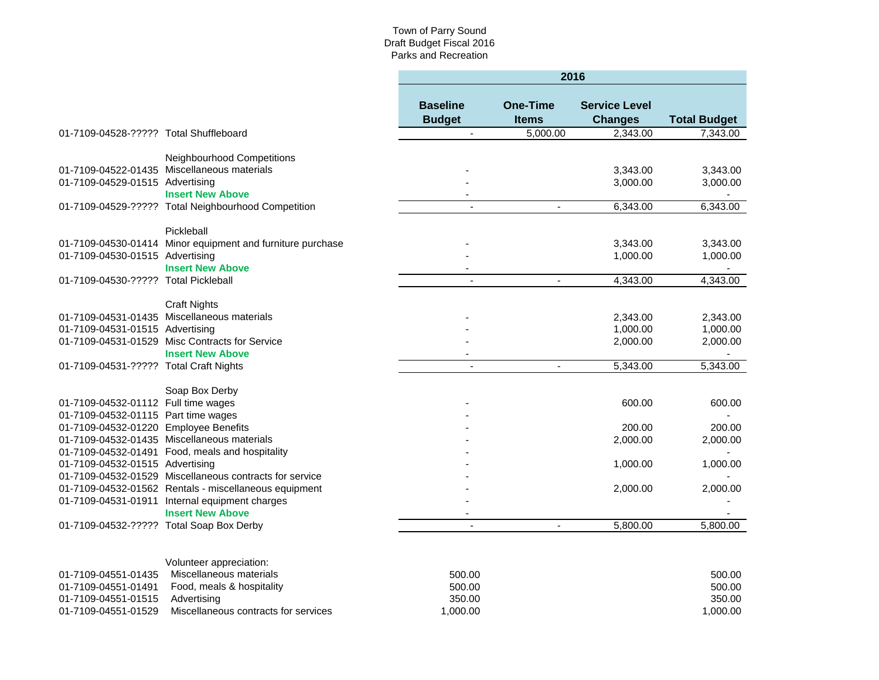Town of Parry Sound
Draft Budget Fiscal 2016
Parks and Recreation

| | | 2016 | | | |
|---|---|---|---|---|---|
| | | Baseline Budget | One-Time Items | Service Level Changes | Total Budget |
| 01-7109-04528-????? | Total Shuffleboard | - | 5,000.00 | 2,343.00 | 7,343.00 |
| | | | | | |
| | Neighbourhood Competitions | | | | |
| 01-7109-04522-01435 | Miscellaneous materials | - | | 3,343.00 | 3,343.00 |
| 01-7109-04529-01515 | Advertising | - | | 3,000.00 | 3,000.00 |
| | **Insert New Above** | - | | | - |
| 01-7109-04529-????? | Total Neighbourhood Competition | - | - | 6,343.00 | 6,343.00 |
| | | | | | |
| | Pickleball | | | | |
| 01-7109-04530-01414 | Minor equipment and furniture purchase | - | | 3,343.00 | 3,343.00 |
| 01-7109-04530-01515 | Advertising | - | | 1,000.00 | 1,000.00 |
| | **Insert New Above** | - | | | - |
| 01-7109-04530-????? | Total Pickleball | - | - | 4,343.00 | 4,343.00 |
| | | | | | |
| | Craft Nights | | | | |
| 01-7109-04531-01435 | Miscellaneous materials | - | | 2,343.00 | 2,343.00 |
| 01-7109-04531-01515 | Advertising | - | | 1,000.00 | 1,000.00 |
| 01-7109-04531-01529 | Misc Contracts for Service | - | | 2,000.00 | 2,000.00 |
| | **Insert New Above** | - | | | - |
| 01-7109-04531-????? | Total Craft Nights | - | - | 5,343.00 | 5,343.00 |
| | | | | | |
| | Soap Box Derby | | | | |
| 01-7109-04532-01112 | Full time wages | - | | 600.00 | 600.00 |
| 01-7109-04532-01115 | Part time wages | - | | | - |
| 01-7109-04532-01220 | Employee Benefits | - | | 200.00 | 200.00 |
| 01-7109-04532-01435 | Miscellaneous materials | - | | 2,000.00 | 2,000.00 |
| 01-7109-04532-01491 | Food, meals and hospitality | - | | | - |
| 01-7109-04532-01515 | Advertising | - | | 1,000.00 | 1,000.00 |
| 01-7109-04532-01529 | Miscellaneous contracts for service | - | | | - |
| 01-7109-04532-01562 | Rentals - miscellaneous equipment | - | | 2,000.00 | 2,000.00 |
| 01-7109-04531-01911 | Internal equipment charges | - | | | - |
| | **Insert New Above** | - | | | - |
| 01-7109-04532-????? | Total Soap Box Derby | - | - | 5,800.00 | 5,800.00 |
| | | | | | |
| | Volunteer appreciation: | | | | |
| 01-7109-04551-01435 | Miscellaneous materials | 500.00 | | | 500.00 |
| 01-7109-04551-01491 | Food, meals & hospitality | 500.00 | | | 500.00 |
| 01-7109-04551-01515 | Advertising | 350.00 | | | 350.00 |
| 01-7109-04551-01529 | Miscellaneous contracts for services | 1,000.00 | | | 1,000.00 |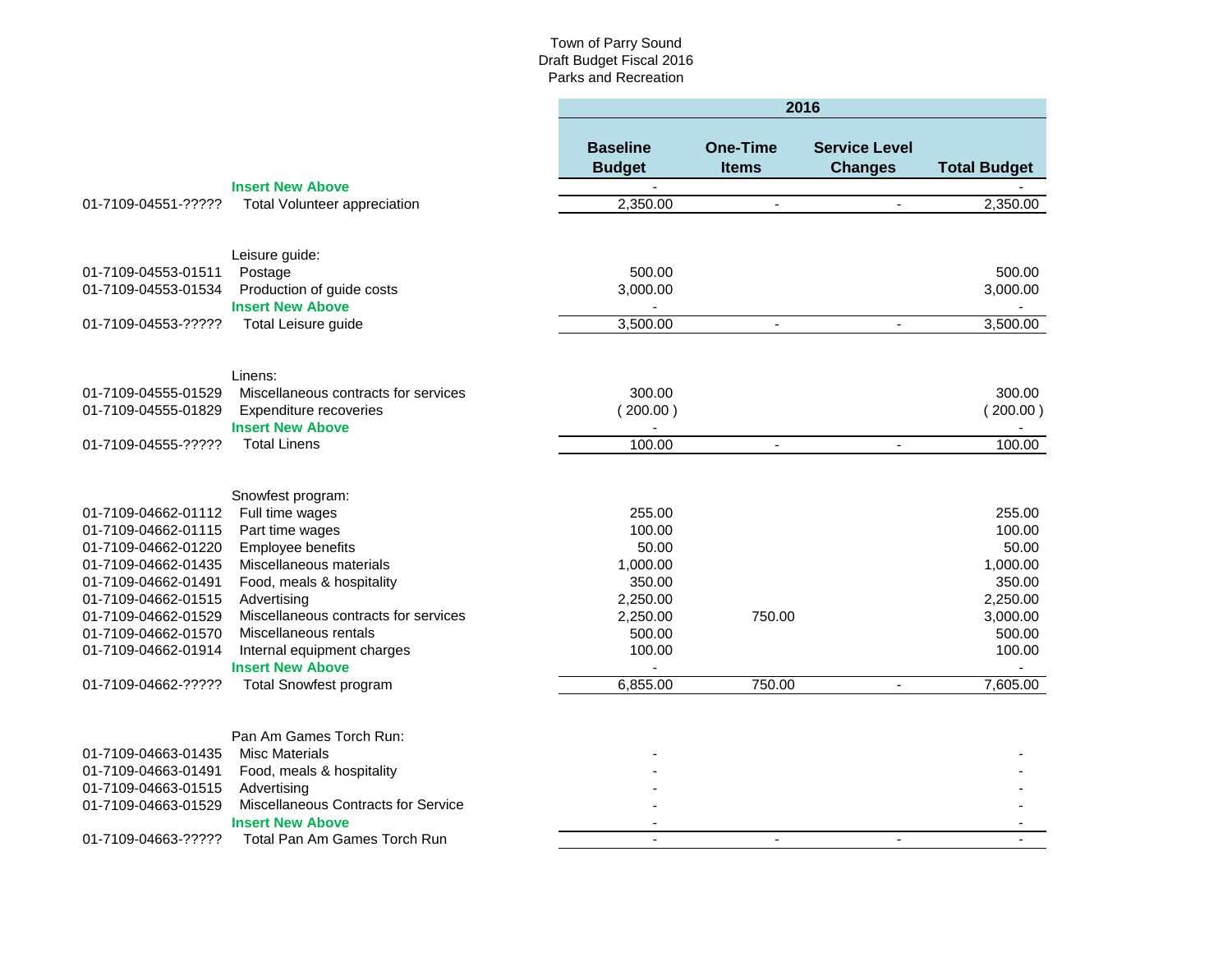Town of Parry Sound
Draft Budget Fiscal 2016
Parks and Recreation

| Account | Description | 2016 Baseline Budget | 2016 One-Time Items | 2016 Service Level Changes | 2016 Total Budget |
|---|---|---|---|---|---|
| | **Insert New Above** | - | | | - |
| 01-7109-04551-????? | Total Volunteer appreciation | 2,350.00 | - | - | 2,350.00 |
| | | | | | |
| | Leisure guide: | | | | |
| 01-7109-04553-01511 | Postage | 500.00 | | | 500.00 |
| 01-7109-04553-01534 | Production of guide costs | 3,000.00 | | | 3,000.00 |
| | **Insert New Above** | - | | | - |
| 01-7109-04553-????? | Total Leisure guide | 3,500.00 | - | - | 3,500.00 |
| | | | | | |
| | Linens: | | | | |
| 01-7109-04555-01529 | Miscellaneous contracts for services | 300.00 | | | 300.00 |
| 01-7109-04555-01829 | Expenditure recoveries | ( 200.00 ) | | | ( 200.00 ) |
| | **Insert New Above** | - | | | - |
| 01-7109-04555-????? | Total Linens | 100.00 | - | - | 100.00 |
| | | | | | |
| | Snowfest program: | | | | |
| 01-7109-04662-01112 | Full time wages | 255.00 | | | 255.00 |
| 01-7109-04662-01115 | Part time wages | 100.00 | | | 100.00 |
| 01-7109-04662-01220 | Employee benefits | 50.00 | | | 50.00 |
| 01-7109-04662-01435 | Miscellaneous materials | 1,000.00 | | | 1,000.00 |
| 01-7109-04662-01491 | Food, meals & hospitality | 350.00 | | | 350.00 |
| 01-7109-04662-01515 | Advertising | 2,250.00 | | | 2,250.00 |
| 01-7109-04662-01529 | Miscellaneous contracts for services | 2,250.00 | 750.00 | | 3,000.00 |
| 01-7109-04662-01570 | Miscellaneous rentals | 500.00 | | | 500.00 |
| 01-7109-04662-01914 | Internal equipment charges | 100.00 | | | 100.00 |
| | **Insert New Above** | - | | | - |
| 01-7109-04662-????? | Total Snowfest program | 6,855.00 | 750.00 | - | 7,605.00 |
| | | | | | |
| | Pan Am Games Torch Run: | | | | |
| 01-7109-04663-01435 | Misc Materials | - | | | - |
| 01-7109-04663-01491 | Food, meals & hospitality | - | | | - |
| 01-7109-04663-01515 | Advertising | - | | | - |
| 01-7109-04663-01529 | Miscellaneous Contracts for Service | - | | | - |
| | **Insert New Above** | - | | | - |
| 01-7109-04663-????? | Total Pan Am Games Torch Run | - | - | - | - |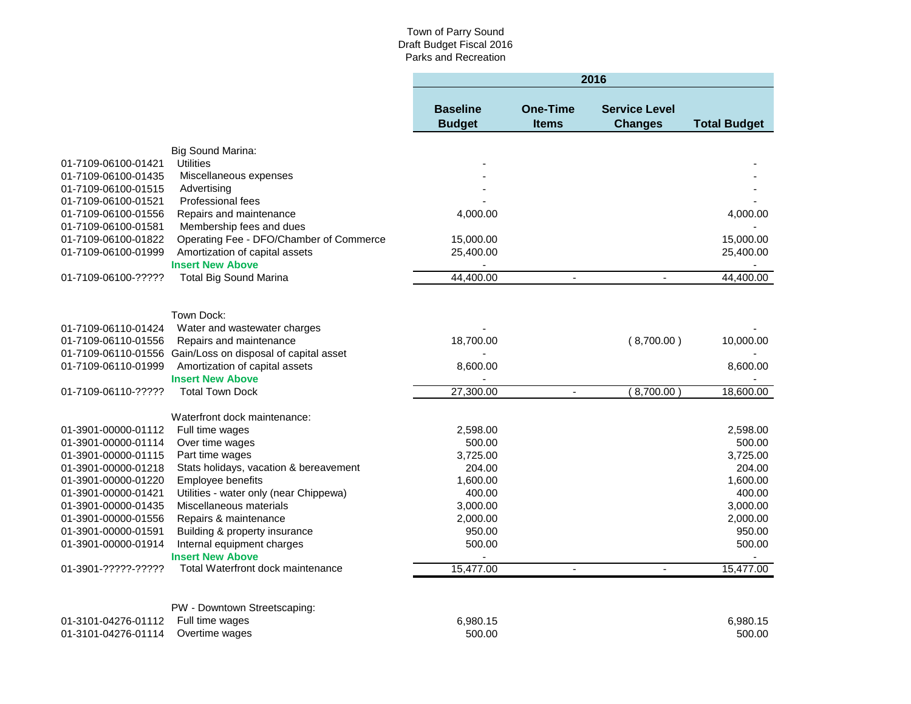Town of Parry Sound
Draft Budget Fiscal 2016
Parks and Recreation

| Account | Description | 2016 Baseline Budget | 2016 One-Time Items | 2016 Service Level Changes | 2016 Total Budget |
|---|---|---|---|---|---|
| | Big Sound Marina: | | | | |
| 01-7109-06100-01421 | Utilities | - | | | - |
| 01-7109-06100-01435 | Miscellaneous expenses | - | | | - |
| 01-7109-06100-01515 | Advertising | - | | | - |
| 01-7109-06100-01521 | Professional fees | - | | | - |
| 01-7109-06100-01556 | Repairs and maintenance | 4,000.00 | | | 4,000.00 |
| 01-7109-06100-01581 | Membership fees and dues | | | | - |
| 01-7109-06100-01822 | Operating Fee - DFO/Chamber of Commerce | 15,000.00 | | | 15,000.00 |
| 01-7109-06100-01999 | Amortization of capital assets | 25,400.00 | | | 25,400.00 |
| | **Insert New Above** | - | | | - |
| 01-7109-06100-????? | Total Big Sound Marina | 44,400.00 | - | - | 44,400.00 |
| | Town Dock: | | | | |
| 01-7109-06110-01424 | Water and wastewater charges | - | | | - |
| 01-7109-06110-01556 | Repairs and maintenance | 18,700.00 | | ( 8,700.00 ) | 10,000.00 |
| 01-7109-06110-01556 | Gain/Loss on disposal of capital asset | - | | | - |
| 01-7109-06110-01999 | Amortization of capital assets | 8,600.00 | | | 8,600.00 |
| | **Insert New Above** | - | | | - |
| 01-7109-06110-????? | Total Town Dock | 27,300.00 | - | ( 8,700.00 ) | 18,600.00 |
| | Waterfront dock maintenance: | | | | |
| 01-3901-00000-01112 | Full time wages | 2,598.00 | | | 2,598.00 |
| 01-3901-00000-01114 | Over time wages | 500.00 | | | 500.00 |
| 01-3901-00000-01115 | Part time wages | 3,725.00 | | | 3,725.00 |
| 01-3901-00000-01218 | Stats holidays, vacation & bereavement | 204.00 | | | 204.00 |
| 01-3901-00000-01220 | Employee benefits | 1,600.00 | | | 1,600.00 |
| 01-3901-00000-01421 | Utilities - water only (near Chippewa) | 400.00 | | | 400.00 |
| 01-3901-00000-01435 | Miscellaneous materials | 3,000.00 | | | 3,000.00 |
| 01-3901-00000-01556 | Repairs & maintenance | 2,000.00 | | | 2,000.00 |
| 01-3901-00000-01591 | Building & property insurance | 950.00 | | | 950.00 |
| 01-3901-00000-01914 | Internal equipment charges | 500.00 | | | 500.00 |
| | **Insert New Above** | - | | | - |
| 01-3901-?????-????? | Total Waterfront dock maintenance | 15,477.00 | - | - | 15,477.00 |
| | PW - Downtown Streetscaping: | | | | |
| 01-3101-04276-01112 | Full time wages | 6,980.15 | | | 6,980.15 |
| 01-3101-04276-01114 | Overtime wages | 500.00 | | | 500.00 |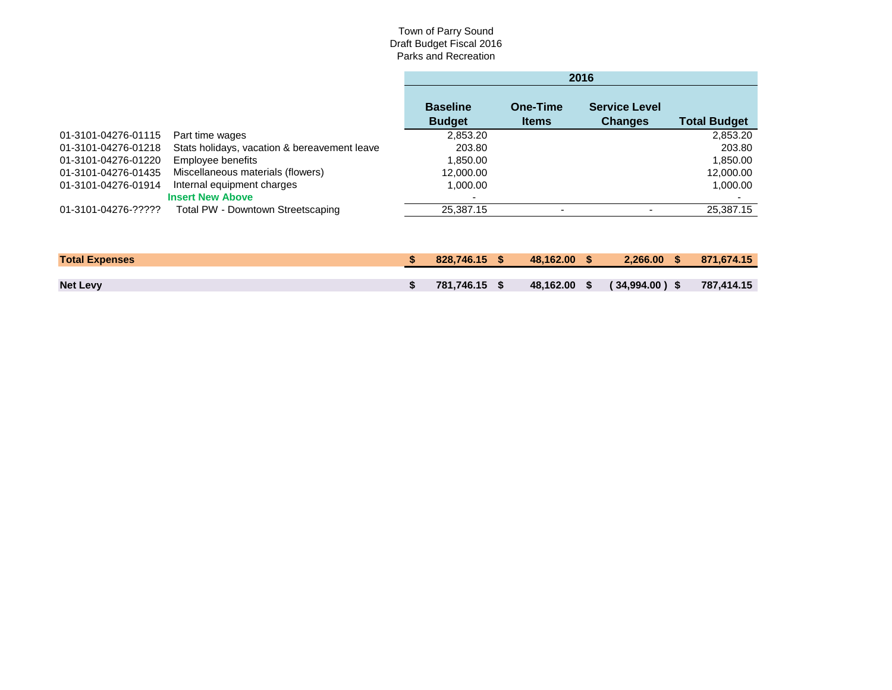Town of Parry Sound
Draft Budget Fiscal 2016
Parks and Recreation

| | | 2016 | | | |
|---|---|---|---|---|---|
| | | Baseline Budget | One-Time Items | Service Level Changes | Total Budget |
| 01-3101-04276-01115 | Part time wages | 2,853.20 | | | 2,853.20 |
| 01-3101-04276-01218 | Stats holidays, vacation & bereavement leave | 203.80 | | | 203.80 |
| 01-3101-04276-01220 | Employee benefits | 1,850.00 | | | 1,850.00 |
| 01-3101-04276-01435 | Miscellaneous materials (flowers) | 12,000.00 | | | 12,000.00 |
| 01-3101-04276-01914 | Internal equipment charges | 1,000.00 | | | 1,000.00 |
| | **Insert New Above** | - | | | - |
| 01-3101-04276-????? | Total PW - Downtown Streetscaping | 25,387.15 | - | - | 25,387.15 |
| | | | | | |
| **Total Expenses** | | **$ 828,746.15** | **$ 48,162.00** | **$ 2,266.00** | **$ 871,674.15** |
| | | | | | |
| **Net Levy** | | **$ 781,746.15** | **$ 48,162.00** | **$ ( 34,994.00 )** | **$ 787,414.15** |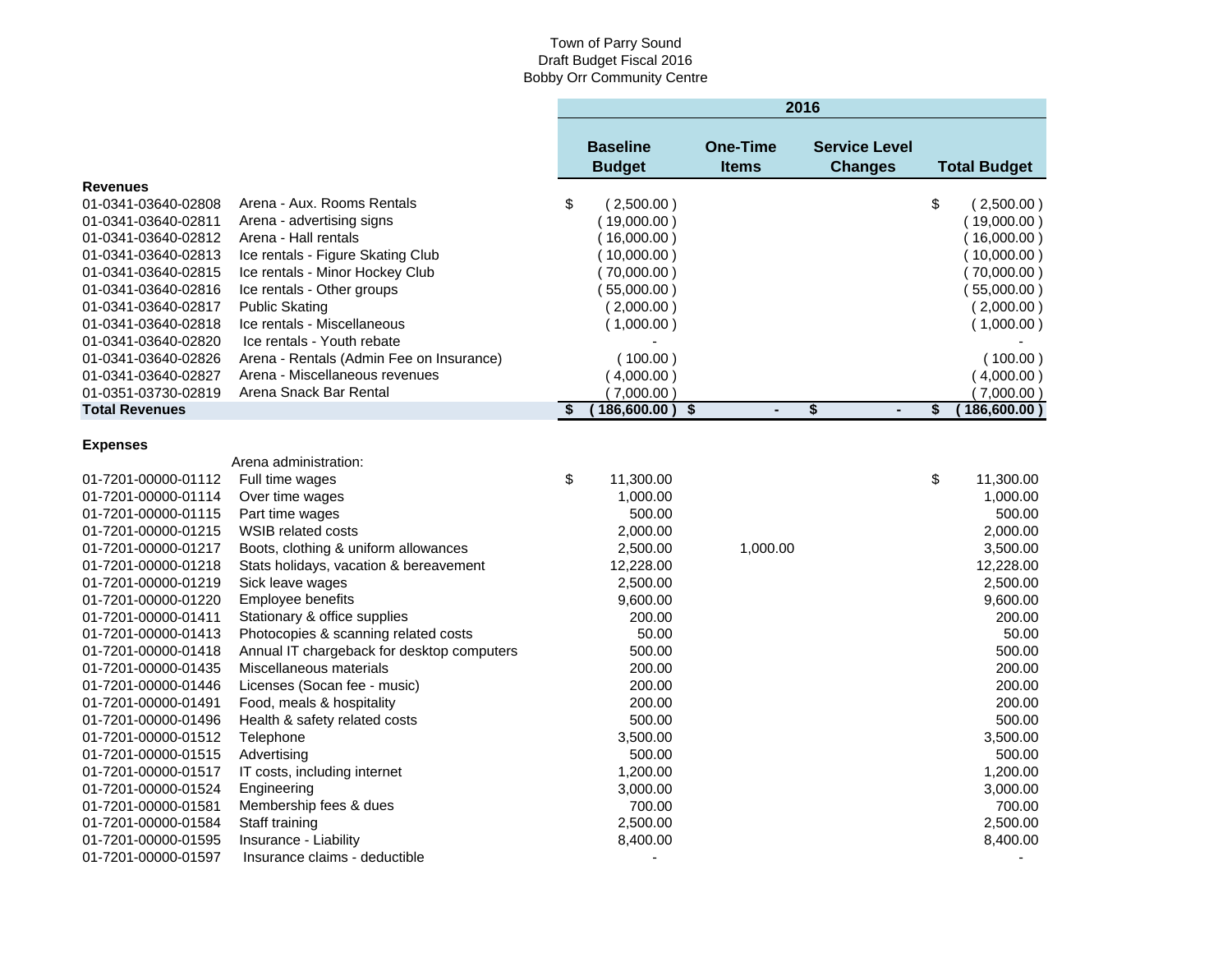Town of Parry Sound
Draft Budget Fiscal 2016
Bobby Orr Community Centre

| | | 2016 | | | |
|---|---|---|---|---|---|
| | | **Baseline Budget** | **One-Time Items** | **Service Level Changes** | **Total Budget** |
| **Revenues** | | | | | |
| 01-0341-03640-02808 | Arena - Aux. Rooms Rentals | $ ( 2,500.00 ) | | | $ ( 2,500.00 ) |
| 01-0341-03640-02811 | Arena - advertising signs | ( 19,000.00 ) | | | ( 19,000.00 ) |
| 01-0341-03640-02812 | Arena - Hall rentals | ( 16,000.00 ) | | | ( 16,000.00 ) |
| 01-0341-03640-02813 | Ice rentals - Figure Skating Club | ( 10,000.00 ) | | | ( 10,000.00 ) |
| 01-0341-03640-02815 | Ice rentals - Minor Hockey Club | ( 70,000.00 ) | | | ( 70,000.00 ) |
| 01-0341-03640-02816 | Ice rentals - Other groups | ( 55,000.00 ) | | | ( 55,000.00 ) |
| 01-0341-03640-02817 | Public Skating | ( 2,000.00 ) | | | ( 2,000.00 ) |
| 01-0341-03640-02818 | Ice rentals - Miscellaneous | ( 1,000.00 ) | | | ( 1,000.00 ) |
| 01-0341-03640-02820 | Ice rentals - Youth rebate | - | | | - |
| 01-0341-03640-02826 | Arena - Rentals (Admin Fee on Insurance) | ( 100.00 ) | | | ( 100.00 ) |
| 01-0341-03640-02827 | Arena - Miscellaneous revenues | ( 4,000.00 ) | | | ( 4,000.00 ) |
| 01-0351-03730-02819 | Arena Snack Bar Rental | ( 7,000.00 ) | | | ( 7,000.00 ) |
| **Total Revenues** | | **$ ( 186,600.00 )** | **$ -** | **$ -** | **$ ( 186,600.00 )** |
| | | | | | |
| **Expenses** | | | | | |
| | Arena administration: | | | | |
| 01-7201-00000-01112 | Full time wages | $ 11,300.00 | | | $ 11,300.00 |
| 01-7201-00000-01114 | Over time wages | 1,000.00 | | | 1,000.00 |
| 01-7201-00000-01115 | Part time wages | 500.00 | | | 500.00 |
| 01-7201-00000-01215 | WSIB related costs | 2,000.00 | | | 2,000.00 |
| 01-7201-00000-01217 | Boots, clothing & uniform allowances | 2,500.00 | 1,000.00 | | 3,500.00 |
| 01-7201-00000-01218 | Stats holidays, vacation & bereavement | 12,228.00 | | | 12,228.00 |
| 01-7201-00000-01219 | Sick leave wages | 2,500.00 | | | 2,500.00 |
| 01-7201-00000-01220 | Employee benefits | 9,600.00 | | | 9,600.00 |
| 01-7201-00000-01411 | Stationary & office supplies | 200.00 | | | 200.00 |
| 01-7201-00000-01413 | Photocopies & scanning related costs | 50.00 | | | 50.00 |
| 01-7201-00000-01418 | Annual IT chargeback for desktop computers | 500.00 | | | 500.00 |
| 01-7201-00000-01435 | Miscellaneous materials | 200.00 | | | 200.00 |
| 01-7201-00000-01446 | Licenses (Socan fee - music) | 200.00 | | | 200.00 |
| 01-7201-00000-01491 | Food, meals & hospitality | 200.00 | | | 200.00 |
| 01-7201-00000-01496 | Health & safety related costs | 500.00 | | | 500.00 |
| 01-7201-00000-01512 | Telephone | 3,500.00 | | | 3,500.00 |
| 01-7201-00000-01515 | Advertising | 500.00 | | | 500.00 |
| 01-7201-00000-01517 | IT costs, including internet | 1,200.00 | | | 1,200.00 |
| 01-7201-00000-01524 | Engineering | 3,000.00 | | | 3,000.00 |
| 01-7201-00000-01581 | Membership fees & dues | 700.00 | | | 700.00 |
| 01-7201-00000-01584 | Staff training | 2,500.00 | | | 2,500.00 |
| 01-7201-00000-01595 | Insurance - Liability | 8,400.00 | | | 8,400.00 |
| 01-7201-00000-01597 | Insurance claims - deductible | - | | | - |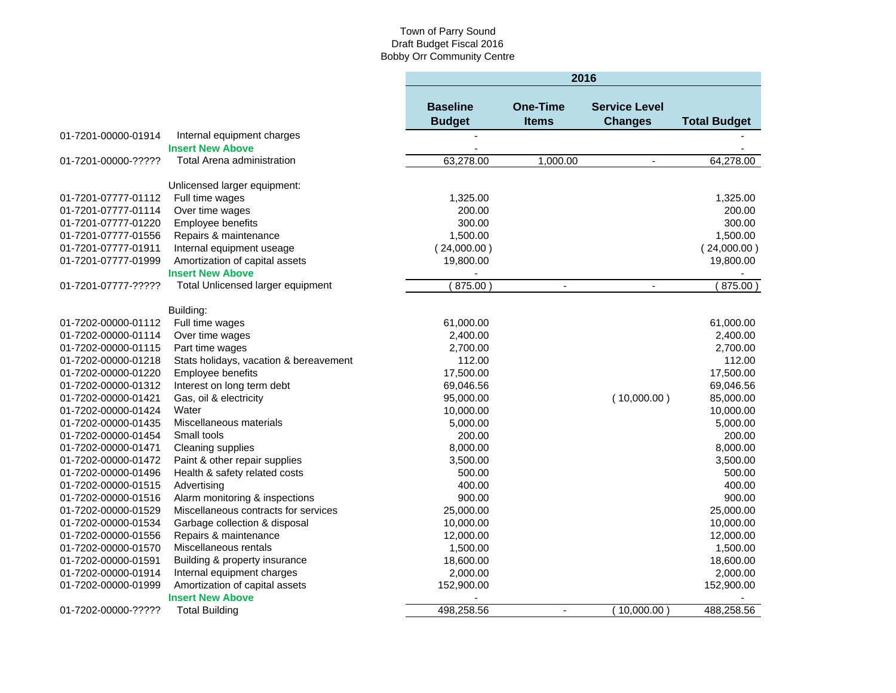Town of Parry Sound
Draft Budget Fiscal 2016
Bobby Orr Community Centre

| | | 2016 | | | |
|---|---|---|---|---|---|
| | | **Baseline Budget** | **One-Time Items** | **Service Level Changes** | **Total Budget** |
| 01-7201-00000-01914 | Internal equipment charges | - | | | - |
| | **Insert New Above** | - | | | - |
| 01-7201-00000-????? | Total Arena administration | 63,278.00 | 1,000.00 | - | 64,278.00 |
| | | | | | |
| | Unlicensed larger equipment: | | | | |
| 01-7201-07777-01112 | Full time wages | 1,325.00 | | | 1,325.00 |
| 01-7201-07777-01114 | Over time wages | 200.00 | | | 200.00 |
| 01-7201-07777-01220 | Employee benefits | 300.00 | | | 300.00 |
| 01-7201-07777-01556 | Repairs & maintenance | 1,500.00 | | | 1,500.00 |
| 01-7201-07777-01911 | Internal equipment useage | ( 24,000.00 ) | | | ( 24,000.00 ) |
| 01-7201-07777-01999 | Amortization of capital assets | 19,800.00 | | | 19,800.00 |
| | **Insert New Above** | - | | | - |
| 01-7201-07777-????? | Total Unlicensed larger equipment | ( 875.00 ) | - | - | ( 875.00 ) |
| | | | | | |
| | Building: | | | | |
| 01-7202-00000-01112 | Full time wages | 61,000.00 | | | 61,000.00 |
| 01-7202-00000-01114 | Over time wages | 2,400.00 | | | 2,400.00 |
| 01-7202-00000-01115 | Part time wages | 2,700.00 | | | 2,700.00 |
| 01-7202-00000-01218 | Stats holidays, vacation & bereavement | 112.00 | | | 112.00 |
| 01-7202-00000-01220 | Employee benefits | 17,500.00 | | | 17,500.00 |
| 01-7202-00000-01312 | Interest on long term debt | 69,046.56 | | | 69,046.56 |
| 01-7202-00000-01421 | Gas, oil & electricity | 95,000.00 | | ( 10,000.00 ) | 85,000.00 |
| 01-7202-00000-01424 | Water | 10,000.00 | | | 10,000.00 |
| 01-7202-00000-01435 | Miscellaneous materials | 5,000.00 | | | 5,000.00 |
| 01-7202-00000-01454 | Small tools | 200.00 | | | 200.00 |
| 01-7202-00000-01471 | Cleaning supplies | 8,000.00 | | | 8,000.00 |
| 01-7202-00000-01472 | Paint & other repair supplies | 3,500.00 | | | 3,500.00 |
| 01-7202-00000-01496 | Health & safety related costs | 500.00 | | | 500.00 |
| 01-7202-00000-01515 | Advertising | 400.00 | | | 400.00 |
| 01-7202-00000-01516 | Alarm monitoring & inspections | 900.00 | | | 900.00 |
| 01-7202-00000-01529 | Miscellaneous contracts for services | 25,000.00 | | | 25,000.00 |
| 01-7202-00000-01534 | Garbage collection & disposal | 10,000.00 | | | 10,000.00 |
| 01-7202-00000-01556 | Repairs & maintenance | 12,000.00 | | | 12,000.00 |
| 01-7202-00000-01570 | Miscellaneous rentals | 1,500.00 | | | 1,500.00 |
| 01-7202-00000-01591 | Building & property insurance | 18,600.00 | | | 18,600.00 |
| 01-7202-00000-01914 | Internal equipment charges | 2,000.00 | | | 2,000.00 |
| 01-7202-00000-01999 | Amortization of capital assets | 152,900.00 | | | 152,900.00 |
| | **Insert New Above** | - | | | - |
| 01-7202-00000-????? | Total Building | 498,258.56 | - | ( 10,000.00 ) | 488,258.56 |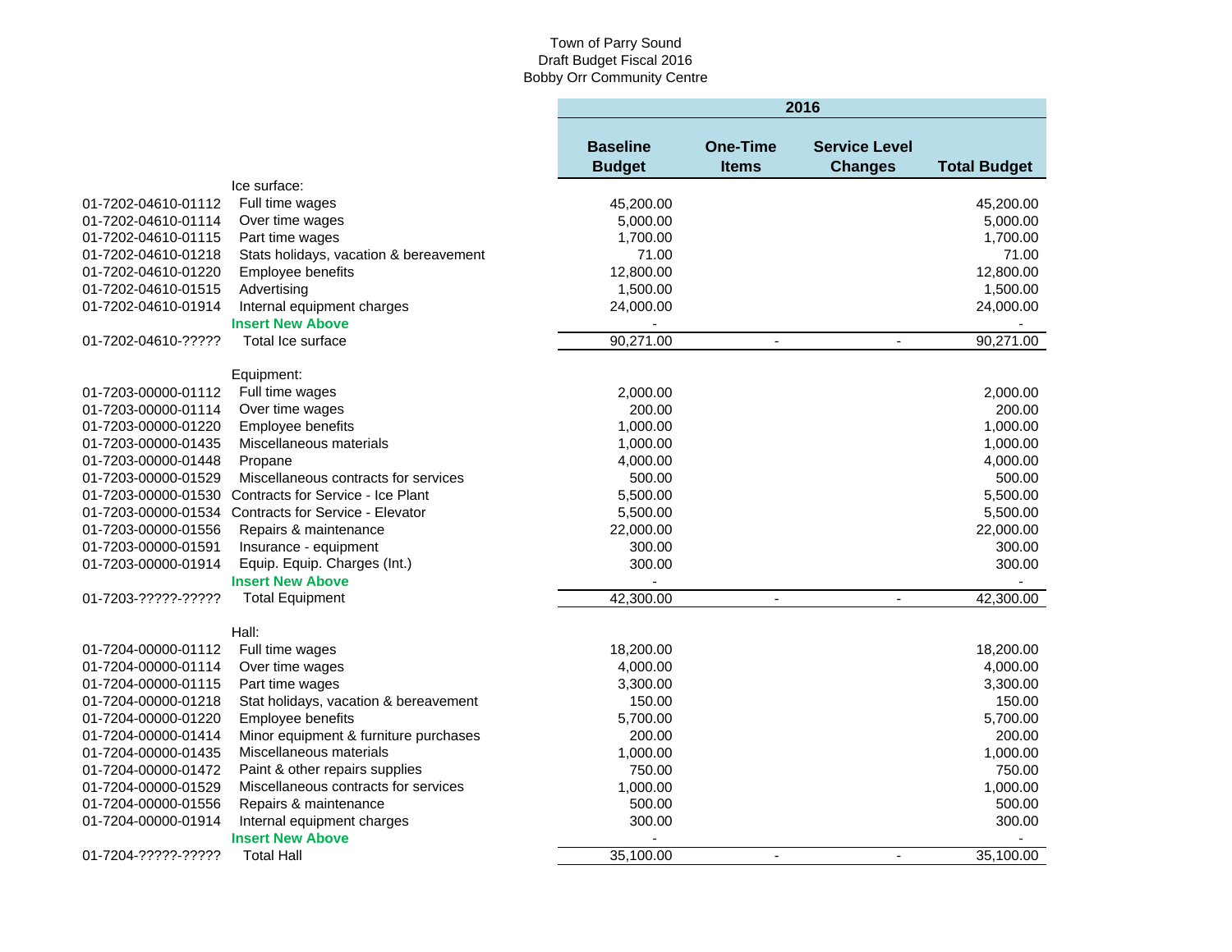Town of Parry Sound
Draft Budget Fiscal 2016
Bobby Orr Community Centre

| | | 2016 | | | |
|---|---|---|---|---|---|
| | | **Baseline Budget** | **One-Time Items** | **Service Level Changes** | **Total Budget** |
| | Ice surface: | | | | |
| 01-7202-04610-01112 | Full time wages | 45,200.00 | | | 45,200.00 |
| 01-7202-04610-01114 | Over time wages | 5,000.00 | | | 5,000.00 |
| 01-7202-04610-01115 | Part time wages | 1,700.00 | | | 1,700.00 |
| 01-7202-04610-01218 | Stats holidays, vacation & bereavement | 71.00 | | | 71.00 |
| 01-7202-04610-01220 | Employee benefits | 12,800.00 | | | 12,800.00 |
| 01-7202-04610-01515 | Advertising | 1,500.00 | | | 1,500.00 |
| 01-7202-04610-01914 | Internal equipment charges | 24,000.00 | | | 24,000.00 |
| | **Insert New Above** | - | | | - |
| 01-7202-04610-????? | Total Ice surface | 90,271.00 | - | - | 90,271.00 |
| | | | | | |
| | Equipment: | | | | |
| 01-7203-00000-01112 | Full time wages | 2,000.00 | | | 2,000.00 |
| 01-7203-00000-01114 | Over time wages | 200.00 | | | 200.00 |
| 01-7203-00000-01220 | Employee benefits | 1,000.00 | | | 1,000.00 |
| 01-7203-00000-01435 | Miscellaneous materials | 1,000.00 | | | 1,000.00 |
| 01-7203-00000-01448 | Propane | 4,000.00 | | | 4,000.00 |
| 01-7203-00000-01529 | Miscellaneous contracts for services | 500.00 | | | 500.00 |
| 01-7203-00000-01530 | Contracts for Service - Ice Plant | 5,500.00 | | | 5,500.00 |
| 01-7203-00000-01534 | Contracts for Service - Elevator | 5,500.00 | | | 5,500.00 |
| 01-7203-00000-01556 | Repairs & maintenance | 22,000.00 | | | 22,000.00 |
| 01-7203-00000-01591 | Insurance - equipment | 300.00 | | | 300.00 |
| 01-7203-00000-01914 | Equip. Equip. Charges (Int.) | 300.00 | | | 300.00 |
| | **Insert New Above** | - | | | - |
| 01-7203-?????-????? | Total Equipment | 42,300.00 | - | - | 42,300.00 |
| | | | | | |
| | Hall: | | | | |
| 01-7204-00000-01112 | Full time wages | 18,200.00 | | | 18,200.00 |
| 01-7204-00000-01114 | Over time wages | 4,000.00 | | | 4,000.00 |
| 01-7204-00000-01115 | Part time wages | 3,300.00 | | | 3,300.00 |
| 01-7204-00000-01218 | Stat holidays, vacation & bereavement | 150.00 | | | 150.00 |
| 01-7204-00000-01220 | Employee benefits | 5,700.00 | | | 5,700.00 |
| 01-7204-00000-01414 | Minor equipment & furniture purchases | 200.00 | | | 200.00 |
| 01-7204-00000-01435 | Miscellaneous materials | 1,000.00 | | | 1,000.00 |
| 01-7204-00000-01472 | Paint & other repairs supplies | 750.00 | | | 750.00 |
| 01-7204-00000-01529 | Miscellaneous contracts for services | 1,000.00 | | | 1,000.00 |
| 01-7204-00000-01556 | Repairs & maintenance | 500.00 | | | 500.00 |
| 01-7204-00000-01914 | Internal equipment charges | 300.00 | | | 300.00 |
| | **Insert New Above** | - | | | - |
| 01-7204-?????-????? | Total Hall | 35,100.00 | - | - | 35,100.00 |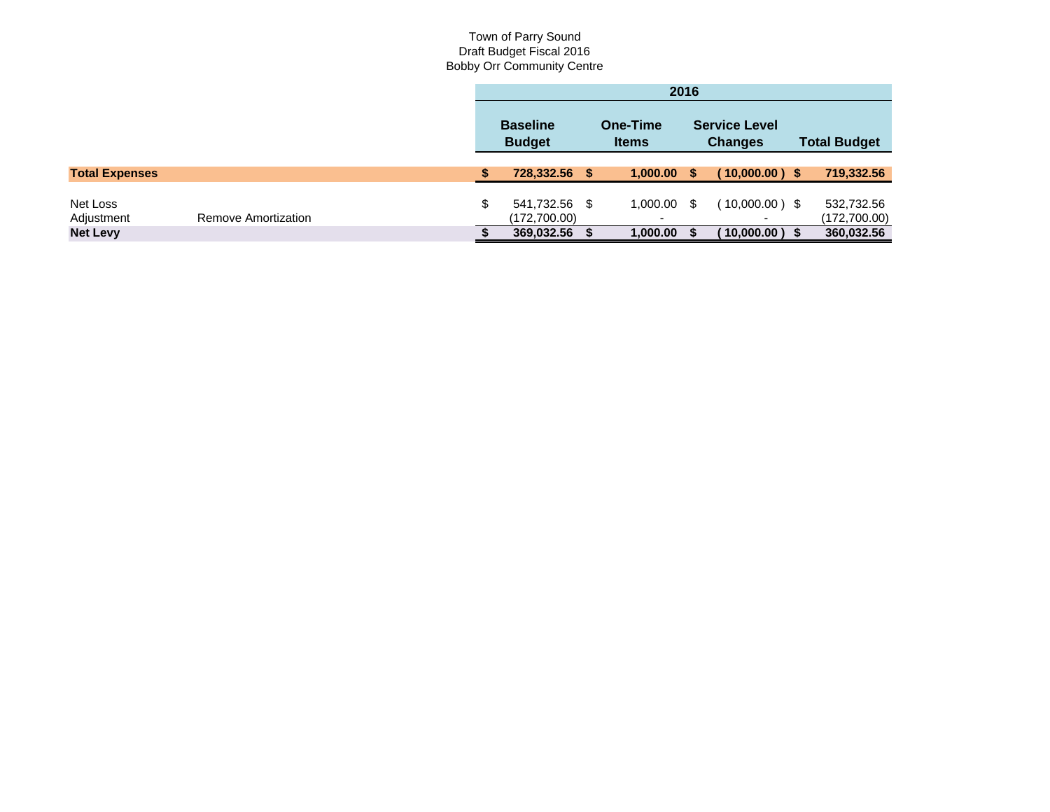Town of Parry Sound
Draft Budget Fiscal 2016
Bobby Orr Community Centre

| | | 2016 | | | |
|---|---|---|---|---|---|
| | | **Baseline Budget** | **One-Time Items** | **Service Level Changes** | **Total Budget** |
| **Total Expenses** | | **$ 728,332.56** | **$ 1,000.00** | **$ (10,000.00)** | **$ 719,332.56** |
| Net Loss | | $ 541,732.56 | $ 1,000.00 | $ (10,000.00) | $ 532,732.56 |
| Adjustment | Remove Amortization | (172,700.00) | - | - | (172,700.00) |
| **Net Levy** | | **$ 369,032.56** | **$ 1,000.00** | **$ (10,000.00)** | **$ 360,032.56** |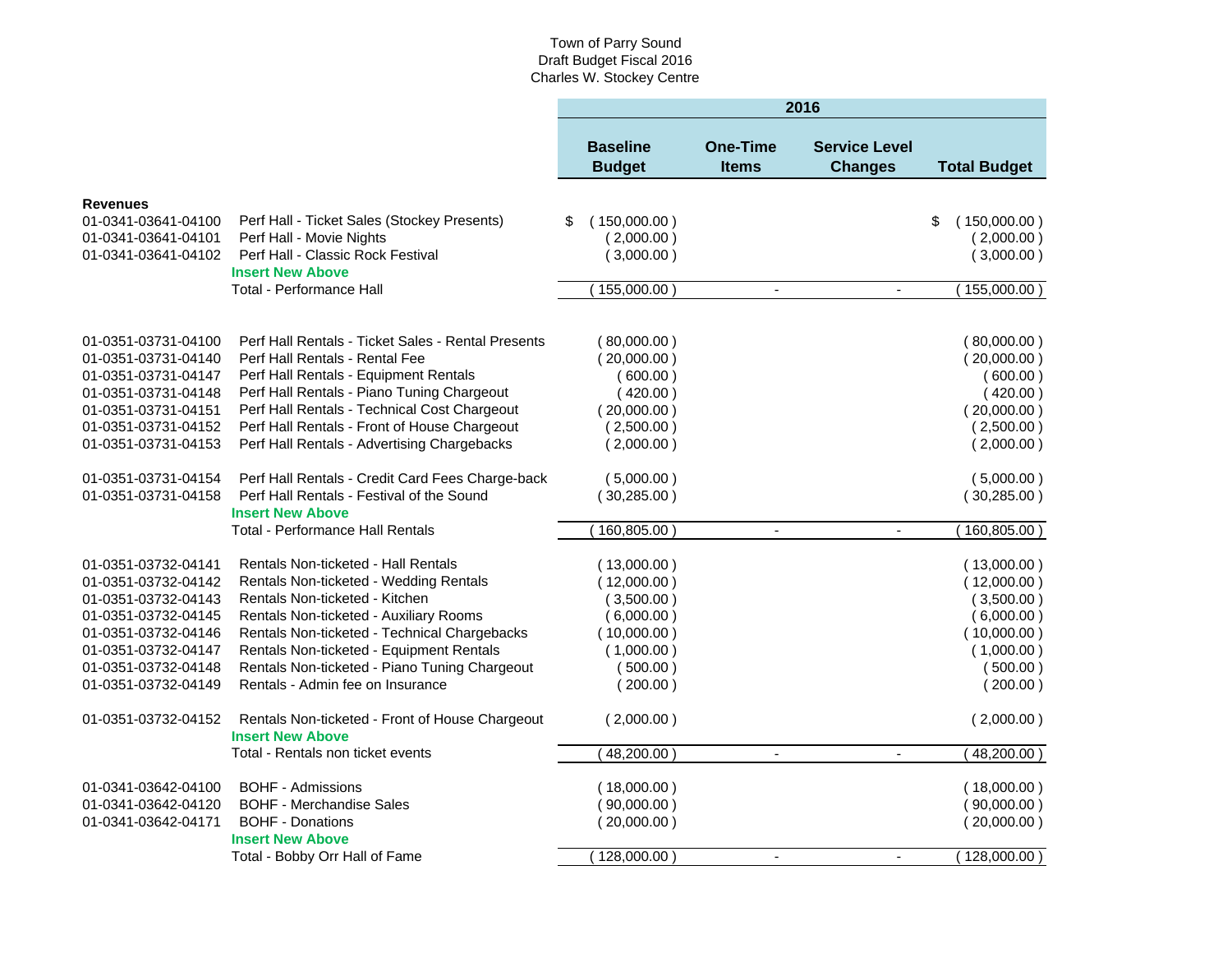Town of Parry Sound
Draft Budget Fiscal 2016
Charles W. Stockey Centre

| | | 2016 | | | |
|---|---|---|---|---|---|
| | | Baseline Budget | One-Time Items | Service Level Changes | Total Budget |
| **Revenues** | | | | | |
| 01-0341-03641-04100 | Perf Hall - Ticket Sales (Stockey Presents) | $ ( 150,000.00 ) | | | $ ( 150,000.00 ) |
| 01-0341-03641-04101 | Perf Hall - Movie Nights | ( 2,000.00 ) | | | ( 2,000.00 ) |
| 01-0341-03641-04102 | Perf Hall - Classic Rock Festival | ( 3,000.00 ) | | | ( 3,000.00 ) |
| | **Insert New Above** | | | | |
| | Total - Performance Hall | ( 155,000.00 ) | - | - | ( 155,000.00 ) |
| | | | | | |
| 01-0351-03731-04100 | Perf Hall Rentals - Ticket Sales - Rental Presents | ( 80,000.00 ) | | | ( 80,000.00 ) |
| 01-0351-03731-04140 | Perf Hall Rentals - Rental Fee | ( 20,000.00 ) | | | ( 20,000.00 ) |
| 01-0351-03731-04147 | Perf Hall Rentals - Equipment Rentals | ( 600.00 ) | | | ( 600.00 ) |
| 01-0351-03731-04148 | Perf Hall Rentals - Piano Tuning Chargeout | ( 420.00 ) | | | ( 420.00 ) |
| 01-0351-03731-04151 | Perf Hall Rentals - Technical Cost Chargeout | ( 20,000.00 ) | | | ( 20,000.00 ) |
| 01-0351-03731-04152 | Perf Hall Rentals - Front of House Chargeout | ( 2,500.00 ) | | | ( 2,500.00 ) |
| 01-0351-03731-04153 | Perf Hall Rentals - Advertising Chargebacks | ( 2,000.00 ) | | | ( 2,000.00 ) |
| 01-0351-03731-04154 | Perf Hall Rentals - Credit Card Fees Charge-back | ( 5,000.00 ) | | | ( 5,000.00 ) |
| 01-0351-03731-04158 | Perf Hall Rentals - Festival of the Sound | ( 30,285.00 ) | | | ( 30,285.00 ) |
| | **Insert New Above** | | | | |
| | Total - Performance Hall Rentals | ( 160,805.00 ) | - | - | ( 160,805.00 ) |
| | | | | | |
| 01-0351-03732-04141 | Rentals Non-ticketed - Hall Rentals | ( 13,000.00 ) | | | ( 13,000.00 ) |
| 01-0351-03732-04142 | Rentals Non-ticketed - Wedding Rentals | ( 12,000.00 ) | | | ( 12,000.00 ) |
| 01-0351-03732-04143 | Rentals Non-ticketed - Kitchen | ( 3,500.00 ) | | | ( 3,500.00 ) |
| 01-0351-03732-04145 | Rentals Non-ticketed - Auxiliary Rooms | ( 6,000.00 ) | | | ( 6,000.00 ) |
| 01-0351-03732-04146 | Rentals Non-ticketed - Technical Chargebacks | ( 10,000.00 ) | | | ( 10,000.00 ) |
| 01-0351-03732-04147 | Rentals Non-ticketed - Equipment Rentals | ( 1,000.00 ) | | | ( 1,000.00 ) |
| 01-0351-03732-04148 | Rentals Non-ticketed - Piano Tuning Chargeout | ( 500.00 ) | | | ( 500.00 ) |
| 01-0351-03732-04149 | Rentals - Admin fee on Insurance | ( 200.00 ) | | | ( 200.00 ) |
| 01-0351-03732-04152 | Rentals Non-ticketed - Front of House Chargeout | ( 2,000.00 ) | | | ( 2,000.00 ) |
| | **Insert New Above** | | | | |
| | Total - Rentals non ticket events | ( 48,200.00 ) | - | - | ( 48,200.00 ) |
| | | | | | |
| 01-0341-03642-04100 | BOHF - Admissions | ( 18,000.00 ) | | | ( 18,000.00 ) |
| 01-0341-03642-04120 | BOHF - Merchandise Sales | ( 90,000.00 ) | | | ( 90,000.00 ) |
| 01-0341-03642-04171 | BOHF - Donations | ( 20,000.00 ) | | | ( 20,000.00 ) |
| | **Insert New Above** | | | | |
| | Total - Bobby Orr Hall of Fame | ( 128,000.00 ) | - | - | ( 128,000.00 ) |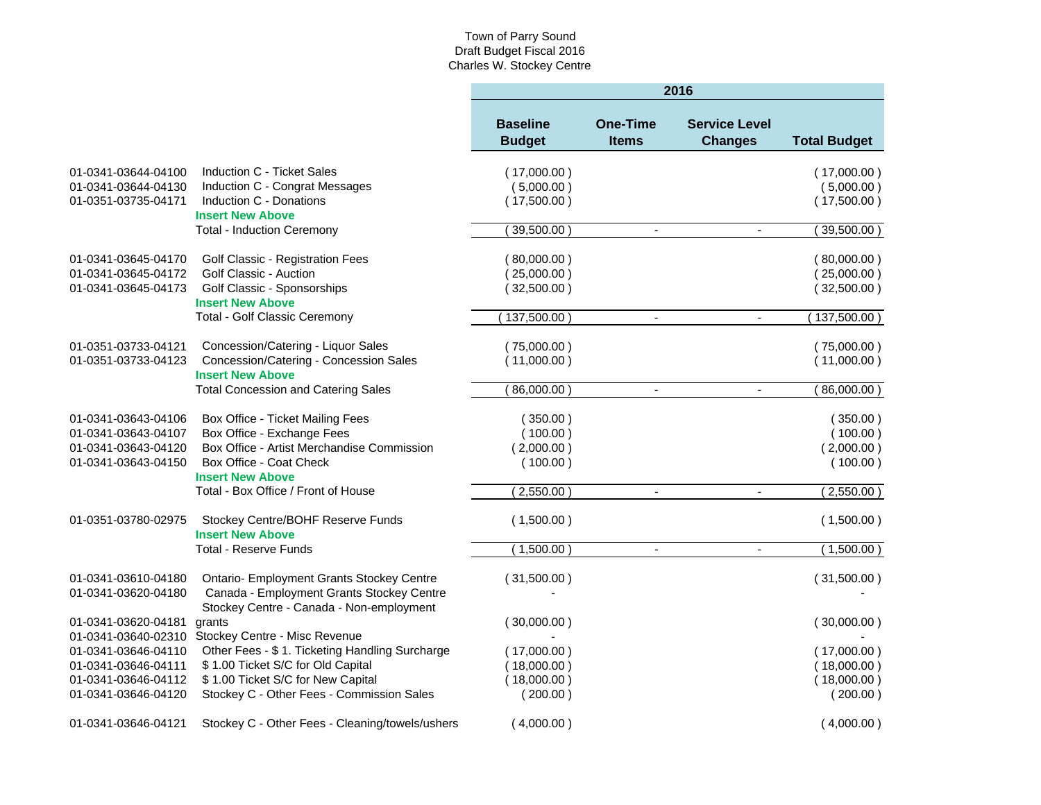Town of Parry Sound
Draft Budget Fiscal 2016
Charles W. Stockey Centre

| Account | Description | 2016 Baseline Budget | One-Time Items | Service Level Changes | Total Budget |
|---|---|---|---|---|---|
| 01-0341-03644-04100 | Induction C - Ticket Sales | ( 17,000.00 ) | | | ( 17,000.00 ) |
| 01-0341-03644-04130 | Induction C - Congrat Messages | ( 5,000.00 ) | | | ( 5,000.00 ) |
| 01-0351-03735-04171 | Induction C - Donations | ( 17,500.00 ) | | | ( 17,500.00 ) |
| | **Insert New Above** | | | | |
| | Total - Induction Ceremony | ( 39,500.00 ) | - | - | ( 39,500.00 ) |
| 01-0341-03645-04170 | Golf Classic - Registration Fees | ( 80,000.00 ) | | | ( 80,000.00 ) |
| 01-0341-03645-04172 | Golf Classic - Auction | ( 25,000.00 ) | | | ( 25,000.00 ) |
| 01-0341-03645-04173 | Golf Classic - Sponsorships | ( 32,500.00 ) | | | ( 32,500.00 ) |
| | **Insert New Above** | | | | |
| | Total - Golf Classic Ceremony | ( 137,500.00 ) | - | - | ( 137,500.00 ) |
| 01-0351-03733-04121 | Concession/Catering - Liquor Sales | ( 75,000.00 ) | | | ( 75,000.00 ) |
| 01-0351-03733-04123 | Concession/Catering - Concession Sales | ( 11,000.00 ) | | | ( 11,000.00 ) |
| | **Insert New Above** | | | | |
| | Total Concession and Catering Sales | ( 86,000.00 ) | - | - | ( 86,000.00 ) |
| 01-0341-03643-04106 | Box Office - Ticket Mailing Fees | ( 350.00 ) | | | ( 350.00 ) |
| 01-0341-03643-04107 | Box Office - Exchange Fees | ( 100.00 ) | | | ( 100.00 ) |
| 01-0341-03643-04120 | Box Office - Artist Merchandise Commission | ( 2,000.00 ) | | | ( 2,000.00 ) |
| 01-0341-03643-04150 | Box Office - Coat Check | ( 100.00 ) | | | ( 100.00 ) |
| | **Insert New Above** | | | | |
| | Total - Box Office / Front of House | ( 2,550.00 ) | - | - | ( 2,550.00 ) |
| 01-0351-03780-02975 | Stockey Centre/BOHF Reserve Funds | ( 1,500.00 ) | | | ( 1,500.00 ) |
| | **Insert New Above** | | | | |
| | Total - Reserve Funds | ( 1,500.00 ) | - | - | ( 1,500.00 ) |
| 01-0341-03610-04180 | Ontario- Employment Grants Stockey Centre | ( 31,500.00 ) | | | ( 31,500.00 ) |
| 01-0341-03620-04180 | Canada - Employment Grants Stockey Centre | - | | | - |
| 01-0341-03620-04181 | Stockey Centre - Canada - Non-employment grants | ( 30,000.00 ) | | | ( 30,000.00 ) |
| 01-0341-03640-02310 | Stockey Centre - Misc Revenue | - | | | - |
| 01-0341-03646-04110 | Other Fees - $ 1. Ticketing Handling Surcharge | ( 17,000.00 ) | | | ( 17,000.00 ) |
| 01-0341-03646-04111 | $ 1.00 Ticket S/C for Old Capital | ( 18,000.00 ) | | | ( 18,000.00 ) |
| 01-0341-03646-04112 | $ 1.00 Ticket S/C for New Capital | ( 18,000.00 ) | | | ( 18,000.00 ) |
| 01-0341-03646-04120 | Stockey C - Other Fees - Commission Sales | ( 200.00 ) | | | ( 200.00 ) |
| 01-0341-03646-04121 | Stockey C - Other Fees - Cleaning/towels/ushers | ( 4,000.00 ) | | | ( 4,000.00 ) |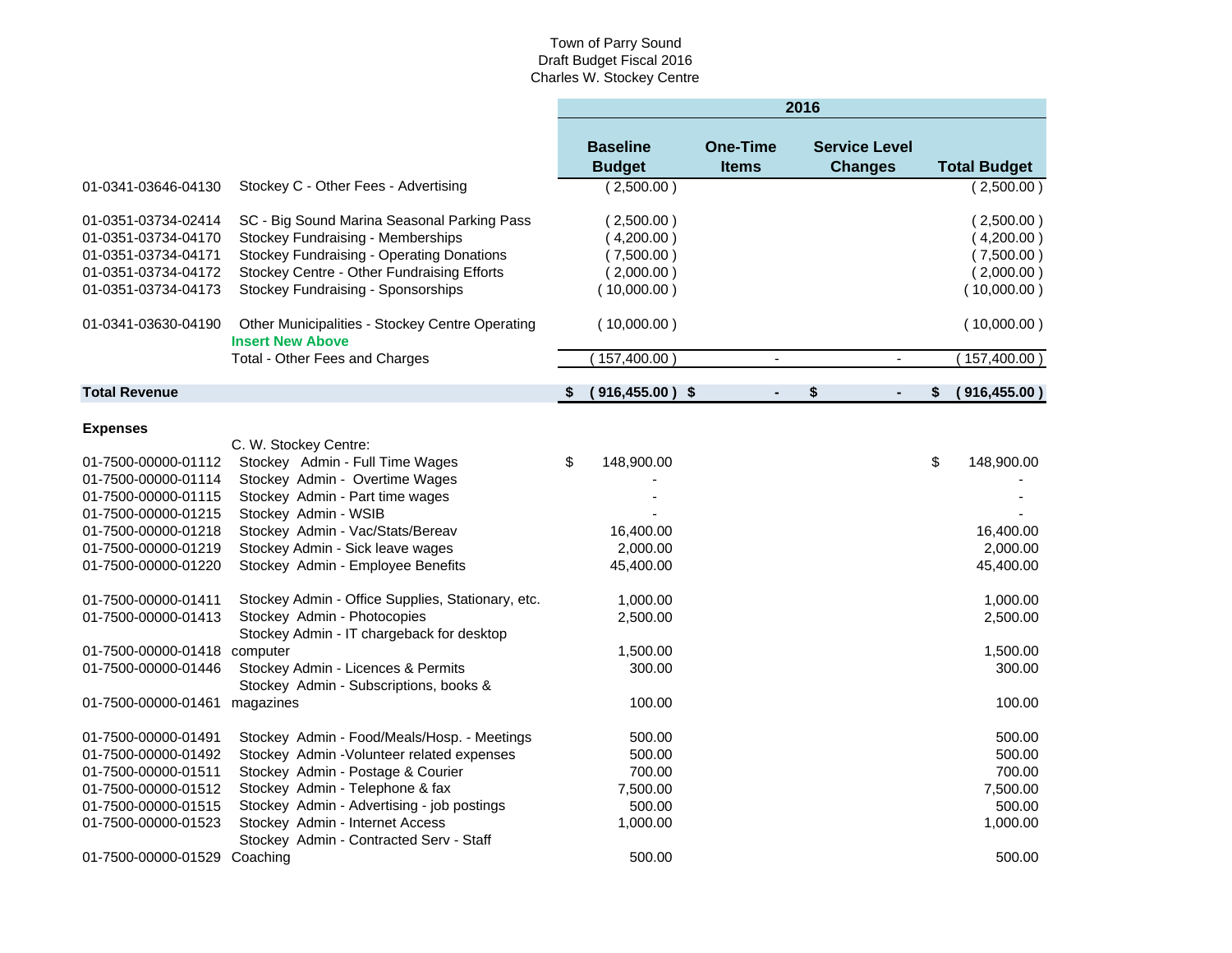Town of Parry Sound
Draft Budget Fiscal 2016
Charles W. Stockey Centre

| Account | Description | 2016 Baseline Budget | One-Time Items | Service Level Changes | Total Budget |
|---|---|---|---|---|---|
| 01-0341-03646-04130 | Stockey C - Other Fees - Advertising | ( 2,500.00 ) | | | ( 2,500.00 ) |
| 01-0351-03734-02414 | SC - Big Sound Marina Seasonal Parking Pass | ( 2,500.00 ) | | | ( 2,500.00 ) |
| 01-0351-03734-04170 | Stockey Fundraising - Memberships | ( 4,200.00 ) | | | ( 4,200.00 ) |
| 01-0351-03734-04171 | Stockey Fundraising - Operating Donations | ( 7,500.00 ) | | | ( 7,500.00 ) |
| 01-0351-03734-04172 | Stockey Centre - Other Fundraising Efforts | ( 2,000.00 ) | | | ( 2,000.00 ) |
| 01-0351-03734-04173 | Stockey Fundraising - Sponsorships | ( 10,000.00 ) | | | ( 10,000.00 ) |
| 01-0341-03630-04190 | Other Municipalities - Stockey Centre Operating | ( 10,000.00 ) | | | ( 10,000.00 ) |
| | **Insert New Above** | | | | |
| | Total - Other Fees and Charges | ( 157,400.00 ) | - | - | ( 157,400.00 ) |
| **Total Revenue** | | **$ ( 916,455.00 )** | **$ -** | **$ -** | **$ ( 916,455.00 )** |
| **Expenses** | | | | | |
| | C. W. Stockey Centre: | | | | |
| 01-7500-00000-01112 | Stockey Admin - Full Time Wages | $ 148,900.00 | | | $ 148,900.00 |
| 01-7500-00000-01114 | Stockey Admin - Overtime Wages | - | | | - |
| 01-7500-00000-01115 | Stockey Admin - Part time wages | - | | | - |
| 01-7500-00000-01215 | Stockey Admin - WSIB | - | | | - |
| 01-7500-00000-01218 | Stockey Admin - Vac/Stats/Bereav | 16,400.00 | | | 16,400.00 |
| 01-7500-00000-01219 | Stockey Admin - Sick leave wages | 2,000.00 | | | 2,000.00 |
| 01-7500-00000-01220 | Stockey Admin - Employee Benefits | 45,400.00 | | | 45,400.00 |
| 01-7500-00000-01411 | Stockey Admin - Office Supplies, Stationary, etc. | 1,000.00 | | | 1,000.00 |
| 01-7500-00000-01413 | Stockey Admin - Photocopies | 2,500.00 | | | 2,500.00 |
| 01-7500-00000-01418 | Stockey Admin - IT chargeback for desktop computer | 1,500.00 | | | 1,500.00 |
| 01-7500-00000-01446 | Stockey Admin - Licences & Permits | 300.00 | | | 300.00 |
| 01-7500-00000-01461 | Stockey Admin - Subscriptions, books & magazines | 100.00 | | | 100.00 |
| 01-7500-00000-01491 | Stockey Admin - Food/Meals/Hosp. - Meetings | 500.00 | | | 500.00 |
| 01-7500-00000-01492 | Stockey Admin -Volunteer related expenses | 500.00 | | | 500.00 |
| 01-7500-00000-01511 | Stockey Admin - Postage & Courier | 700.00 | | | 700.00 |
| 01-7500-00000-01512 | Stockey Admin - Telephone & fax | 7,500.00 | | | 7,500.00 |
| 01-7500-00000-01515 | Stockey Admin - Advertising - job postings | 500.00 | | | 500.00 |
| 01-7500-00000-01523 | Stockey Admin - Internet Access | 1,000.00 | | | 1,000.00 |
| 01-7500-00000-01529 | Stockey Admin - Contracted Serv - Staff Coaching | 500.00 | | | 500.00 |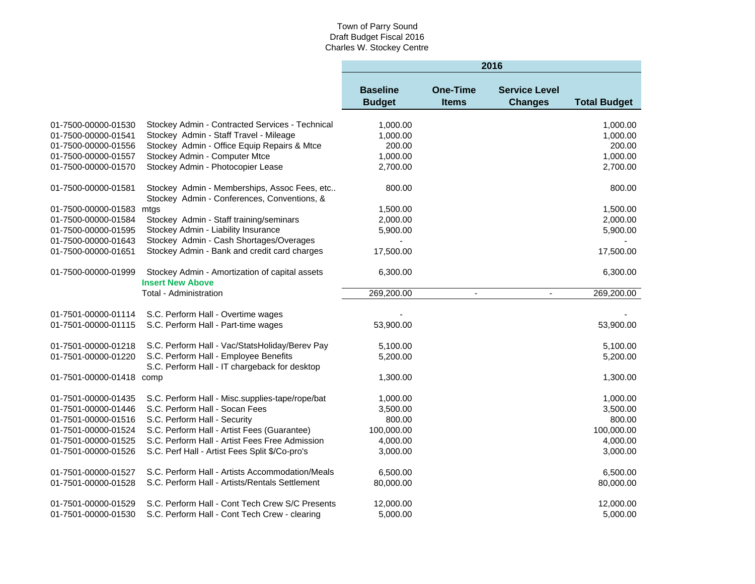Town of Parry Sound
Draft Budget Fiscal 2016
Charles W. Stockey Centre

| | | 2016 | | | |
|---|---|---|---|---|---|
| | | **Baseline Budget** | **One-Time Items** | **Service Level Changes** | **Total Budget** |
| 01-7500-00000-01530 | Stockey Admin - Contracted Services - Technical | 1,000.00 | | | 1,000.00 |
| 01-7500-00000-01541 | Stockey Admin - Staff Travel - Mileage | 1,000.00 | | | 1,000.00 |
| 01-7500-00000-01556 | Stockey Admin - Office Equip Repairs & Mtce | 200.00 | | | 200.00 |
| 01-7500-00000-01557 | Stockey Admin - Computer Mtce | 1,000.00 | | | 1,000.00 |
| 01-7500-00000-01570 | Stockey Admin - Photocopier Lease | 2,700.00 | | | 2,700.00 |
| 01-7500-00000-01581 | Stockey Admin - Memberships, Assoc Fees, etc.. | 800.00 | | | 800.00 |
| 01-7500-00000-01583 | Stockey Admin - Conferences, Conventions, & mtgs | 1,500.00 | | | 1,500.00 |
| 01-7500-00000-01584 | Stockey Admin - Staff training/seminars | 2,000.00 | | | 2,000.00 |
| 01-7500-00000-01595 | Stockey Admin - Liability Insurance | 5,900.00 | | | 5,900.00 |
| 01-7500-00000-01643 | Stockey Admin - Cash Shortages/Overages | - | | | - |
| 01-7500-00000-01651 | Stockey Admin - Bank and credit card charges | 17,500.00 | | | 17,500.00 |
| 01-7500-00000-01999 | Stockey Admin - Amortization of capital assets | 6,300.00 | | | 6,300.00 |
| | **Insert New Above** | | | | |
| | Total - Administration | 269,200.00 | - | - | 269,200.00 |
| 01-7501-00000-01114 | S.C. Perform Hall - Overtime wages | - | | | - |
| 01-7501-00000-01115 | S.C. Perform Hall - Part-time wages | 53,900.00 | | | 53,900.00 |
| 01-7501-00000-01218 | S.C. Perform Hall - Vac/StatsHoliday/Berev Pay | 5,100.00 | | | 5,100.00 |
| 01-7501-00000-01220 | S.C. Perform Hall - Employee Benefits | 5,200.00 | | | 5,200.00 |
| 01-7501-00000-01418 | S.C. Perform Hall - IT chargeback for desktop comp | 1,300.00 | | | 1,300.00 |
| 01-7501-00000-01435 | S.C. Perform Hall - Misc.supplies-tape/rope/bat | 1,000.00 | | | 1,000.00 |
| 01-7501-00000-01446 | S.C. Perform Hall - Socan Fees | 3,500.00 | | | 3,500.00 |
| 01-7501-00000-01516 | S.C. Perform Hall - Security | 800.00 | | | 800.00 |
| 01-7501-00000-01524 | S.C. Perform Hall - Artist Fees (Guarantee) | 100,000.00 | | | 100,000.00 |
| 01-7501-00000-01525 | S.C. Perform Hall - Artist Fees Free Admission | 4,000.00 | | | 4,000.00 |
| 01-7501-00000-01526 | S.C. Perf Hall - Artist Fees Split $/Co-pro's | 3,000.00 | | | 3,000.00 |
| 01-7501-00000-01527 | S.C. Perform Hall - Artists Accommodation/Meals | 6,500.00 | | | 6,500.00 |
| 01-7501-00000-01528 | S.C. Perform Hall - Artists/Rentals Settlement | 80,000.00 | | | 80,000.00 |
| 01-7501-00000-01529 | S.C. Perform Hall - Cont Tech Crew S/C Presents | 12,000.00 | | | 12,000.00 |
| 01-7501-00000-01530 | S.C. Perform Hall - Cont Tech Crew - clearing | 5,000.00 | | | 5,000.00 |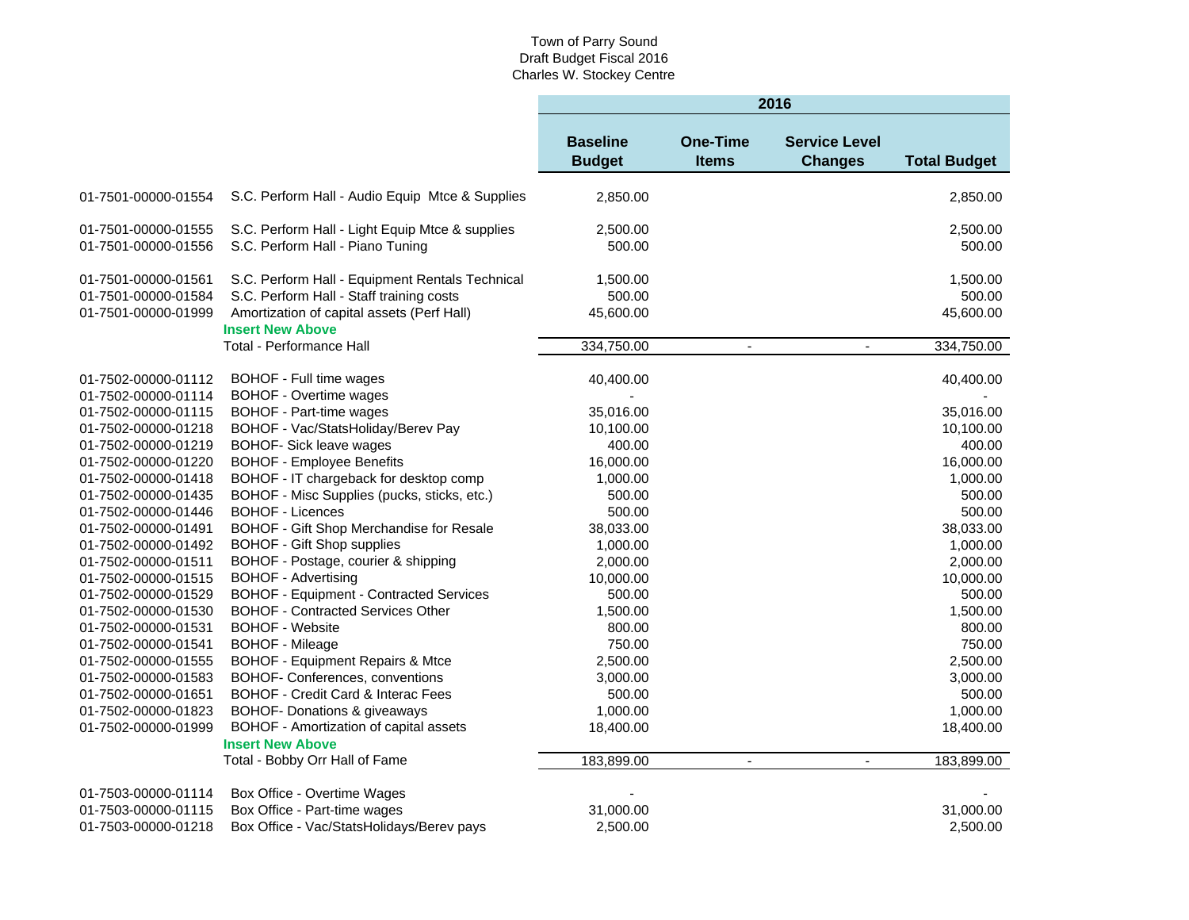Town of Parry Sound
Draft Budget Fiscal 2016
Charles W. Stockey Centre

| | | 2016 | | | |
|---|---|---|---|---|---|
| | | **Baseline Budget** | **One-Time Items** | **Service Level Changes** | **Total Budget** |
| 01-7501-00000-01554 | S.C. Perform Hall - Audio Equip Mtce & Supplies | 2,850.00 | | | 2,850.00 |
| 01-7501-00000-01555 | S.C. Perform Hall - Light Equip Mtce & supplies | 2,500.00 | | | 2,500.00 |
| 01-7501-00000-01556 | S.C. Perform Hall - Piano Tuning | 500.00 | | | 500.00 |
| 01-7501-00000-01561 | S.C. Perform Hall - Equipment Rentals Technical | 1,500.00 | | | 1,500.00 |
| 01-7501-00000-01584 | S.C. Perform Hall - Staff training costs | 500.00 | | | 500.00 |
| 01-7501-00000-01999 | Amortization of capital assets (Perf Hall) | 45,600.00 | | | 45,600.00 |
| | **Insert New Above** | | | | |
| | Total - Performance Hall | 334,750.00 | - | - | 334,750.00 |
| 01-7502-00000-01112 | BOHOF - Full time wages | 40,400.00 | | | 40,400.00 |
| 01-7502-00000-01114 | BOHOF - Overtime wages | - | | | - |
| 01-7502-00000-01115 | BOHOF - Part-time wages | 35,016.00 | | | 35,016.00 |
| 01-7502-00000-01218 | BOHOF - Vac/StatsHoliday/Berev Pay | 10,100.00 | | | 10,100.00 |
| 01-7502-00000-01219 | BOHOF- Sick leave wages | 400.00 | | | 400.00 |
| 01-7502-00000-01220 | BOHOF - Employee Benefits | 16,000.00 | | | 16,000.00 |
| 01-7502-00000-01418 | BOHOF - IT chargeback for desktop comp | 1,000.00 | | | 1,000.00 |
| 01-7502-00000-01435 | BOHOF - Misc Supplies (pucks, sticks, etc.) | 500.00 | | | 500.00 |
| 01-7502-00000-01446 | BOHOF - Licences | 500.00 | | | 500.00 |
| 01-7502-00000-01491 | BOHOF - Gift Shop Merchandise for Resale | 38,033.00 | | | 38,033.00 |
| 01-7502-00000-01492 | BOHOF - Gift Shop supplies | 1,000.00 | | | 1,000.00 |
| 01-7502-00000-01511 | BOHOF - Postage, courier & shipping | 2,000.00 | | | 2,000.00 |
| 01-7502-00000-01515 | BOHOF - Advertising | 10,000.00 | | | 10,000.00 |
| 01-7502-00000-01529 | BOHOF - Equipment - Contracted Services | 500.00 | | | 500.00 |
| 01-7502-00000-01530 | BOHOF - Contracted Services Other | 1,500.00 | | | 1,500.00 |
| 01-7502-00000-01531 | BOHOF - Website | 800.00 | | | 800.00 |
| 01-7502-00000-01541 | BOHOF - Mileage | 750.00 | | | 750.00 |
| 01-7502-00000-01555 | BOHOF - Equipment Repairs & Mtce | 2,500.00 | | | 2,500.00 |
| 01-7502-00000-01583 | BOHOF- Conferences, conventions | 3,000.00 | | | 3,000.00 |
| 01-7502-00000-01651 | BOHOF - Credit Card & Interac Fees | 500.00 | | | 500.00 |
| 01-7502-00000-01823 | BOHOF- Donations & giveaways | 1,000.00 | | | 1,000.00 |
| 01-7502-00000-01999 | BOHOF - Amortization of capital assets | 18,400.00 | | | 18,400.00 |
| | **Insert New Above** | | | | |
| | Total - Bobby Orr Hall of Fame | 183,899.00 | - | - | 183,899.00 |
| 01-7503-00000-01114 | Box Office - Overtime Wages | - | | | - |
| 01-7503-00000-01115 | Box Office - Part-time wages | 31,000.00 | | | 31,000.00 |
| 01-7503-00000-01218 | Box Office - Vac/StatsHolidays/Berev pays | 2,500.00 | | | 2,500.00 |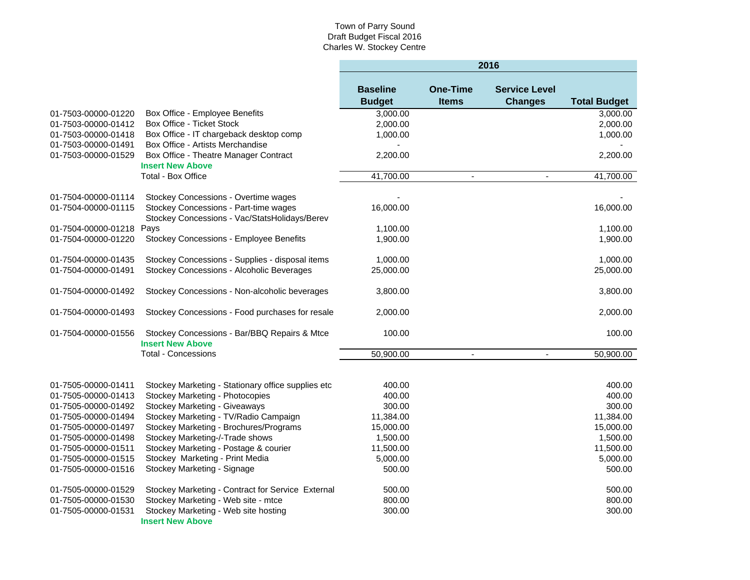Town of Parry Sound
Draft Budget Fiscal 2016
Charles W. Stockey Centre

| | | 2016 | | | |
|---|---|---|---|---|---|
| | | **Baseline Budget** | **One-Time Items** | **Service Level Changes** | **Total Budget** |
| 01-7503-00000-01220 | Box Office - Employee Benefits | 3,000.00 | | | 3,000.00 |
| 01-7503-00000-01412 | Box Office - Ticket Stock | 2,000.00 | | | 2,000.00 |
| 01-7503-00000-01418 | Box Office - IT chargeback desktop comp | 1,000.00 | | | 1,000.00 |
| 01-7503-00000-01491 | Box Office - Artists Merchandise | - | | | - |
| 01-7503-00000-01529 | Box Office - Theatre Manager Contract | 2,200.00 | | | 2,200.00 |
| | **Insert New Above** | | | | |
| | Total - Box Office | 41,700.00 | - | - | 41,700.00 |
| 01-7504-00000-01114 | Stockey Concessions - Overtime wages | - | | | - |
| 01-7504-00000-01115 | Stockey Concessions - Part-time wages | 16,000.00 | | | 16,000.00 |
| 01-7504-00000-01218 | Stockey Concessions - Vac/StatsHolidays/Berev Pays | 1,100.00 | | | 1,100.00 |
| 01-7504-00000-01220 | Stockey Concessions - Employee Benefits | 1,900.00 | | | 1,900.00 |
| 01-7504-00000-01435 | Stockey Concessions - Supplies - disposal items | 1,000.00 | | | 1,000.00 |
| 01-7504-00000-01491 | Stockey Concessions - Alcoholic Beverages | 25,000.00 | | | 25,000.00 |
| 01-7504-00000-01492 | Stockey Concessions - Non-alcoholic beverages | 3,800.00 | | | 3,800.00 |
| 01-7504-00000-01493 | Stockey Concessions - Food purchases for resale | 2,000.00 | | | 2,000.00 |
| 01-7504-00000-01556 | Stockey Concessions - Bar/BBQ Repairs & Mtce | 100.00 | | | 100.00 |
| | **Insert New Above** | | | | |
| | Total - Concessions | 50,900.00 | - | - | 50,900.00 |
| 01-7505-00000-01411 | Stockey Marketing - Stationary office supplies etc | 400.00 | | | 400.00 |
| 01-7505-00000-01413 | Stockey Marketing - Photocopies | 400.00 | | | 400.00 |
| 01-7505-00000-01492 | Stockey Marketing - Giveaways | 300.00 | | | 300.00 |
| 01-7505-00000-01494 | Stockey Marketing - TV/Radio Campaign | 11,384.00 | | | 11,384.00 |
| 01-7505-00000-01497 | Stockey Marketing - Brochures/Programs | 15,000.00 | | | 15,000.00 |
| 01-7505-00000-01498 | Stockey Marketing-/-Trade shows | 1,500.00 | | | 1,500.00 |
| 01-7505-00000-01511 | Stockey Marketing - Postage & courier | 11,500.00 | | | 11,500.00 |
| 01-7505-00000-01515 | Stockey Marketing - Print Media | 5,000.00 | | | 5,000.00 |
| 01-7505-00000-01516 | Stockey Marketing - Signage | 500.00 | | | 500.00 |
| 01-7505-00000-01529 | Stockey Marketing - Contract for Service External | 500.00 | | | 500.00 |
| 01-7505-00000-01530 | Stockey Marketing - Web site - mtce | 800.00 | | | 800.00 |
| 01-7505-00000-01531 | Stockey Marketing - Web site hosting | 300.00 | | | 300.00 |
| | **Insert New Above** | | | | |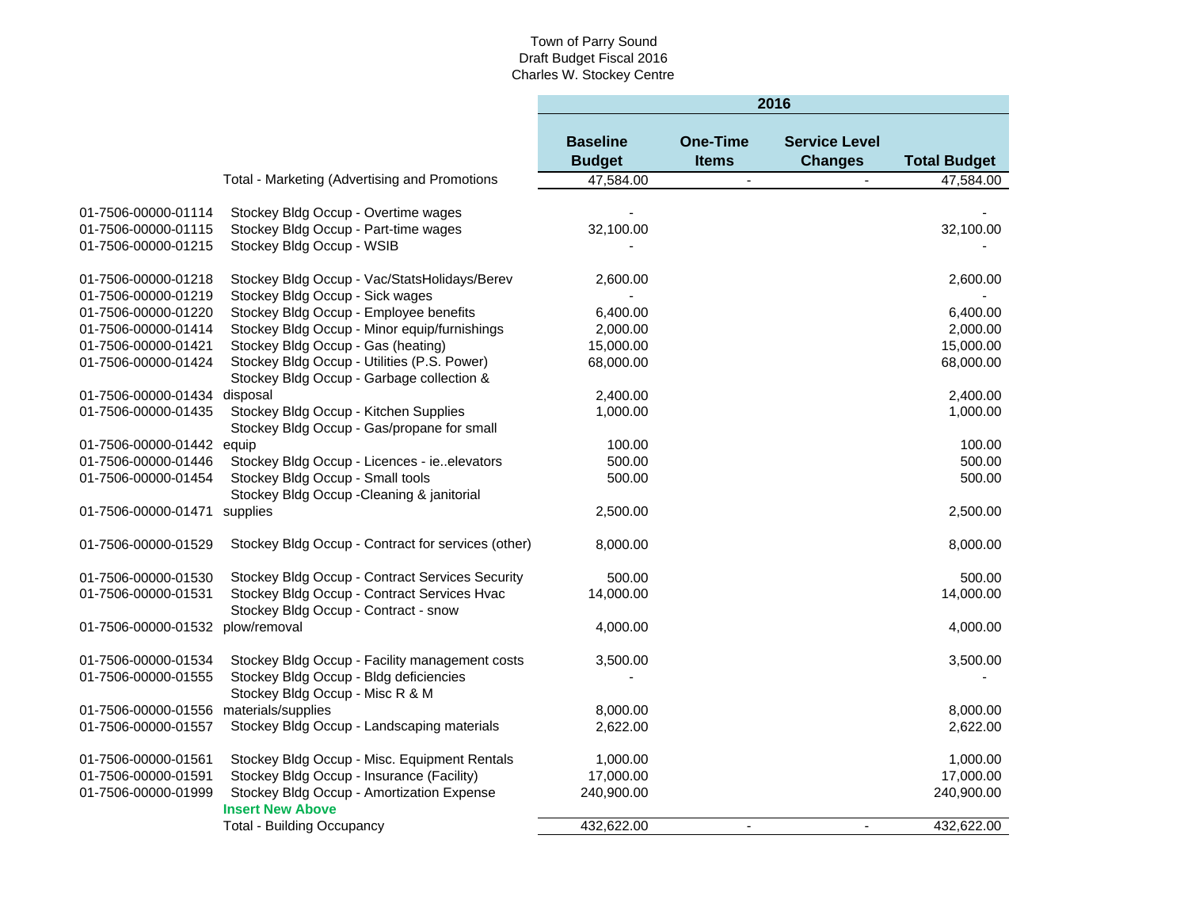Town of Parry Sound
Draft Budget Fiscal 2016
Charles W. Stockey Centre

| Account | Description | 2016 Baseline Budget | 2016 One-Time Items | 2016 Service Level Changes | 2016 Total Budget |
|---|---|---|---|---|---|
| | Total - Marketing (Advertising and Promotions | 47,584.00 | - | - | 47,584.00 |
| 01-7506-00000-01114 | Stockey Bldg Occup - Overtime wages | - | | | - |
| 01-7506-00000-01115 | Stockey Bldg Occup - Part-time wages | 32,100.00 | | | 32,100.00 |
| 01-7506-00000-01215 | Stockey Bldg Occup - WSIB | - | | | - |
| 01-7506-00000-01218 | Stockey Bldg Occup - Vac/StatsHolidays/Berev | 2,600.00 | | | 2,600.00 |
| 01-7506-00000-01219 | Stockey Bldg Occup - Sick wages | - | | | - |
| 01-7506-00000-01220 | Stockey Bldg Occup - Employee benefits | 6,400.00 | | | 6,400.00 |
| 01-7506-00000-01414 | Stockey Bldg Occup - Minor equip/furnishings | 2,000.00 | | | 2,000.00 |
| 01-7506-00000-01421 | Stockey Bldg Occup - Gas (heating) | 15,000.00 | | | 15,000.00 |
| 01-7506-00000-01424 | Stockey Bldg Occup - Utilities (P.S. Power) | 68,000.00 | | | 68,000.00 |
| 01-7506-00000-01434 | Stockey Bldg Occup - Garbage collection & disposal | 2,400.00 | | | 2,400.00 |
| 01-7506-00000-01435 | Stockey Bldg Occup - Kitchen Supplies | 1,000.00 | | | 1,000.00 |
| 01-7506-00000-01442 | Stockey Bldg Occup - Gas/propane for small equip | 100.00 | | | 100.00 |
| 01-7506-00000-01446 | Stockey Bldg Occup - Licences - ie..elevators | 500.00 | | | 500.00 |
| 01-7506-00000-01454 | Stockey Bldg Occup - Small tools | 500.00 | | | 500.00 |
| 01-7506-00000-01471 | Stockey Bldg Occup -Cleaning & janitorial supplies | 2,500.00 | | | 2,500.00 |
| 01-7506-00000-01529 | Stockey Bldg Occup - Contract for services (other) | 8,000.00 | | | 8,000.00 |
| 01-7506-00000-01530 | Stockey Bldg Occup - Contract Services Security | 500.00 | | | 500.00 |
| 01-7506-00000-01531 | Stockey Bldg Occup - Contract Services Hvac | 14,000.00 | | | 14,000.00 |
| 01-7506-00000-01532 | Stockey Bldg Occup - Contract - snow plow/removal | 4,000.00 | | | 4,000.00 |
| 01-7506-00000-01534 | Stockey Bldg Occup - Facility management costs | 3,500.00 | | | 3,500.00 |
| 01-7506-00000-01555 | Stockey Bldg Occup - Bldg deficiencies | - | | | - |
| 01-7506-00000-01556 | Stockey Bldg Occup - Misc R & M materials/supplies | 8,000.00 | | | 8,000.00 |
| 01-7506-00000-01557 | Stockey Bldg Occup - Landscaping materials | 2,622.00 | | | 2,622.00 |
| 01-7506-00000-01561 | Stockey Bldg Occup - Misc. Equipment Rentals | 1,000.00 | | | 1,000.00 |
| 01-7506-00000-01591 | Stockey Bldg Occup - Insurance (Facility) | 17,000.00 | | | 17,000.00 |
| 01-7506-00000-01999 | Stockey Bldg Occup - Amortization Expense | 240,900.00 | | | 240,900.00 |
| | **Insert New Above** | | | | |
| | Total - Building Occupancy | 432,622.00 | - | - | 432,622.00 |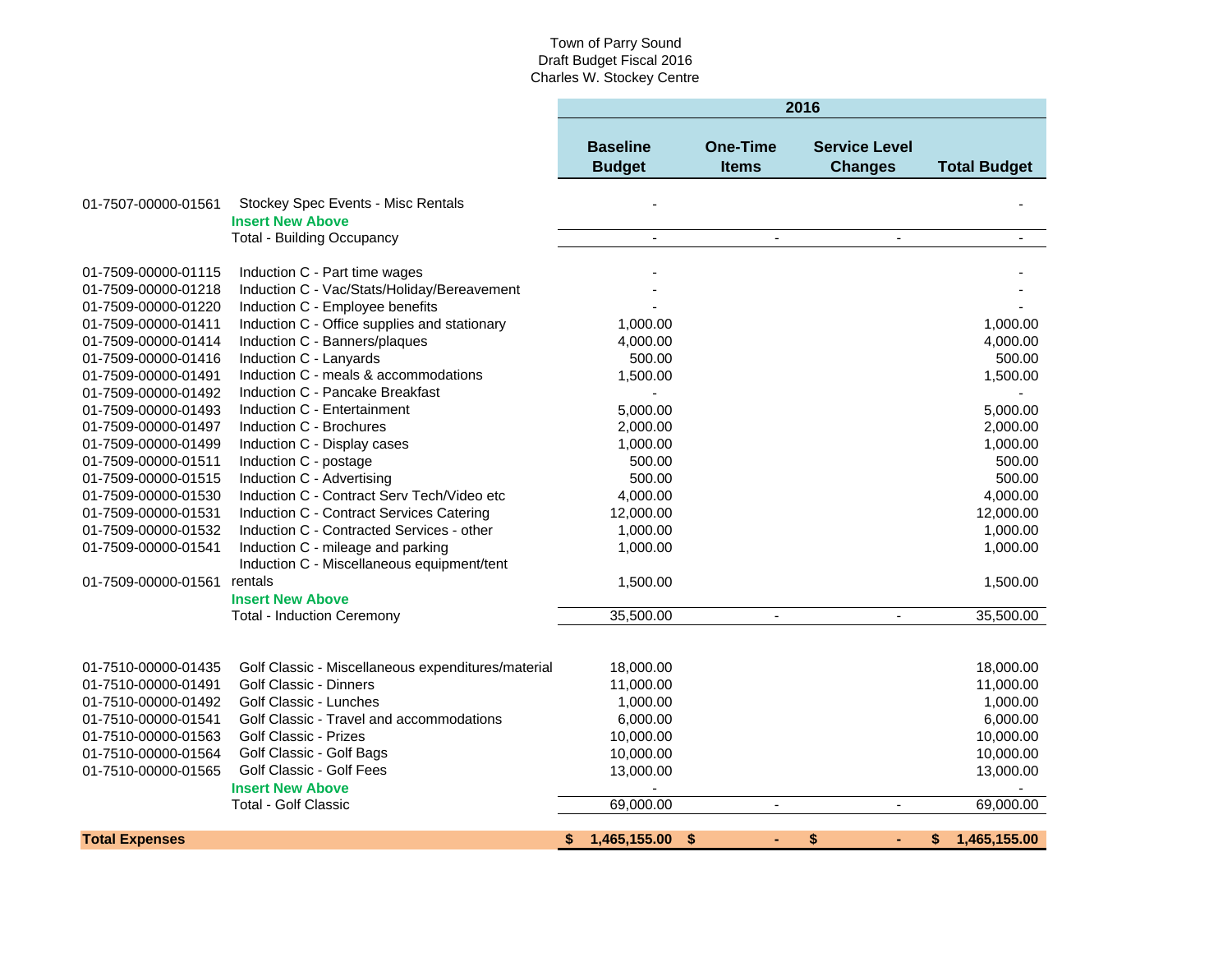Town of Parry Sound
Draft Budget Fiscal 2016
Charles W. Stockey Centre

| | | 2016 | | | |
|---|---|---|---|---|---|
| | | **Baseline Budget** | **One-Time Items** | **Service Level Changes** | **Total Budget** |
| 01-7507-00000-01561 | Stockey Spec Events - Misc Rentals | - | | | - |
| | **Insert New Above** | | | | |
| | Total - Building Occupancy | - | - | - | - |
| | | | | | |
| 01-7509-00000-01115 | Induction C - Part time wages | - | | | - |
| 01-7509-00000-01218 | Induction C - Vac/Stats/Holiday/Bereavement | - | | | - |
| 01-7509-00000-01220 | Induction C - Employee benefits | - | | | - |
| 01-7509-00000-01411 | Induction C - Office supplies and stationary | 1,000.00 | | | 1,000.00 |
| 01-7509-00000-01414 | Induction C - Banners/plaques | 4,000.00 | | | 4,000.00 |
| 01-7509-00000-01416 | Induction C - Lanyards | 500.00 | | | 500.00 |
| 01-7509-00000-01491 | Induction C - meals & accommodations | 1,500.00 | | | 1,500.00 |
| 01-7509-00000-01492 | Induction C - Pancake Breakfast | - | | | |
| 01-7509-00000-01493 | Induction C - Entertainment | 5,000.00 | | | 5,000.00 |
| 01-7509-00000-01497 | Induction C - Brochures | 2,000.00 | | | 2,000.00 |
| 01-7509-00000-01499 | Induction C - Display cases | 1,000.00 | | | 1,000.00 |
| 01-7509-00000-01511 | Induction C - postage | 500.00 | | | 500.00 |
| 01-7509-00000-01515 | Induction C - Advertising | 500.00 | | | 500.00 |
| 01-7509-00000-01530 | Induction C - Contract Serv Tech/Video etc | 4,000.00 | | | 4,000.00 |
| 01-7509-00000-01531 | Induction C - Contract Services Catering | 12,000.00 | | | 12,000.00 |
| 01-7509-00000-01532 | Induction C - Contracted Services - other | 1,000.00 | | | 1,000.00 |
| 01-7509-00000-01541 | Induction C - mileage and parking | 1,000.00 | | | 1,000.00 |
| 01-7509-00000-01561 | Induction C - Miscellaneous equipment/tent rentals | 1,500.00 | | | 1,500.00 |
| | **Insert New Above** | | | | |
| | Total - Induction Ceremony | 35,500.00 | - | - | 35,500.00 |
| | | | | | |
| 01-7510-00000-01435 | Golf Classic - Miscellaneous expenditures/material | 18,000.00 | | | 18,000.00 |
| 01-7510-00000-01491 | Golf Classic - Dinners | 11,000.00 | | | 11,000.00 |
| 01-7510-00000-01492 | Golf Classic - Lunches | 1,000.00 | | | 1,000.00 |
| 01-7510-00000-01541 | Golf Classic - Travel and accommodations | 6,000.00 | | | 6,000.00 |
| 01-7510-00000-01563 | Golf Classic - Prizes | 10,000.00 | | | 10,000.00 |
| 01-7510-00000-01564 | Golf Classic - Golf Bags | 10,000.00 | | | 10,000.00 |
| 01-7510-00000-01565 | Golf Classic - Golf Fees | 13,000.00 | | | 13,000.00 |
| | **Insert New Above** | - | | | - |
| | Total - Golf Classic | 69,000.00 | - | - | 69,000.00 |
| | | | | | |
| **Total Expenses** | | **$ 1,465,155.00** | **$ -** | **$ -** | **$ 1,465,155.00** |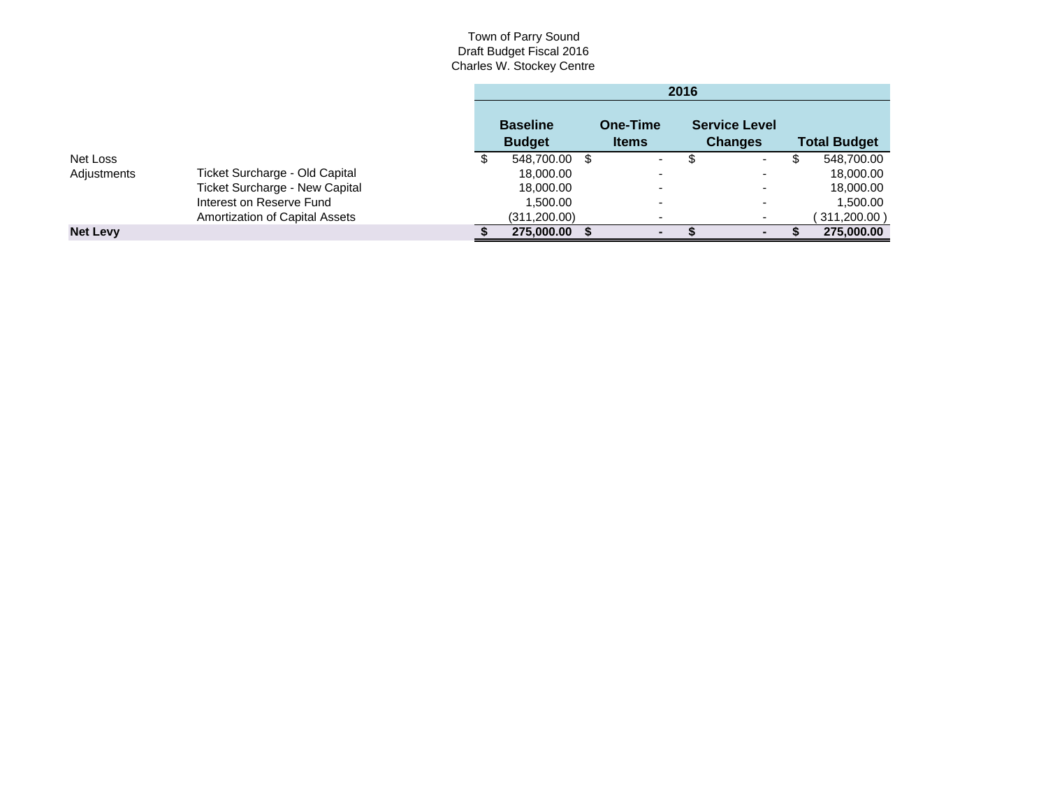Town of Parry Sound
Draft Budget Fiscal 2016
Charles W. Stockey Centre

| | | 2016 | | | |
|---|---|---|---|---|---|
| | | **Baseline Budget** | **One-Time Items** | **Service Level Changes** | **Total Budget** |
| Net Loss | | $ 548,700.00 | $ - | $ - | $ 548,700.00 |
| Adjustments | Ticket Surcharge - Old Capital | 18,000.00 | - | - | 18,000.00 |
| | Ticket Surcharge - New Capital | 18,000.00 | - | - | 18,000.00 |
| | Interest on Reserve Fund | 1,500.00 | - | - | 1,500.00 |
| | Amortization of Capital Assets | (311,200.00) | - | - | (311,200.00) |
| **Net Levy** | | **$ 275,000.00** | **$ -** | **$ -** | **$ 275,000.00** |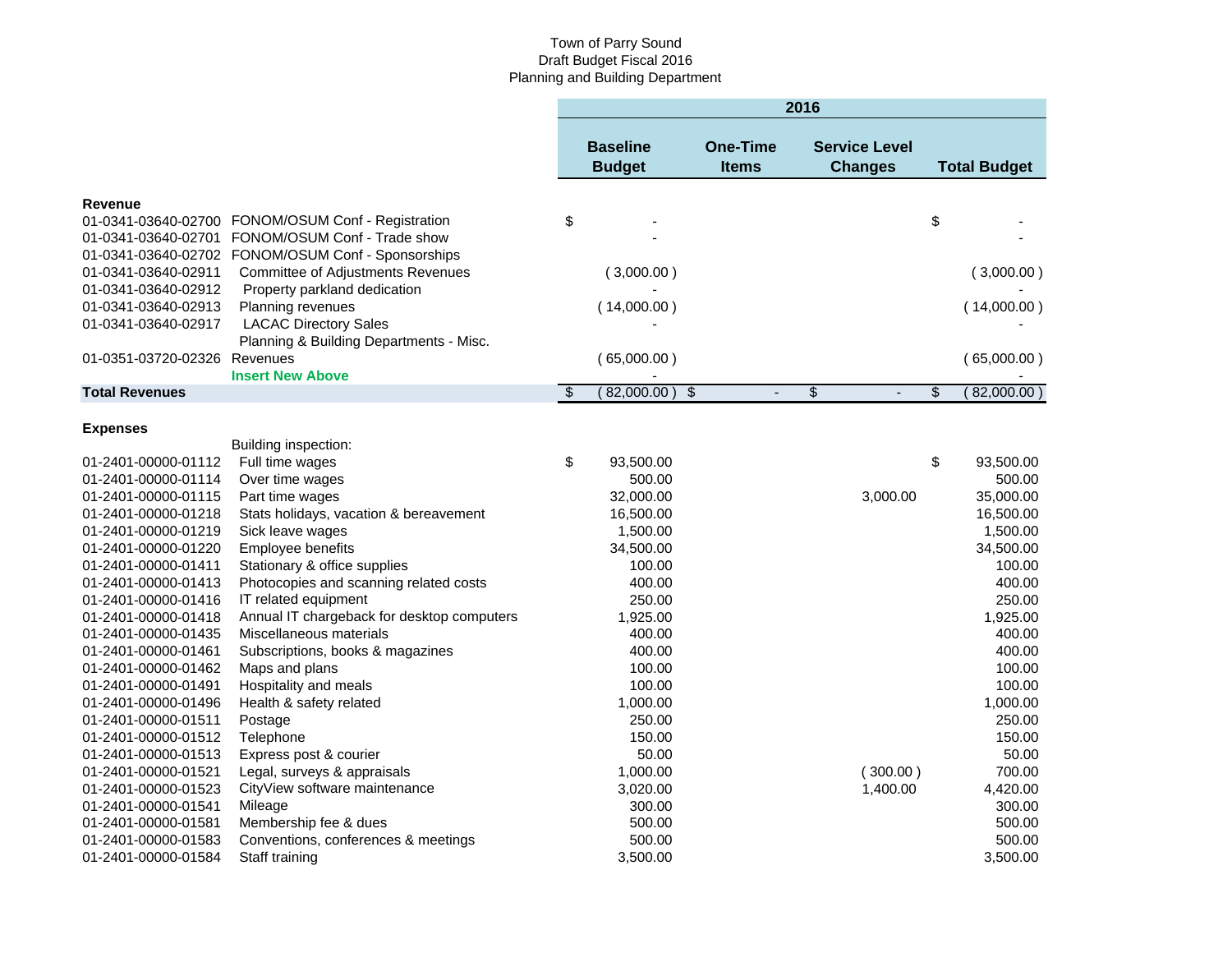Town of Parry Sound
Draft Budget Fiscal 2016
Planning and Building Department

| | | 2016 | | | |
|---|---|---|---|---|---|
| | | Baseline Budget | One-Time Items | Service Level Changes | Total Budget |
| **Revenue** | | | | | |
| 01-0341-03640-02700 | FONOM/OSUM Conf - Registration | $ - | | | $ - |
| 01-0341-03640-02701 | FONOM/OSUM Conf - Trade show | - | | | - |
| 01-0341-03640-02702 | FONOM/OSUM Conf - Sponsorships | | | | |
| 01-0341-03640-02911 | Committee of Adjustments Revenues | ( 3,000.00 ) | | | ( 3,000.00 ) |
| 01-0341-03640-02912 | Property parkland dedication | - | | | - |
| 01-0341-03640-02913 | Planning revenues | ( 14,000.00 ) | | | ( 14,000.00 ) |
| 01-0341-03640-02917 | LACAC Directory Sales | - | | | - |
| 01-0351-03720-02326 | Planning & Building Departments - Misc. Revenues | ( 65,000.00 ) | | | ( 65,000.00 ) |
| | **Insert New Above** | - | | | - |
| **Total Revenues** | | $ ( 82,000.00 ) | $ - | $ - | $ ( 82,000.00 ) |
| **Expenses** | | | | | |
| | Building inspection: | | | | |
| 01-2401-00000-01112 | Full time wages | $ 93,500.00 | | | $ 93,500.00 |
| 01-2401-00000-01114 | Over time wages | 500.00 | | | 500.00 |
| 01-2401-00000-01115 | Part time wages | 32,000.00 | | 3,000.00 | 35,000.00 |
| 01-2401-00000-01218 | Stats holidays, vacation & bereavement | 16,500.00 | | | 16,500.00 |
| 01-2401-00000-01219 | Sick leave wages | 1,500.00 | | | 1,500.00 |
| 01-2401-00000-01220 | Employee benefits | 34,500.00 | | | 34,500.00 |
| 01-2401-00000-01411 | Stationary & office supplies | 100.00 | | | 100.00 |
| 01-2401-00000-01413 | Photocopies and scanning related costs | 400.00 | | | 400.00 |
| 01-2401-00000-01416 | IT related equipment | 250.00 | | | 250.00 |
| 01-2401-00000-01418 | Annual IT chargeback for desktop computers | 1,925.00 | | | 1,925.00 |
| 01-2401-00000-01435 | Miscellaneous materials | 400.00 | | | 400.00 |
| 01-2401-00000-01461 | Subscriptions, books & magazines | 400.00 | | | 400.00 |
| 01-2401-00000-01462 | Maps and plans | 100.00 | | | 100.00 |
| 01-2401-00000-01491 | Hospitality and meals | 100.00 | | | 100.00 |
| 01-2401-00000-01496 | Health & safety related | 1,000.00 | | | 1,000.00 |
| 01-2401-00000-01511 | Postage | 250.00 | | | 250.00 |
| 01-2401-00000-01512 | Telephone | 150.00 | | | 150.00 |
| 01-2401-00000-01513 | Express post & courier | 50.00 | | | 50.00 |
| 01-2401-00000-01521 | Legal, surveys & appraisals | 1,000.00 | | ( 300.00 ) | 700.00 |
| 01-2401-00000-01523 | CityView software maintenance | 3,020.00 | | 1,400.00 | 4,420.00 |
| 01-2401-00000-01541 | Mileage | 300.00 | | | 300.00 |
| 01-2401-00000-01581 | Membership fee & dues | 500.00 | | | 500.00 |
| 01-2401-00000-01583 | Conventions, conferences & meetings | 500.00 | | | 500.00 |
| 01-2401-00000-01584 | Staff training | 3,500.00 | | | 3,500.00 |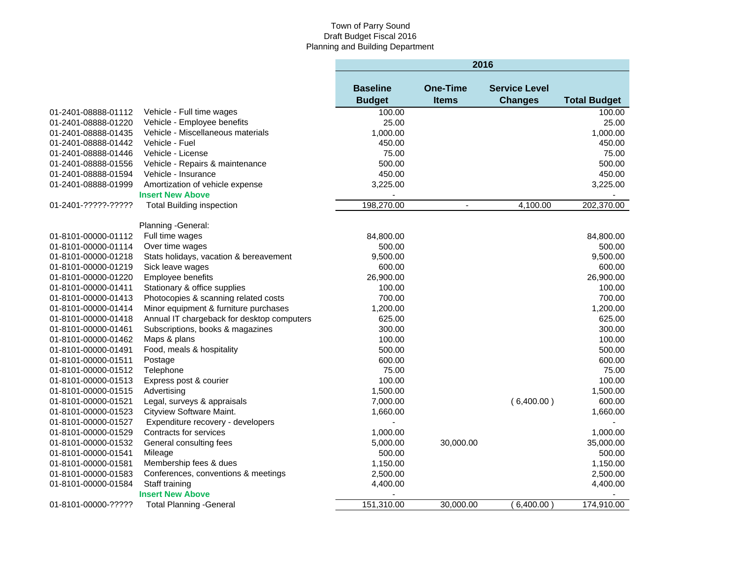Town of Parry Sound
Draft Budget Fiscal 2016
Planning and Building Department

| | | 2016 | | | |
|---|---|---|---|---|---|
| | | **Baseline Budget** | **One-Time Items** | **Service Level Changes** | **Total Budget** |
| 01-2401-08888-01112 | Vehicle - Full time wages | 100.00 | | | 100.00 |
| 01-2401-08888-01220 | Vehicle - Employee benefits | 25.00 | | | 25.00 |
| 01-2401-08888-01435 | Vehicle - Miscellaneous materials | 1,000.00 | | | 1,000.00 |
| 01-2401-08888-01442 | Vehicle - Fuel | 450.00 | | | 450.00 |
| 01-2401-08888-01446 | Vehicle - License | 75.00 | | | 75.00 |
| 01-2401-08888-01556 | Vehicle - Repairs & maintenance | 500.00 | | | 500.00 |
| 01-2401-08888-01594 | Vehicle - Insurance | 450.00 | | | 450.00 |
| 01-2401-08888-01999 | Amortization of vehicle expense | 3,225.00 | | | 3,225.00 |
| | **Insert New Above** | - | | | - |
| 01-2401-?????-????? | Total Building inspection | 198,270.00 | - | 4,100.00 | 202,370.00 |
| | | | | | |
| | Planning -General: | | | | |
| 01-8101-00000-01112 | Full time wages | 84,800.00 | | | 84,800.00 |
| 01-8101-00000-01114 | Over time wages | 500.00 | | | 500.00 |
| 01-8101-00000-01218 | Stats holidays, vacation & bereavement | 9,500.00 | | | 9,500.00 |
| 01-8101-00000-01219 | Sick leave wages | 600.00 | | | 600.00 |
| 01-8101-00000-01220 | Employee benefits | 26,900.00 | | | 26,900.00 |
| 01-8101-00000-01411 | Stationary & office supplies | 100.00 | | | 100.00 |
| 01-8101-00000-01413 | Photocopies & scanning related costs | 700.00 | | | 700.00 |
| 01-8101-00000-01414 | Minor equipment & furniture purchases | 1,200.00 | | | 1,200.00 |
| 01-8101-00000-01418 | Annual IT chargeback for desktop computers | 625.00 | | | 625.00 |
| 01-8101-00000-01461 | Subscriptions, books & magazines | 300.00 | | | 300.00 |
| 01-8101-00000-01462 | Maps & plans | 100.00 | | | 100.00 |
| 01-8101-00000-01491 | Food, meals & hospitality | 500.00 | | | 500.00 |
| 01-8101-00000-01511 | Postage | 600.00 | | | 600.00 |
| 01-8101-00000-01512 | Telephone | 75.00 | | | 75.00 |
| 01-8101-00000-01513 | Express post & courier | 100.00 | | | 100.00 |
| 01-8101-00000-01515 | Advertising | 1,500.00 | | | 1,500.00 |
| 01-8101-00000-01521 | Legal, surveys & appraisals | 7,000.00 | | ( 6,400.00 ) | 600.00 |
| 01-8101-00000-01523 | Cityview Software Maint. | 1,660.00 | | | 1,660.00 |
| 01-8101-00000-01527 | Expenditure recovery - developers | - | | | - |
| 01-8101-00000-01529 | Contracts for services | 1,000.00 | | | 1,000.00 |
| 01-8101-00000-01532 | General consulting fees | 5,000.00 | 30,000.00 | | 35,000.00 |
| 01-8101-00000-01541 | Mileage | 500.00 | | | 500.00 |
| 01-8101-00000-01581 | Membership fees & dues | 1,150.00 | | | 1,150.00 |
| 01-8101-00000-01583 | Conferences, conventions & meetings | 2,500.00 | | | 2,500.00 |
| 01-8101-00000-01584 | Staff training | 4,400.00 | | | 4,400.00 |
| | **Insert New Above** | - | | | - |
| 01-8101-00000-????? | Total Planning -General | 151,310.00 | 30,000.00 | ( 6,400.00 ) | 174,910.00 |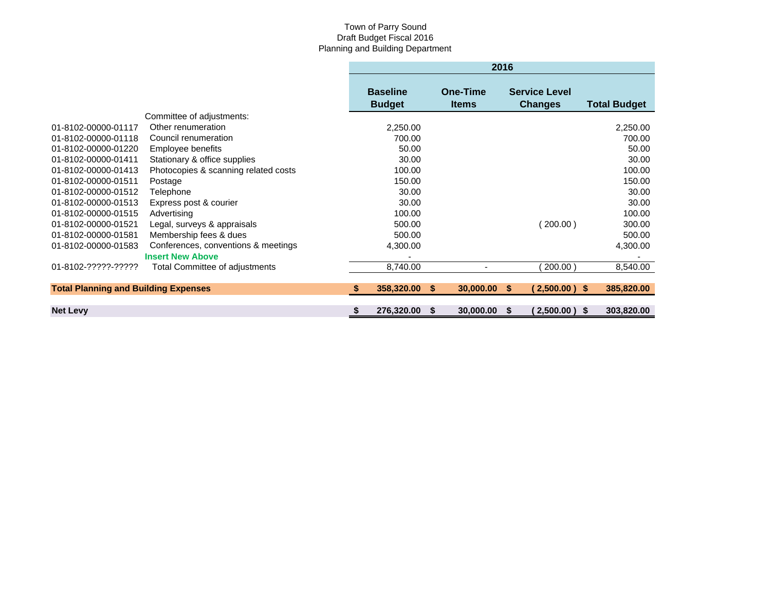Town of Parry Sound
Draft Budget Fiscal 2016
Planning and Building Department

| | | 2016 | | | |
|---|---|---|---|---|---|
| | | **Baseline Budget** | **One-Time Items** | **Service Level Changes** | **Total Budget** |
| | Committee of adjustments: | | | | |
| 01-8102-00000-01117 | Other renumeration | 2,250.00 | | | 2,250.00 |
| 01-8102-00000-01118 | Council renumeration | 700.00 | | | 700.00 |
| 01-8102-00000-01220 | Employee benefits | 50.00 | | | 50.00 |
| 01-8102-00000-01411 | Stationary & office supplies | 30.00 | | | 30.00 |
| 01-8102-00000-01413 | Photocopies & scanning related costs | 100.00 | | | 100.00 |
| 01-8102-00000-01511 | Postage | 150.00 | | | 150.00 |
| 01-8102-00000-01512 | Telephone | 30.00 | | | 30.00 |
| 01-8102-00000-01513 | Express post & courier | 30.00 | | | 30.00 |
| 01-8102-00000-01515 | Advertising | 100.00 | | | 100.00 |
| 01-8102-00000-01521 | Legal, surveys & appraisals | 500.00 | | ( 200.00 ) | 300.00 |
| 01-8102-00000-01581 | Membership fees & dues | 500.00 | | | 500.00 |
| 01-8102-00000-01583 | Conferences, conventions & meetings | 4,300.00 | | | 4,300.00 |
| | **Insert New Above** | - | | | - |
| 01-8102-?????-????? | Total Committee of adjustments | 8,740.00 | - | ( 200.00 ) | 8,540.00 |
| **Total Planning and Building Expenses** | | **$ 358,320.00** | **$ 30,000.00** | **$ ( 2,500.00 )** | **$ 385,820.00** |
| **Net Levy** | | **$ 276,320.00** | **$ 30,000.00** | **$ ( 2,500.00 )** | **$ 303,820.00** |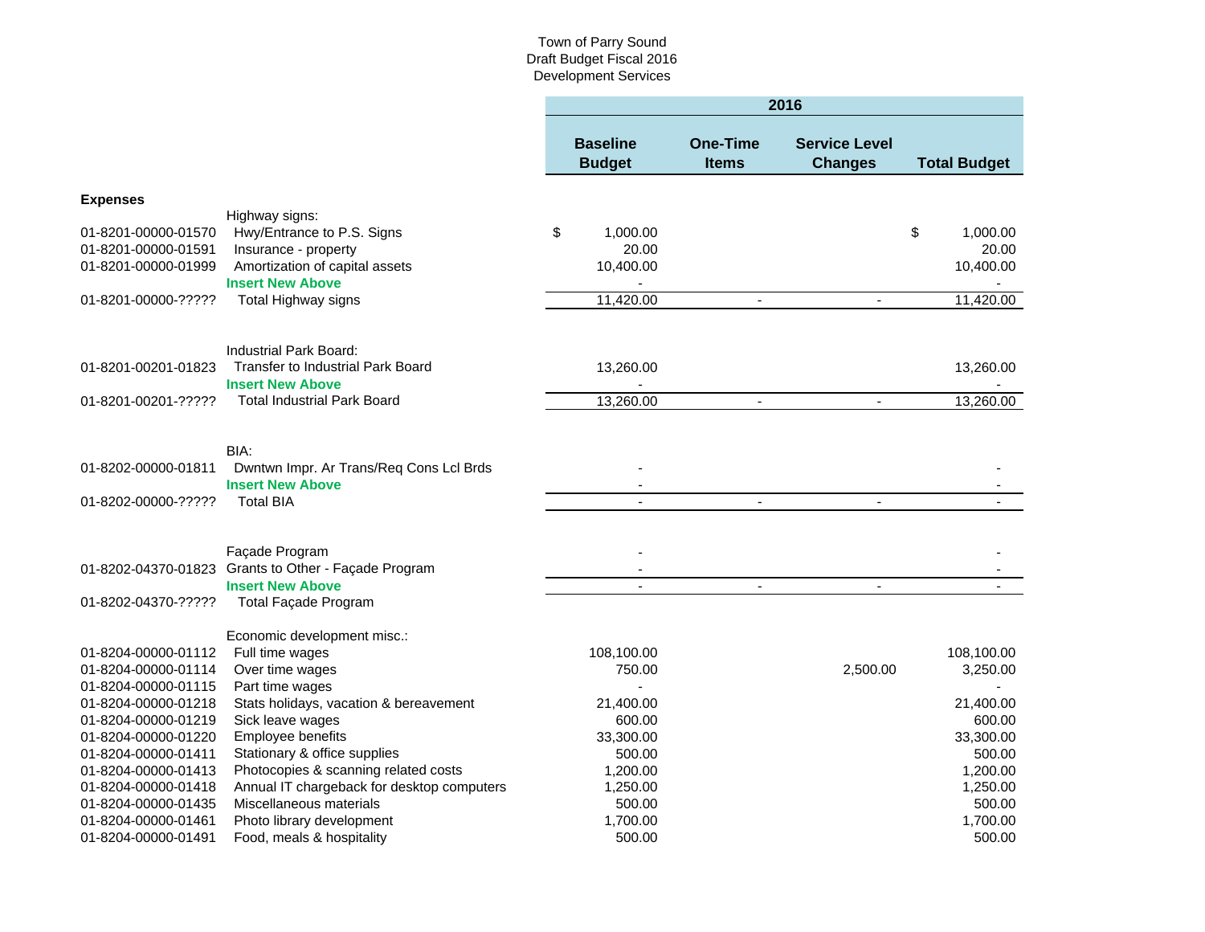Town of Parry Sound
Draft Budget Fiscal 2016
Development Services

| | | 2016 | | | |
|---|---|---|---|---|---|
| | | **Baseline Budget** | **One-Time Items** | **Service Level Changes** | **Total Budget** |
| **Expenses** | | | | | |
| | Highway signs: | | | | |
| 01-8201-00000-01570 | Hwy/Entrance to P.S. Signs | $ 1,000.00 | | | $ 1,000.00 |
| 01-8201-00000-01591 | Insurance - property | 20.00 | | | 20.00 |
| 01-8201-00000-01999 | Amortization of capital assets | 10,400.00 | | | 10,400.00 |
| | **Insert New Above** | - | | | - |
| 01-8201-00000-????? | Total Highway signs | 11,420.00 | - | - | 11,420.00 |
| | Industrial Park Board: | | | | |
| 01-8201-00201-01823 | Transfer to Industrial Park Board | 13,260.00 | | | 13,260.00 |
| | **Insert New Above** | - | | | - |
| 01-8201-00201-????? | Total Industrial Park Board | 13,260.00 | - | - | 13,260.00 |
| | BIA: | | | | |
| 01-8202-00000-01811 | Dwntwn Impr. Ar Trans/Req Cons Lcl Brds | - | | | - |
| | **Insert New Above** | - | | | - |
| 01-8202-00000-????? | Total BIA | - | - | - | - |
| | Façade Program | - | | | - |
| 01-8202-04370-01823 | Grants to Other - Façade Program | - | | | - |
| | **Insert New Above** | - | - | - | - |
| 01-8202-04370-????? | Total Façade Program | | | | |
| | Economic development misc.: | | | | |
| 01-8204-00000-01112 | Full time wages | 108,100.00 | | | 108,100.00 |
| 01-8204-00000-01114 | Over time wages | 750.00 | | 2,500.00 | 3,250.00 |
| 01-8204-00000-01115 | Part time wages | - | | | - |
| 01-8204-00000-01218 | Stats holidays, vacation & bereavement | 21,400.00 | | | 21,400.00 |
| 01-8204-00000-01219 | Sick leave wages | 600.00 | | | 600.00 |
| 01-8204-00000-01220 | Employee benefits | 33,300.00 | | | 33,300.00 |
| 01-8204-00000-01411 | Stationary & office supplies | 500.00 | | | 500.00 |
| 01-8204-00000-01413 | Photocopies & scanning related costs | 1,200.00 | | | 1,200.00 |
| 01-8204-00000-01418 | Annual IT chargeback for desktop computers | 1,250.00 | | | 1,250.00 |
| 01-8204-00000-01435 | Miscellaneous materials | 500.00 | | | 500.00 |
| 01-8204-00000-01461 | Photo library development | 1,700.00 | | | 1,700.00 |
| 01-8204-00000-01491 | Food, meals & hospitality | 500.00 | | | 500.00 |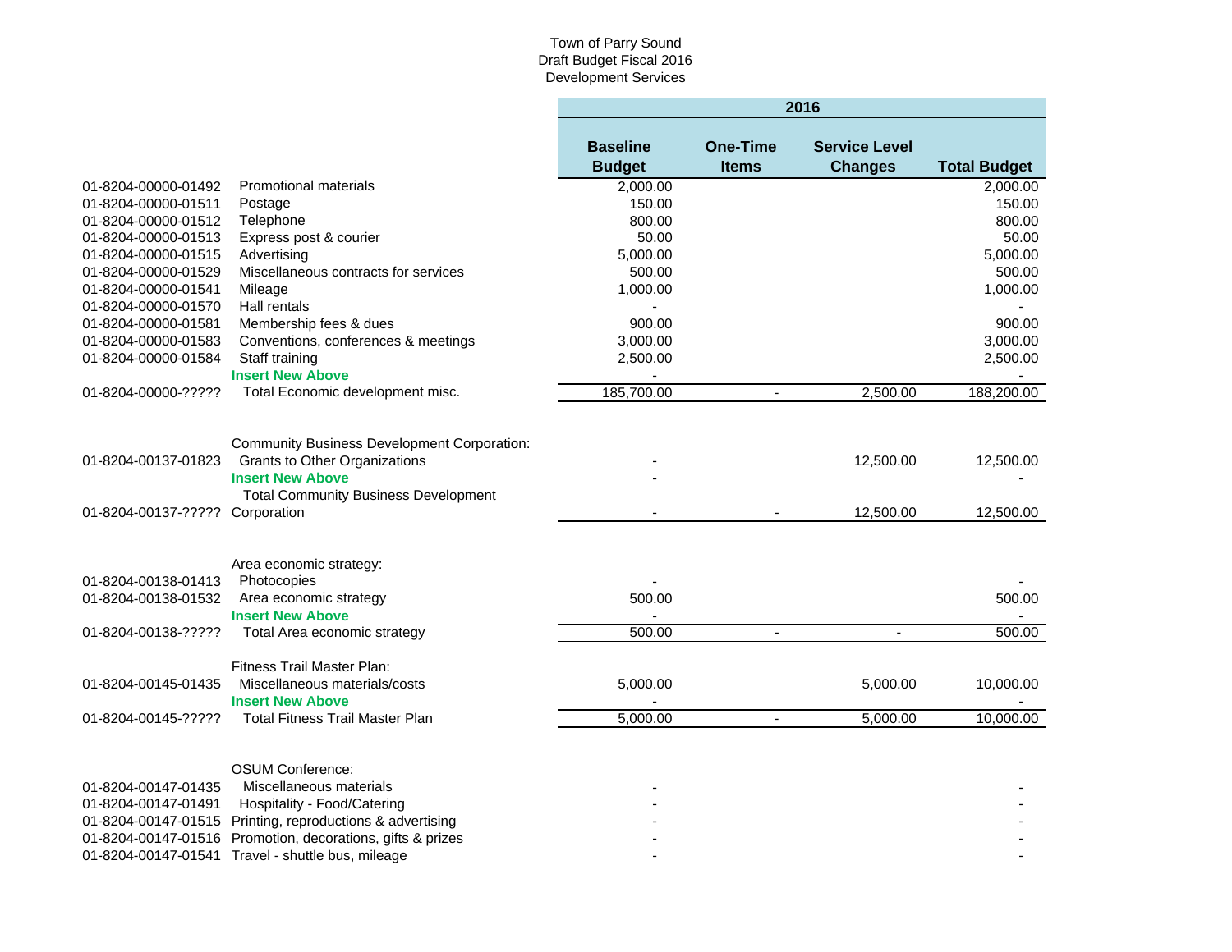Town of Parry Sound
Draft Budget Fiscal 2016
Development Services

| | | 2016 | | | |
|---|---|---|---|---|---|
| | | **Baseline Budget** | **One-Time Items** | **Service Level Changes** | **Total Budget** |
| 01-8204-00000-01492 | Promotional materials | 2,000.00 | | | 2,000.00 |
| 01-8204-00000-01511 | Postage | 150.00 | | | 150.00 |
| 01-8204-00000-01512 | Telephone | 800.00 | | | 800.00 |
| 01-8204-00000-01513 | Express post & courier | 50.00 | | | 50.00 |
| 01-8204-00000-01515 | Advertising | 5,000.00 | | | 5,000.00 |
| 01-8204-00000-01529 | Miscellaneous contracts for services | 500.00 | | | 500.00 |
| 01-8204-00000-01541 | Mileage | 1,000.00 | | | 1,000.00 |
| 01-8204-00000-01570 | Hall rentals | - | | | - |
| 01-8204-00000-01581 | Membership fees & dues | 900.00 | | | 900.00 |
| 01-8204-00000-01583 | Conventions, conferences & meetings | 3,000.00 | | | 3,000.00 |
| 01-8204-00000-01584 | Staff training | 2,500.00 | | | 2,500.00 |
| | **Insert New Above** | - | | | - |
| 01-8204-00000-????? | Total Economic development misc. | 185,700.00 | - | 2,500.00 | 188,200.00 |
| | | | | | |
| | Community Business Development Corporation: | | | | |
| 01-8204-00137-01823 | Grants to Other Organizations | - | | 12,500.00 | 12,500.00 |
| | **Insert New Above** | - | | | - |
| 01-8204-00137-????? | Total Community Business Development Corporation | - | - | 12,500.00 | 12,500.00 |
| | | | | | |
| | Area economic strategy: | | | | |
| 01-8204-00138-01413 | Photocopies | - | | | - |
| 01-8204-00138-01532 | Area economic strategy | 500.00 | | | 500.00 |
| | **Insert New Above** | - | | | - |
| 01-8204-00138-????? | Total Area economic strategy | 500.00 | - | - | 500.00 |
| | | | | | |
| | Fitness Trail Master Plan: | | | | |
| 01-8204-00145-01435 | Miscellaneous materials/costs | 5,000.00 | | 5,000.00 | 10,000.00 |
| | **Insert New Above** | - | | | - |
| 01-8204-00145-????? | Total Fitness Trail Master Plan | 5,000.00 | - | 5,000.00 | 10,000.00 |
| | | | | | |
| | OSUM Conference: | | | | |
| 01-8204-00147-01435 | Miscellaneous materials | - | | | - |
| 01-8204-00147-01491 | Hospitality - Food/Catering | - | | | - |
| 01-8204-00147-01515 | Printing, reproductions & advertising | - | | | - |
| 01-8204-00147-01516 | Promotion, decorations, gifts & prizes | - | | | - |
| 01-8204-00147-01541 | Travel - shuttle bus, mileage | - | | | - |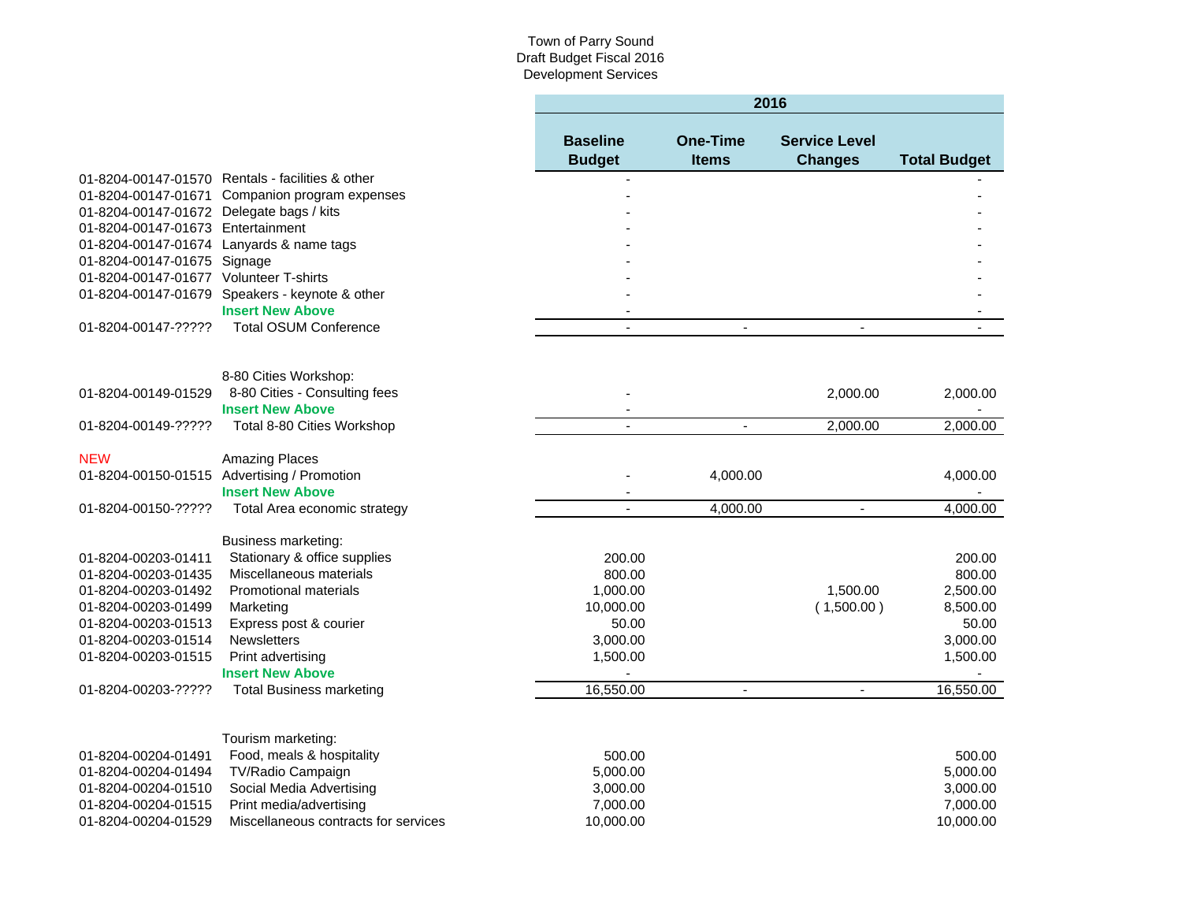Town of Parry Sound
Draft Budget Fiscal 2016
Development Services

| | | 2016 | | | |
|---|---|---|---|---|---|
| | | Baseline Budget | One-Time Items | Service Level Changes | Total Budget |
| 01-8204-00147-01570 | Rentals - facilities & other | - | | | - |
| 01-8204-00147-01671 | Companion program expenses | - | | | - |
| 01-8204-00147-01672 | Delegate bags / kits | - | | | - |
| 01-8204-00147-01673 | Entertainment | - | | | - |
| 01-8204-00147-01674 | Lanyards & name tags | - | | | - |
| 01-8204-00147-01675 | Signage | - | | | - |
| 01-8204-00147-01677 | Volunteer T-shirts | - | | | - |
| 01-8204-00147-01679 | Speakers - keynote & other | - | | | - |
| | **Insert New Above** | - | | | - |
| 01-8204-00147-????? | Total OSUM Conference | - | - | - | - |
| | | | | | |
| | 8-80 Cities Workshop: | | | | |
| 01-8204-00149-01529 | 8-80 Cities - Consulting fees | - | | 2,000.00 | 2,000.00 |
| | **Insert New Above** | - | | | - |
| 01-8204-00149-????? | Total 8-80 Cities Workshop | - | - | 2,000.00 | 2,000.00 |
| | | | | | |
| NEW | Amazing Places | | | | |
| 01-8204-00150-01515 | Advertising / Promotion | - | 4,000.00 | | 4,000.00 |
| | **Insert New Above** | - | | | - |
| 01-8204-00150-????? | Total Area economic strategy | - | 4,000.00 | - | 4,000.00 |
| | | | | | |
| | Business marketing: | | | | |
| 01-8204-00203-01411 | Stationary & office supplies | 200.00 | | | 200.00 |
| 01-8204-00203-01435 | Miscellaneous materials | 800.00 | | | 800.00 |
| 01-8204-00203-01492 | Promotional materials | 1,000.00 | | 1,500.00 | 2,500.00 |
| 01-8204-00203-01499 | Marketing | 10,000.00 | | ( 1,500.00 ) | 8,500.00 |
| 01-8204-00203-01513 | Express post & courier | 50.00 | | | 50.00 |
| 01-8204-00203-01514 | Newsletters | 3,000.00 | | | 3,000.00 |
| 01-8204-00203-01515 | Print advertising | 1,500.00 | | | 1,500.00 |
| | **Insert New Above** | - | | | - |
| 01-8204-00203-????? | Total Business marketing | 16,550.00 | - | - | 16,550.00 |
| | | | | | |
| | Tourism marketing: | | | | |
| 01-8204-00204-01491 | Food, meals & hospitality | 500.00 | | | 500.00 |
| 01-8204-00204-01494 | TV/Radio Campaign | 5,000.00 | | | 5,000.00 |
| 01-8204-00204-01510 | Social Media Advertising | 3,000.00 | | | 3,000.00 |
| 01-8204-00204-01515 | Print media/advertising | 7,000.00 | | | 7,000.00 |
| 01-8204-00204-01529 | Miscellaneous contracts for services | 10,000.00 | | | 10,000.00 |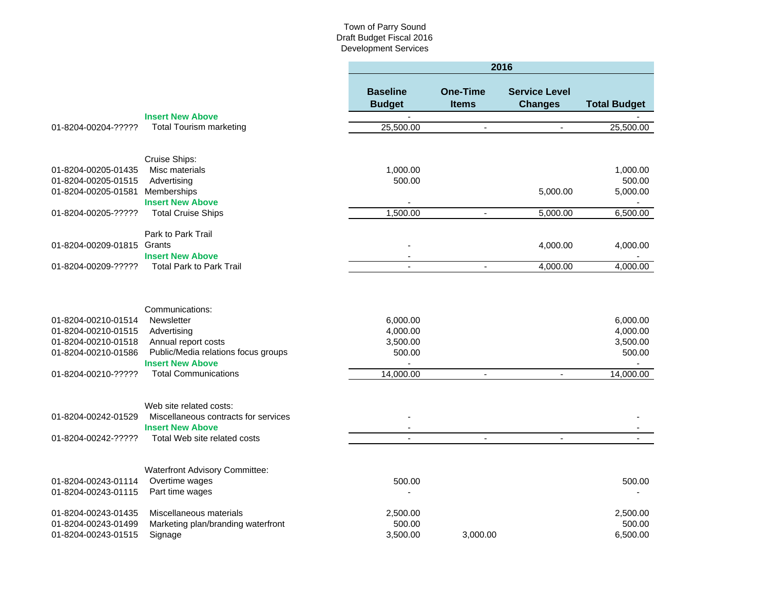Town of Parry Sound
Draft Budget Fiscal 2016
Development Services

| | | 2016 | | | |
|---|---|---|---|---|---|
| | | **Baseline Budget** | **One-Time Items** | **Service Level Changes** | **Total Budget** |
| | **Insert New Above** | - | | | - |
| 01-8204-00204-????? | Total Tourism marketing | 25,500.00 | - | - | 25,500.00 |
| | | | | | |
| | Cruise Ships: | | | | |
| 01-8204-00205-01435 | Misc materials | 1,000.00 | | | 1,000.00 |
| 01-8204-00205-01515 | Advertising | 500.00 | | | 500.00 |
| 01-8204-00205-01581 | Memberships | | | 5,000.00 | 5,000.00 |
| | **Insert New Above** | - | | | - |
| 01-8204-00205-????? | Total Cruise Ships | 1,500.00 | - | 5,000.00 | 6,500.00 |
| | | | | | |
| | Park to Park Trail | | | | |
| 01-8204-00209-01815 | Grants | - | | 4,000.00 | 4,000.00 |
| | **Insert New Above** | - | | | - |
| 01-8204-00209-????? | Total Park to Park Trail | - | - | 4,000.00 | 4,000.00 |
| | | | | | |
| | Communications: | | | | |
| 01-8204-00210-01514 | Newsletter | 6,000.00 | | | 6,000.00 |
| 01-8204-00210-01515 | Advertising | 4,000.00 | | | 4,000.00 |
| 01-8204-00210-01518 | Annual report costs | 3,500.00 | | | 3,500.00 |
| 01-8204-00210-01586 | Public/Media relations focus groups | 500.00 | | | 500.00 |
| | **Insert New Above** | - | | | - |
| 01-8204-00210-????? | Total Communications | 14,000.00 | - | - | 14,000.00 |
| | | | | | |
| | Web site related costs: | | | | |
| 01-8204-00242-01529 | Miscellaneous contracts for services | - | | | - |
| | **Insert New Above** | - | | | - |
| 01-8204-00242-????? | Total Web site related costs | - | - | - | - |
| | | | | | |
| | Waterfront Advisory Committee: | | | | |
| 01-8204-00243-01114 | Overtime wages | 500.00 | | | 500.00 |
| 01-8204-00243-01115 | Part time wages | - | | | - |
| | | | | | |
| 01-8204-00243-01435 | Miscellaneous materials | 2,500.00 | | | 2,500.00 |
| 01-8204-00243-01499 | Marketing plan/branding waterfront | 500.00 | | | 500.00 |
| 01-8204-00243-01515 | Signage | 3,500.00 | 3,000.00 | | 6,500.00 |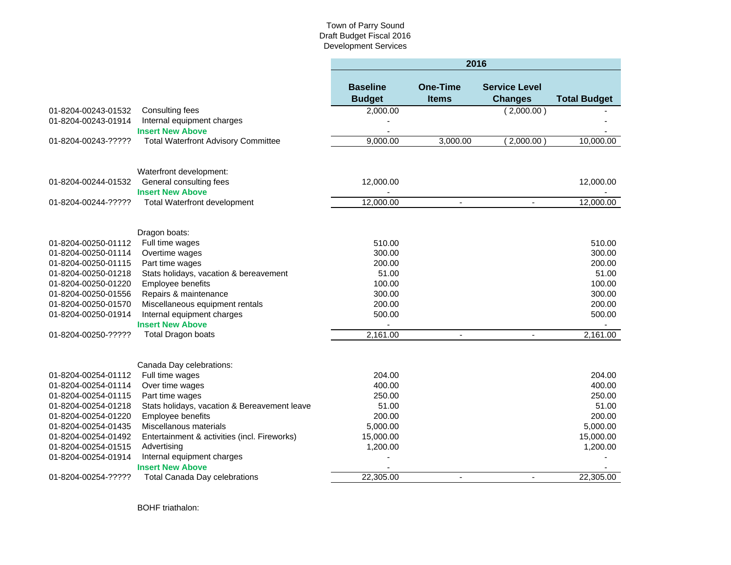Town of Parry Sound
Draft Budget Fiscal 2016
Development Services

| | | 2016 | | | |
|---|---|---|---|---|---|
| | | **Baseline Budget** | **One-Time Items** | **Service Level Changes** | **Total Budget** |
| 01-8204-00243-01532 | Consulting fees | 2,000.00 | | ( 2,000.00 ) | - |
| 01-8204-00243-01914 | Internal equipment charges | - | | | - |
| | **Insert New Above** | - | | | - |
| 01-8204-00243-????? | Total Waterfront Advisory Committee | 9,000.00 | 3,000.00 | ( 2,000.00 ) | 10,000.00 |
| | | | | | |
| | Waterfront development: | | | | |
| 01-8204-00244-01532 | General consulting fees | 12,000.00 | | | 12,000.00 |
| | **Insert New Above** | - | | | - |
| 01-8204-00244-????? | Total Waterfront development | 12,000.00 | - | - | 12,000.00 |
| | | | | | |
| | Dragon boats: | | | | |
| 01-8204-00250-01112 | Full time wages | 510.00 | | | 510.00 |
| 01-8204-00250-01114 | Overtime wages | 300.00 | | | 300.00 |
| 01-8204-00250-01115 | Part time wages | 200.00 | | | 200.00 |
| 01-8204-00250-01218 | Stats holidays, vacation & bereavement | 51.00 | | | 51.00 |
| 01-8204-00250-01220 | Employee benefits | 100.00 | | | 100.00 |
| 01-8204-00250-01556 | Repairs & maintenance | 300.00 | | | 300.00 |
| 01-8204-00250-01570 | Miscellaneous equipment rentals | 200.00 | | | 200.00 |
| 01-8204-00250-01914 | Internal equipment charges | 500.00 | | | 500.00 |
| | **Insert New Above** | - | | | - |
| 01-8204-00250-????? | Total Dragon boats | 2,161.00 | - | - | 2,161.00 |
| | | | | | |
| | Canada Day celebrations: | | | | |
| 01-8204-00254-01112 | Full time wages | 204.00 | | | 204.00 |
| 01-8204-00254-01114 | Over time wages | 400.00 | | | 400.00 |
| 01-8204-00254-01115 | Part time wages | 250.00 | | | 250.00 |
| 01-8204-00254-01218 | Stats holidays, vacation & Bereavement leave | 51.00 | | | 51.00 |
| 01-8204-00254-01220 | Employee benefits | 200.00 | | | 200.00 |
| 01-8204-00254-01435 | Miscellanous materials | 5,000.00 | | | 5,000.00 |
| 01-8204-00254-01492 | Entertainment & activities (incl. Fireworks) | 15,000.00 | | | 15,000.00 |
| 01-8204-00254-01515 | Advertising | 1,200.00 | | | 1,200.00 |
| 01-8204-00254-01914 | Internal equipment charges | - | | | - |
| | **Insert New Above** | - | | | - |
| 01-8204-00254-????? | Total Canada Day celebrations | 22,305.00 | - | - | 22,305.00 |
| | | | | | |
| | BOHF triathalon: | | | | |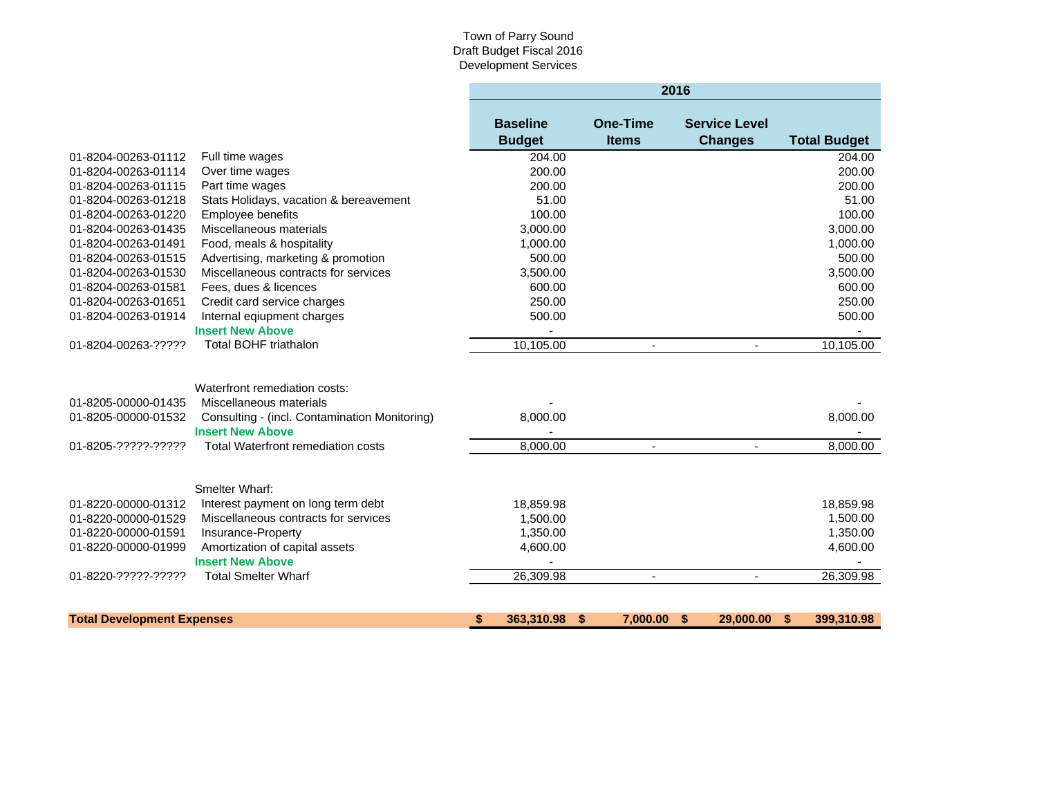Town of Parry Sound
Draft Budget Fiscal 2016
Development Services

| | | 2016 | | | |
|---|---|---|---|---|---|
| | | **Baseline Budget** | **One-Time Items** | **Service Level Changes** | **Total Budget** |
| 01-8204-00263-01112 | Full time wages | 204.00 | | | 204.00 |
| 01-8204-00263-01114 | Over time wages | 200.00 | | | 200.00 |
| 01-8204-00263-01115 | Part time wages | 200.00 | | | 200.00 |
| 01-8204-00263-01218 | Stats Holidays, vacation & bereavement | 51.00 | | | 51.00 |
| 01-8204-00263-01220 | Employee benefits | 100.00 | | | 100.00 |
| 01-8204-00263-01435 | Miscellaneous materials | 3,000.00 | | | 3,000.00 |
| 01-8204-00263-01491 | Food, meals & hospitality | 1,000.00 | | | 1,000.00 |
| 01-8204-00263-01515 | Advertising, marketing & promotion | 500.00 | | | 500.00 |
| 01-8204-00263-01530 | Miscellaneous contracts for services | 3,500.00 | | | 3,500.00 |
| 01-8204-00263-01581 | Fees, dues & licences | 600.00 | | | 600.00 |
| 01-8204-00263-01651 | Credit card service charges | 250.00 | | | 250.00 |
| 01-8204-00263-01914 | Internal eqiupment charges | 500.00 | | | 500.00 |
| | **Insert New Above** | - | | | - |
| 01-8204-00263-????? | Total BOHF triathalon | 10,105.00 | - | - | 10,105.00 |
| | | | | | |
| | Waterfront remediation costs: | | | | |
| 01-8205-00000-01435 | Miscellaneous materials | - | | | - |
| 01-8205-00000-01532 | Consulting - (incl. Contamination Monitoring) | 8,000.00 | | | 8,000.00 |
| | **Insert New Above** | - | | | - |
| 01-8205-?????-????? | Total Waterfront remediation costs | 8,000.00 | - | - | 8,000.00 |
| | | | | | |
| | Smelter Wharf: | | | | |
| 01-8220-00000-01312 | Interest payment on long term debt | 18,859.98 | | | 18,859.98 |
| 01-8220-00000-01529 | Miscellaneous contracts for services | 1,500.00 | | | 1,500.00 |
| 01-8220-00000-01591 | Insurance-Property | 1,350.00 | | | 1,350.00 |
| 01-8220-00000-01999 | Amortization of capital assets | 4,600.00 | | | 4,600.00 |
| | **Insert New Above** | - | | | - |
| 01-8220-?????-????? | Total Smelter Wharf | 26,309.98 | - | - | 26,309.98 |
| | | | | | |
| **Total Development Expenses** | | **$ 363,310.98** | **$ 7,000.00** | **$ 29,000.00** | **$ 399,310.98** |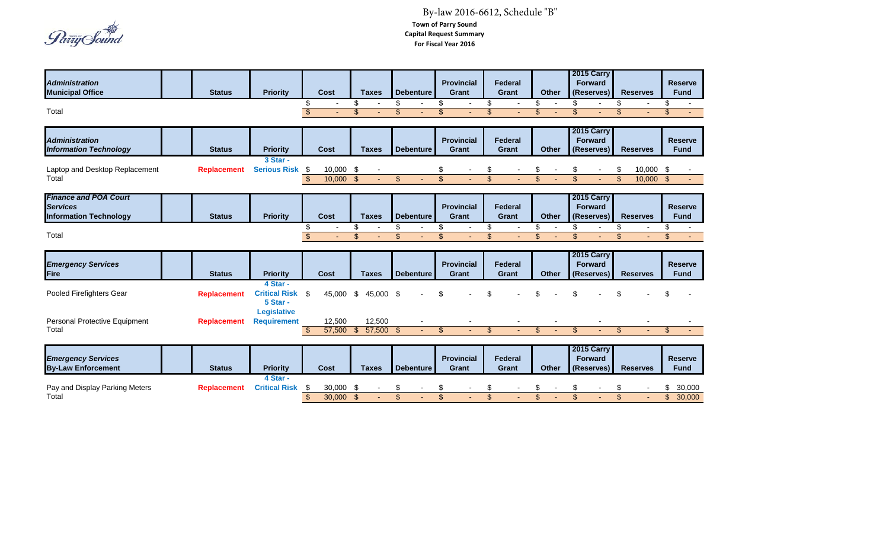Town of Parry Sound

# By-law 2016-6612, Schedule "B"

**Town of Parry Sound**
**Capital Request Summary**
**For Fiscal Year 2016**

| ***Administration*** **Municipal Office** | | Status | Priority | Cost | Taxes | Debenture | Provincial Grant | Federal Grant | Other | 2015 Carry Forward (Reserves) | Reserves | Reserve Fund |
|---|---|---|---|---|---|---|---|---|---|---|---|---|
| | | | | $ - | $ - | $ - | $ - | $ - | $ - | $ - | $ - | $ - |
| Total | | | | $ - | $ - | $ - | $ - | $ - | $ - | $ - | $ - | $ - |

| ***Administration*** **Information Technology** | | Status | Priority | Cost | Taxes | Debenture | Provincial Grant | Federal Grant | Other | 2015 Carry Forward (Reserves) | Reserves | Reserve Fund |
|---|---|---|---|---|---|---|---|---|---|---|---|---|
| Laptop and Desktop Replacement | | **Replacement** | **3 Star - Serious Risk** | $ 10,000 | $ - | | $ - | $ - | $ - | $ - | $ 10,000 | $ - |
| Total | | | | $ 10,000 | $ - | $ - | $ - | $ - | $ - | $ - | $ 10,000 | $ - |

| ***Finance and POA Court Services*** **Information Technology** | | Status | Priority | Cost | Taxes | Debenture | Provincial Grant | Federal Grant | Other | 2015 Carry Forward (Reserves) | Reserves | Reserve Fund |
|---|---|---|---|---|---|---|---|---|---|---|---|---|
| | | | | $ - | $ - | $ - | $ - | $ - | $ - | $ - | $ - | $ - |
| Total | | | | $ - | $ - | $ - | $ - | $ - | $ - | $ - | $ - | $ - |

| ***Emergency Services*** **Fire** | | Status | Priority | Cost | Taxes | Debenture | Provincial Grant | Federal Grant | Other | 2015 Carry Forward (Reserves) | Reserves | Reserve Fund |
|---|---|---|---|---|---|---|---|---|---|---|---|---|
| Pooled Firefighters Gear | | **Replacement** | **4 Star - Critical Risk** | $ 45,000 | $ 45,000 | $ - | $ - | $ - | $ - | $ - | $ - | $ - |
| Personal Protective Equipment | | **Replacement** | **5 Star - Legislative Requirement** | 12,500 | 12,500 | - | - | - | - | - | - | - |
| Total | | | | $ 57,500 | $ 57,500 | $ - | $ - | $ - | $ - | $ - | $ - | $ - |

| ***Emergency Services*** **By-Law Enforcement** | | Status | Priority | Cost | Taxes | Debenture | Provincial Grant | Federal Grant | Other | 2015 Carry Forward (Reserves) | Reserves | Reserve Fund |
|---|---|---|---|---|---|---|---|---|---|---|---|---|
| Pay and Display Parking Meters | | **Replacement** | **4 Star - Critical Risk** | $ 30,000 | $ - | $ - | $ - | $ - | $ - | $ - | $ - | $ 30,000 |
| Total | | | | $ 30,000 | $ - | $ - | $ - | $ - | $ - | $ - | $ - | $ 30,000 |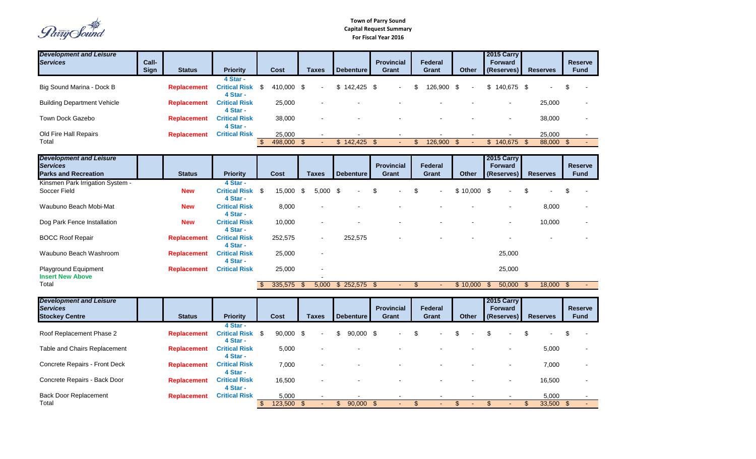**Town of Parry Sound**
**Capital Request Summary**
**For Fiscal Year 2016**

| *Development and Leisure Services* | Call-Sign | Status | Priority | Cost | Taxes | Debenture | Provincial Grant | Federal Grant | Other | 2015 Carry Forward (Reserves) | Reserves | Reserve Fund |
|---|---|---|---|---|---|---|---|---|---|---|---|---|
| Big Sound Marina - Dock B | | Replacement | 4 Star - Critical Risk | $ 410,000 | $ - | $ 142,425 | $ - | $ 126,900 | $ - | $ 140,675 | $ - | $ - |
| Building Department Vehicle | | Replacement | 4 Star - Critical Risk | 25,000 | - | - | - | - | - | - | 25,000 | - |
| Town Dock Gazebo | | Replacement | 4 Star - Critical Risk | 38,000 | - | - | - | - | - | - | 38,000 | - |
| Old Fire Hall Repairs | | Replacement | 4 Star - Critical Risk | 25,000 | - | - | - | - | - | - | 25,000 | - |
| Total | | | | $ 498,000 | $ - | $ 142,425 | $ - | $ 126,900 | $ - | $ 140,675 | $ 88,000 | $ - |

| *Development and Leisure Services* Parks and Recreation | Status | Priority | Cost | Taxes | Debenture | Provincial Grant | Federal Grant | Other | 2015 Carry Forward (Reserves) | Reserves | Reserve Fund |
|---|---|---|---|---|---|---|---|---|---|---|---|
| Kinsmen Park Irrigation System - Soccer Field | New | 4 Star - Critical Risk | $ 15,000 | $ 5,000 | $ - | $ - | $ - | $ 10,000 | $ - | $ - | $ - |
| Waubuno Beach Mobi-Mat | New | 4 Star - Critical Risk | 8,000 | - | - | - | - | - | - | 8,000 | - |
| Dog Park Fence Installation | New | 4 Star - Critical Risk | 10,000 | - | - | - | - | - | - | 10,000 | - |
| BOCC Roof Repair | Replacement | 4 Star - Critical Risk | 252,575 | - | 252,575 | - | - | - | - | - | - |
| Waubuno Beach Washroom | Replacement | 4 Star - Critical Risk | 25,000 | - | | | | | 25,000 | | |
| Playground Equipment | Replacement | 4 Star - Critical Risk | 25,000 | - | | | | | 25,000 | | |
| Insert New Above | | | | - | | | | | | | |
| Total | | | $ 335,575 | $ 5,000 | $ 252,575 | $ - | $ - | $ 10,000 | $ 50,000 | $ 18,000 | $ - |

| *Development and Leisure Services* Stockey Centre | Status | Priority | Cost | Taxes | Debenture | Provincial Grant | Federal Grant | Other | 2015 Carry Forward (Reserves) | Reserves | Reserve Fund |
|---|---|---|---|---|---|---|---|---|---|---|---|
| Roof Replacement Phase 2 | Replacement | 4 Star - Critical Risk | $ 90,000 | $ - | $ 90,000 | $ - | $ - | $ - | $ - | $ - | $ - |
| Table and Chairs Replacement | Replacement | 4 Star - Critical Risk | 5,000 | - | - | - | - | - | - | 5,000 | - |
| Concrete Repairs - Front Deck | Replacement | 4 Star - Critical Risk | 7,000 | - | - | - | - | - | - | 7,000 | - |
| Concrete Repairs - Back Door | Replacement | 4 Star - Critical Risk | 16,500 | - | - | - | - | - | - | 16,500 | - |
| Back Door Replacement | Replacement | 4 Star - Critical Risk | 5,000 | - | - | - | - | - | - | 5,000 | - |
| Total | | | $ 123,500 | $ - | $ 90,000 | $ - | $ - | $ - | $ - | $ 33,500 | $ - |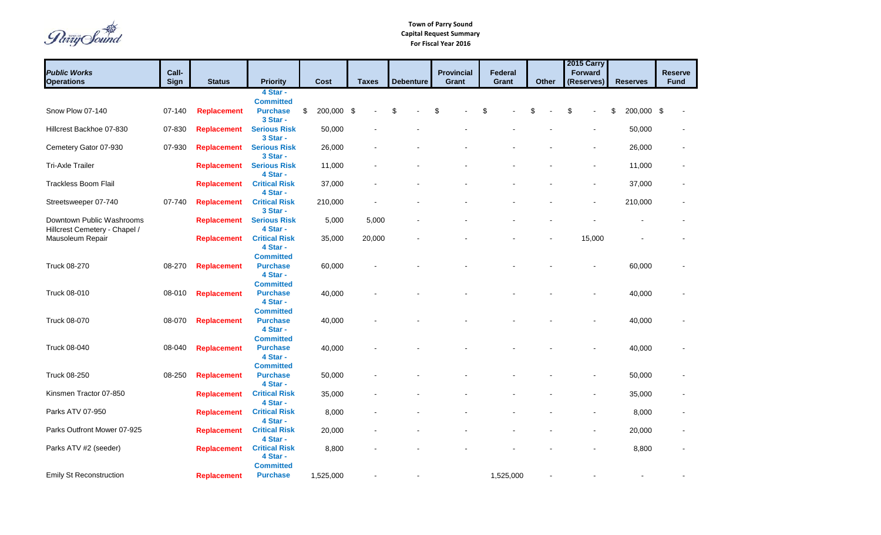**Town of Parry Sound**
**Capital Request Summary**
**For Fiscal Year 2016**

| *Public Works Operations* | Call-Sign | Status | Priority | Cost | Taxes | Debenture | Provincial Grant | Federal Grant | Other | 2015 Carry Forward (Reserves) | Reserves | Reserve Fund |
|---|---|---|---|---|---|---|---|---|---|---|---|---|
| Snow Plow 07-140 | 07-140 | Replacement | 4 Star - Committed Purchase | $ 200,000 | $ - | $ - | $ - | $ - | $ - | $ - | $ 200,000 | $ - |
| Hillcrest Backhoe 07-830 | 07-830 | Replacement | 3 Star - Serious Risk | 50,000 | - | - | - | - | - | - | 50,000 | - |
| Cemetery Gator 07-930 | 07-930 | Replacement | 3 Star - Serious Risk | 26,000 | - | - | - | - | - | - | 26,000 | - |
| Tri-Axle Trailer | | Replacement | 3 Star - Serious Risk | 11,000 | - | - | - | - | - | - | 11,000 | - |
| Trackless Boom Flail | | Replacement | 4 Star - Critical Risk | 37,000 | - | - | - | - | - | - | 37,000 | - |
| Streetsweeper 07-740 | 07-740 | Replacement | 4 Star - Critical Risk | 210,000 | - | - | - | - | - | - | 210,000 | - |
| Downtown Public Washrooms | | Replacement | 3 Star - Serious Risk | 5,000 | 5,000 | - | - | - | - | - | - | - |
| Hillcrest Cemetery - Chapel / Mausoleum Repair | | Replacement | 4 Star - Critical Risk | 35,000 | 20,000 | - | - | - | - | 15,000 | - | - |
| Truck 08-270 | 08-270 | Replacement | 4 Star - Committed Purchase | 60,000 | - | - | - | - | - | - | 60,000 | - |
| Truck 08-010 | 08-010 | Replacement | 4 Star - Committed Purchase | 40,000 | - | - | - | - | - | - | 40,000 | - |
| Truck 08-070 | 08-070 | Replacement | 4 Star - Committed Purchase | 40,000 | - | - | - | - | - | - | 40,000 | - |
| Truck 08-040 | 08-040 | Replacement | 4 Star - Committed Purchase | 40,000 | - | - | - | - | - | - | 40,000 | - |
| Truck 08-250 | 08-250 | Replacement | 4 Star - Committed Purchase | 50,000 | - | - | - | - | - | - | 50,000 | - |
| Kinsmen Tractor 07-850 | | Replacement | 4 Star - Critical Risk | 35,000 | - | - | - | - | - | - | 35,000 | - |
| Parks ATV 07-950 | | Replacement | 4 Star - Critical Risk | 8,000 | - | - | - | - | - | - | 8,000 | - |
| Parks Outfront Mower 07-925 | | Replacement | 4 Star - Critical Risk | 20,000 | - | - | - | - | - | - | 20,000 | - |
| Parks ATV #2 (seeder) | | Replacement | 4 Star - Critical Risk | 8,800 | - | - | - | - | - | - | 8,800 | - |
| Emily St Reconstruction | | Replacement | 4 Star - Committed Purchase | 1,525,000 | - | - | | 1,525,000 | - | - | - | - |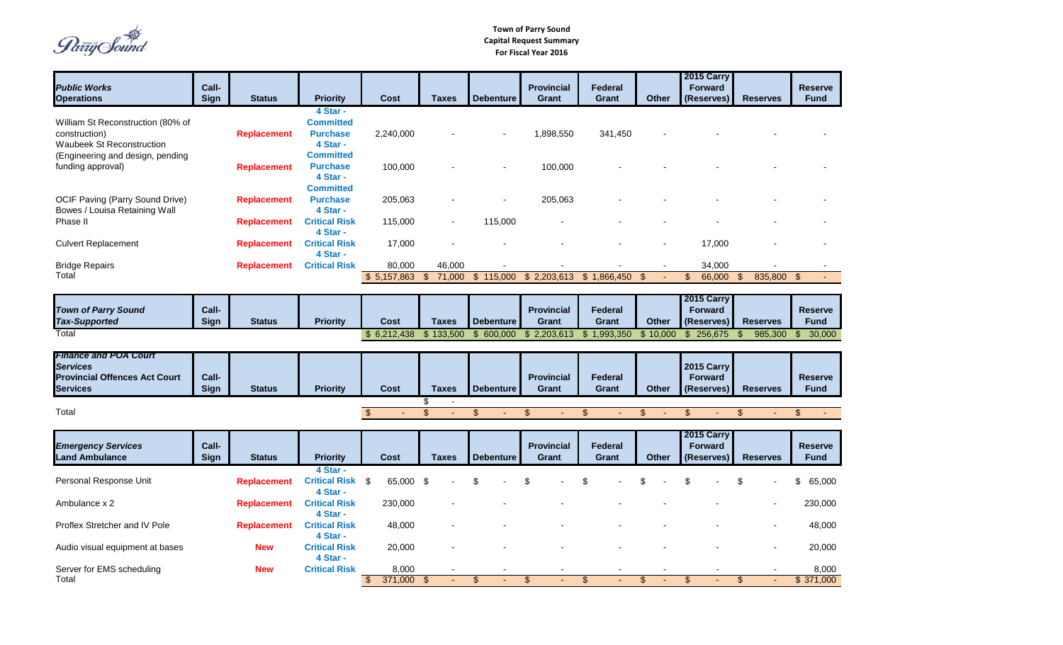**Town of Parry Sound**
**Capital Request Summary**
**For Fiscal Year 2016**

| *Public Works* **Operations** | Call-Sign | Status | Priority | Cost | Taxes | Debenture | Provincial Grant | Federal Grant | Other | 2015 Carry Forward (Reserves) | Reserves | Reserve Fund |
|---|---|---|---|---|---|---|---|---|---|---|---|---|
| William St Reconstruction (80% of construction) | | Replacement | 4 Star - Committed Purchase | 2,240,000 | - | - | 1,898,550 | 341,450 | - | - | - | - |
| Waubeek St Reconstruction (Engineering and design, pending funding approval) | | Replacement | 4 Star - Committed Purchase | 100,000 | - | - | 100,000 | - | - | - | - | - |
| OCIF Paving (Parry Sound Drive) | | Replacement | 4 Star - Committed Purchase | 205,063 | - | - | 205,063 | - | - | - | - | - |
| Bowes / Louisa Retaining Wall Phase II | | Replacement | 4 Star - Critical Risk | 115,000 | - | 115,000 | - | - | - | - | - | - |
| Culvert Replacement | | Replacement | 4 Star - Critical Risk | 17,000 | - | - | - | - | - | 17,000 | - | - |
| Bridge Repairs | | Replacement | 4 Star - Critical Risk | 80,000 | 46,000 | - | - | - | - | 34,000 | - | - |
| Total | | | | $ 5,157,863 | $ 71,000 | $ 115,000 | $ 2,203,613 | $ 1,866,450 | $ - | $ 66,000 | $ 835,800 | $ - |

| *Town of Parry Sound* ***Tax-Supported*** | Call-Sign | Status | Priority | Cost | Taxes | Debenture | Provincial Grant | Federal Grant | Other | 2015 Carry Forward (Reserves) | Reserves | Reserve Fund |
|---|---|---|---|---|---|---|---|---|---|---|---|---|
| Total | | | | $ 6,212,438 | $ 133,500 | $ 600,000 | $ 2,203,613 | $ 1,993,350 | $ 10,000 | $ 256,675 | $ 985,300 | $ 30,000 |

| *Finance and POA Court Services* **Provincial Offences Act Court Services** | Call-Sign | Status | Priority | Cost | Taxes | Debenture | Provincial Grant | Federal Grant | Other | 2015 Carry Forward (Reserves) | Reserves | Reserve Fund |
|---|---|---|---|---|---|---|---|---|---|---|---|---|
| | | | | | $ - | | | | | | | |
| Total | | | | $ - | $ - | $ - | $ - | $ - | $ - | $ - | $ - | $ - |

| *Emergency Services* **Land Ambulance** | Call-Sign | Status | Priority | Cost | Taxes | Debenture | Provincial Grant | Federal Grant | Other | 2015 Carry Forward (Reserves) | Reserves | Reserve Fund |
|---|---|---|---|---|---|---|---|---|---|---|---|---|
| Personal Response Unit | | Replacement | 4 Star - Critical Risk | $ 65,000 | $ - | $ - | $ - | $ - | $ - | $ - | $ - | $ 65,000 |
| Ambulance x 2 | | Replacement | 4 Star - Critical Risk | 230,000 | - | - | - | - | - | - | - | 230,000 |
| Proflex Stretcher and IV Pole | | Replacement | 4 Star - Critical Risk | 48,000 | - | - | - | - | - | - | - | 48,000 |
| Audio visual equipment at bases | | New | 4 Star - Critical Risk | 20,000 | - | - | - | - | - | - | - | 20,000 |
| Server for EMS scheduling | | New | 4 Star - Critical Risk | 8,000 | - | - | - | - | - | - | - | 8,000 |
| Total | | | | $ 371,000 | $ - | $ - | $ - | $ - | $ - | $ - | $ - | $ 371,000 |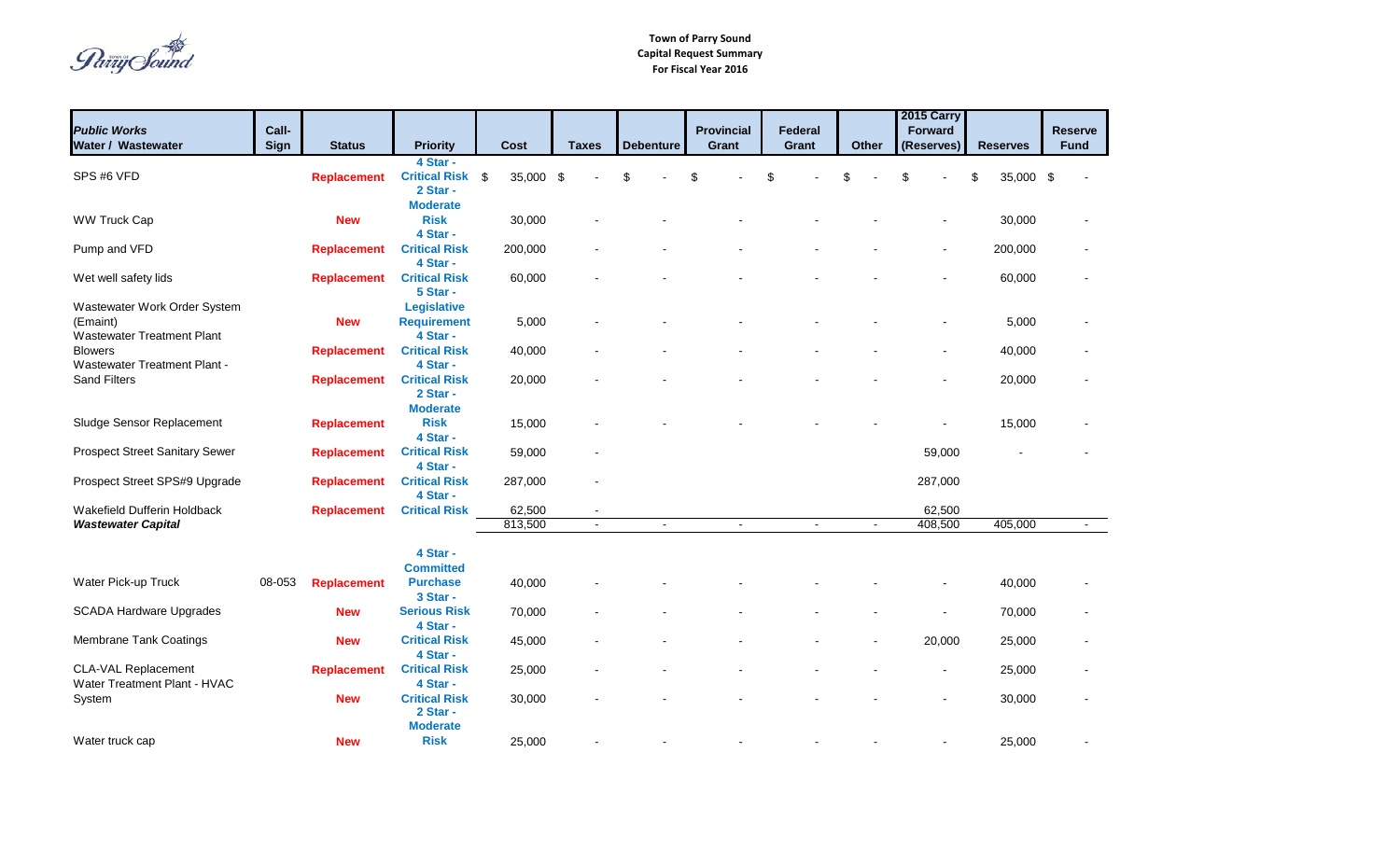**Town of Parry Sound**
**Capital Request Summary**
**For Fiscal Year 2016**

| *Public Works* **Water / Wastewater** | Call-Sign | Status | Priority | Cost | Taxes | Debenture | Provincial Grant | Federal Grant | Other | 2015 Carry Forward (Reserves) | Reserves | Reserve Fund |
|---|---|---|---|---|---|---|---|---|---|---|---|---|
| SPS #6 VFD | | **Replacement** | **4 Star - Critical Risk** | $ 35,000 | $ - | $ - | $ - | $ - | $ - | $ - | $ 35,000 | $ - |
| WW Truck Cap | | **New** | **2 Star - Moderate Risk** | 30,000 | - | - | - | - | - | - | 30,000 | - |
| Pump and VFD | | **Replacement** | **4 Star - Critical Risk** | 200,000 | - | - | - | - | - | - | 200,000 | - |
| Wet well safety lids | | **Replacement** | **4 Star - Critical Risk** | 60,000 | - | - | - | - | - | - | 60,000 | - |
| Wastewater Work Order System (Emaint) | | **New** | **5 Star - Legislative Requirement** | 5,000 | - | - | - | - | - | - | 5,000 | - |
| Wastewater Treatment Plant Blowers | | **Replacement** | **4 Star - Critical Risk** | 40,000 | - | - | - | - | - | - | 40,000 | - |
| Wastewater Treatment Plant - Sand Filters | | **Replacement** | **4 Star - Critical Risk** | 20,000 | - | - | - | - | - | - | 20,000 | - |
| Sludge Sensor Replacement | | **Replacement** | **2 Star - Moderate Risk** | 15,000 | - | - | - | - | - | - | 15,000 | - |
| Prospect Street Sanitary Sewer | | **Replacement** | **4 Star - Critical Risk** | 59,000 | - | | | | | 59,000 | - | - |
| Prospect Street SPS#9 Upgrade | | **Replacement** | **4 Star - Critical Risk** | 287,000 | - | | | | | 287,000 | | |
| Wakefield Dufferin Holdback | | **Replacement** | **4 Star - Critical Risk** | 62,500 | - | | | | | 62,500 | | |
| ***Wastewater Capital*** | | | | 813,500 | - | - | - | - | - | 408,500 | 405,000 | - |
| Water Pick-up Truck | 08-053 | **Replacement** | **4 Star - Committed Purchase** | 40,000 | - | - | - | - | - | - | 40,000 | - |
| SCADA Hardware Upgrades | | **New** | **3 Star - Serious Risk** | 70,000 | - | - | - | - | - | - | 70,000 | - |
| Membrane Tank Coatings | | **New** | **4 Star - Critical Risk** | 45,000 | - | - | - | - | - | 20,000 | 25,000 | - |
| CLA-VAL Replacement | | **Replacement** | **4 Star - Critical Risk** | 25,000 | - | - | - | - | - | - | 25,000 | - |
| Water Treatment Plant - HVAC System | | **New** | **4 Star - Critical Risk** | 30,000 | - | - | - | - | - | - | 30,000 | - |
| Water truck cap | | **New** | **2 Star - Moderate Risk** | 25,000 | - | - | - | - | - | - | 25,000 | - |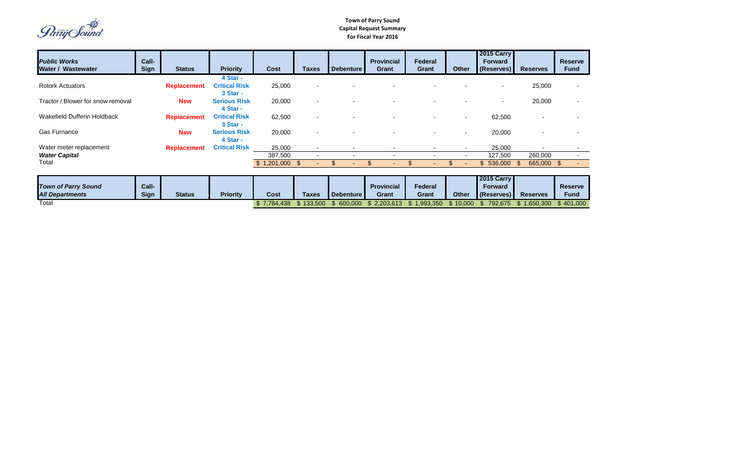**Town of Parry Sound**
**Capital Request Summary**
**For Fiscal Year 2016**

| ***Public Works*** **Water / Wastewater** | Call-Sign | Status | Priority | Cost | Taxes | Debenture | Provincial Grant | Federal Grant | Other | 2015 Carry Forward (Reserves) | Reserves | Reserve Fund |
|---|---|---|---|---|---|---|---|---|---|---|---|---|
| Rotork Actuators | | **Replacement** | **4 Star - Critical Risk** | 25,000 | - | - | - | - | - | - | 25,000 | - |
| Tractor / Blower for snow removal | | **New** | **3 Star - Serious Risk** | 20,000 | - | - | - | - | - | - | 20,000 | - |
| Wakefield Dufferin Holdback | | **Replacement** | **4 Star - Critical Risk** | 62,500 | - | - | - | - | - | 62,500 | - | - |
| Gas Furnance | | **New** | **3 Star - Serious Risk** | 20,000 | - | - | - | - | - | 20,000 | - | - |
| Water meter replacement | | **Replacement** | **4 Star - Critical Risk** | 25,000 | - | - | - | - | - | 25,000 | - | - |
| ***Water Capital*** | | | | 387,500 | - | - | - | - | - | 127,500 | 260,000 | - |
| Total | | | | $ 1,201,000 | $ - | $ - | $ - | $ - | $ - | $ 536,000 | $ 665,000 | $ - |

| ***Town of Parry Sound*** ***All Departments*** | Call-Sign | Status | Priority | Cost | Taxes | Debenture | Provincial Grant | Federal Grant | Other | 2015 Carry Forward (Reserves) | Reserves | Reserve Fund |
|---|---|---|---|---|---|---|---|---|---|---|---|---|
| Total | | | | $ 7,784,438 | $ 133,500 | $ 600,000 | $ 2,203,613 | $ 1,993,350 | $ 10,000 | $ 792,675 | $ 1,650,300 | $ 401,000 |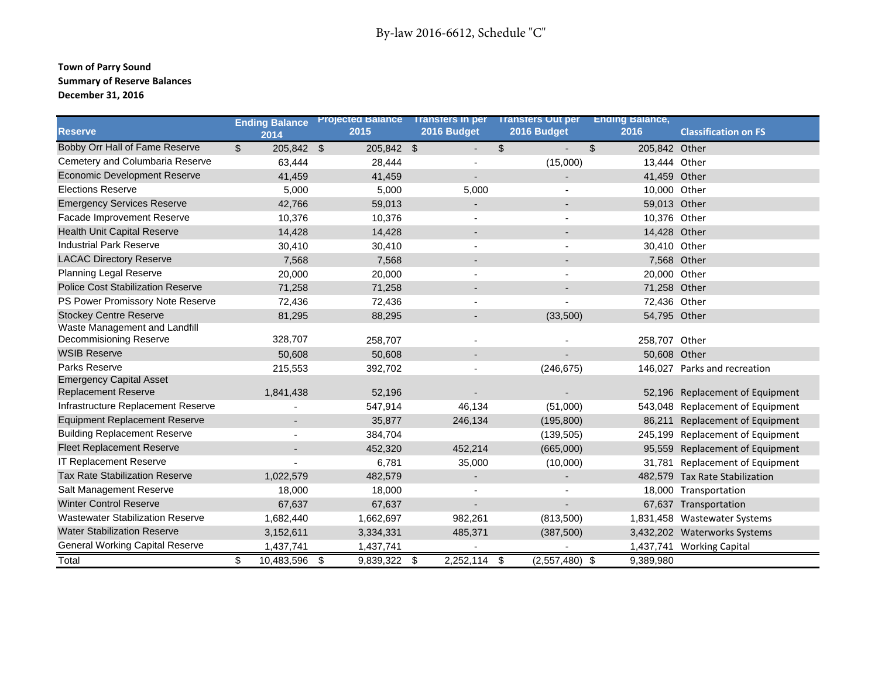By-law 2016-6612, Schedule "C"

**Town of Parry Sound**
**Summary of Reserve Balances**
**December 31, 2016**

| Reserve | Ending Balance 2014 | Projected Balance 2015 | Transfers In per 2016 Budget | Transfers Out per 2016 Budget | Ending Balance, 2016 | Classification on FS |
|---|---|---|---|---|---|---|
| Bobby Orr Hall of Fame Reserve | $ 205,842 | $ 205,842 | $ - | $ - | $ 205,842 | Other |
| Cemetery and Columbaria Reserve | 63,444 | 28,444 | - | (15,000) | 13,444 | Other |
| Economic Development Reserve | 41,459 | 41,459 | - | - | 41,459 | Other |
| Elections Reserve | 5,000 | 5,000 | 5,000 | - | 10,000 | Other |
| Emergency Services Reserve | 42,766 | 59,013 | - | - | 59,013 | Other |
| Facade Improvement Reserve | 10,376 | 10,376 | - | - | 10,376 | Other |
| Health Unit Capital Reserve | 14,428 | 14,428 | - | - | 14,428 | Other |
| Industrial Park Reserve | 30,410 | 30,410 | - | - | 30,410 | Other |
| LACAC Directory Reserve | 7,568 | 7,568 | - | - | 7,568 | Other |
| Planning Legal Reserve | 20,000 | 20,000 | - | - | 20,000 | Other |
| Police Cost Stabilization Reserve | 71,258 | 71,258 | - | - | 71,258 | Other |
| PS Power Promissory Note Reserve | 72,436 | 72,436 | - | - | 72,436 | Other |
| Stockey Centre Reserve | 81,295 | 88,295 | - | (33,500) | 54,795 | Other |
| Waste Management and Landfill Decommisioning Reserve | 328,707 | 258,707 | - | - | 258,707 | Other |
| WSIB Reserve | 50,608 | 50,608 | - | - | 50,608 | Other |
| Parks Reserve | 215,553 | 392,702 | - | (246,675) | 146,027 | Parks and recreation |
| Emergency Capital Asset Replacement Reserve | 1,841,438 | 52,196 | - | - | 52,196 | Replacement of Equipment |
| Infrastructure Replacement Reserve | - | 547,914 | 46,134 | (51,000) | 543,048 | Replacement of Equipment |
| Equipment Replacement Reserve | - | 35,877 | 246,134 | (195,800) | 86,211 | Replacement of Equipment |
| Building Replacement Reserve | - | 384,704 | | (139,505) | 245,199 | Replacement of Equipment |
| Fleet Replacement Reserve | - | 452,320 | 452,214 | (665,000) | 95,559 | Replacement of Equipment |
| IT Replacement Reserve | - | 6,781 | 35,000 | (10,000) | 31,781 | Replacement of Equipment |
| Tax Rate Stabilization Reserve | 1,022,579 | 482,579 | - | - | 482,579 | Tax Rate Stabilization |
| Salt Management Reserve | 18,000 | 18,000 | - | - | 18,000 | Transportation |
| Winter Control Reserve | 67,637 | 67,637 | - | - | 67,637 | Transportation |
| Wastewater Stabilization Reserve | 1,682,440 | 1,662,697 | 982,261 | (813,500) | 1,831,458 | Wastewater Systems |
| Water Stabilization Reserve | 3,152,611 | 3,334,331 | 485,371 | (387,500) | 3,432,202 | Waterworks Systems |
| General Working Capital Reserve | 1,437,741 | 1,437,741 | - | - | 1,437,741 | Working Capital |
| Total | $ 10,483,596 | $ 9,839,322 | $ 2,252,114 | $ (2,557,480) | $ 9,389,980 | |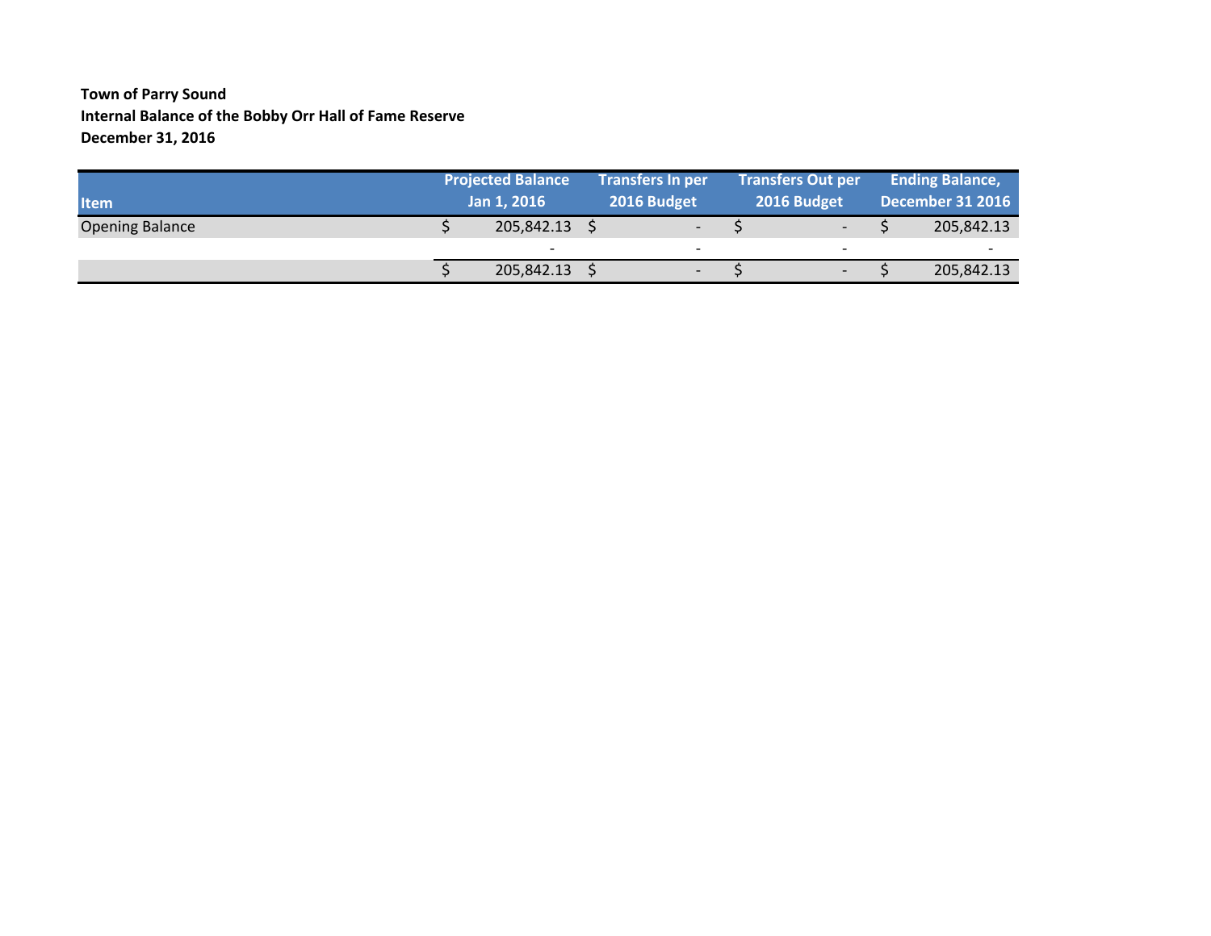**Town of Parry Sound**
**Internal Balance of the Bobby Orr Hall of Fame Reserve**
**December 31, 2016**

| Item | Projected Balance Jan 1, 2016 | Transfers In per 2016 Budget | Transfers Out per 2016 Budget | Ending Balance, December 31 2016 |
|---|---|---|---|---|
| Opening Balance | $ 205,842.13 | $ - | $ - | $ 205,842.13 |
| | - | - | - | - |
| | $ 205,842.13 | $ - | $ - | $ 205,842.13 |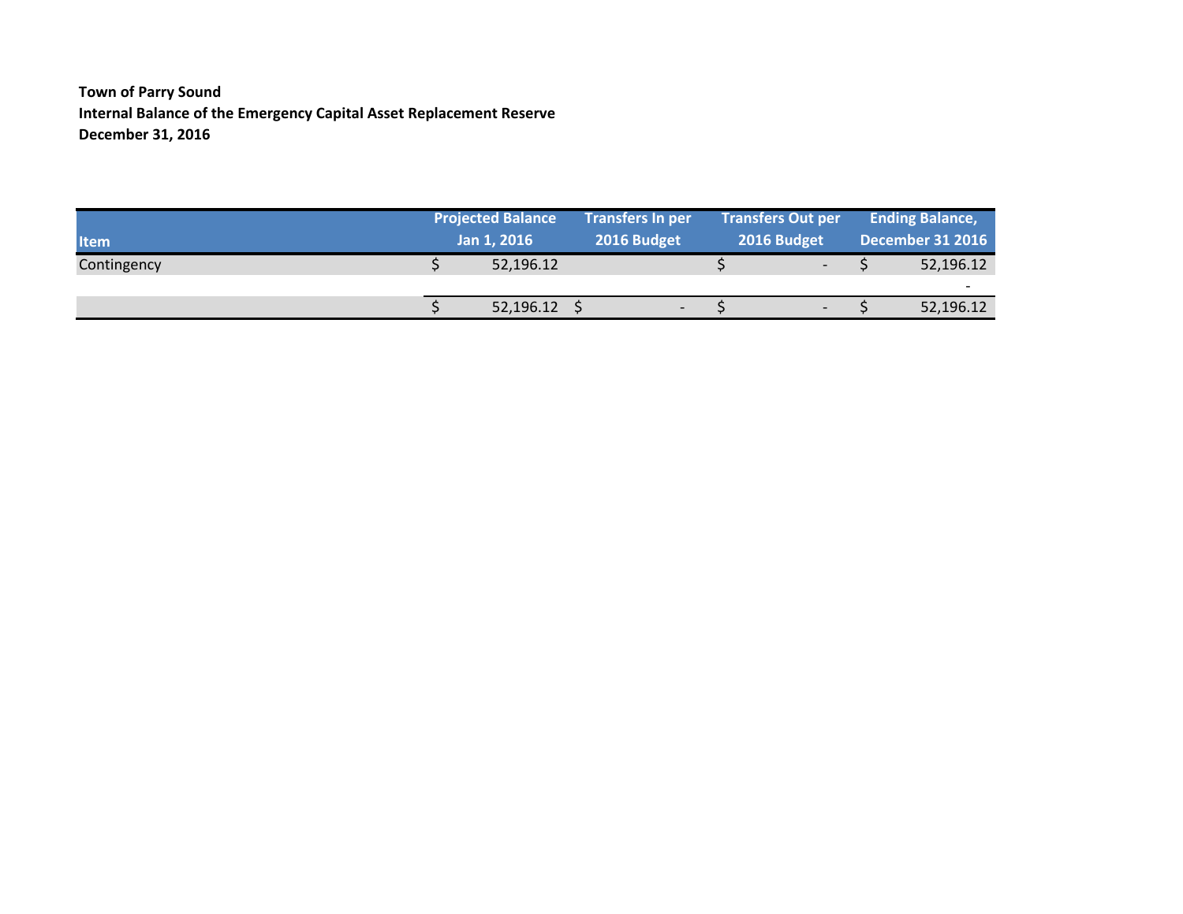**Town of Parry Sound**
**Internal Balance of the Emergency Capital Asset Replacement Reserve**
**December 31, 2016**

| Item | Projected Balance Jan 1, 2016 | Transfers In per 2016 Budget | Transfers Out per 2016 Budget | Ending Balance, December 31 2016 |
|---|---|---|---|---|
| Contingency | $ 52,196.12 | | $ - | $ 52,196.12 |
| | | | | - |
| | $ 52,196.12 | $ - | $ - | $ 52,196.12 |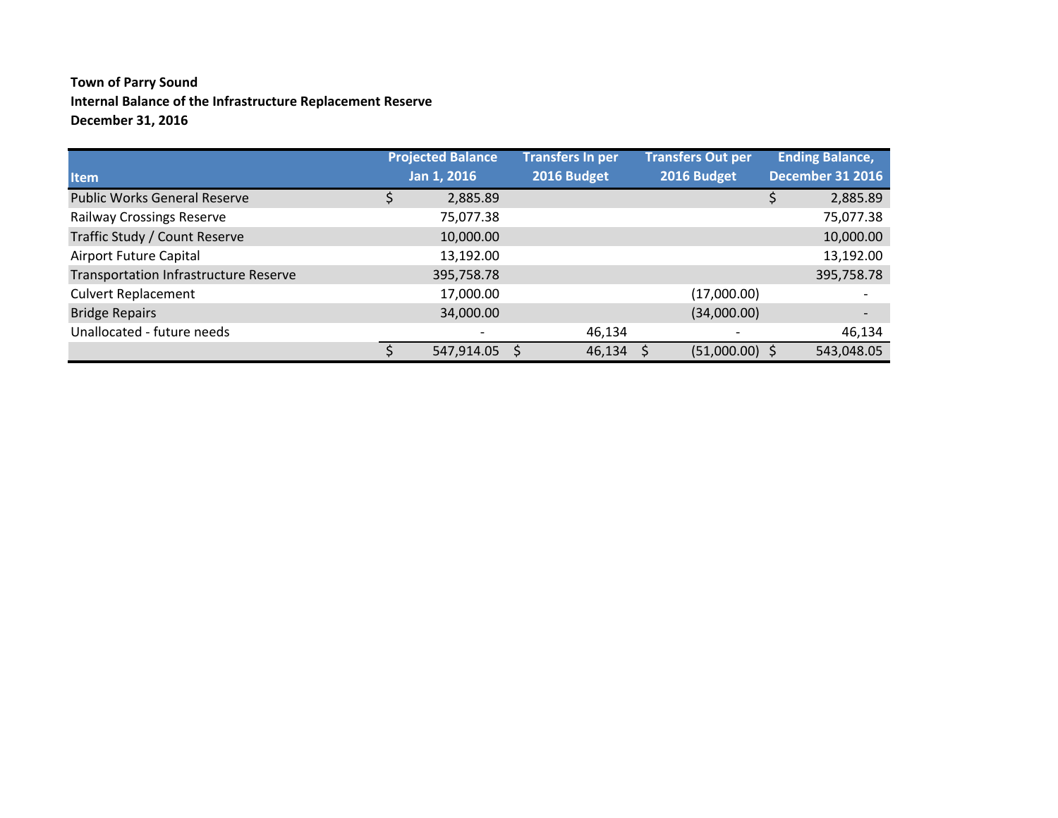**Town of Parry Sound**
**Internal Balance of the Infrastructure Replacement Reserve**
**December 31, 2016**

| Item | Projected Balance Jan 1, 2016 | Transfers In per 2016 Budget | Transfers Out per 2016 Budget | Ending Balance, December 31 2016 |
|---|---|---|---|---|
| Public Works General Reserve | $ 2,885.89 | | | $ 2,885.89 |
| Railway Crossings Reserve | 75,077.38 | | | 75,077.38 |
| Traffic Study / Count Reserve | 10,000.00 | | | 10,000.00 |
| Airport Future Capital | 13,192.00 | | | 13,192.00 |
| Transportation Infrastructure Reserve | 395,758.78 | | | 395,758.78 |
| Culvert Replacement | 17,000.00 | | (17,000.00) | - |
| Bridge Repairs | 34,000.00 | | (34,000.00) | - |
| Unallocated - future needs | - | 46,134 | - | 46,134 |
| | $ 547,914.05 | $ 46,134 | $ (51,000.00) | $ 543,048.05 |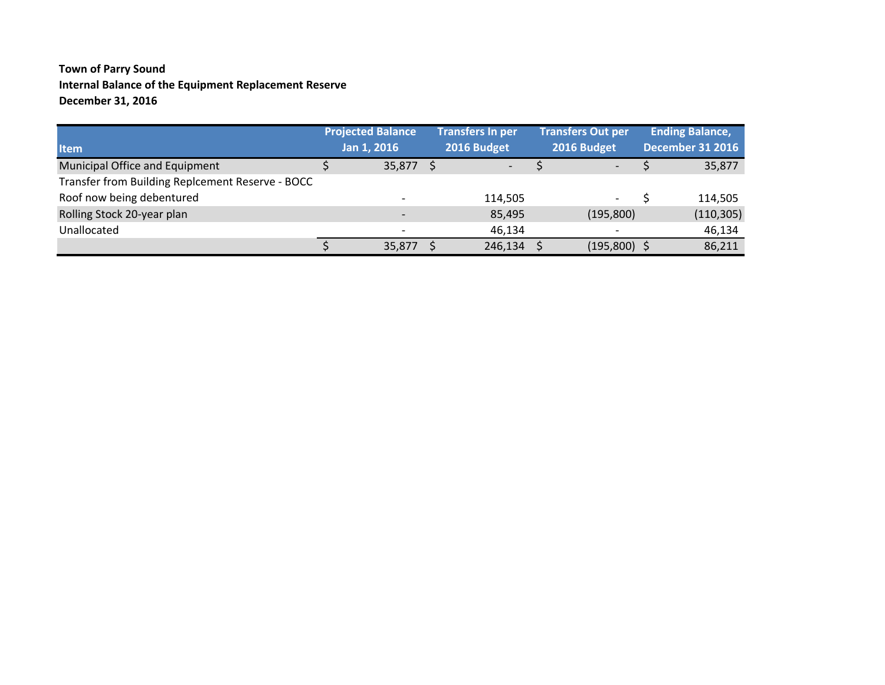**Town of Parry Sound**
**Internal Balance of the Equipment Replacement Reserve**
**December 31, 2016**

| Item | Projected Balance Jan 1, 2016 | Transfers In per 2016 Budget | Transfers Out per 2016 Budget | Ending Balance, December 31 2016 |
|---|---|---|---|---|
| Municipal Office and Equipment | $ 35,877 | $ - | $ - | $ 35,877 |
| Transfer from Building Replcement Reserve - BOCC | | | | |
| Roof now being debentured | - | 114,505 | - | $ 114,505 |
| Rolling Stock 20-year plan | - | 85,495 | (195,800) | (110,305) |
| Unallocated | - | 46,134 | - | 46,134 |
| | $ 35,877 | $ 246,134 | $ (195,800) | $ 86,211 |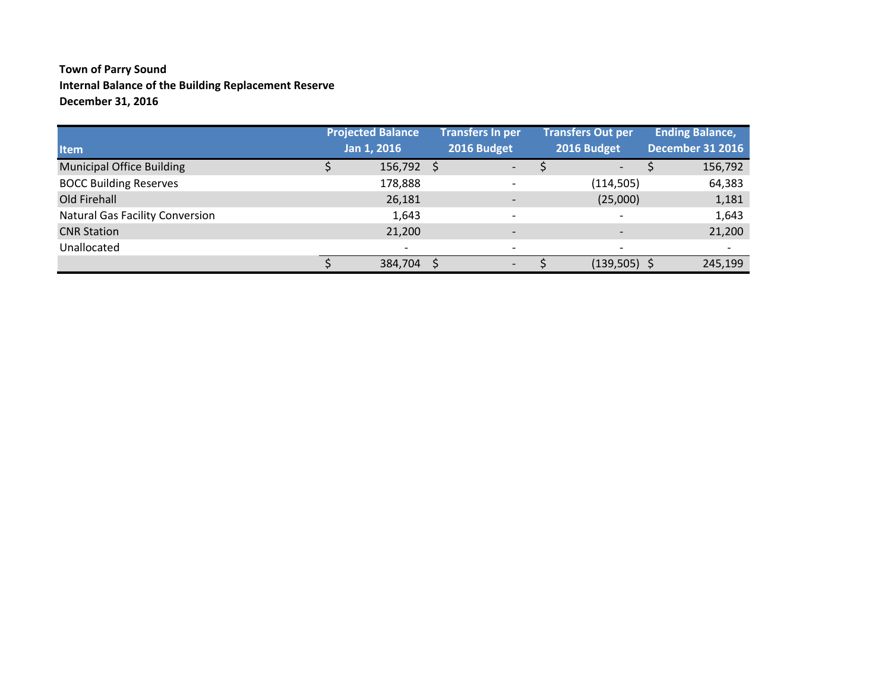**Town of Parry Sound**
**Internal Balance of the Building Replacement Reserve**
**December 31, 2016**

| Item | Projected Balance Jan 1, 2016 | Transfers In per 2016 Budget | Transfers Out per 2016 Budget | Ending Balance, December 31 2016 |
|---|---|---|---|---|
| Municipal Office Building | $ 156,792 | $ - | $ - | $ 156,792 |
| BOCC Building Reserves | 178,888 | - | (114,505) | 64,383 |
| Old Firehall | 26,181 | - | (25,000) | 1,181 |
| Natural Gas Facility Conversion | 1,643 | - | - | 1,643 |
| CNR Station | 21,200 | - | - | 21,200 |
| Unallocated | - | - | - | - |
| | $ 384,704 | $ - | $ (139,505) | $ 245,199 |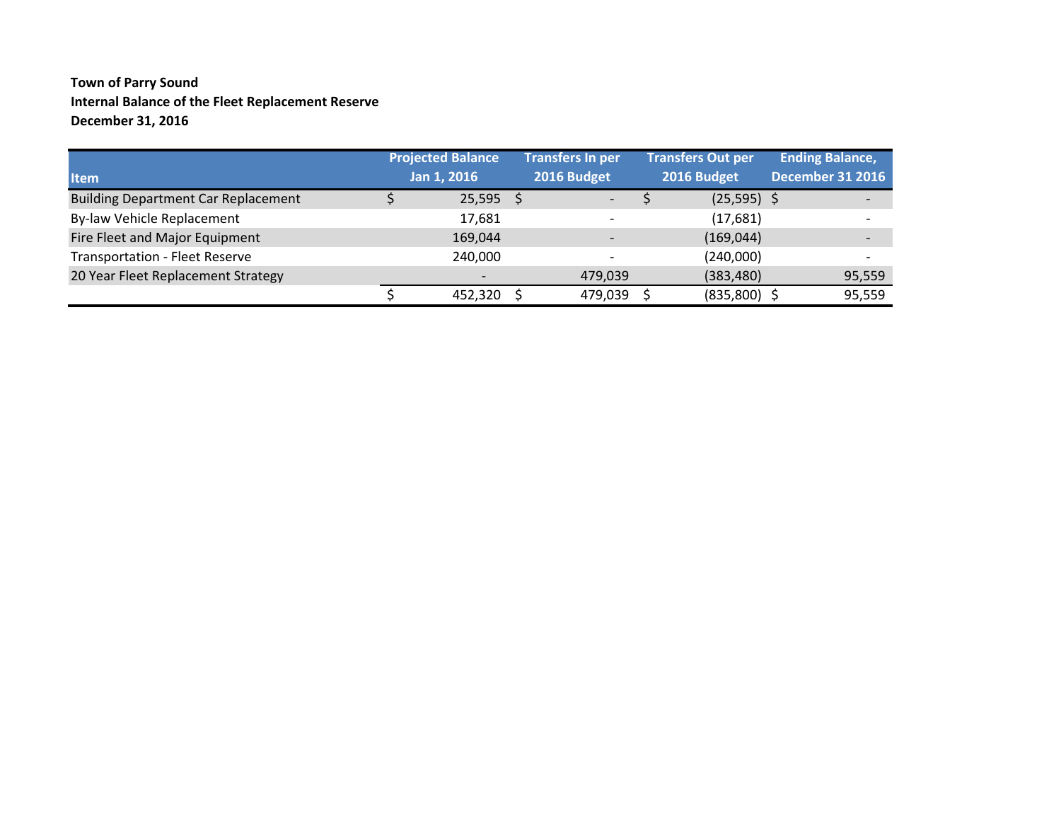**Town of Parry Sound**
**Internal Balance of the Fleet Replacement Reserve**
**December 31, 2016**

| Item | Projected Balance Jan 1, 2016 | Transfers In per 2016 Budget | Transfers Out per 2016 Budget | Ending Balance, December 31 2016 |
|---|---|---|---|---|
| Building Department Car Replacement | $ 25,595 | $ - | $ (25,595) | $ - |
| By-law Vehicle Replacement | 17,681 | - | (17,681) | - |
| Fire Fleet and Major Equipment | 169,044 | - | (169,044) | - |
| Transportation - Fleet Reserve | 240,000 | - | (240,000) | - |
| 20 Year Fleet Replacement Strategy | - | 479,039 | (383,480) | 95,559 |
| | $ 452,320 | $ 479,039 | $ (835,800) | $ 95,559 |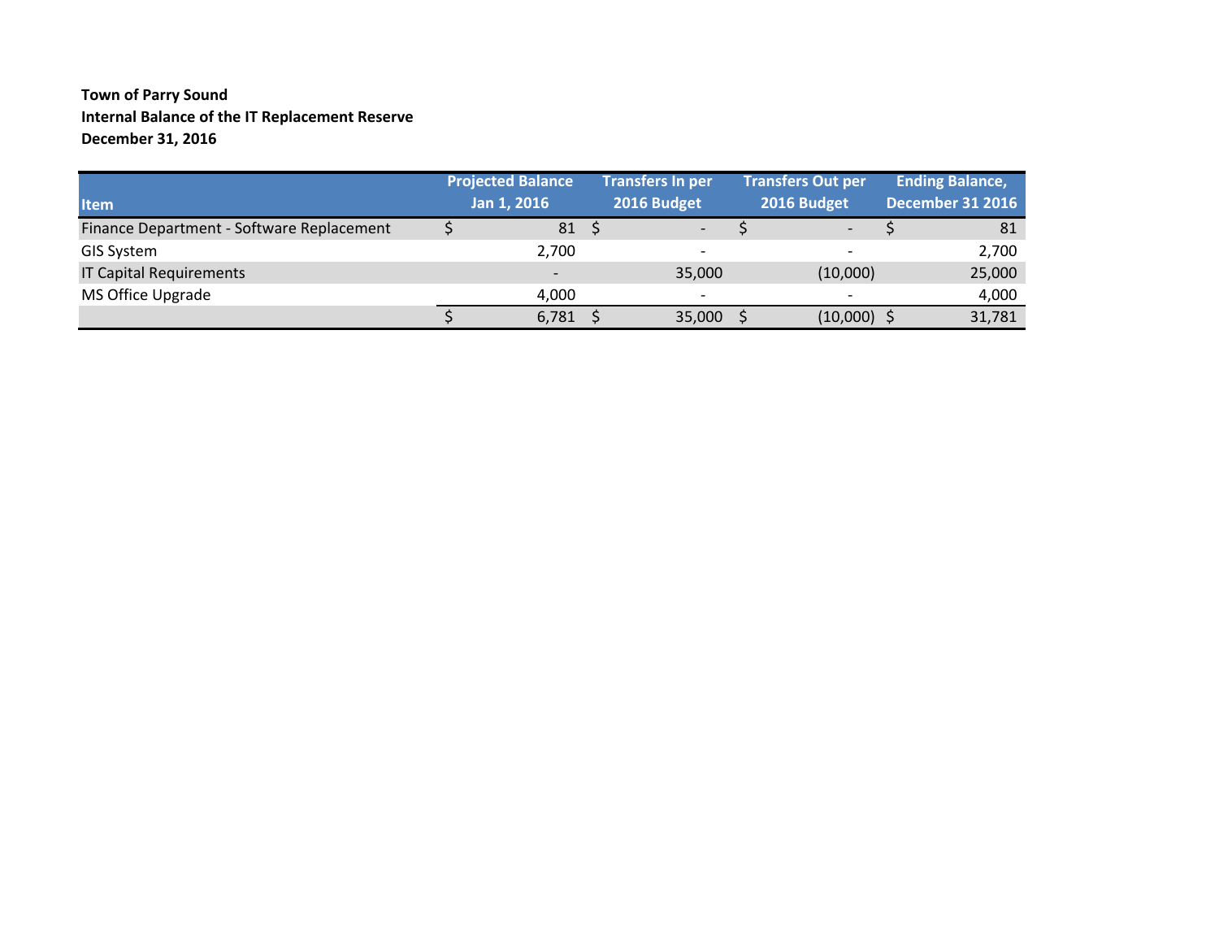**Town of Parry Sound**
**Internal Balance of the IT Replacement Reserve**
**December 31, 2016**

| Item | Projected Balance Jan 1, 2016 | Transfers In per 2016 Budget | Transfers Out per 2016 Budget | Ending Balance, December 31 2016 |
|---|---|---|---|---|
| Finance Department - Software Replacement | $ 81 | $ - | $ - | $ 81 |
| GIS System | 2,700 | - | - | 2,700 |
| IT Capital Requirements | - | 35,000 | (10,000) | 25,000 |
| MS Office Upgrade | 4,000 | - | - | 4,000 |
| | $ 6,781 | $ 35,000 | $ (10,000) | $ 31,781 |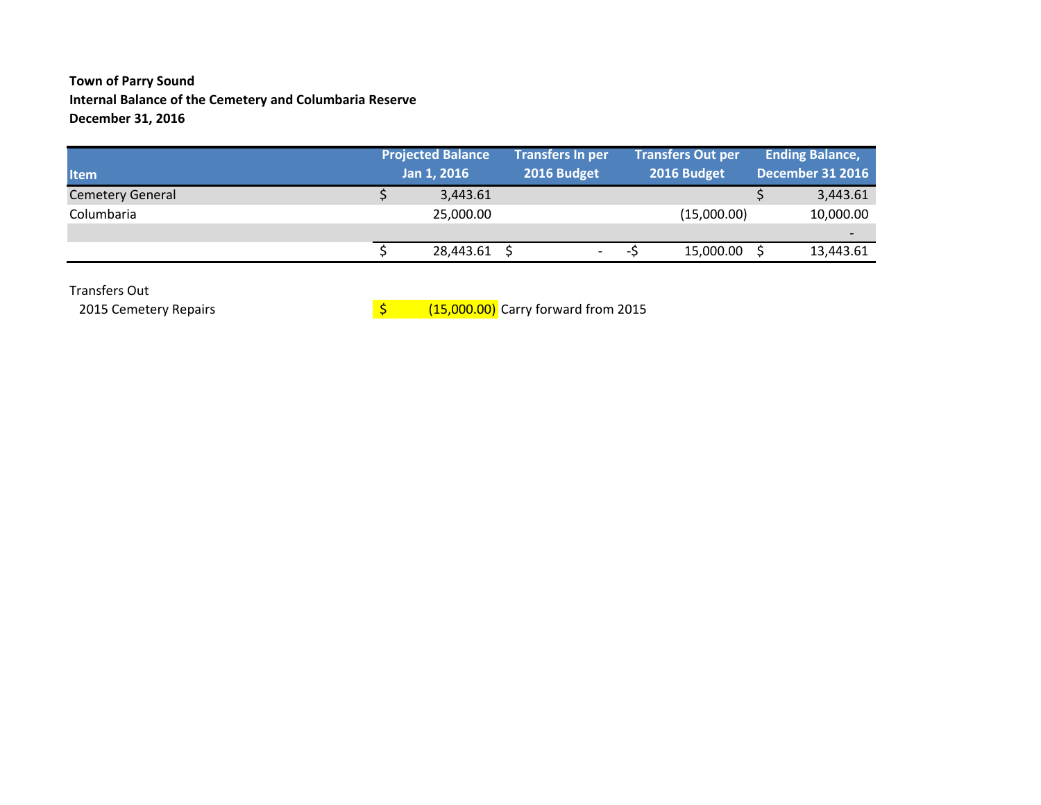**Town of Parry Sound**
**Internal Balance of the Cemetery and Columbaria Reserve**
**December 31, 2016**

| Item | Projected Balance Jan 1, 2016 | Transfers In per 2016 Budget | Transfers Out per 2016 Budget | Ending Balance, December 31 2016 |
|---|---|---|---|---|
| Cemetery General | $ 3,443.61 | | | $ 3,443.61 |
| Columbaria | 25,000.00 | | (15,000.00) | 10,000.00 |
| | | | | - |
| | $ 28,443.61 | $ - | -$ 15,000.00 | $ 13,443.61 |

Transfers Out

| | | |
|---|---|---|
| 2015 Cemetery Repairs | $ (15,000.00) | Carry forward from 2015 |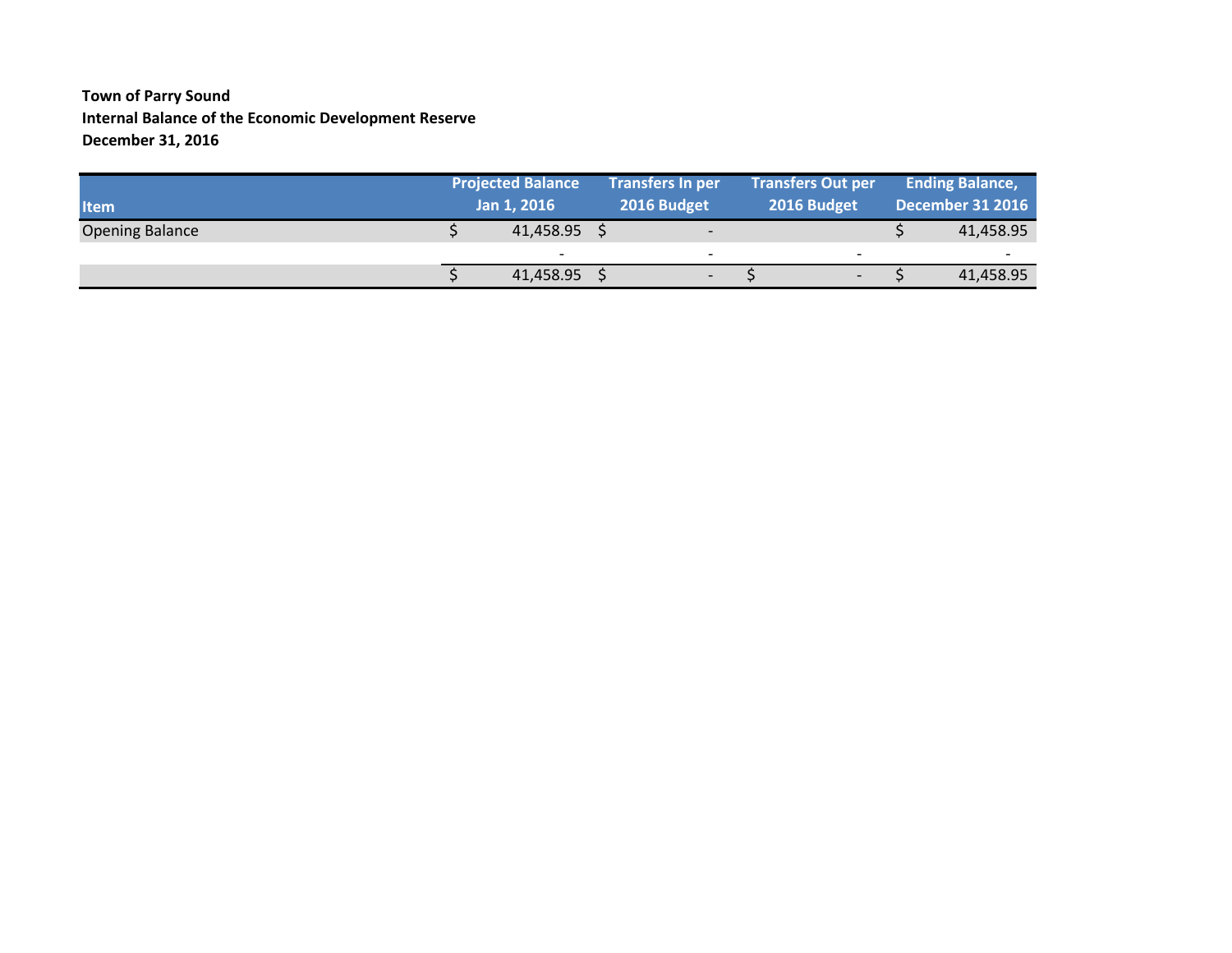**Town of Parry Sound**
**Internal Balance of the Economic Development Reserve**
**December 31, 2016**

| Item | Projected Balance Jan 1, 2016 | Transfers In per 2016 Budget | Transfers Out per 2016 Budget | Ending Balance, December 31 2016 |
|---|---|---|---|---|
| Opening Balance | $ 41,458.95 | $ - | | $ 41,458.95 |
| | - | - | - | - |
| | $ 41,458.95 | $ - | $ - | $ 41,458.95 |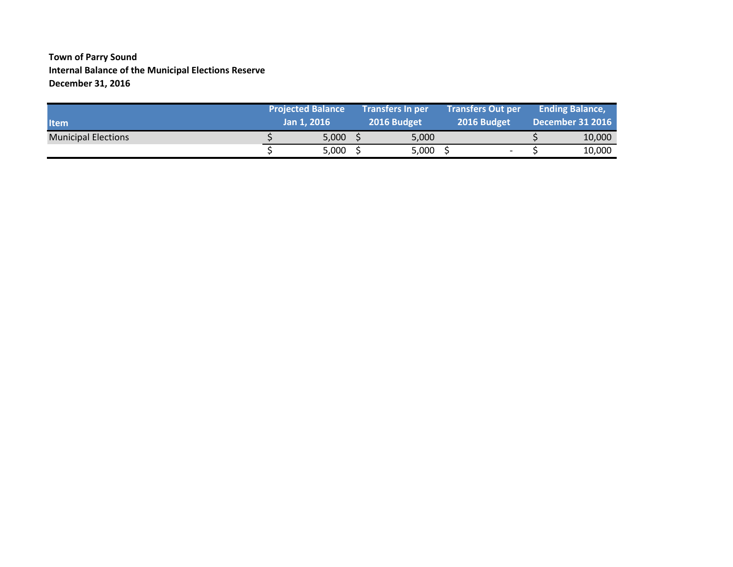**Town of Parry Sound**
**Internal Balance of the Municipal Elections Reserve**
**December 31, 2016**

| Item | Projected Balance Jan 1, 2016 | Transfers In per 2016 Budget | Transfers Out per 2016 Budget | Ending Balance, December 31 2016 |
|---|---|---|---|---|
| Municipal Elections | $ 5,000 | $ 5,000 | | $ 10,000 |
| | $ 5,000 | $ 5,000 | $ - | $ 10,000 |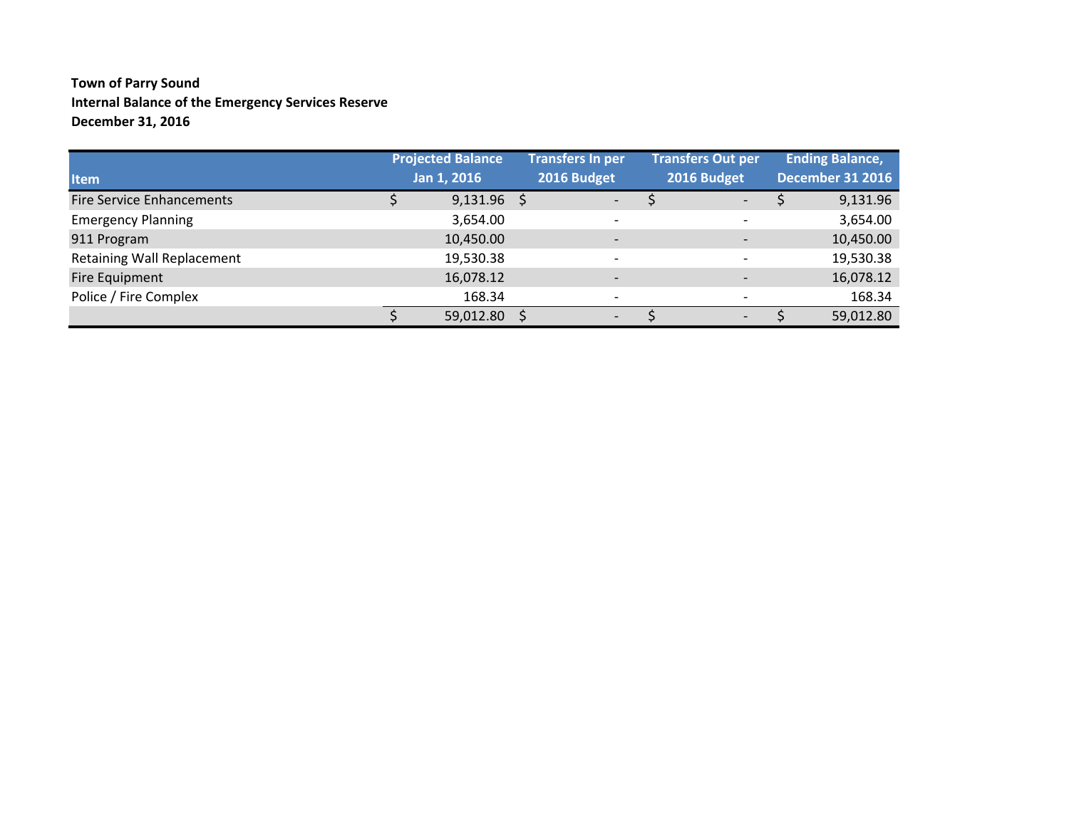**Town of Parry Sound**
**Internal Balance of the Emergency Services Reserve**
**December 31, 2016**

| Item | Projected Balance Jan 1, 2016 | Transfers In per 2016 Budget | Transfers Out per 2016 Budget | Ending Balance, December 31 2016 |
|---|---|---|---|---|
| Fire Service Enhancements | $ 9,131.96 | $ - | $ - | $ 9,131.96 |
| Emergency Planning | 3,654.00 | - | - | 3,654.00 |
| 911 Program | 10,450.00 | - | - | 10,450.00 |
| Retaining Wall Replacement | 19,530.38 | - | - | 19,530.38 |
| Fire Equipment | 16,078.12 | - | - | 16,078.12 |
| Police / Fire Complex | 168.34 | - | - | 168.34 |
| | $ 59,012.80 | $ - | $ - | $ 59,012.80 |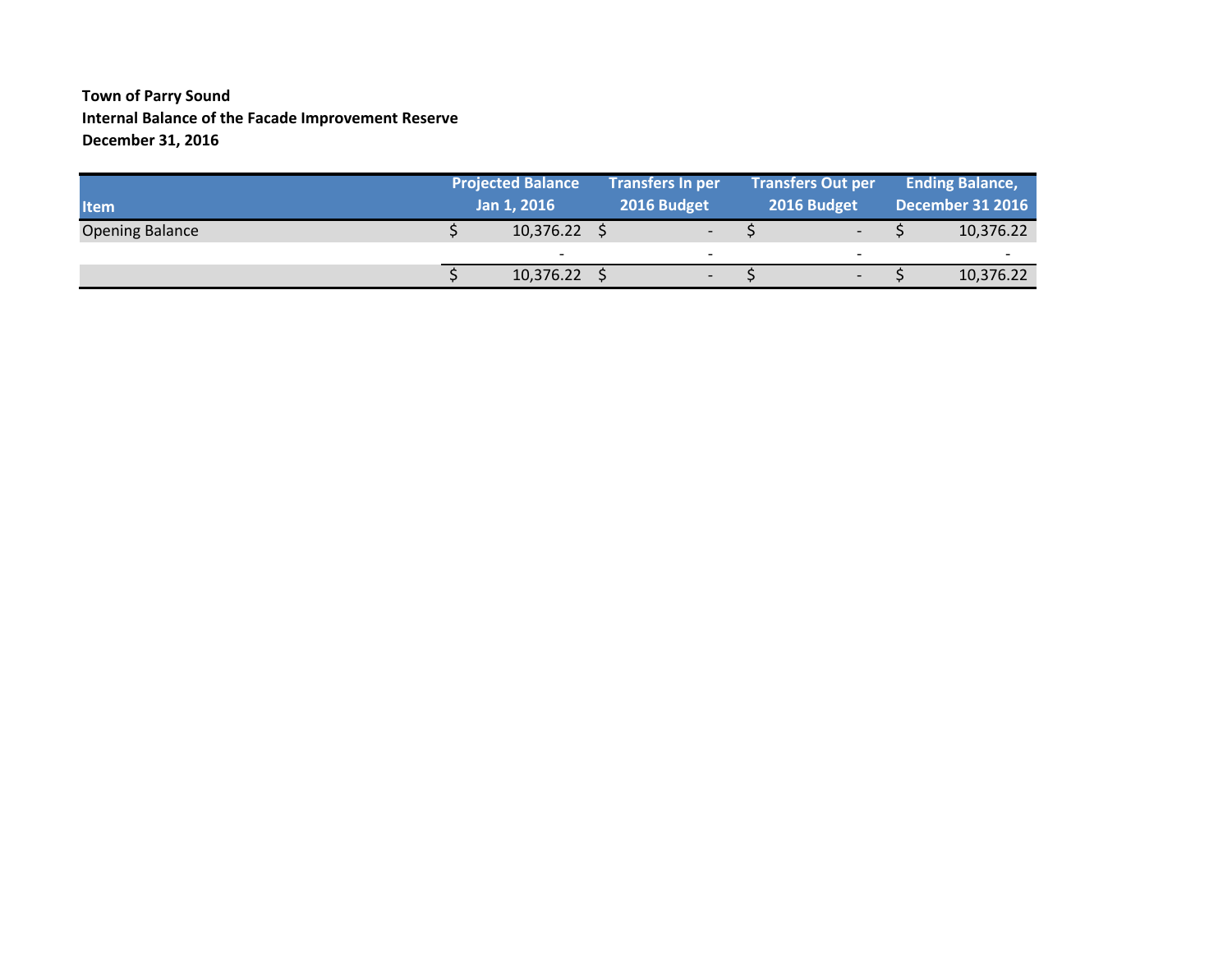**Town of Parry Sound**
**Internal Balance of the Facade Improvement Reserve**
**December 31, 2016**

| Item | Projected Balance Jan 1, 2016 | Transfers In per 2016 Budget | Transfers Out per 2016 Budget | Ending Balance, December 31 2016 |
|---|---|---|---|---|
| Opening Balance | $ 10,376.22 | $ - | $ - | $ 10,376.22 |
| | - | - | - | - |
| | $ 10,376.22 | $ - | $ - | $ 10,376.22 |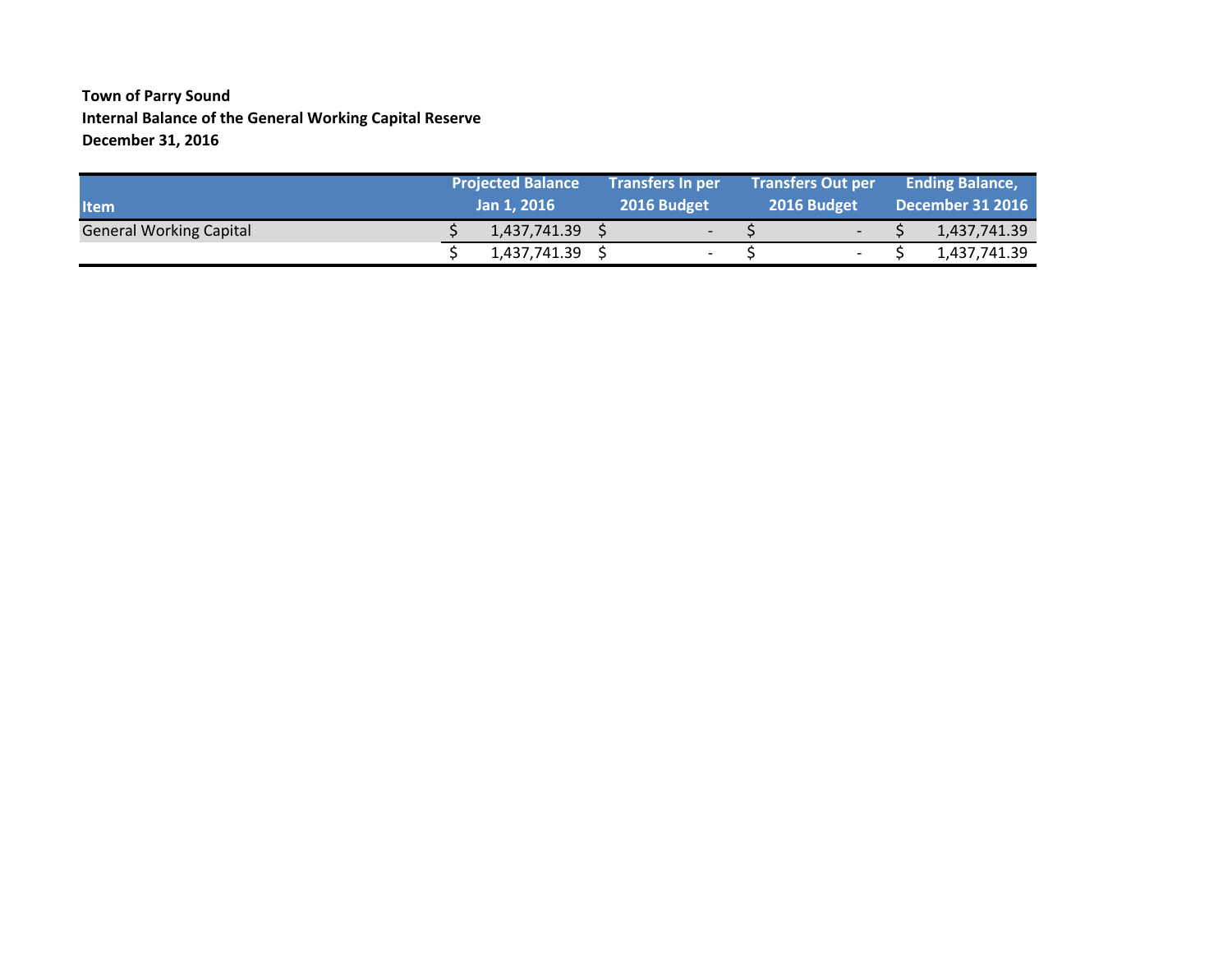**Town of Parry Sound**
**Internal Balance of the General Working Capital Reserve**
**December 31, 2016**

| Item | Projected Balance Jan 1, 2016 | Transfers In per 2016 Budget | Transfers Out per 2016 Budget | Ending Balance, December 31 2016 |
|---|---|---|---|---|
| General Working Capital | $ 1,437,741.39 | $ - | $ - | $ 1,437,741.39 |
| | $ 1,437,741.39 | $ - | $ - | $ 1,437,741.39 |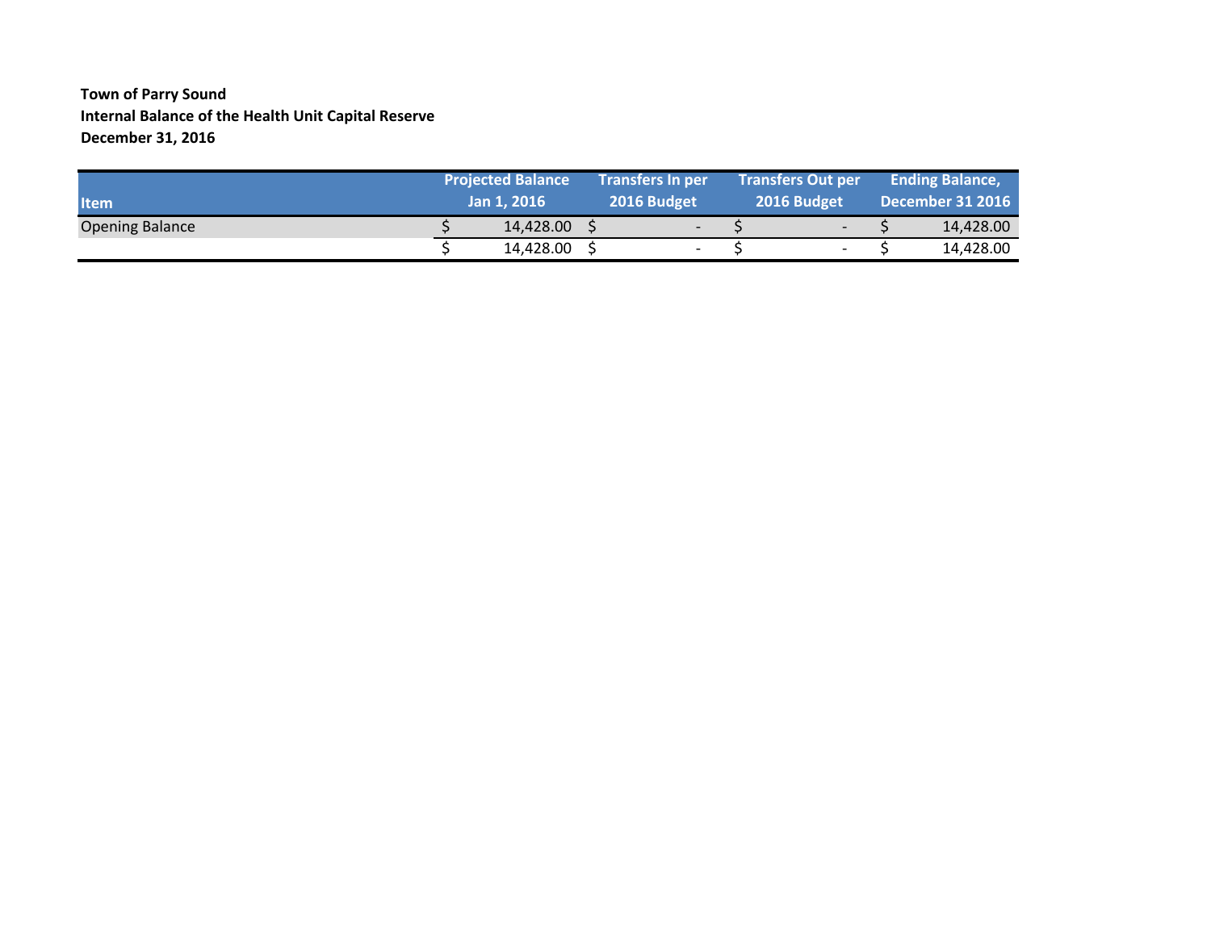**Town of Parry Sound**
**Internal Balance of the Health Unit Capital Reserve**
**December 31, 2016**

| Item | Projected Balance Jan 1, 2016 | Transfers In per 2016 Budget | Transfers Out per 2016 Budget | Ending Balance, December 31 2016 |
|---|---|---|---|---|
| Opening Balance | $ 14,428.00 | $ - | $ - | $ 14,428.00 |
| | $ 14,428.00 | $ - | $ - | $ 14,428.00 |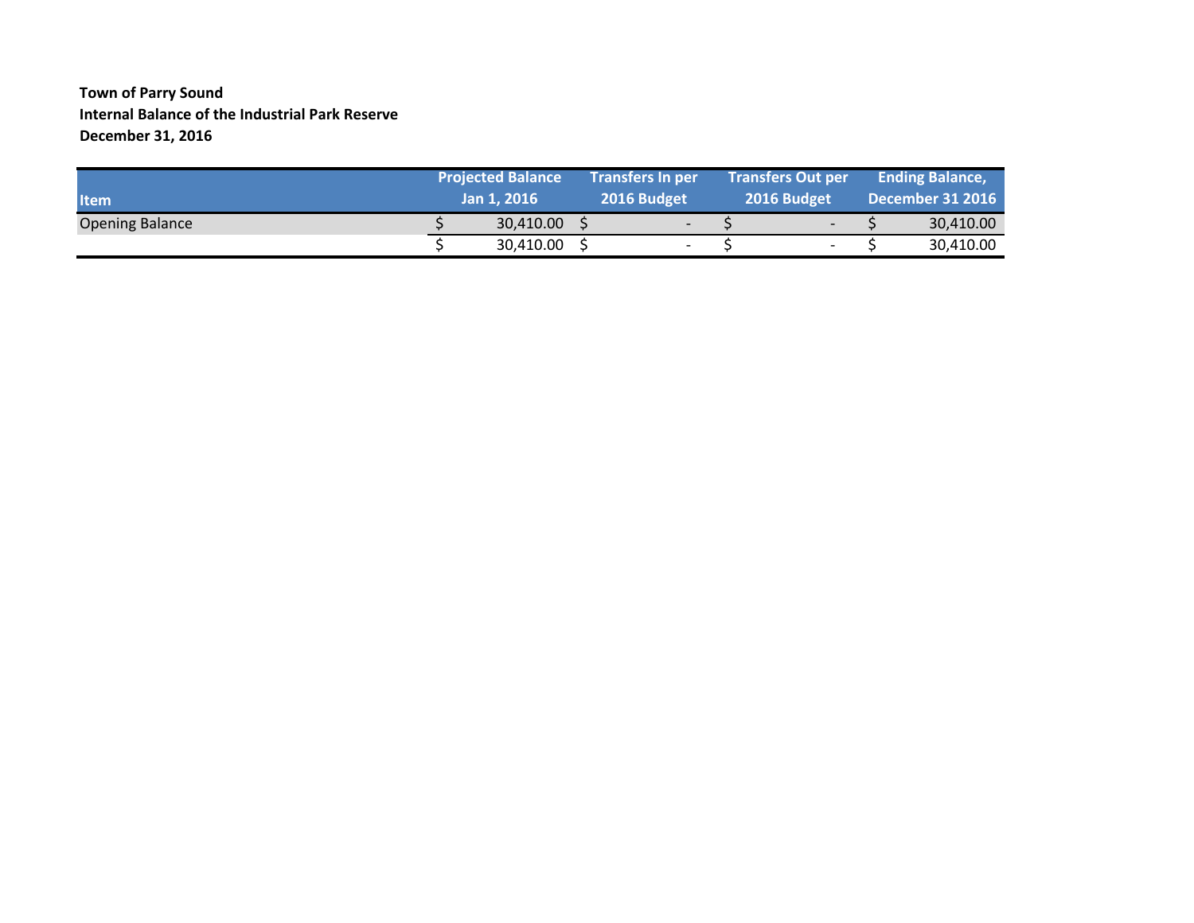**Town of Parry Sound**
**Internal Balance of the Industrial Park Reserve**
**December 31, 2016**

| Item | Projected Balance Jan 1, 2016 | Transfers In per 2016 Budget | Transfers Out per 2016 Budget | Ending Balance, December 31 2016 |
|---|---|---|---|---|
| Opening Balance | $ 30,410.00 | $ - | $ - | $ 30,410.00 |
| | $ 30,410.00 | $ - | $ - | $ 30,410.00 |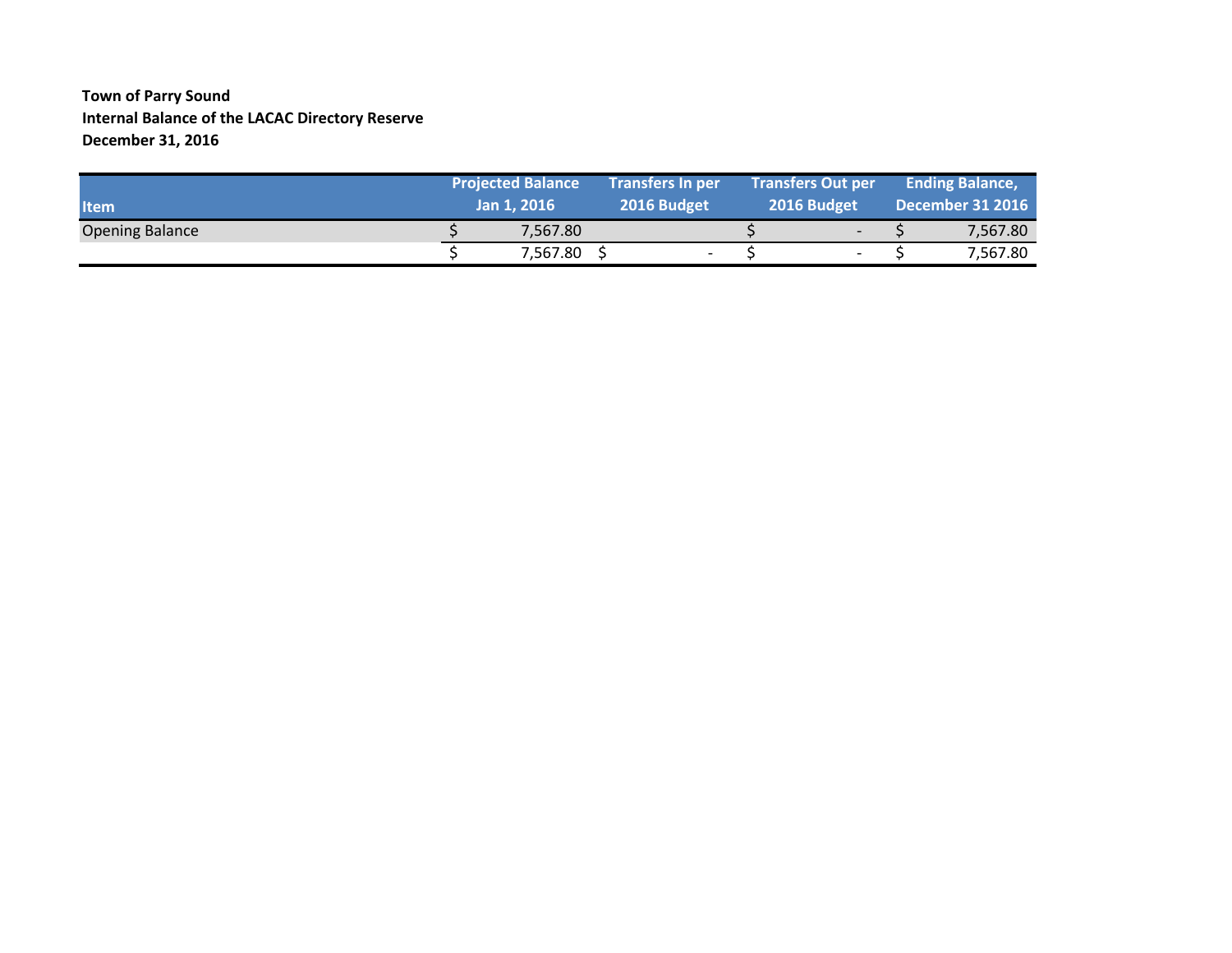**Town of Parry Sound**
**Internal Balance of the LACAC Directory Reserve**
**December 31, 2016**

| Item | Projected Balance Jan 1, 2016 | Transfers In per 2016 Budget | Transfers Out per 2016 Budget | Ending Balance, December 31 2016 |
|---|---|---|---|---|
| Opening Balance | $ 7,567.80 | | $ - | $ 7,567.80 |
| | $ 7,567.80 | $ - | $ - | $ 7,567.80 |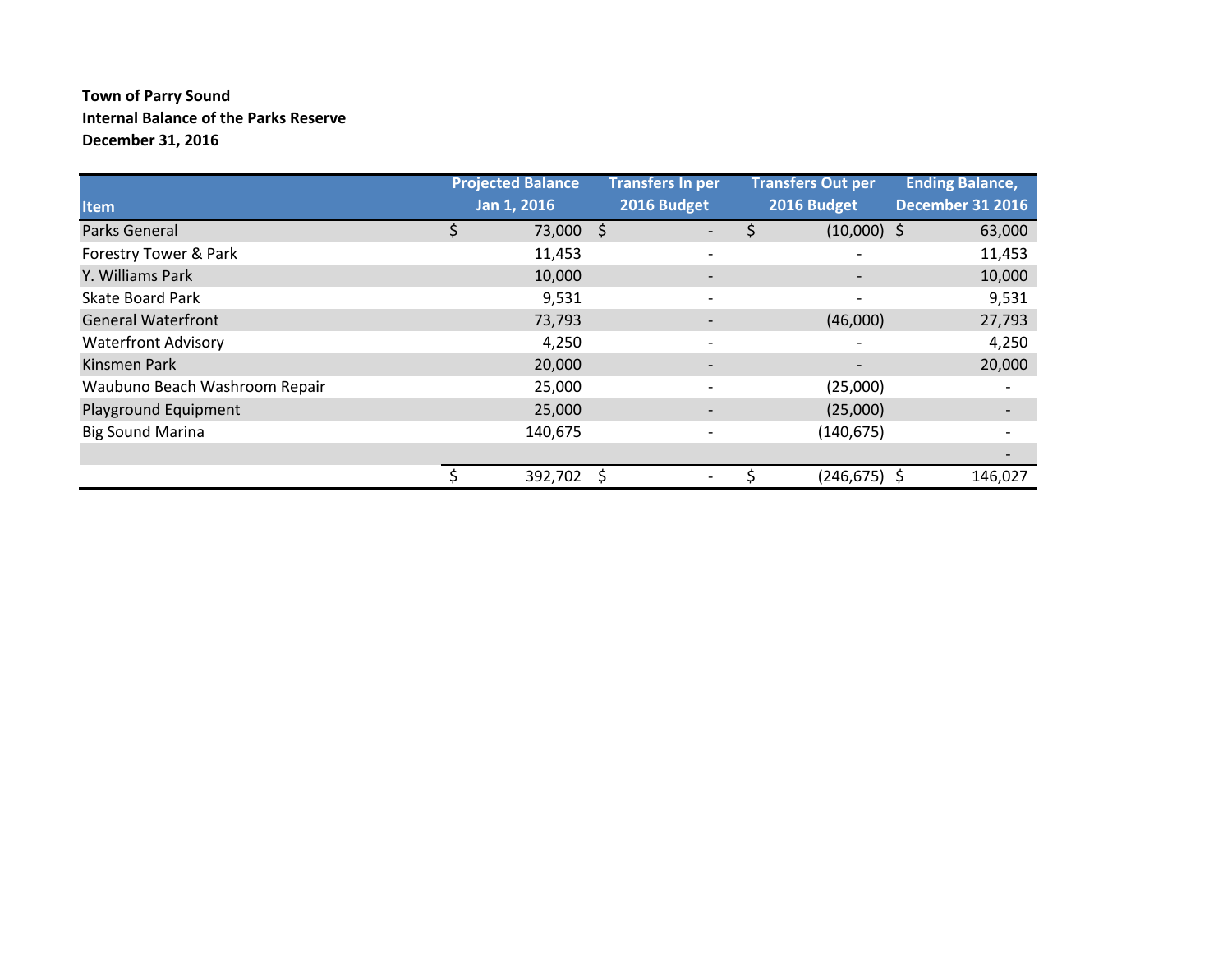**Town of Parry Sound**
**Internal Balance of the Parks Reserve**
**December 31, 2016**

| Item | Projected Balance Jan 1, 2016 | Transfers In per 2016 Budget | Transfers Out per 2016 Budget | Ending Balance, December 31 2016 |
|---|---|---|---|---|
| Parks General | $ 73,000 | $ - | $ (10,000) | $ 63,000 |
| Forestry Tower & Park | 11,453 | - | - | 11,453 |
| Y. Williams Park | 10,000 | - | - | 10,000 |
| Skate Board Park | 9,531 | - | - | 9,531 |
| General Waterfront | 73,793 | - | (46,000) | 27,793 |
| Waterfront Advisory | 4,250 | - | - | 4,250 |
| Kinsmen Park | 20,000 | - | - | 20,000 |
| Waubuno Beach Washroom Repair | 25,000 | - | (25,000) | - |
| Playground Equipment | 25,000 | - | (25,000) | - |
| Big Sound Marina | 140,675 | - | (140,675) | - |
| | | | | - |
| | $ 392,702 | $ - | $ (246,675) | $ 146,027 |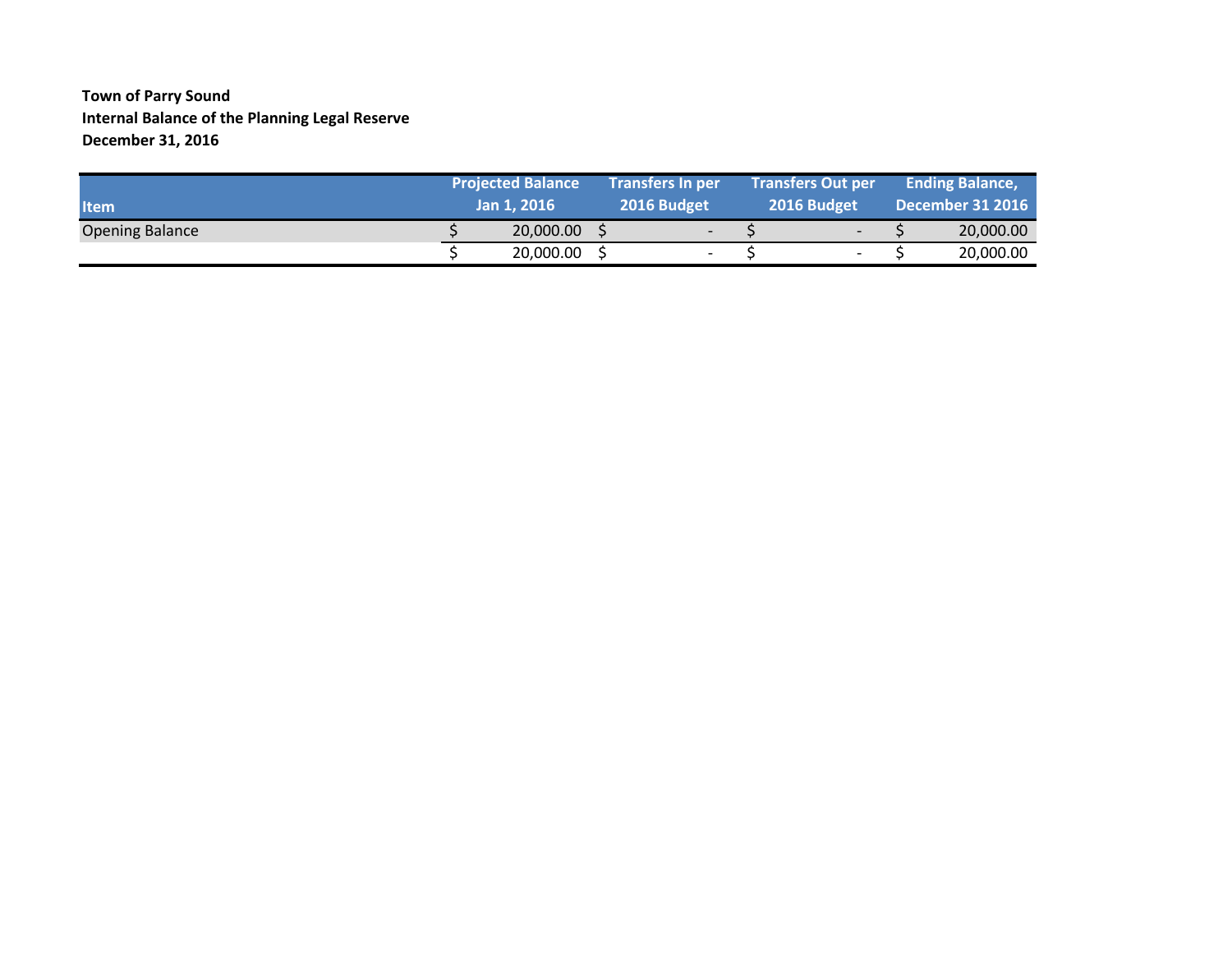**Town of Parry Sound**
**Internal Balance of the Planning Legal Reserve**
**December 31, 2016**

| Item | Projected Balance Jan 1, 2016 | Transfers In per 2016 Budget | Transfers Out per 2016 Budget | Ending Balance, December 31 2016 |
|---|---|---|---|---|
| Opening Balance | $ 20,000.00 | $ - | $ - | $ 20,000.00 |
| | $ 20,000.00 | $ - | $ - | $ 20,000.00 |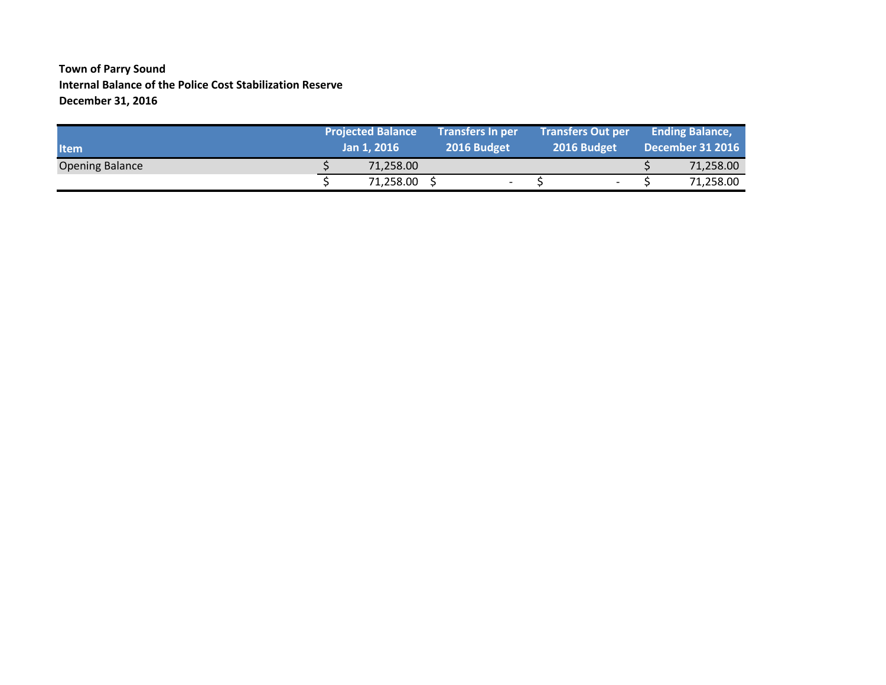**Town of Parry Sound**
**Internal Balance of the Police Cost Stabilization Reserve**
**December 31, 2016**

| Item | Projected Balance Jan 1, 2016 | Transfers In per 2016 Budget | Transfers Out per 2016 Budget | Ending Balance, December 31 2016 |
|---|---|---|---|---|
| Opening Balance | $ 71,258.00 | | | $ 71,258.00 |
| | $ 71,258.00 | $ - | $ - | $ 71,258.00 |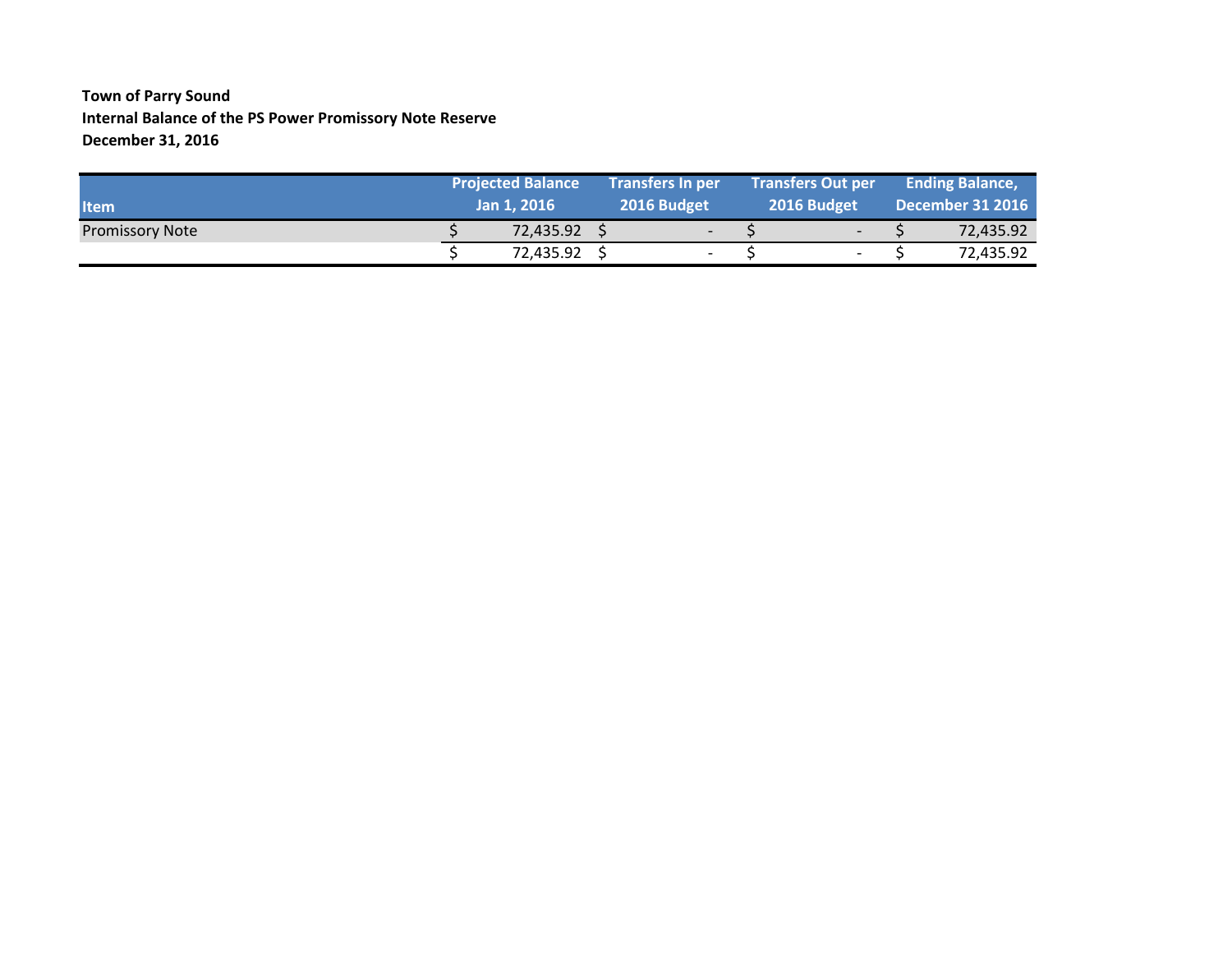**Town of Parry Sound**
**Internal Balance of the PS Power Promissory Note Reserve**
**December 31, 2016**

| Item | Projected Balance Jan 1, 2016 | Transfers In per 2016 Budget | Transfers Out per 2016 Budget | Ending Balance, December 31 2016 |
|---|---|---|---|---|
| Promissory Note | $ 72,435.92 | $ - | $ - | $ 72,435.92 |
| | $ 72,435.92 | $ - | $ - | $ 72,435.92 |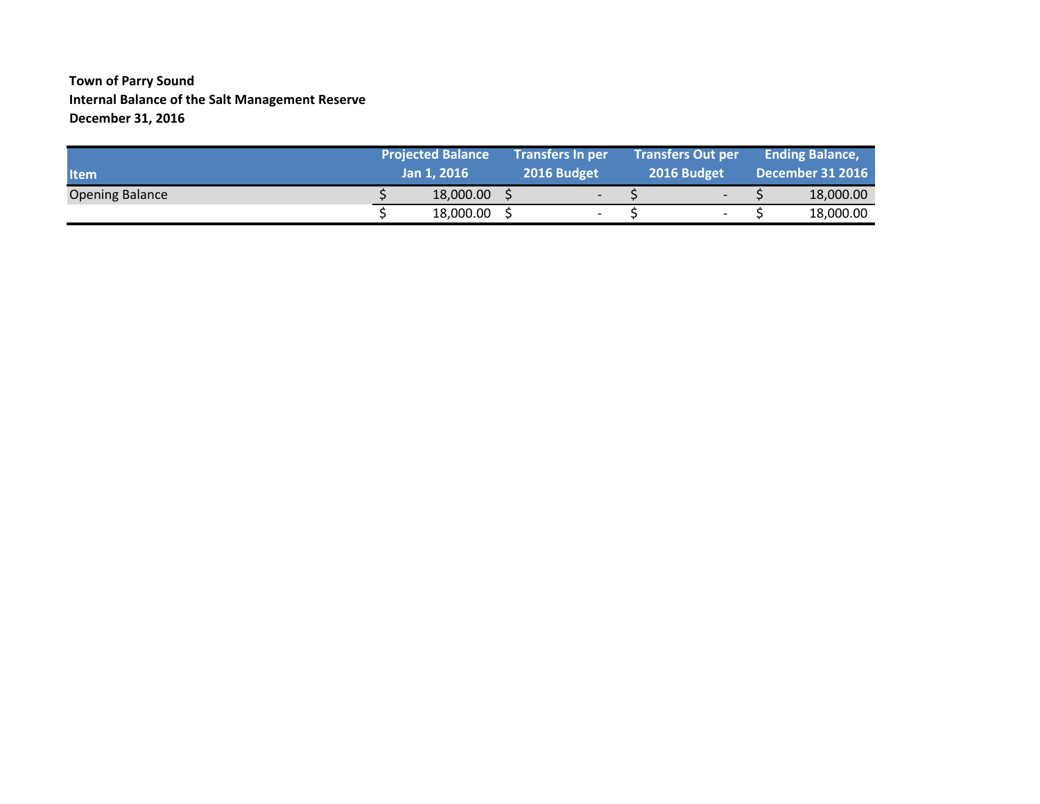**Town of Parry Sound**
**Internal Balance of the Salt Management Reserve**
**December 31, 2016**

| Item | Projected Balance Jan 1, 2016 | Transfers In per 2016 Budget | Transfers Out per 2016 Budget | Ending Balance, December 31 2016 |
|---|---|---|---|---|
| Opening Balance | $ 18,000.00 | $ - | $ - | $ 18,000.00 |
| | $ 18,000.00 | $ - | $ - | $ 18,000.00 |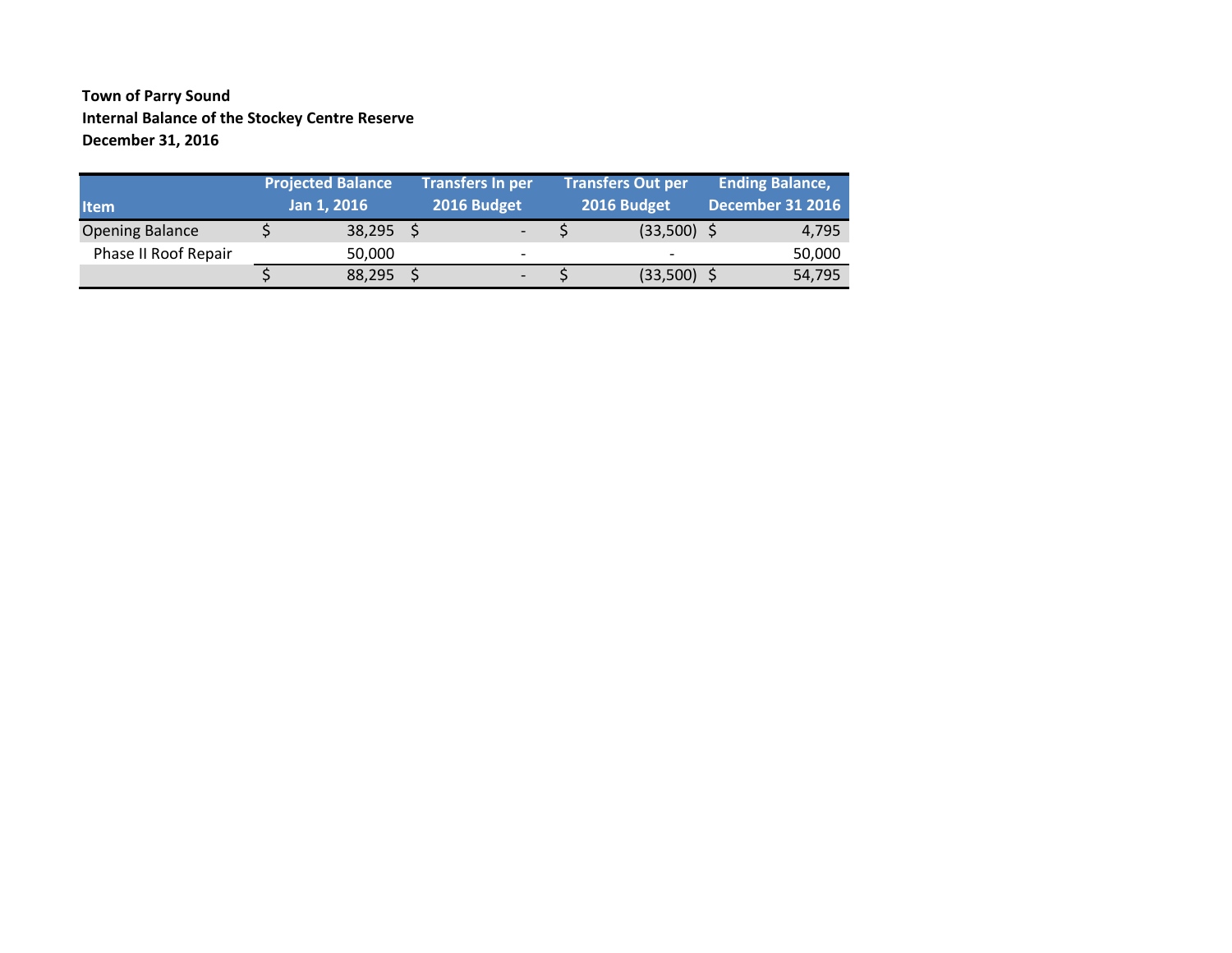**Town of Parry Sound**
**Internal Balance of the Stockey Centre Reserve**
**December 31, 2016**

| Item | Projected Balance Jan 1, 2016 | Transfers In per 2016 Budget | Transfers Out per 2016 Budget | Ending Balance, December 31 2016 |
|---|---|---|---|---|
| Opening Balance | $ 38,295 | $ - | $ (33,500) | $ 4,795 |
| Phase II Roof Repair | 50,000 | - | - | 50,000 |
| | $ 88,295 | $ - | $ (33,500) | $ 54,795 |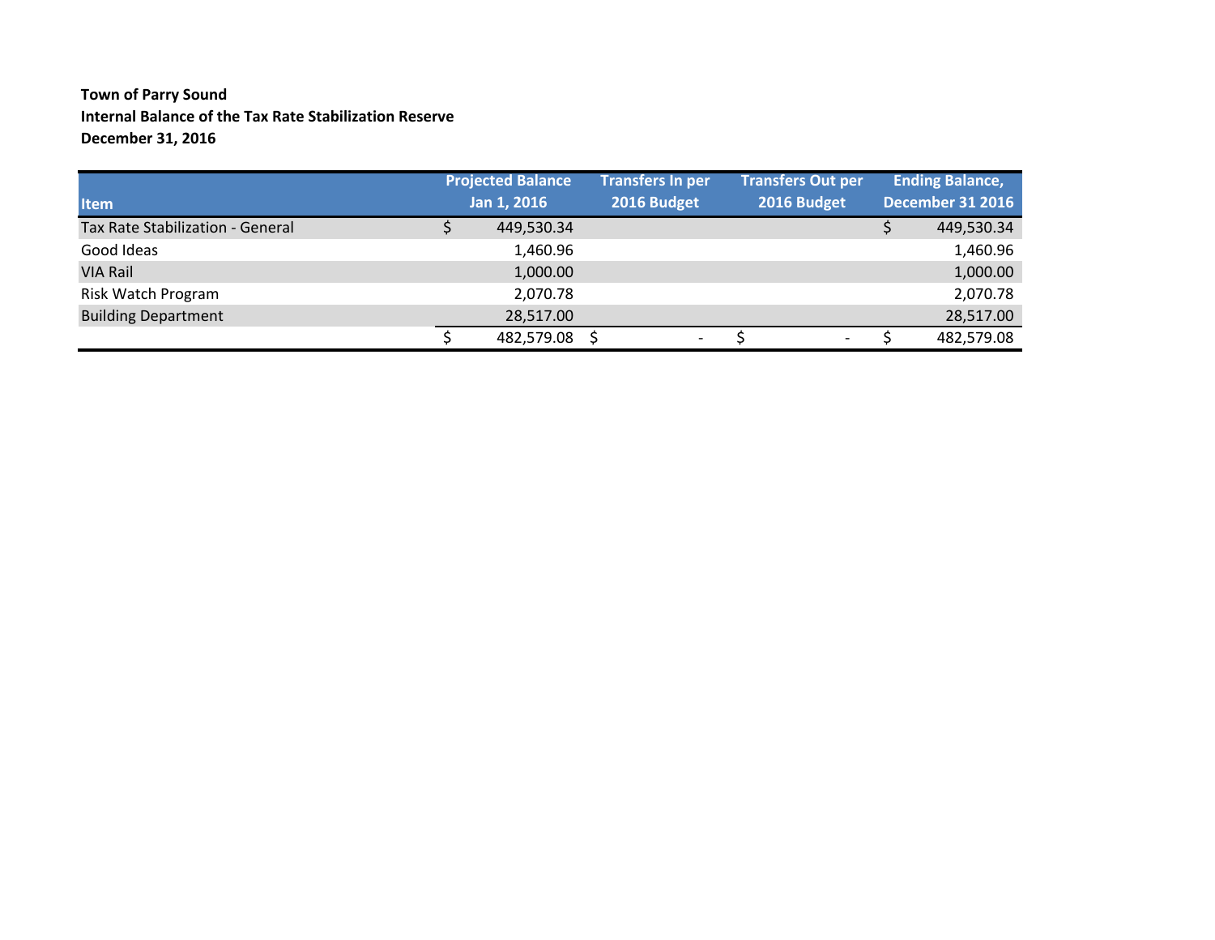**Town of Parry Sound**
**Internal Balance of the Tax Rate Stabilization Reserve**
**December 31, 2016**

| Item | Projected Balance Jan 1, 2016 | Transfers In per 2016 Budget | Transfers Out per 2016 Budget | Ending Balance, December 31 2016 |
|---|---|---|---|---|
| Tax Rate Stabilization - General | $ 449,530.34 | | | $ 449,530.34 |
| Good Ideas | 1,460.96 | | | 1,460.96 |
| VIA Rail | 1,000.00 | | | 1,000.00 |
| Risk Watch Program | 2,070.78 | | | 2,070.78 |
| Building Department | 28,517.00 | | | 28,517.00 |
| | $ 482,579.08 | $ - | $ - | $ 482,579.08 |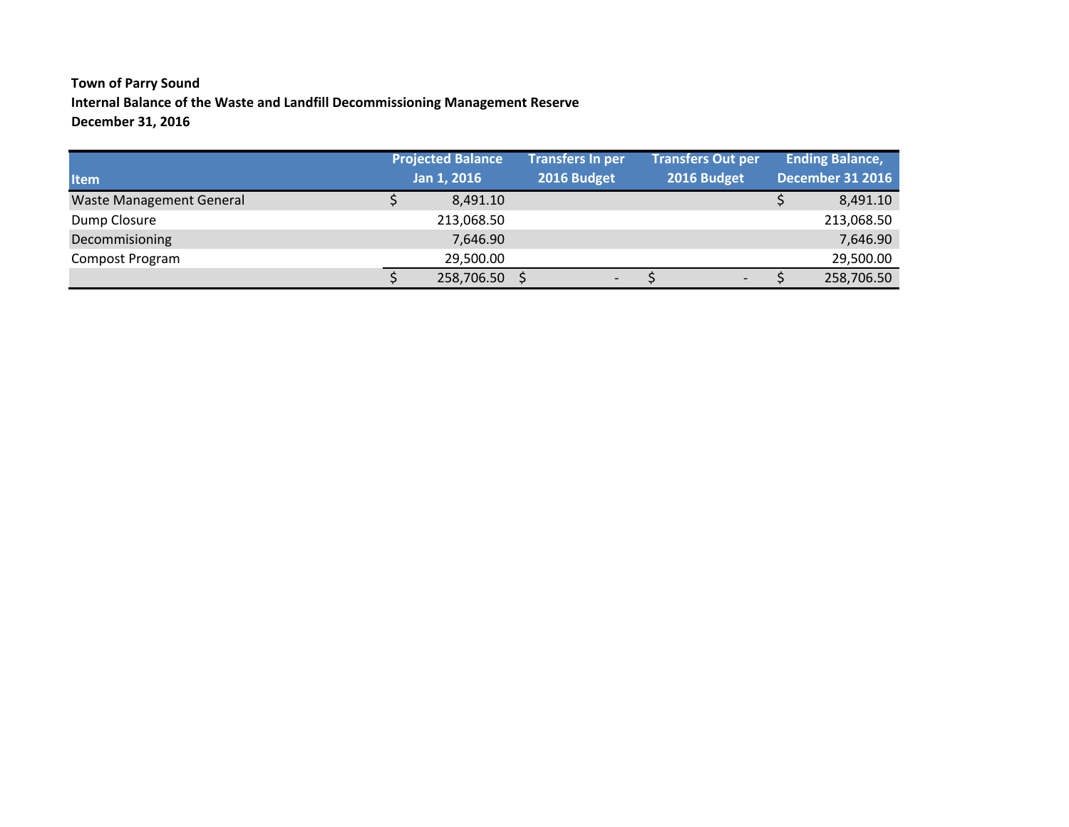**Town of Parry Sound**
**Internal Balance of the Waste and Landfill Decommissioning Management Reserve**
**December 31, 2016**

| Item | Projected Balance Jan 1, 2016 | Transfers In per 2016 Budget | Transfers Out per 2016 Budget | Ending Balance, December 31 2016 |
|---|---|---|---|---|
| Waste Management General | $ 8,491.10 | | | $ 8,491.10 |
| Dump Closure | 213,068.50 | | | 213,068.50 |
| Decommisioning | 7,646.90 | | | 7,646.90 |
| Compost Program | 29,500.00 | | | 29,500.00 |
| | $ 258,706.50 | $ - | $ - | $ 258,706.50 |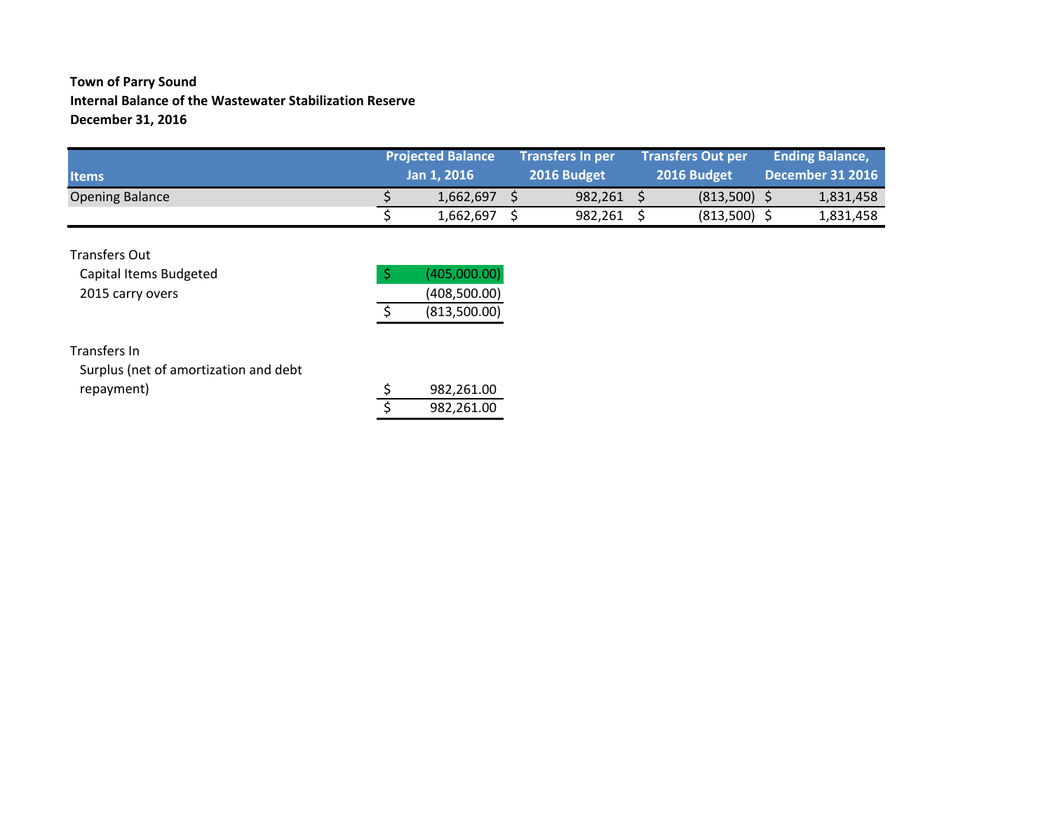**Town of Parry Sound**
**Internal Balance of the Wastewater Stabilization Reserve**
**December 31, 2016**

| Items | Projected Balance Jan 1, 2016 | Transfers In per 2016 Budget | Transfers Out per 2016 Budget | Ending Balance, December 31 2016 |
|---|---|---|---|---|
| Opening Balance | $ 1,662,697 | $ 982,261 | $ (813,500) | $ 1,831,458 |
| | $ 1,662,697 | $ 982,261 | $ (813,500) | $ 1,831,458 |

| Transfers Out | |
|---|---|
| Capital Items Budgeted | $ (405,000.00) |
| 2015 carry overs | (408,500.00) |
| | $ (813,500.00) |

| Transfers In | |
|---|---|
| Surplus (net of amortization and debt repayment) | $ 982,261.00 |
| | $ 982,261.00 |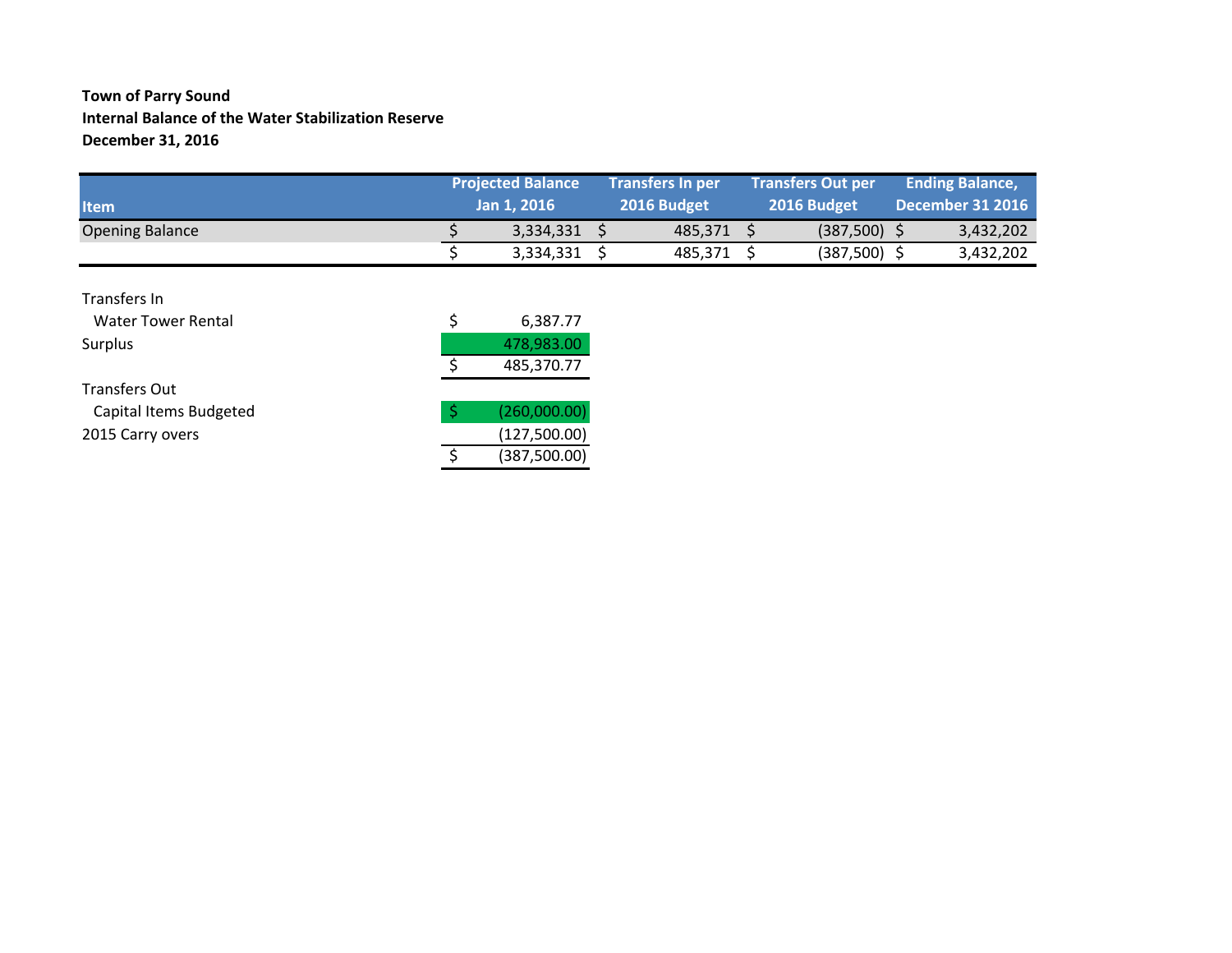**Town of Parry Sound**
**Internal Balance of the Water Stabilization Reserve**
**December 31, 2016**

| Item | Projected Balance Jan 1, 2016 | Transfers In per 2016 Budget | Transfers Out per 2016 Budget | Ending Balance, December 31 2016 |
|---|---|---|---|---|
| Opening Balance | $ 3,334,331 | $ 485,371 | $ (387,500) | $ 3,432,202 |
| | $ 3,334,331 | $ 485,371 | $ (387,500) | $ 3,432,202 |

| | |
|---|---|
| Transfers In | |
| Water Tower Rental | $ 6,387.77 |
| Surplus | 478,983.00 |
| | $ 485,370.77 |
| Transfers Out | |
| Capital Items Budgeted | $ (260,000.00) |
| 2015 Carry overs | (127,500.00) |
| | $ (387,500.00) |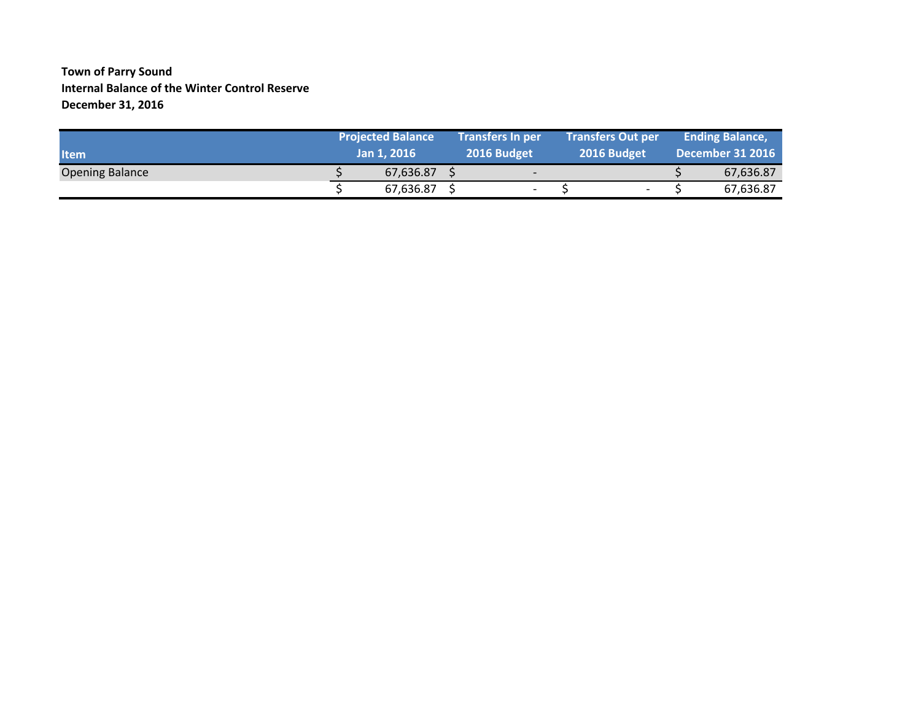**Town of Parry Sound**
**Internal Balance of the Winter Control Reserve**
**December 31, 2016**

| Item | Projected Balance Jan 1, 2016 | Transfers In per 2016 Budget | Transfers Out per 2016 Budget | Ending Balance, December 31 2016 |
|---|---|---|---|---|
| Opening Balance | $ 67,636.87 | $ - | | $ 67,636.87 |
| | $ 67,636.87 | $ - | $ - | $ 67,636.87 |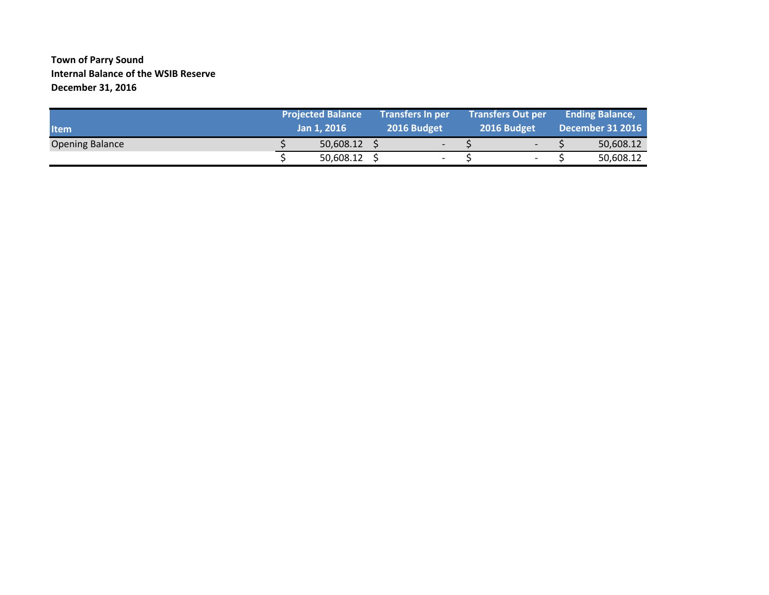**Town of Parry Sound**
**Internal Balance of the WSIB Reserve**
**December 31, 2016**

| Item | Projected Balance Jan 1, 2016 | Transfers In per 2016 Budget | Transfers Out per 2016 Budget | Ending Balance, December 31 2016 |
|---|---|---|---|---|
| Opening Balance | $ 50,608.12 | $ - | $ - | $ 50,608.12 |
| | $ 50,608.12 | $ - | $ - | $ 50,608.12 |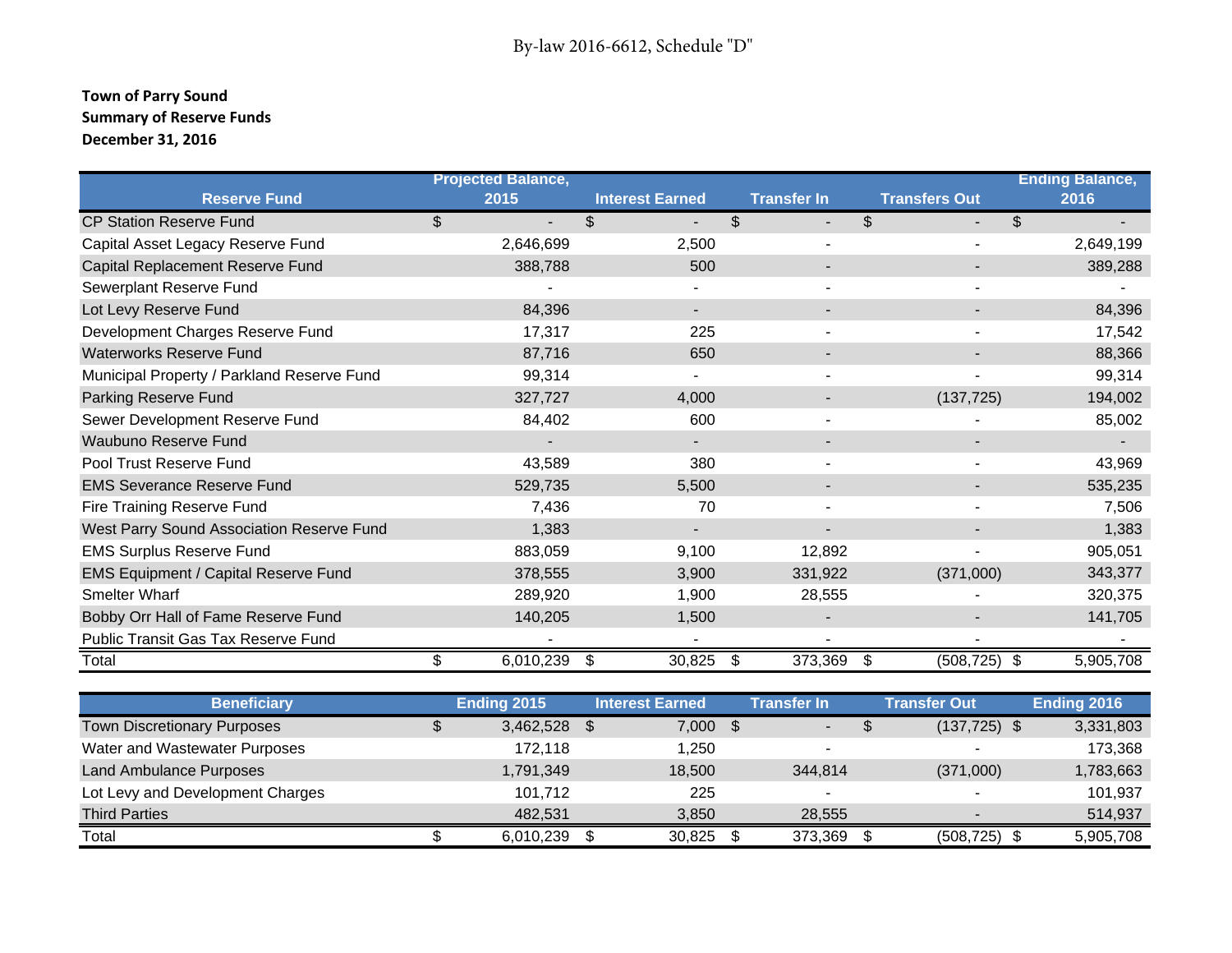By-law 2016-6612, Schedule "D"

**Town of Parry Sound**
**Summary of Reserve Funds**
**December 31, 2016**

| Reserve Fund | Projected Balance, 2015 | Interest Earned | Transfer In | Transfers Out | Ending Balance, 2016 |
|---|---|---|---|---|---|
| CP Station Reserve Fund | $ - | $ - | $ - | $ - | $ - |
| Capital Asset Legacy Reserve Fund | 2,646,699 | 2,500 | - | - | 2,649,199 |
| Capital Replacement Reserve Fund | 388,788 | 500 | - | - | 389,288 |
| Sewerplant Reserve Fund | - | - | - | - | - |
| Lot Levy Reserve Fund | 84,396 | - | - | - | 84,396 |
| Development Charges Reserve Fund | 17,317 | 225 | - | - | 17,542 |
| Waterworks Reserve Fund | 87,716 | 650 | - | - | 88,366 |
| Municipal Property / Parkland Reserve Fund | 99,314 | - | - | - | 99,314 |
| Parking Reserve Fund | 327,727 | 4,000 | - | (137,725) | 194,002 |
| Sewer Development Reserve Fund | 84,402 | 600 | - | - | 85,002 |
| Waubuno Reserve Fund | - | - | - | - | - |
| Pool Trust Reserve Fund | 43,589 | 380 | - | - | 43,969 |
| EMS Severance Reserve Fund | 529,735 | 5,500 | - | - | 535,235 |
| Fire Training Reserve Fund | 7,436 | 70 | - | - | 7,506 |
| West Parry Sound Association Reserve Fund | 1,383 | - | - | - | 1,383 |
| EMS Surplus Reserve Fund | 883,059 | 9,100 | 12,892 | - | 905,051 |
| EMS Equipment / Capital Reserve Fund | 378,555 | 3,900 | 331,922 | (371,000) | 343,377 |
| Smelter Wharf | 289,920 | 1,900 | 28,555 | - | 320,375 |
| Bobby Orr Hall of Fame Reserve Fund | 140,205 | 1,500 | - | - | 141,705 |
| Public Transit Gas Tax Reserve Fund | - | - | - | - | - |
| Total | $ 6,010,239 | $ 30,825 | $ 373,369 | $ (508,725) | $ 5,905,708 |

| Beneficiary | Ending 2015 | Interest Earned | Transfer In | Transfer Out | Ending 2016 |
|---|---|---|---|---|---|
| Town Discretionary Purposes | $ 3,462,528 | $ 7,000 | $ - | $ (137,725) | $ 3,331,803 |
| Water and Wastewater Purposes | 172,118 | 1,250 | - | - | 173,368 |
| Land Ambulance Purposes | 1,791,349 | 18,500 | 344,814 | (371,000) | 1,783,663 |
| Lot Levy and Development Charges | 101,712 | 225 | - | - | 101,937 |
| Third Parties | 482,531 | 3,850 | 28,555 | - | 514,937 |
| Total | $ 6,010,239 | $ 30,825 | $ 373,369 | $ (508,725) | $ 5,905,708 |